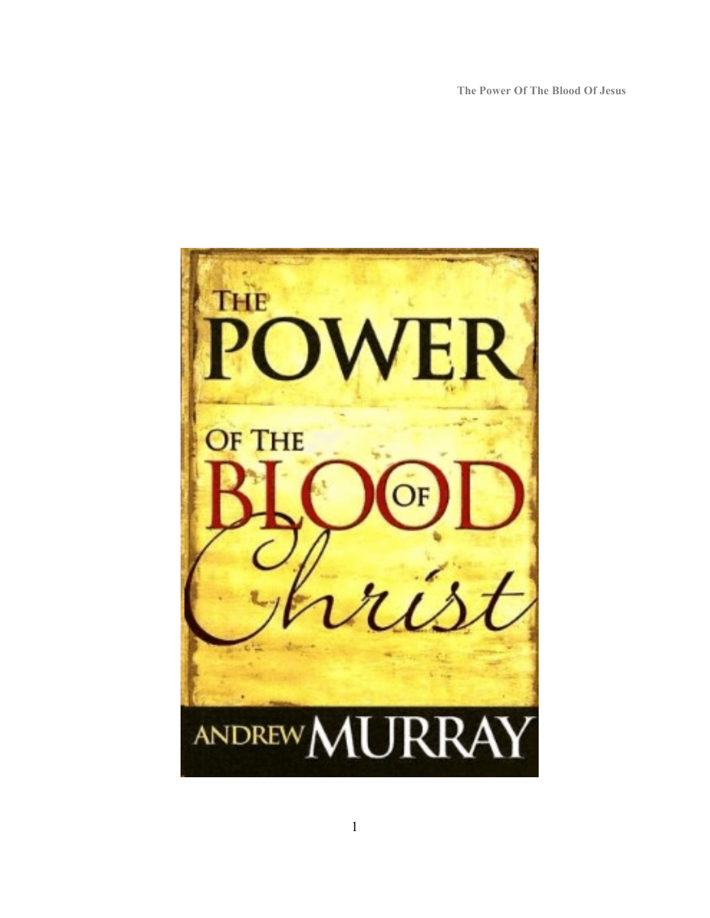# The Power of the Blood of Christ

Andrew Murray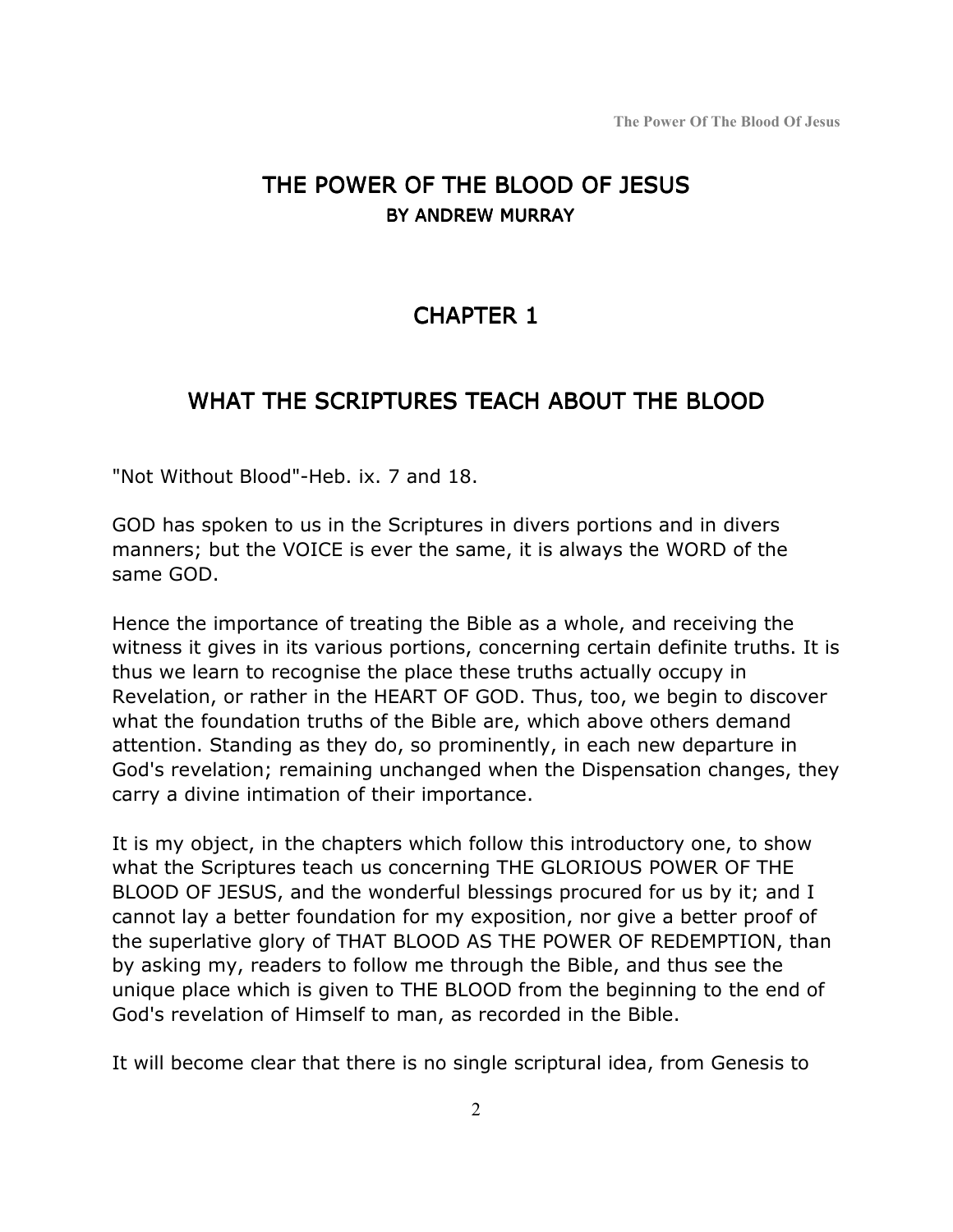# THE POWER OF THE BLOOD OF JESUS

### BY ANDREW MURRAY

## CHAPTER 1

## WHAT THE SCRIPTURES TEACH ABOUT THE BLOOD

"Not Without Blood"-Heb. ix. 7 and 18.

GOD has spoken to us in the Scriptures in divers portions and in divers manners; but the VOICE is ever the same, it is always the WORD of the same GOD.

Hence the importance of treating the Bible as a whole, and receiving the witness it gives in its various portions, concerning certain definite truths. It is thus we learn to recognise the place these truths actually occupy in Revelation, or rather in the HEART OF GOD. Thus, too, we begin to discover what the foundation truths of the Bible are, which above others demand attention. Standing as they do, so prominently, in each new departure in God's revelation; remaining unchanged when the Dispensation changes, they carry a divine intimation of their importance.

It is my object, in the chapters which follow this introductory one, to show what the Scriptures teach us concerning THE GLORIOUS POWER OF THE BLOOD OF JESUS, and the wonderful blessings procured for us by it; and I cannot lay a better foundation for my exposition, nor give a better proof of the superlative glory of THAT BLOOD AS THE POWER OF REDEMPTION, than by asking my, readers to follow me through the Bible, and thus see the unique place which is given to THE BLOOD from the beginning to the end of God's revelation of Himself to man, as recorded in the Bible.

It will become clear that there is no single scriptural idea, from Genesis to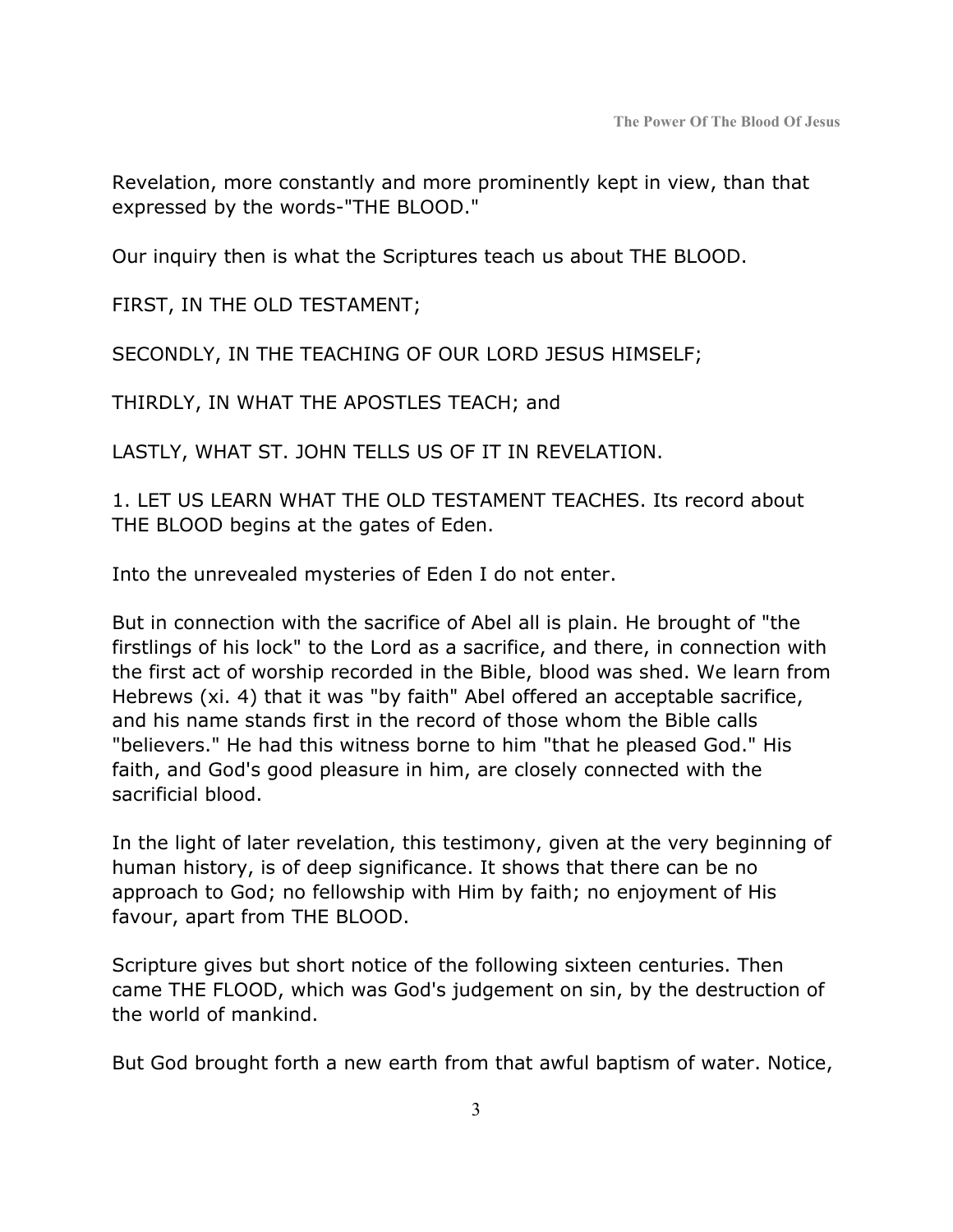Revelation, more constantly and more prominently kept in view, than that expressed by the words-"THE BLOOD."

Our inquiry then is what the Scriptures teach us about THE BLOOD.

FIRST, IN THE OLD TESTAMENT;

SECONDLY, IN THE TEACHING OF OUR LORD JESUS HIMSELF;

THIRDLY, IN WHAT THE APOSTLES TEACH; and

LASTLY, WHAT ST. JOHN TELLS US OF IT IN REVELATION.

1. LET US LEARN WHAT THE OLD TESTAMENT TEACHES. Its record about THE BLOOD begins at the gates of Eden.

Into the unrevealed mysteries of Eden I do not enter.

But in connection with the sacrifice of Abel all is plain. He brought of "the firstlings of his lock" to the Lord as a sacrifice, and there, in connection with the first act of worship recorded in the Bible, blood was shed. We learn from Hebrews (xi. 4) that it was "by faith" Abel offered an acceptable sacrifice, and his name stands first in the record of those whom the Bible calls "believers." He had this witness borne to him "that he pleased God." His faith, and God's good pleasure in him, are closely connected with the sacrificial blood.

In the light of later revelation, this testimony, given at the very beginning of human history, is of deep significance. It shows that there can be no approach to God; no fellowship with Him by faith; no enjoyment of His favour, apart from THE BLOOD.

Scripture gives but short notice of the following sixteen centuries. Then came THE FLOOD, which was God's judgement on sin, by the destruction of the world of mankind.

But God brought forth a new earth from that awful baptism of water. Notice,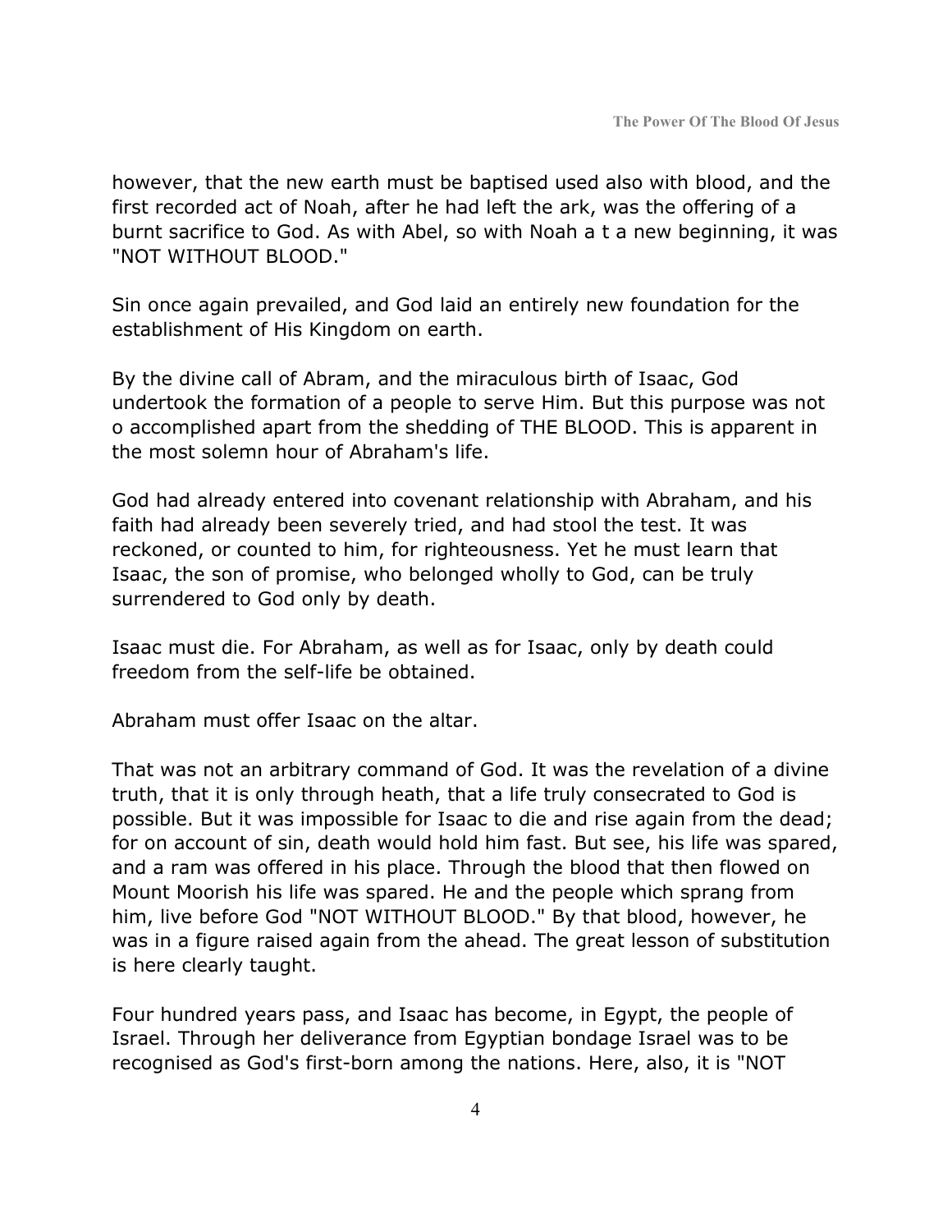however, that the new earth must be baptised used also with blood, and the first recorded act of Noah, after he had left the ark, was the offering of a burnt sacrifice to God. As with Abel, so with Noah a t a new beginning, it was "NOT WITHOUT BLOOD."

Sin once again prevailed, and God laid an entirely new foundation for the establishment of His Kingdom on earth.

By the divine call of Abram, and the miraculous birth of Isaac, God undertook the formation of a people to serve Him. But this purpose was not o accomplished apart from the shedding of THE BLOOD. This is apparent in the most solemn hour of Abraham's life.

God had already entered into covenant relationship with Abraham, and his faith had already been severely tried, and had stool the test. It was reckoned, or counted to him, for righteousness. Yet he must learn that Isaac, the son of promise, who belonged wholly to God, can be truly surrendered to God only by death.

Isaac must die. For Abraham, as well as for Isaac, only by death could freedom from the self-life be obtained.

Abraham must offer Isaac on the altar.

That was not an arbitrary command of God. It was the revelation of a divine truth, that it is only through heath, that a life truly consecrated to God is possible. But it was impossible for Isaac to die and rise again from the dead; for on account of sin, death would hold him fast. But see, his life was spared, and a ram was offered in his place. Through the blood that then flowed on Mount Moorish his life was spared. He and the people which sprang from him, live before God "NOT WITHOUT BLOOD." By that blood, however, he was in a figure raised again from the ahead. The great lesson of substitution is here clearly taught.

Four hundred years pass, and Isaac has become, in Egypt, the people of Israel. Through her deliverance from Egyptian bondage Israel was to be recognised as God's first-born among the nations. Here, also, it is "NOT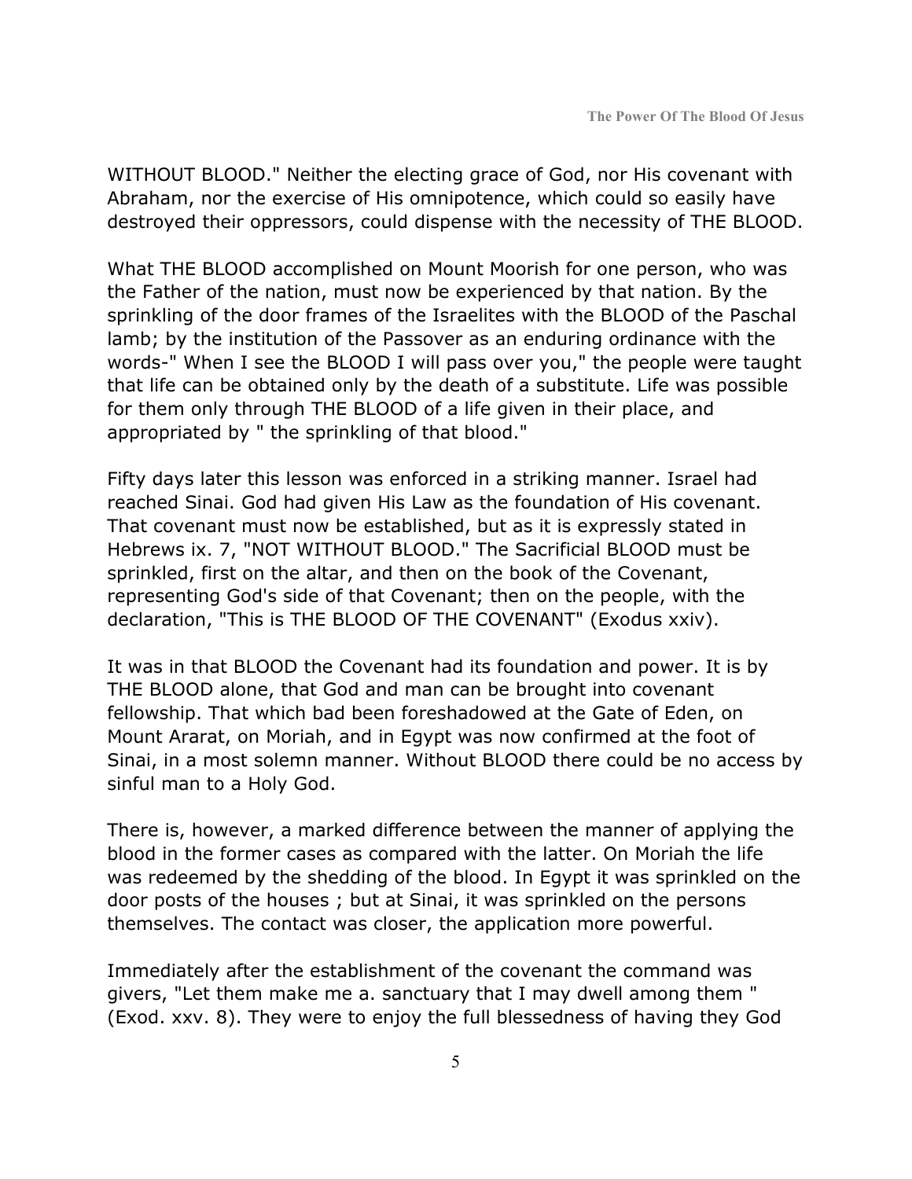WITHOUT BLOOD." Neither the electing grace of God, nor His covenant with Abraham, nor the exercise of His omnipotence, which could so easily have destroyed their oppressors, could dispense with the necessity of THE BLOOD.

What THE BLOOD accomplished on Mount Moorish for one person, who was the Father of the nation, must now be experienced by that nation. By the sprinkling of the door frames of the Israelites with the BLOOD of the Paschal lamb; by the institution of the Passover as an enduring ordinance with the words-" When I see the BLOOD I will pass over you," the people were taught that life can be obtained only by the death of a substitute. Life was possible for them only through THE BLOOD of a life given in their place, and appropriated by " the sprinkling of that blood."

Fifty days later this lesson was enforced in a striking manner. Israel had reached Sinai. God had given His Law as the foundation of His covenant. That covenant must now be established, but as it is expressly stated in Hebrews ix. 7, "NOT WITHOUT BLOOD." The Sacrificial BLOOD must be sprinkled, first on the altar, and then on the book of the Covenant, representing God's side of that Covenant; then on the people, with the declaration, "This is THE BLOOD OF THE COVENANT" (Exodus xxiv).

It was in that BLOOD the Covenant had its foundation and power. It is by THE BLOOD alone, that God and man can be brought into covenant fellowship. That which bad been foreshadowed at the Gate of Eden, on Mount Ararat, on Moriah, and in Egypt was now confirmed at the foot of Sinai, in a most solemn manner. Without BLOOD there could be no access by sinful man to a Holy God.

There is, however, a marked difference between the manner of applying the blood in the former cases as compared with the latter. On Moriah the life was redeemed by the shedding of the blood. In Egypt it was sprinkled on the door posts of the houses ; but at Sinai, it was sprinkled on the persons themselves. The contact was closer, the application more powerful.

Immediately after the establishment of the covenant the command was givers, "Let them make me a. sanctuary that I may dwell among them " (Exod. xxv. 8). They were to enjoy the full blessedness of having they God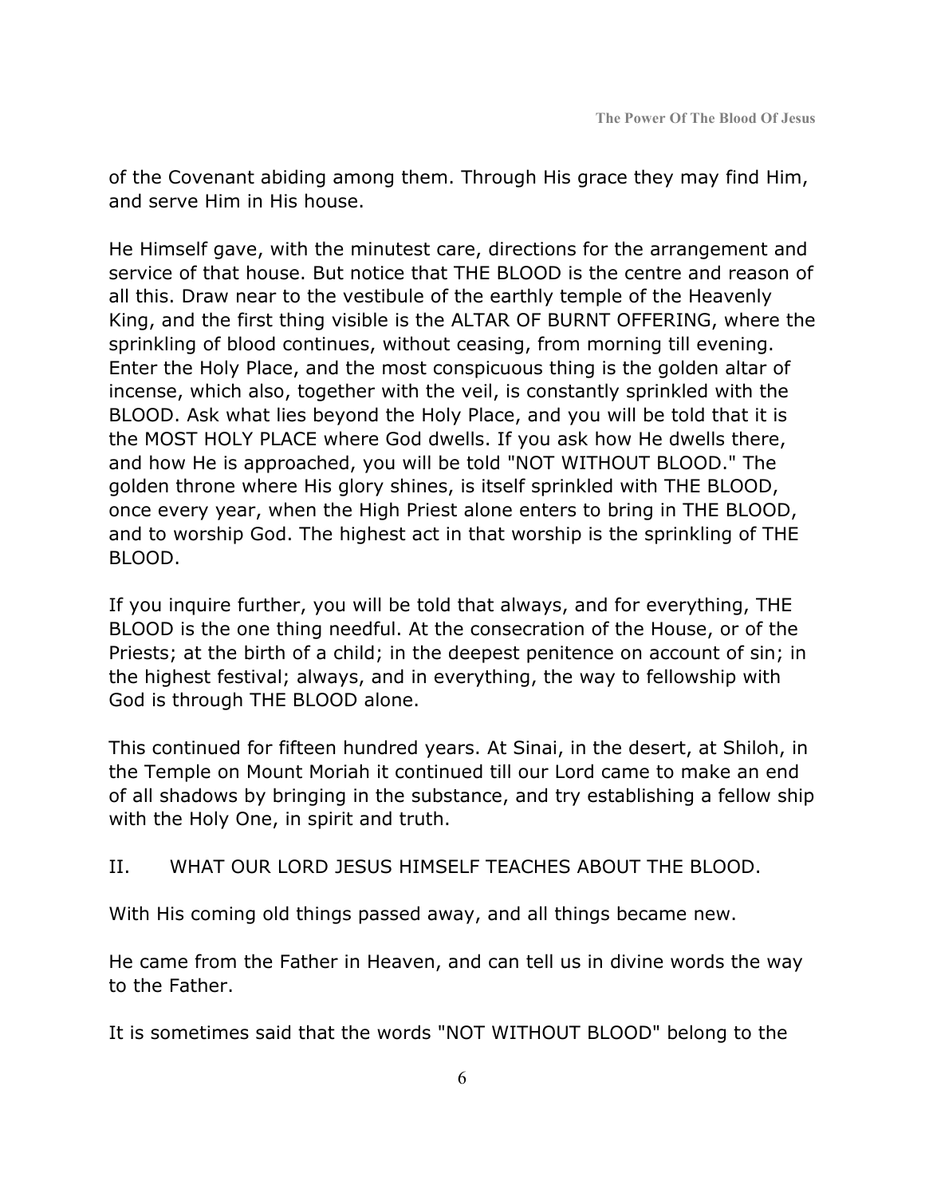of the Covenant abiding among them. Through His grace they may find Him, and serve Him in His house.

He Himself gave, with the minutest care, directions for the arrangement and service of that house. But notice that THE BLOOD is the centre and reason of all this. Draw near to the vestibule of the earthly temple of the Heavenly King, and the first thing visible is the ALTAR OF BURNT OFFERING, where the sprinkling of blood continues, without ceasing, from morning till evening. Enter the Holy Place, and the most conspicuous thing is the golden altar of incense, which also, together with the veil, is constantly sprinkled with the BLOOD. Ask what lies beyond the Holy Place, and you will be told that it is the MOST HOLY PLACE where God dwells. If you ask how He dwells there, and how He is approached, you will be told "NOT WITHOUT BLOOD." The golden throne where His glory shines, is itself sprinkled with THE BLOOD, once every year, when the High Priest alone enters to bring in THE BLOOD, and to worship God. The highest act in that worship is the sprinkling of THE BLOOD.

If you inquire further, you will be told that always, and for everything, THE BLOOD is the one thing needful. At the consecration of the House, or of the Priests; at the birth of a child; in the deepest penitence on account of sin; in the highest festival; always, and in everything, the way to fellowship with God is through THE BLOOD alone.

This continued for fifteen hundred years. At Sinai, in the desert, at Shiloh, in the Temple on Mount Moriah it continued till our Lord came to make an end of all shadows by bringing in the substance, and try establishing a fellow ship with the Holy One, in spirit and truth.

## II. WHAT OUR LORD JESUS HIMSELF TEACHES ABOUT THE BLOOD.

With His coming old things passed away, and all things became new.

He came from the Father in Heaven, and can tell us in divine words the way to the Father.

It is sometimes said that the words "NOT WITHOUT BLOOD" belong to the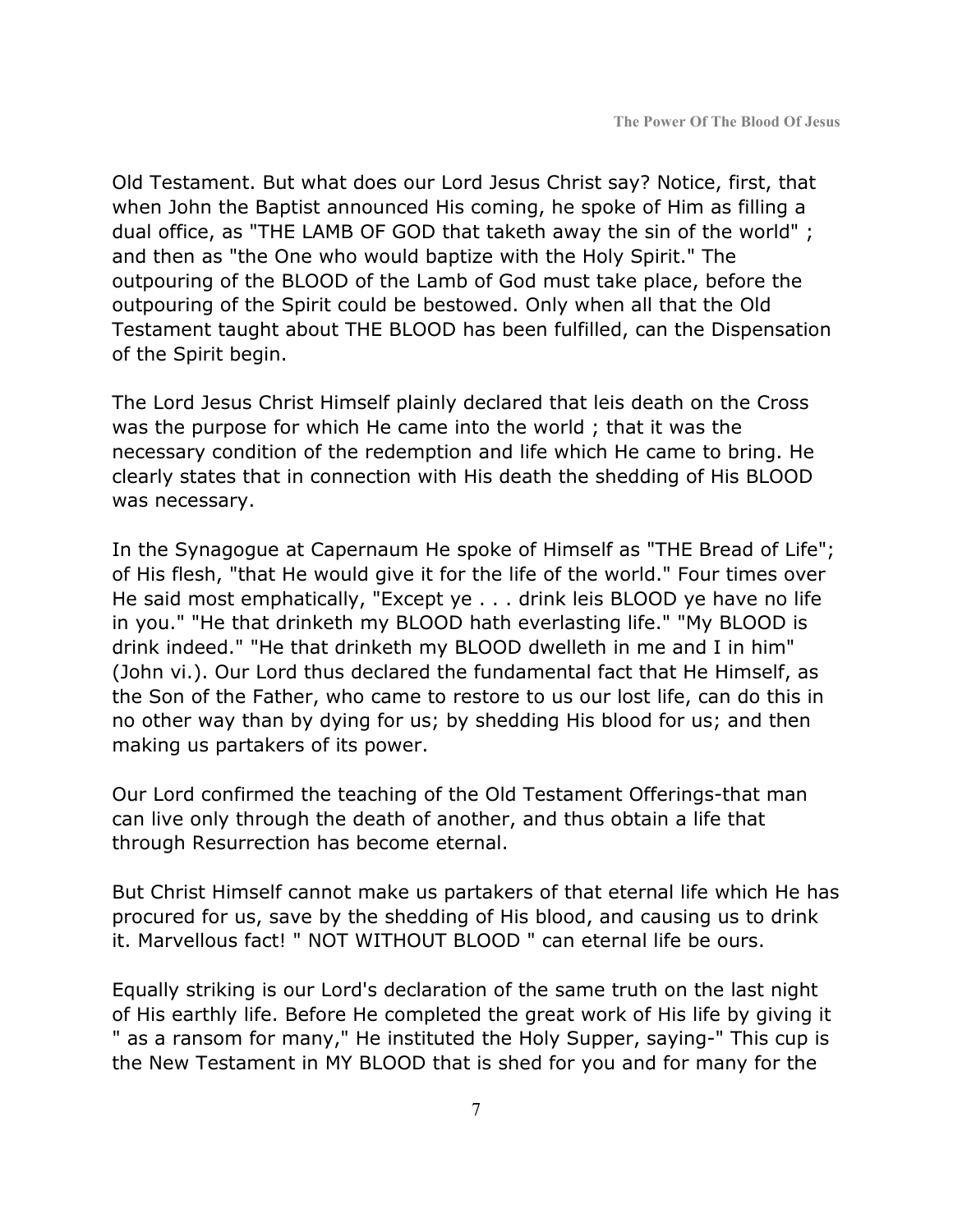Old Testament. But what does our Lord Jesus Christ say? Notice, first, that when John the Baptist announced His coming, he spoke of Him as filling a dual office, as "THE LAMB OF GOD that taketh away the sin of the world" ; and then as "the One who would baptize with the Holy Spirit." The outpouring of the BLOOD of the Lamb of God must take place, before the outpouring of the Spirit could be bestowed. Only when all that the Old Testament taught about THE BLOOD has been fulfilled, can the Dispensation of the Spirit begin.

The Lord Jesus Christ Himself plainly declared that leis death on the Cross was the purpose for which He came into the world ; that it was the necessary condition of the redemption and life which He came to bring. He clearly states that in connection with His death the shedding of His BLOOD was necessary.

In the Synagogue at Capernaum He spoke of Himself as "THE Bread of Life"; of His flesh, "that He would give it for the life of the world." Four times over He said most emphatically, "Except ye . . . drink leis BLOOD ye have no life in you." "He that drinketh my BLOOD hath everlasting life." "My BLOOD is drink indeed." "He that drinketh my BLOOD dwelleth in me and I in him" (John vi.). Our Lord thus declared the fundamental fact that He Himself, as the Son of the Father, who came to restore to us our lost life, can do this in no other way than by dying for us; by shedding His blood for us; and then making us partakers of its power.

Our Lord confirmed the teaching of the Old Testament Offerings-that man can live only through the death of another, and thus obtain a life that through Resurrection has become eternal.

But Christ Himself cannot make us partakers of that eternal life which He has procured for us, save by the shedding of His blood, and causing us to drink it. Marvellous fact! " NOT WITHOUT BLOOD " can eternal life be ours.

Equally striking is our Lord's declaration of the same truth on the last night of His earthly life. Before He completed the great work of His life by giving it " as a ransom for many," He instituted the Holy Supper, saying-" This cup is the New Testament in MY BLOOD that is shed for you and for many for the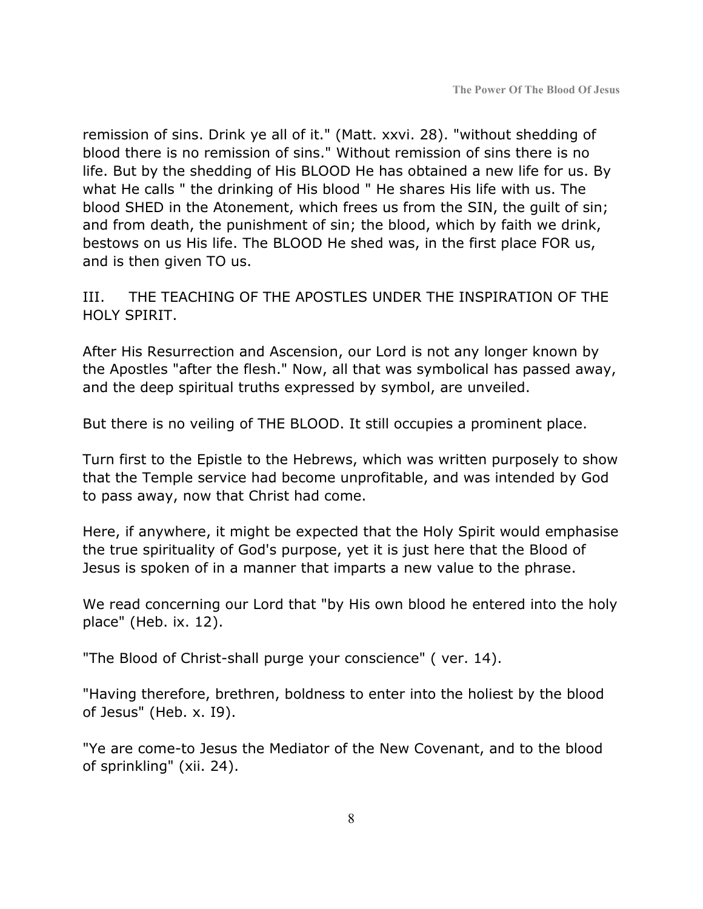remission of sins. Drink ye all of it." (Matt. xxvi. 28). "without shedding of blood there is no remission of sins." Without remission of sins there is no life. But by the shedding of His BLOOD He has obtained a new life for us. By what He calls " the drinking of His blood " He shares His life with us. The blood SHED in the Atonement, which frees us from the SIN, the guilt of sin; and from death, the punishment of sin; the blood, which by faith we drink, bestows on us His life. The BLOOD He shed was, in the first place FOR us, and is then given TO us.

## III. THE TEACHING OF THE APOSTLES UNDER THE INSPIRATION OF THE HOLY SPIRIT.

After His Resurrection and Ascension, our Lord is not any longer known by the Apostles "after the flesh." Now, all that was symbolical has passed away, and the deep spiritual truths expressed by symbol, are unveiled.

But there is no veiling of THE BLOOD. It still occupies a prominent place.

Turn first to the Epistle to the Hebrews, which was written purposely to show that the Temple service had become unprofitable, and was intended by God to pass away, now that Christ had come.

Here, if anywhere, it might be expected that the Holy Spirit would emphasise the true spirituality of God's purpose, yet it is just here that the Blood of Jesus is spoken of in a manner that imparts a new value to the phrase.

We read concerning our Lord that "by His own blood he entered into the holy place" (Heb. ix. 12).

"The Blood of Christ-shall purge your conscience" ( ver. 14).

"Having therefore, brethren, boldness to enter into the holiest by the blood of Jesus" (Heb. x. I9).

"Ye are come-to Jesus the Mediator of the New Covenant, and to the blood of sprinkling" (xii. 24).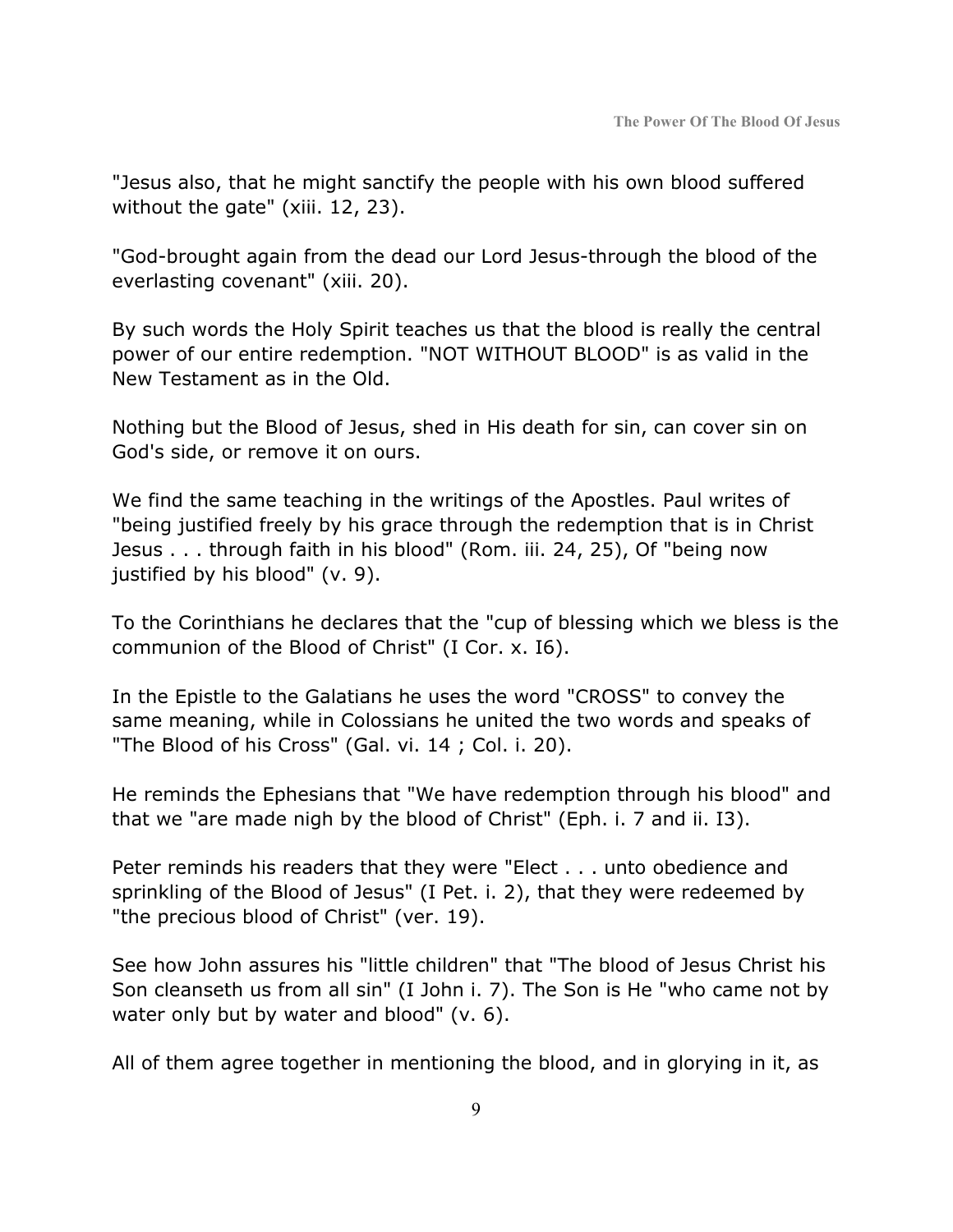"Jesus also, that he might sanctify the people with his own blood suffered without the gate" (xiii. 12, 23).

"God-brought again from the dead our Lord Jesus-through the blood of the everlasting covenant" (xiii. 20).

By such words the Holy Spirit teaches us that the blood is really the central power of our entire redemption. "NOT WITHOUT BLOOD" is as valid in the New Testament as in the Old.

Nothing but the Blood of Jesus, shed in His death for sin, can cover sin on God's side, or remove it on ours.

We find the same teaching in the writings of the Apostles. Paul writes of "being justified freely by his grace through the redemption that is in Christ Jesus . . . through faith in his blood" (Rom. iii. 24, 25), Of "being now justified by his blood" (v. 9).

To the Corinthians he declares that the "cup of blessing which we bless is the communion of the Blood of Christ" (I Cor. x. I6).

In the Epistle to the Galatians he uses the word "CROSS" to convey the same meaning, while in Colossians he united the two words and speaks of "The Blood of his Cross" (Gal. vi. 14 ; Col. i. 20).

He reminds the Ephesians that "We have redemption through his blood" and that we "are made nigh by the blood of Christ" (Eph. i. 7 and ii. I3).

Peter reminds his readers that they were "Elect . . . unto obedience and sprinkling of the Blood of Jesus" (I Pet. i. 2), that they were redeemed by "the precious blood of Christ" (ver. 19).

See how John assures his "little children" that "The blood of Jesus Christ his Son cleanseth us from all sin" (I John i. 7). The Son is He "who came not by water only but by water and blood" (v. 6).

All of them agree together in mentioning the blood, and in glorying in it, as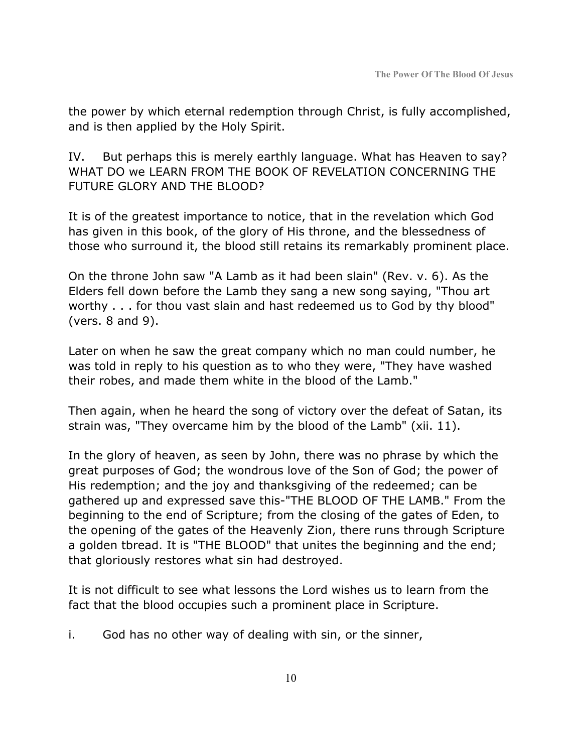the power by which eternal redemption through Christ, is fully accomplished, and is then applied by the Holy Spirit.

IV. But perhaps this is merely earthly language. What has Heaven to say? WHAT DO we LEARN FROM THE BOOK OF REVELATION CONCERNING THE FUTURE GLORY AND THE BLOOD?

It is of the greatest importance to notice, that in the revelation which God has given in this book, of the glory of His throne, and the blessedness of those who surround it, the blood still retains its remarkably prominent place.

On the throne John saw "A Lamb as it had been slain" (Rev. v. 6). As the Elders fell down before the Lamb they sang a new song saying, "Thou art worthy . . . for thou vast slain and hast redeemed us to God by thy blood" (vers. 8 and 9).

Later on when he saw the great company which no man could number, he was told in reply to his question as to who they were, "They have washed their robes, and made them white in the blood of the Lamb."

Then again, when he heard the song of victory over the defeat of Satan, its strain was, "They overcame him by the blood of the Lamb" (xii. 11).

In the glory of heaven, as seen by John, there was no phrase by which the great purposes of God; the wondrous love of the Son of God; the power of His redemption; and the joy and thanksgiving of the redeemed; can be gathered up and expressed save this-"THE BLOOD OF THE LAMB." From the beginning to the end of Scripture; from the closing of the gates of Eden, to the opening of the gates of the Heavenly Zion, there runs through Scripture a golden tbread. It is "THE BLOOD" that unites the beginning and the end; that gloriously restores what sin had destroyed.

It is not difficult to see what lessons the Lord wishes us to learn from the fact that the blood occupies such a prominent place in Scripture.

i. God has no other way of dealing with sin, or the sinner,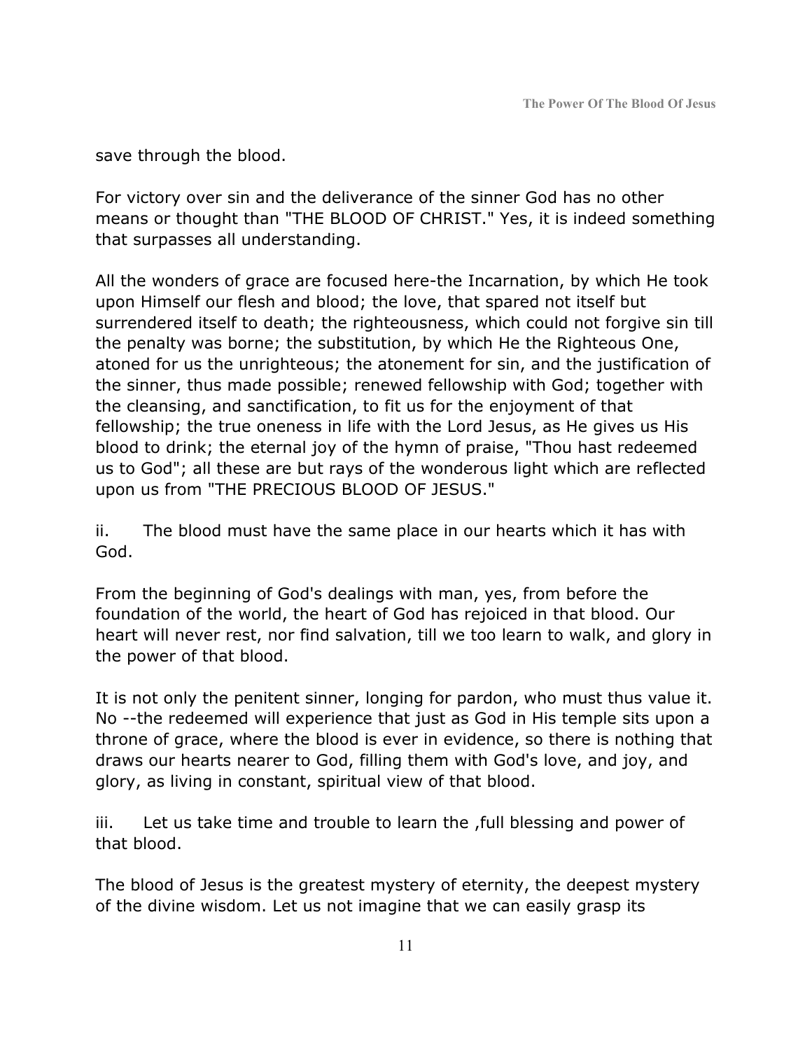save through the blood.

For victory over sin and the deliverance of the sinner God has no other means or thought than "THE BLOOD OF CHRIST." Yes, it is indeed something that surpasses all understanding.

All the wonders of grace are focused here-the Incarnation, by which He took upon Himself our flesh and blood; the love, that spared not itself but surrendered itself to death; the righteousness, which could not forgive sin till the penalty was borne; the substitution, by which He the Righteous One, atoned for us the unrighteous; the atonement for sin, and the justification of the sinner, thus made possible; renewed fellowship with God; together with the cleansing, and sanctification, to fit us for the enjoyment of that fellowship; the true oneness in life with the Lord Jesus, as He gives us His blood to drink; the eternal joy of the hymn of praise, "Thou hast redeemed us to God"; all these are but rays of the wonderous light which are reflected upon us from "THE PRECIOUS BLOOD OF JESUS."

ii. The blood must have the same place in our hearts which it has with God.

From the beginning of God's dealings with man, yes, from before the foundation of the world, the heart of God has rejoiced in that blood. Our heart will never rest, nor find salvation, till we too learn to walk, and glory in the power of that blood.

It is not only the penitent sinner, longing for pardon, who must thus value it. No --the redeemed will experience that just as God in His temple sits upon a throne of grace, where the blood is ever in evidence, so there is nothing that draws our hearts nearer to God, filling them with God's love, and joy, and glory, as living in constant, spiritual view of that blood.

iii. Let us take time and trouble to learn the ,full blessing and power of that blood.

The blood of Jesus is the greatest mystery of eternity, the deepest mystery of the divine wisdom. Let us not imagine that we can easily grasp its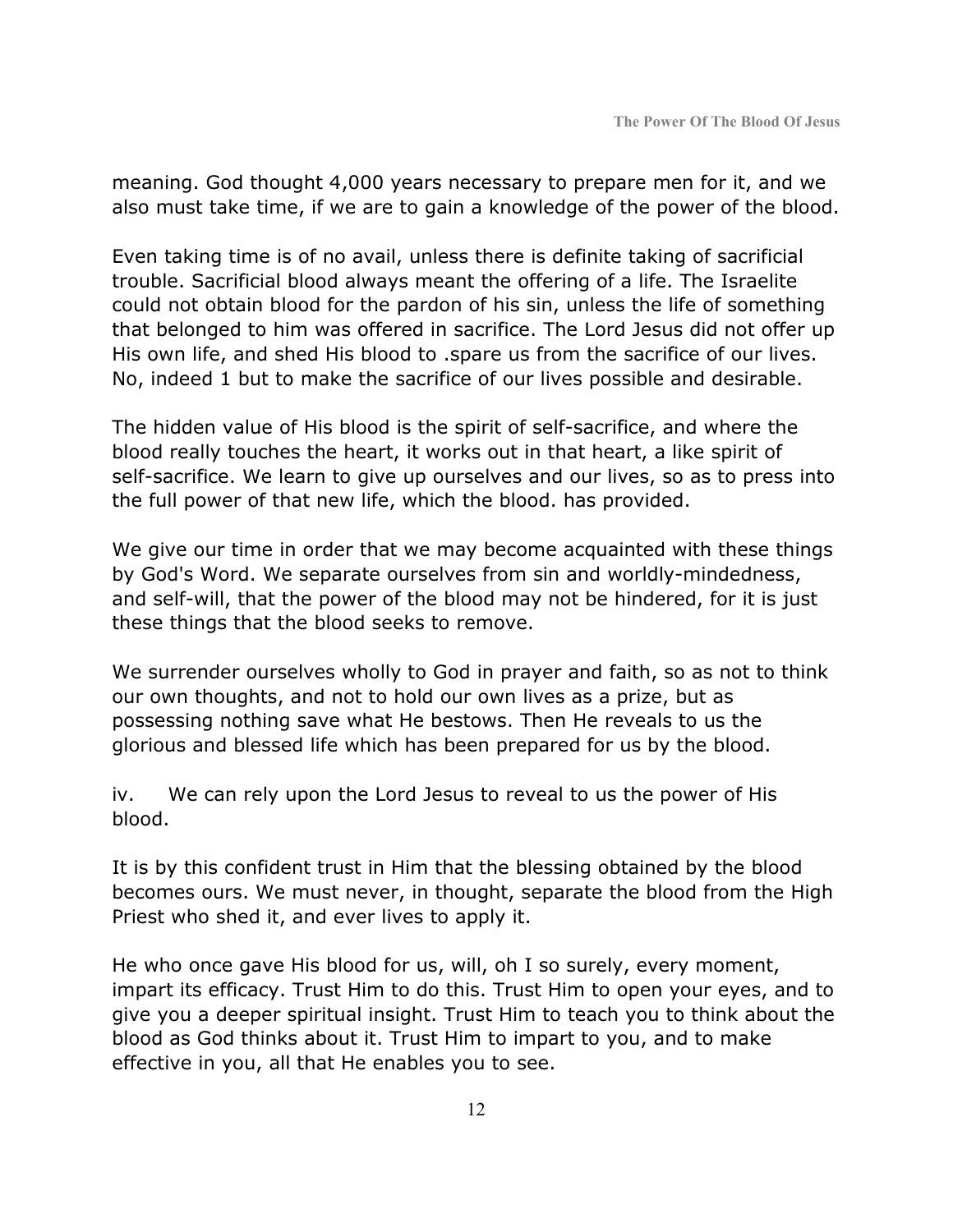meaning. God thought 4,000 years necessary to prepare men for it, and we also must take time, if we are to gain a knowledge of the power of the blood.

Even taking time is of no avail, unless there is definite taking of sacrificial trouble. Sacrificial blood always meant the offering of a life. The Israelite could not obtain blood for the pardon of his sin, unless the life of something that belonged to him was offered in sacrifice. The Lord Jesus did not offer up His own life, and shed His blood to .spare us from the sacrifice of our lives. No, indeed 1 but to make the sacrifice of our lives possible and desirable.

The hidden value of His blood is the spirit of self-sacrifice, and where the blood really touches the heart, it works out in that heart, a like spirit of self-sacrifice. We learn to give up ourselves and our lives, so as to press into the full power of that new life, which the blood. has provided.

We give our time in order that we may become acquainted with these things by God's Word. We separate ourselves from sin and worldly-mindedness, and self-will, that the power of the blood may not be hindered, for it is just these things that the blood seeks to remove.

We surrender ourselves wholly to God in prayer and faith, so as not to think our own thoughts, and not to hold our own lives as a prize, but as possessing nothing save what He bestows. Then He reveals to us the glorious and blessed life which has been prepared for us by the blood.

iv. We can rely upon the Lord Jesus to reveal to us the power of His blood.

It is by this confident trust in Him that the blessing obtained by the blood becomes ours. We must never, in thought, separate the blood from the High Priest who shed it, and ever lives to apply it.

He who once gave His blood for us, will, oh I so surely, every moment, impart its efficacy. Trust Him to do this. Trust Him to open your eyes, and to give you a deeper spiritual insight. Trust Him to teach you to think about the blood as God thinks about it. Trust Him to impart to you, and to make effective in you, all that He enables you to see.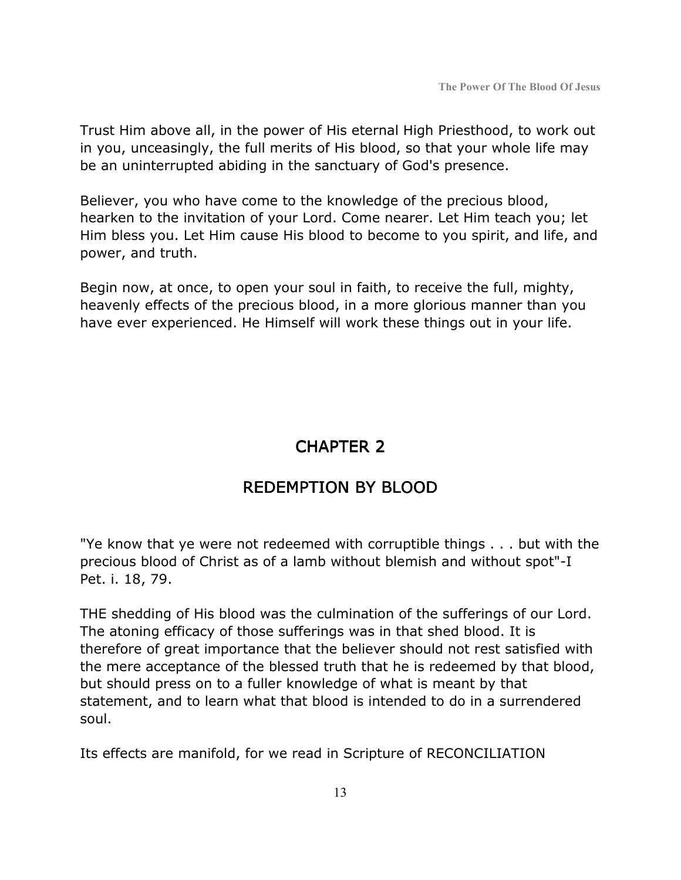Trust Him above all, in the power of His eternal High Priesthood, to work out in you, unceasingly, the full merits of His blood, so that your whole life may be an uninterrupted abiding in the sanctuary of God's presence.

Believer, you who have come to the knowledge of the precious blood, hearken to the invitation of your Lord. Come nearer. Let Him teach you; let Him bless you. Let Him cause His blood to become to you spirit, and life, and power, and truth.

Begin now, at once, to open your soul in faith, to receive the full, mighty, heavenly effects of the precious blood, in a more glorious manner than you have ever experienced. He Himself will work these things out in your life.

# CHAPTER 2

## REDEMPTION BY BLOOD

"Ye know that ye were not redeemed with corruptible things . . . but with the precious blood of Christ as of a lamb without blemish and without spot"-I Pet. i. 18, 79.

THE shedding of His blood was the culmination of the sufferings of our Lord. The atoning efficacy of those sufferings was in that shed blood. It is therefore of great importance that the believer should not rest satisfied with the mere acceptance of the blessed truth that he is redeemed by that blood, but should press on to a fuller knowledge of what is meant by that statement, and to learn what that blood is intended to do in a surrendered soul.

Its effects are manifold, for we read in Scripture of RECONCILIATION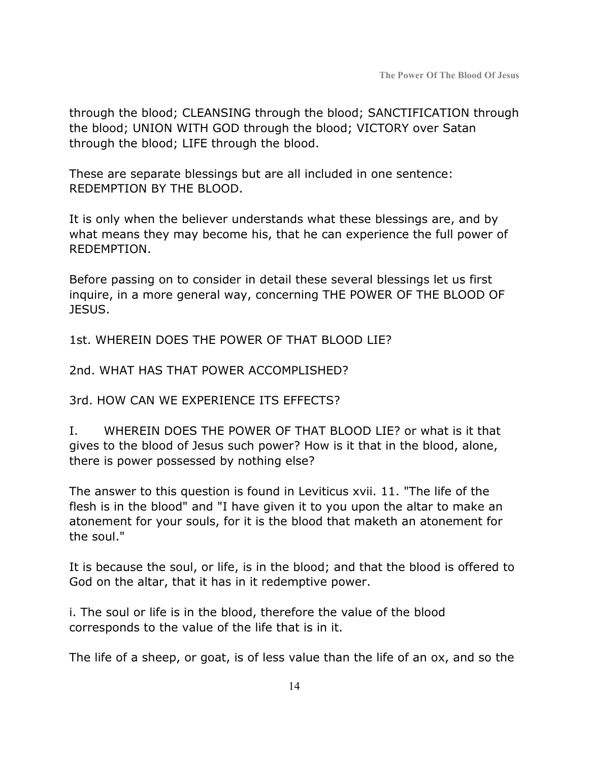through the blood; CLEANSING through the blood; SANCTIFICATION through the blood; UNION WITH GOD through the blood; VICTORY over Satan through the blood; LIFE through the blood.

These are separate blessings but are all included in one sentence: REDEMPTION BY THE BLOOD.

It is only when the believer understands what these blessings are, and by what means they may become his, that he can experience the full power of REDEMPTION.

Before passing on to consider in detail these several blessings let us first inquire, in a more general way, concerning THE POWER OF THE BLOOD OF JESUS.

1st. WHEREIN DOES THE POWER OF THAT BLOOD LIE?

2nd. WHAT HAS THAT POWER ACCOMPLISHED?

3rd. HOW CAN WE EXPERIENCE ITS EFFECTS?

I. WHEREIN DOES THE POWER OF THAT BLOOD LIE? or what is it that gives to the blood of Jesus such power? How is it that in the blood, alone, there is power possessed by nothing else?

The answer to this question is found in Leviticus xvii. 11. "The life of the flesh is in the blood" and "I have given it to you upon the altar to make an atonement for your souls, for it is the blood that maketh an atonement for the soul."

It is because the soul, or life, is in the blood; and that the blood is offered to God on the altar, that it has in it redemptive power.

i. The soul or life is in the blood, therefore the value of the blood corresponds to the value of the life that is in it.

The life of a sheep, or goat, is of less value than the life of an ox, and so the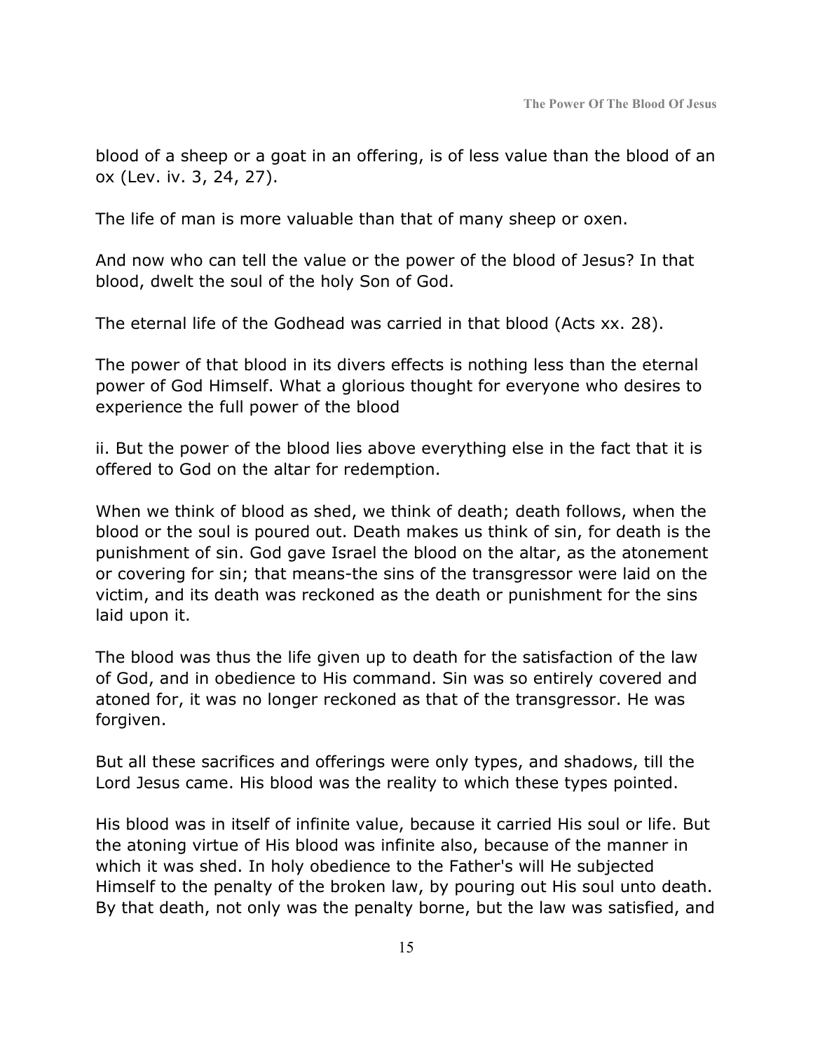blood of a sheep or a goat in an offering, is of less value than the blood of an ox (Lev. iv. 3, 24, 27).

The life of man is more valuable than that of many sheep or oxen.

And now who can tell the value or the power of the blood of Jesus? In that blood, dwelt the soul of the holy Son of God.

The eternal life of the Godhead was carried in that blood (Acts xx. 28).

The power of that blood in its divers effects is nothing less than the eternal power of God Himself. What a glorious thought for everyone who desires to experience the full power of the blood

ii. But the power of the blood lies above everything else in the fact that it is offered to God on the altar for redemption.

When we think of blood as shed, we think of death; death follows, when the blood or the soul is poured out. Death makes us think of sin, for death is the punishment of sin. God gave Israel the blood on the altar, as the atonement or covering for sin; that means-the sins of the transgressor were laid on the victim, and its death was reckoned as the death or punishment for the sins laid upon it.

The blood was thus the life given up to death for the satisfaction of the law of God, and in obedience to His command. Sin was so entirely covered and atoned for, it was no longer reckoned as that of the transgressor. He was forgiven.

But all these sacrifices and offerings were only types, and shadows, till the Lord Jesus came. His blood was the reality to which these types pointed.

His blood was in itself of infinite value, because it carried His soul or life. But the atoning virtue of His blood was infinite also, because of the manner in which it was shed. In holy obedience to the Father's will He subjected Himself to the penalty of the broken law, by pouring out His soul unto death. By that death, not only was the penalty borne, but the law was satisfied, and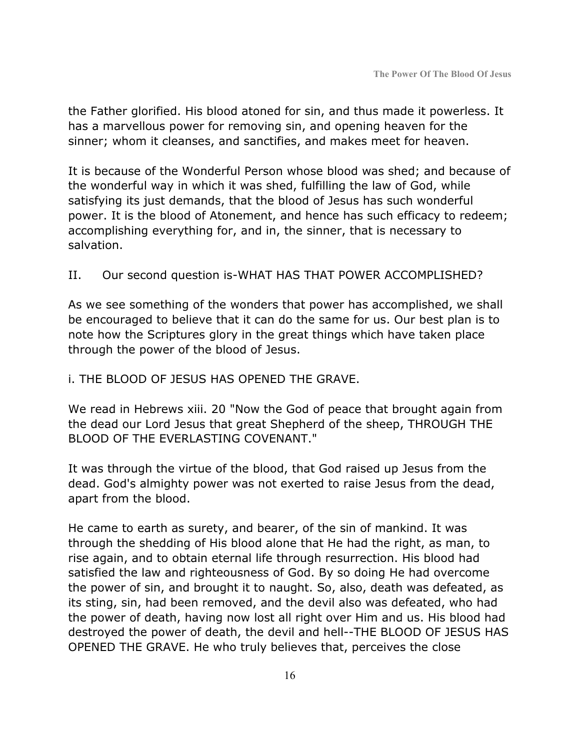the Father glorified. His blood atoned for sin, and thus made it powerless. It has a marvellous power for removing sin, and opening heaven for the sinner; whom it cleanses, and sanctifies, and makes meet for heaven.

It is because of the Wonderful Person whose blood was shed; and because of the wonderful way in which it was shed, fulfilling the law of God, while satisfying its just demands, that the blood of Jesus has such wonderful power. It is the blood of Atonement, and hence has such efficacy to redeem; accomplishing everything for, and in, the sinner, that is necessary to salvation.

II. Our second question is-WHAT HAS THAT POWER ACCOMPLISHED?

As we see something of the wonders that power has accomplished, we shall be encouraged to believe that it can do the same for us. Our best plan is to note how the Scriptures glory in the great things which have taken place through the power of the blood of Jesus.

i. THE BLOOD OF JESUS HAS OPENED THE GRAVE.

We read in Hebrews xiii. 20 "Now the God of peace that brought again from the dead our Lord Jesus that great Shepherd of the sheep, THROUGH THE BLOOD OF THE EVERLASTING COVENANT."

It was through the virtue of the blood, that God raised up Jesus from the dead. God's almighty power was not exerted to raise Jesus from the dead, apart from the blood.

He came to earth as surety, and bearer, of the sin of mankind. It was through the shedding of His blood alone that He had the right, as man, to rise again, and to obtain eternal life through resurrection. His blood had satisfied the law and righteousness of God. By so doing He had overcome the power of sin, and brought it to naught. So, also, death was defeated, as its sting, sin, had been removed, and the devil also was defeated, who had the power of death, having now lost all right over Him and us. His blood had destroyed the power of death, the devil and hell--THE BLOOD OF JESUS HAS OPENED THE GRAVE. He who truly believes that, perceives the close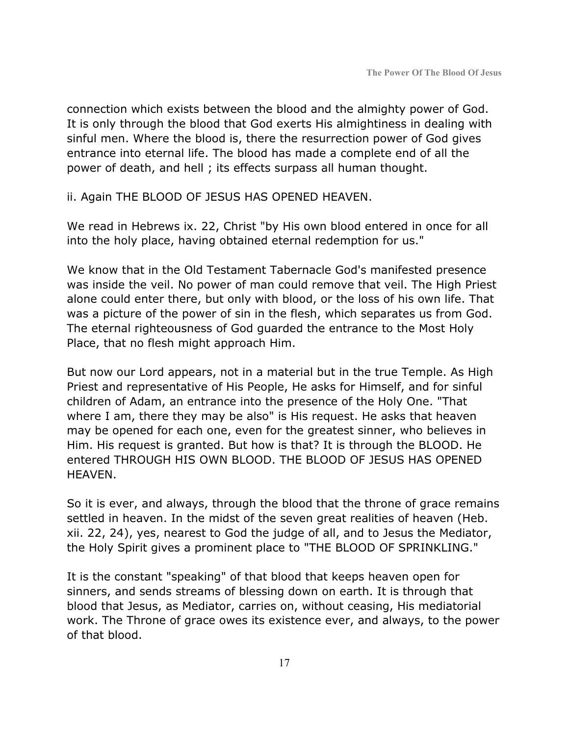connection which exists between the blood and the almighty power of God. It is only through the blood that God exerts His almightiness in dealing with sinful men. Where the blood is, there the resurrection power of God gives entrance into eternal life. The blood has made a complete end of all the power of death, and hell ; its effects surpass all human thought.

ii. Again THE BLOOD OF JESUS HAS OPENED HEAVEN.

We read in Hebrews ix. 22, Christ "by His own blood entered in once for all into the holy place, having obtained eternal redemption for us."

We know that in the Old Testament Tabernacle God's manifested presence was inside the veil. No power of man could remove that veil. The High Priest alone could enter there, but only with blood, or the loss of his own life. That was a picture of the power of sin in the flesh, which separates us from God. The eternal righteousness of God guarded the entrance to the Most Holy Place, that no flesh might approach Him.

But now our Lord appears, not in a material but in the true Temple. As High Priest and representative of His People, He asks for Himself, and for sinful children of Adam, an entrance into the presence of the Holy One. "That where I am, there they may be also" is His request. He asks that heaven may be opened for each one, even for the greatest sinner, who believes in Him. His request is granted. But how is that? It is through the BLOOD. He entered THROUGH HIS OWN BLOOD. THE BLOOD OF JESUS HAS OPENED HEAVEN.

So it is ever, and always, through the blood that the throne of grace remains settled in heaven. In the midst of the seven great realities of heaven (Heb. xii. 22, 24), yes, nearest to God the judge of all, and to Jesus the Mediator, the Holy Spirit gives a prominent place to "THE BLOOD OF SPRINKLING."

It is the constant "speaking" of that blood that keeps heaven open for sinners, and sends streams of blessing down on earth. It is through that blood that Jesus, as Mediator, carries on, without ceasing, His mediatorial work. The Throne of grace owes its existence ever, and always, to the power of that blood.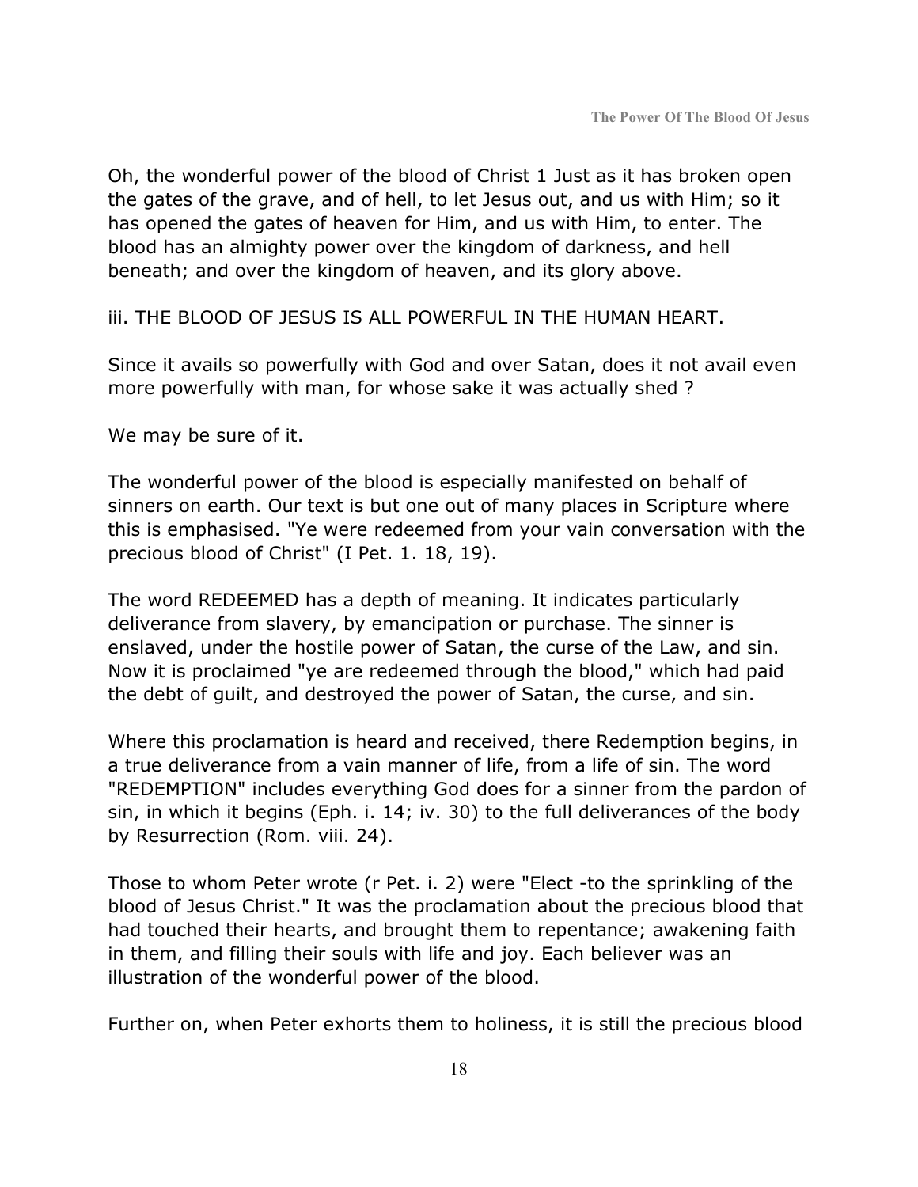Oh, the wonderful power of the blood of Christ 1 Just as it has broken open the gates of the grave, and of hell, to let Jesus out, and us with Him; so it has opened the gates of heaven for Him, and us with Him, to enter. The blood has an almighty power over the kingdom of darkness, and hell beneath; and over the kingdom of heaven, and its glory above.

iii. THE BLOOD OF JESUS IS ALL POWERFUL IN THE HUMAN HEART.

Since it avails so powerfully with God and over Satan, does it not avail even more powerfully with man, for whose sake it was actually shed ?

We may be sure of it.

The wonderful power of the blood is especially manifested on behalf of sinners on earth. Our text is but one out of many places in Scripture where this is emphasised. "Ye were redeemed from your vain conversation with the precious blood of Christ" (I Pet. 1. 18, 19).

The word REDEEMED has a depth of meaning. It indicates particularly deliverance from slavery, by emancipation or purchase. The sinner is enslaved, under the hostile power of Satan, the curse of the Law, and sin. Now it is proclaimed "ye are redeemed through the blood," which had paid the debt of guilt, and destroyed the power of Satan, the curse, and sin.

Where this proclamation is heard and received, there Redemption begins, in a true deliverance from a vain manner of life, from a life of sin. The word "REDEMPTION" includes everything God does for a sinner from the pardon of sin, in which it begins (Eph. i. 14; iv. 30) to the full deliverances of the body by Resurrection (Rom. viii. 24).

Those to whom Peter wrote (r Pet. i. 2) were "Elect -to the sprinkling of the blood of Jesus Christ." It was the proclamation about the precious blood that had touched their hearts, and brought them to repentance; awakening faith in them, and filling their souls with life and joy. Each believer was an illustration of the wonderful power of the blood.

Further on, when Peter exhorts them to holiness, it is still the precious blood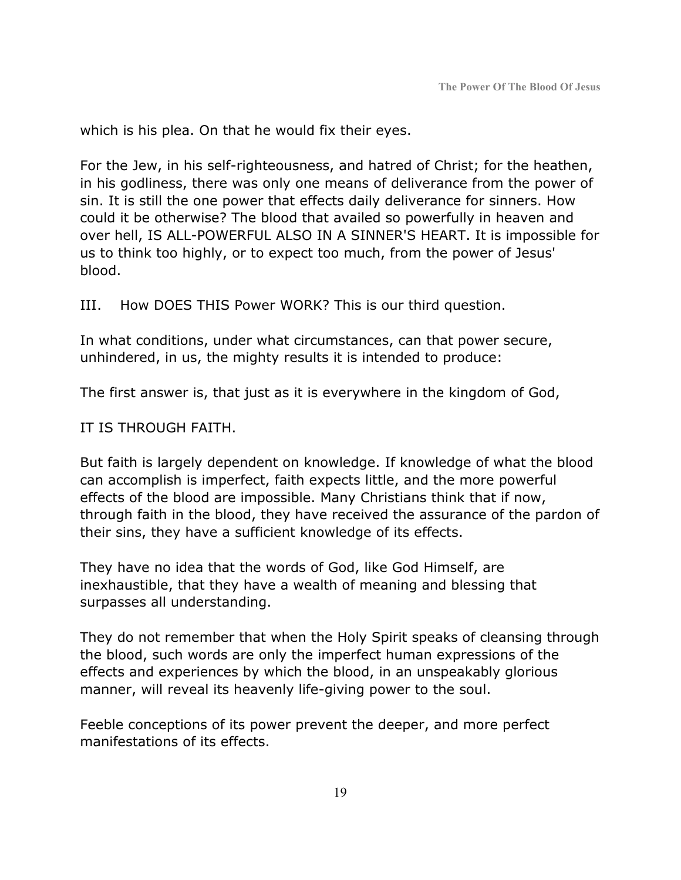which is his plea. On that he would fix their eyes.

For the Jew, in his self-righteousness, and hatred of Christ; for the heathen, in his godliness, there was only one means of deliverance from the power of sin. It is still the one power that effects daily deliverance for sinners. How could it be otherwise? The blood that availed so powerfully in heaven and over hell, IS ALL-POWERFUL ALSO IN A SINNER'S HEART. It is impossible for us to think too highly, or to expect too much, from the power of Jesus' blood.

## III. How DOES THIS Power WORK? This is our third question.

In what conditions, under what circumstances, can that power secure, unhindered, in us, the mighty results it is intended to produce:

The first answer is, that just as it is everywhere in the kingdom of God,

IT IS THROUGH FAITH.

But faith is largely dependent on knowledge. If knowledge of what the blood can accomplish is imperfect, faith expects little, and the more powerful effects of the blood are impossible. Many Christians think that if now, through faith in the blood, they have received the assurance of the pardon of their sins, they have a sufficient knowledge of its effects.

They have no idea that the words of God, like God Himself, are inexhaustible, that they have a wealth of meaning and blessing that surpasses all understanding.

They do not remember that when the Holy Spirit speaks of cleansing through the blood, such words are only the imperfect human expressions of the effects and experiences by which the blood, in an unspeakably glorious manner, will reveal its heavenly life-giving power to the soul.

Feeble conceptions of its power prevent the deeper, and more perfect manifestations of its effects.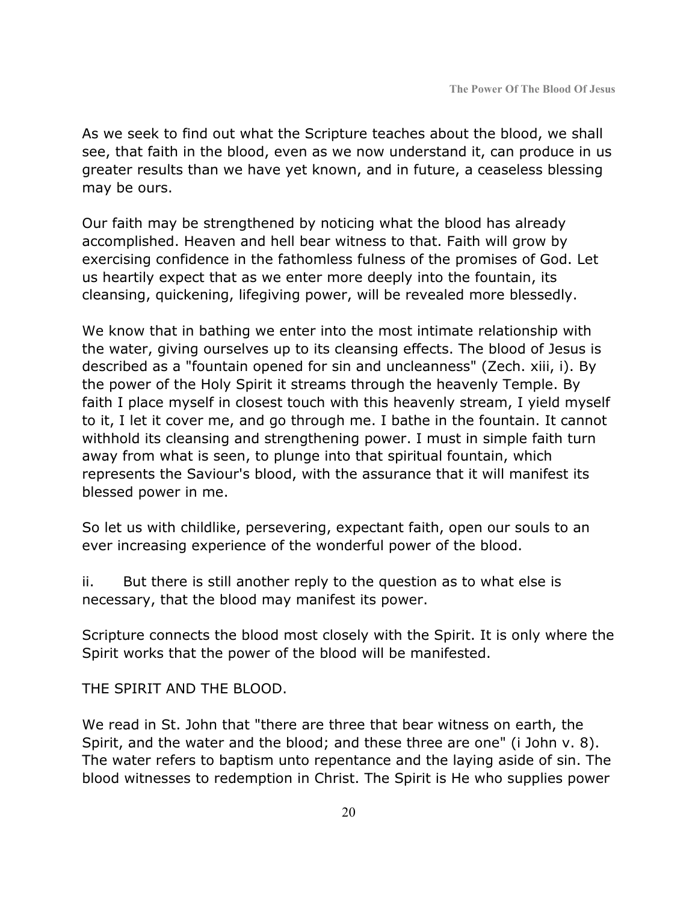As we seek to find out what the Scripture teaches about the blood, we shall see, that faith in the blood, even as we now understand it, can produce in us greater results than we have yet known, and in future, a ceaseless blessing may be ours.

Our faith may be strengthened by noticing what the blood has already accomplished. Heaven and hell bear witness to that. Faith will grow by exercising confidence in the fathomless fulness of the promises of God. Let us heartily expect that as we enter more deeply into the fountain, its cleansing, quickening, lifegiving power, will be revealed more blessedly.

We know that in bathing we enter into the most intimate relationship with the water, giving ourselves up to its cleansing effects. The blood of Jesus is described as a "fountain opened for sin and uncleanness" (Zech. xiii, i). By the power of the Holy Spirit it streams through the heavenly Temple. By faith I place myself in closest touch with this heavenly stream, I yield myself to it, I let it cover me, and go through me. I bathe in the fountain. It cannot withhold its cleansing and strengthening power. I must in simple faith turn away from what is seen, to plunge into that spiritual fountain, which represents the Saviour's blood, with the assurance that it will manifest its blessed power in me.

So let us with childlike, persevering, expectant faith, open our souls to an ever increasing experience of the wonderful power of the blood.

ii. But there is still another reply to the question as to what else is necessary, that the blood may manifest its power.

Scripture connects the blood most closely with the Spirit. It is only where the Spirit works that the power of the blood will be manifested.

THE SPIRIT AND THE BLOOD.

We read in St. John that "there are three that bear witness on earth, the Spirit, and the water and the blood; and these three are one" (i John v. 8). The water refers to baptism unto repentance and the laying aside of sin. The blood witnesses to redemption in Christ. The Spirit is He who supplies power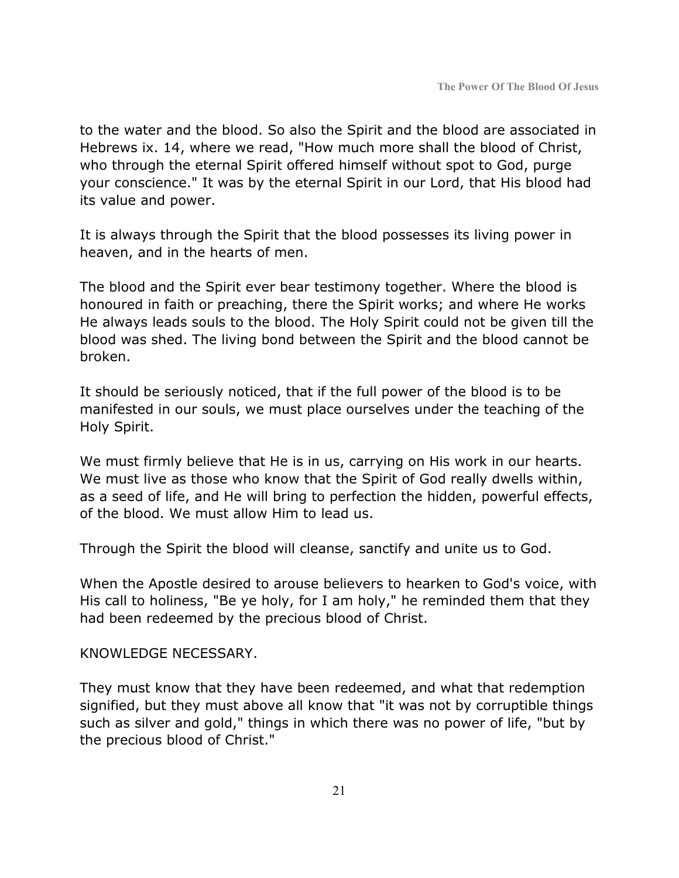to the water and the blood. So also the Spirit and the blood are associated in Hebrews ix. 14, where we read, "How much more shall the blood of Christ, who through the eternal Spirit offered himself without spot to God, purge your conscience." It was by the eternal Spirit in our Lord, that His blood had its value and power.

It is always through the Spirit that the blood possesses its living power in heaven, and in the hearts of men.

The blood and the Spirit ever bear testimony together. Where the blood is honoured in faith or preaching, there the Spirit works; and where He works He always leads souls to the blood. The Holy Spirit could not be given till the blood was shed. The living bond between the Spirit and the blood cannot be broken.

It should be seriously noticed, that if the full power of the blood is to be manifested in our souls, we must place ourselves under the teaching of the Holy Spirit.

We must firmly believe that He is in us, carrying on His work in our hearts. We must live as those who know that the Spirit of God really dwells within, as a seed of life, and He will bring to perfection the hidden, powerful effects, of the blood. We must allow Him to lead us.

Through the Spirit the blood will cleanse, sanctify and unite us to God.

When the Apostle desired to arouse believers to hearken to God's voice, with His call to holiness, "Be ye holy, for I am holy," he reminded them that they had been redeemed by the precious blood of Christ.

KNOWLEDGE NECESSARY.

They must know that they have been redeemed, and what that redemption signified, but they must above all know that "it was not by corruptible things such as silver and gold," things in which there was no power of life, "but by the precious blood of Christ."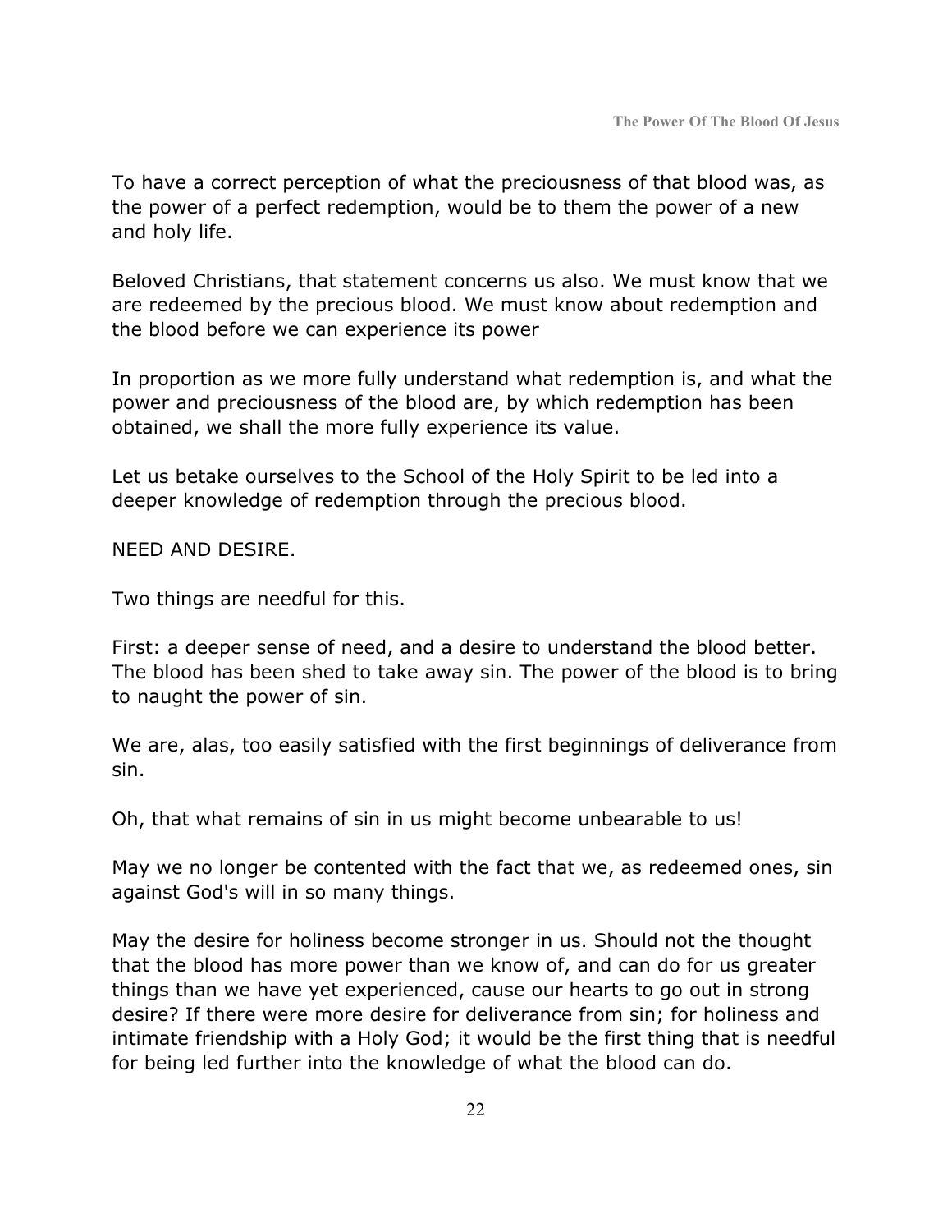To have a correct perception of what the preciousness of that blood was, as the power of a perfect redemption, would be to them the power of a new and holy life.

Beloved Christians, that statement concerns us also. We must know that we are redeemed by the precious blood. We must know about redemption and the blood before we can experience its power

In proportion as we more fully understand what redemption is, and what the power and preciousness of the blood are, by which redemption has been obtained, we shall the more fully experience its value.

Let us betake ourselves to the School of the Holy Spirit to be led into a deeper knowledge of redemption through the precious blood.

NEED AND DESIRE.

Two things are needful for this.

First: a deeper sense of need, and a desire to understand the blood better. The blood has been shed to take away sin. The power of the blood is to bring to naught the power of sin.

We are, alas, too easily satisfied with the first beginnings of deliverance from sin.

Oh, that what remains of sin in us might become unbearable to us!

May we no longer be contented with the fact that we, as redeemed ones, sin against God's will in so many things.

May the desire for holiness become stronger in us. Should not the thought that the blood has more power than we know of, and can do for us greater things than we have yet experienced, cause our hearts to go out in strong desire? If there were more desire for deliverance from sin; for holiness and intimate friendship with a Holy God; it would be the first thing that is needful for being led further into the knowledge of what the blood can do.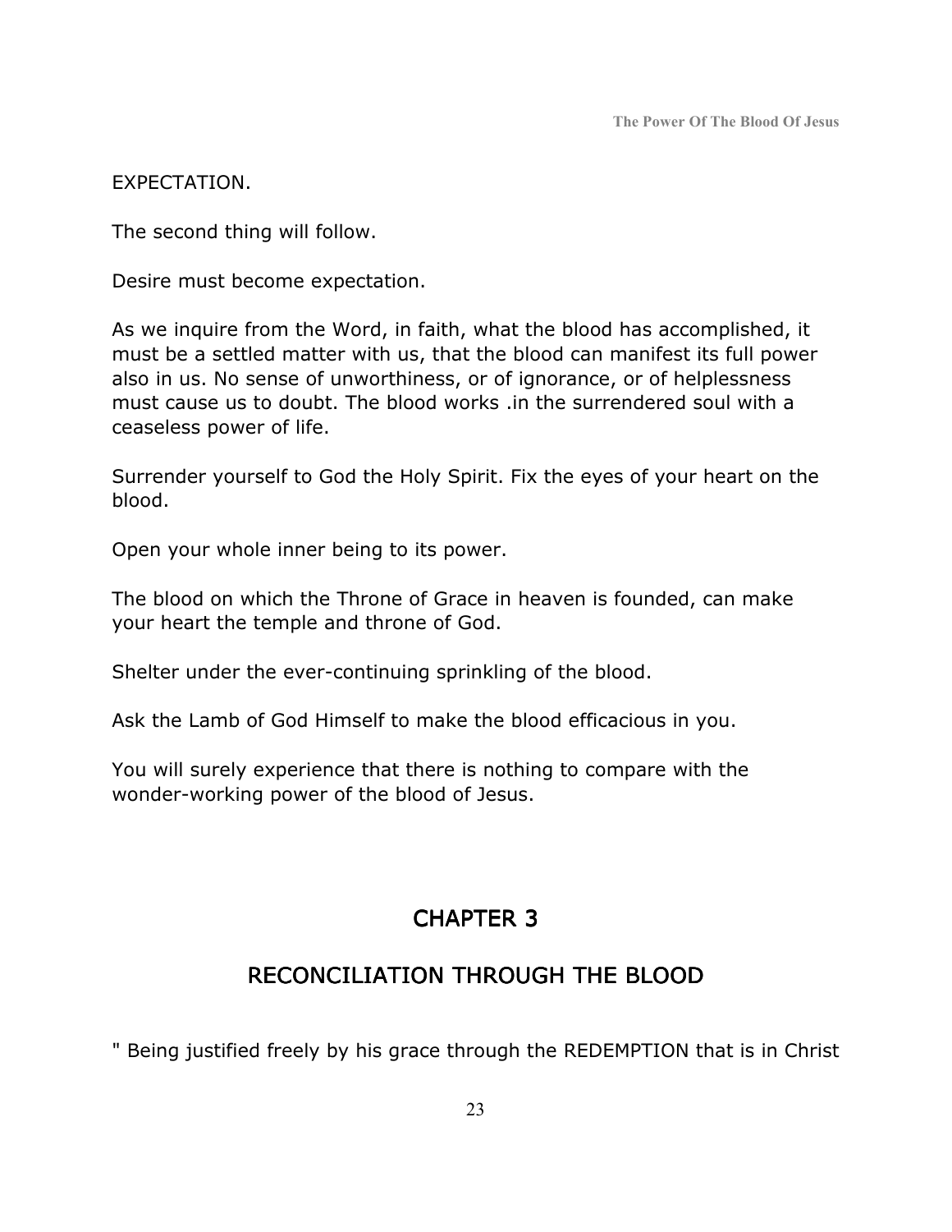EXPECTATION.

The second thing will follow.

Desire must become expectation.

As we inquire from the Word, in faith, what the blood has accomplished, it must be a settled matter with us, that the blood can manifest its full power also in us. No sense of unworthiness, or of ignorance, or of helplessness must cause us to doubt. The blood works .in the surrendered soul with a ceaseless power of life.

Surrender yourself to God the Holy Spirit. Fix the eyes of your heart on the blood.

Open your whole inner being to its power.

The blood on which the Throne of Grace in heaven is founded, can make your heart the temple and throne of God.

Shelter under the ever-continuing sprinkling of the blood.

Ask the Lamb of God Himself to make the blood efficacious in you.

You will surely experience that there is nothing to compare with the wonder-working power of the blood of Jesus.

## CHAPTER 3

## RECONCILIATION THROUGH THE BLOOD

" Being justified freely by his grace through the REDEMPTION that is in Christ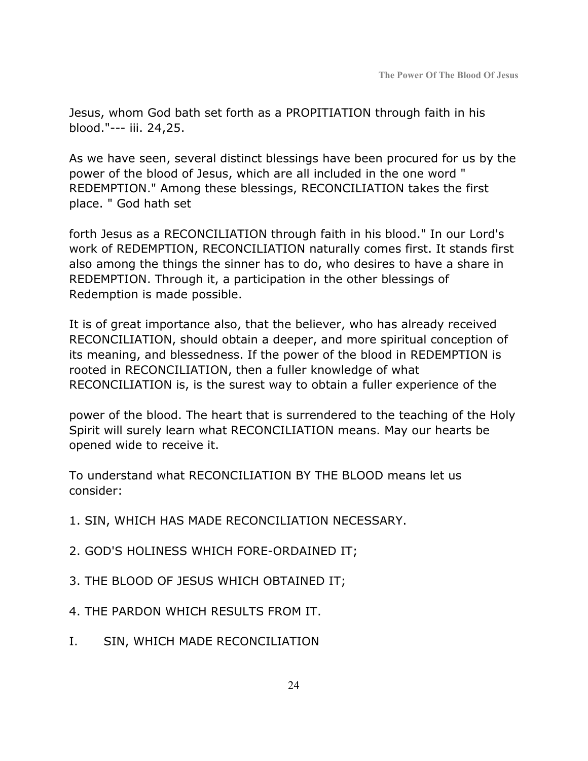Jesus, whom God bath set forth as a PROPITIATION through faith in his blood."--- iii. 24,25.

As we have seen, several distinct blessings have been procured for us by the power of the blood of Jesus, which are all included in the one word " REDEMPTION." Among these blessings, RECONCILIATION takes the first place. " God hath set forth Jesus as a RECONCILIATION through faith in his blood." In our Lord's work of REDEMPTION, RECONCILIATION naturally comes first. It stands first also among the things the sinner has to do, who desires to have a share in REDEMPTION. Through it, a participation in the other blessings of Redemption is made possible.

It is of great importance also, that the believer, who has already received RECONCILIATION, should obtain a deeper, and more spiritual conception of its meaning, and blessedness. If the power of the blood in REDEMPTION is rooted in RECONCILIATION, then a fuller knowledge of what RECONCILIATION is, is the surest way to obtain a fuller experience of the power of the blood. The heart that is surrendered to the teaching of the Holy Spirit will surely learn what RECONCILIATION means. May our hearts be opened wide to receive it.

To understand what RECONCILIATION BY THE BLOOD means let us consider:

1. SIN, WHICH HAS MADE RECONCILIATION NECESSARY.
2. GOD'S HOLINESS WHICH FORE-ORDAINED IT;
3. THE BLOOD OF JESUS WHICH OBTAINED IT;
4. THE PARDON WHICH RESULTS FROM IT.

## I. SIN, WHICH MADE RECONCILIATION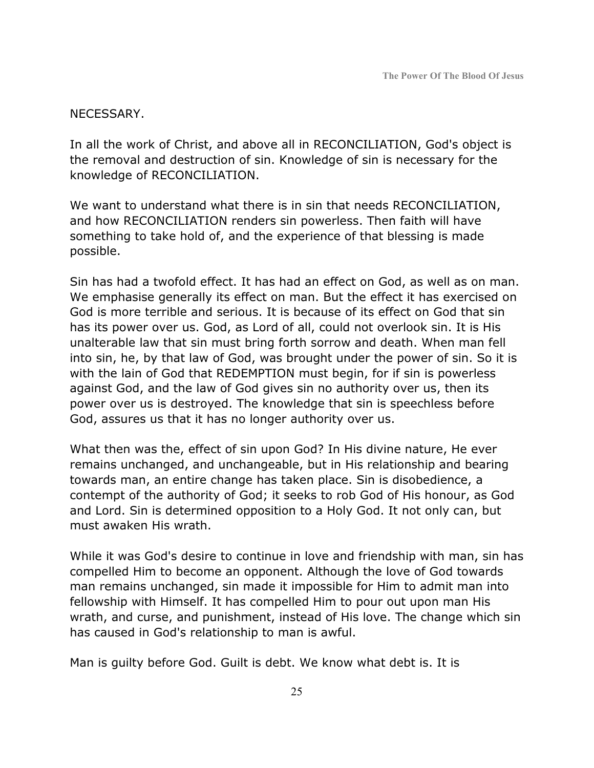NECESSARY.

In all the work of Christ, and above all in RECONCILIATION, God's object is the removal and destruction of sin. Knowledge of sin is necessary for the knowledge of RECONCILIATION.

We want to understand what there is in sin that needs RECONCILIATION, and how RECONCILIATION renders sin powerless. Then faith will have something to take hold of, and the experience of that blessing is made possible.

Sin has had a twofold effect. It has had an effect on God, as well as on man. We emphasise generally its effect on man. But the effect it has exercised on God is more terrible and serious. It is because of its effect on God that sin has its power over us. God, as Lord of all, could not overlook sin. It is His unalterable law that sin must bring forth sorrow and death. When man fell into sin, he, by that law of God, was brought under the power of sin. So it is with the lain of God that REDEMPTION must begin, for if sin is powerless against God, and the law of God gives sin no authority over us, then its power over us is destroyed. The knowledge that sin is speechless before God, assures us that it has no longer authority over us.

What then was the, effect of sin upon God? In His divine nature, He ever remains unchanged, and unchangeable, but in His relationship and bearing towards man, an entire change has taken place. Sin is disobedience, a contempt of the authority of God; it seeks to rob God of His honour, as God and Lord. Sin is determined opposition to a Holy God. It not only can, but must awaken His wrath.

While it was God's desire to continue in love and friendship with man, sin has compelled Him to become an opponent. Although the love of God towards man remains unchanged, sin made it impossible for Him to admit man into fellowship with Himself. It has compelled Him to pour out upon man His wrath, and curse, and punishment, instead of His love. The change which sin has caused in God's relationship to man is awful.

Man is guilty before God. Guilt is debt. We know what debt is. It is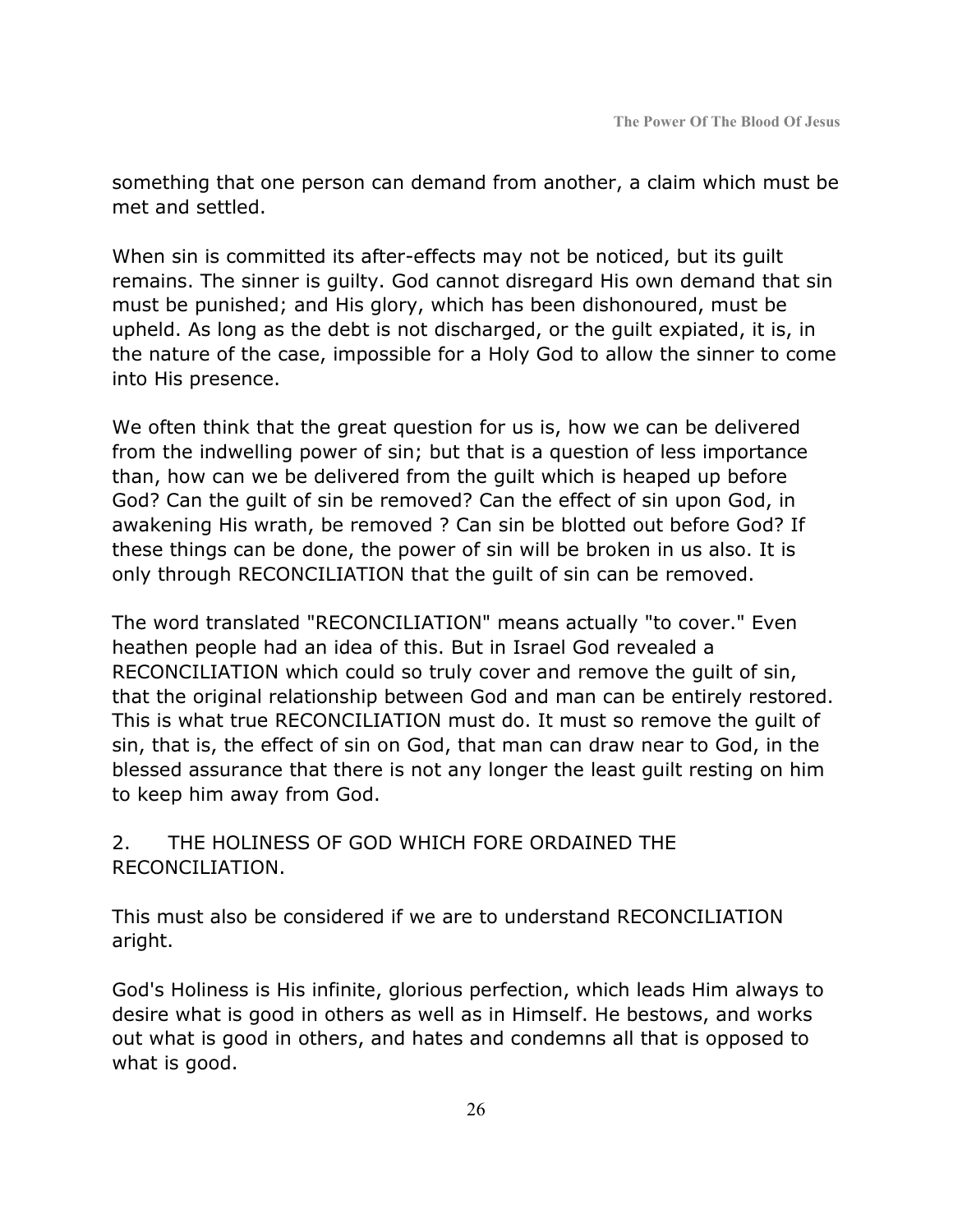something that one person can demand from another, a claim which must be met and settled.

When sin is committed its after-effects may not be noticed, but its guilt remains. The sinner is guilty. God cannot disregard His own demand that sin must be punished; and His glory, which has been dishonoured, must be upheld. As long as the debt is not discharged, or the guilt expiated, it is, in the nature of the case, impossible for a Holy God to allow the sinner to come into His presence.

We often think that the great question for us is, how we can be delivered from the indwelling power of sin; but that is a question of less importance than, how can we be delivered from the guilt which is heaped up before God? Can the guilt of sin be removed? Can the effect of sin upon God, in awakening His wrath, be removed ? Can sin be blotted out before God? If these things can be done, the power of sin will be broken in us also. It is only through RECONCILIATION that the guilt of sin can be removed.

The word translated "RECONCILIATION" means actually "to cover." Even heathen people had an idea of this. But in Israel God revealed a RECONCILIATION which could so truly cover and remove the guilt of sin, that the original relationship between God and man can be entirely restored. This is what true RECONCILIATION must do. It must so remove the guilt of sin, that is, the effect of sin on God, that man can draw near to God, in the blessed assurance that there is not any longer the least guilt resting on him to keep him away from God.

## 2. THE HOLINESS OF GOD WHICH FORE ORDAINED THE RECONCILIATION.

This must also be considered if we are to understand RECONCILIATION aright.

God's Holiness is His infinite, glorious perfection, which leads Him always to desire what is good in others as well as in Himself. He bestows, and works out what is good in others, and hates and condemns all that is opposed to what is good.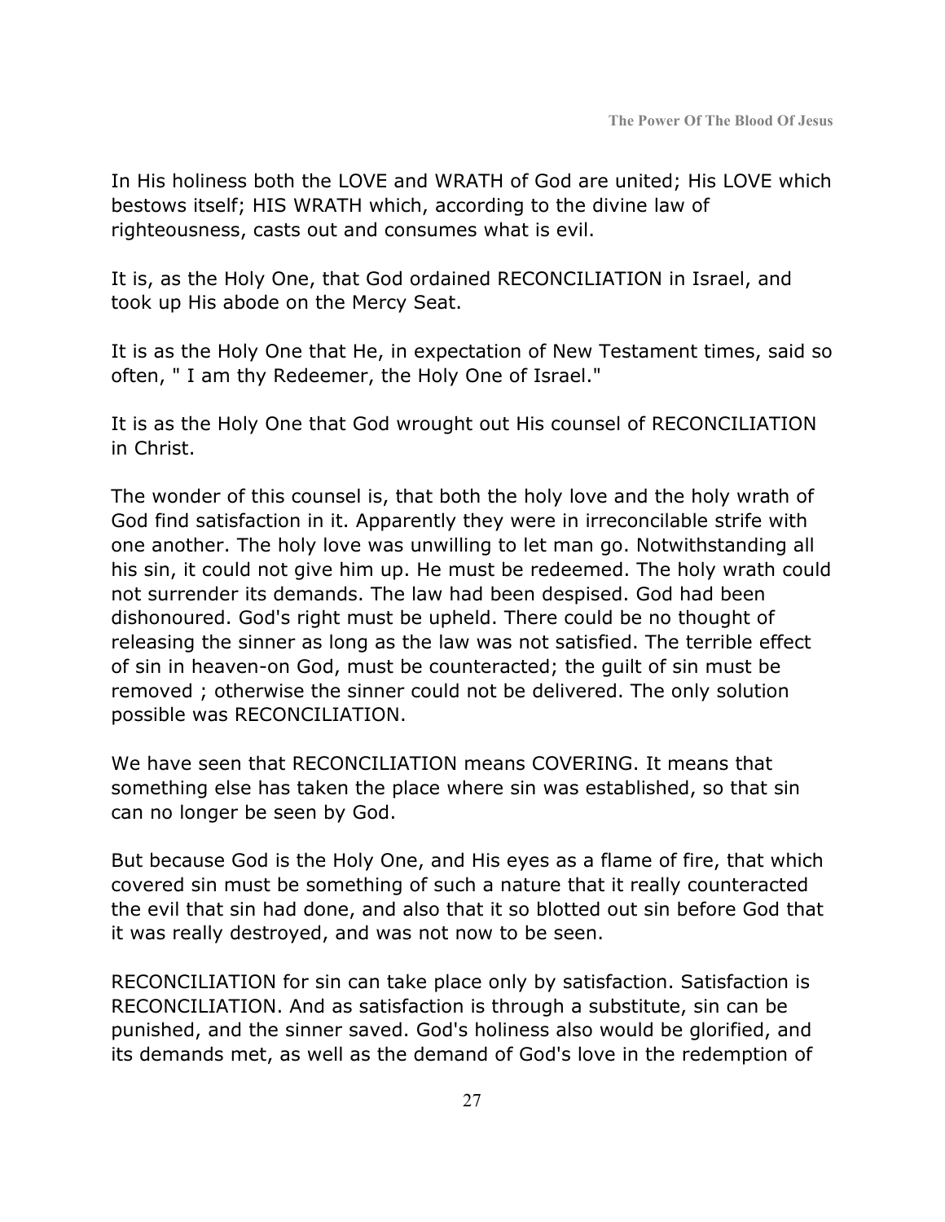In His holiness both the LOVE and WRATH of God are united; His LOVE which bestows itself; HIS WRATH which, according to the divine law of righteousness, casts out and consumes what is evil.

It is, as the Holy One, that God ordained RECONCILIATION in Israel, and took up His abode on the Mercy Seat.

It is as the Holy One that He, in expectation of New Testament times, said so often, " I am thy Redeemer, the Holy One of Israel."

It is as the Holy One that God wrought out His counsel of RECONCILIATION in Christ.

The wonder of this counsel is, that both the holy love and the holy wrath of God find satisfaction in it. Apparently they were in irreconcilable strife with one another. The holy love was unwilling to let man go. Notwithstanding all his sin, it could not give him up. He must be redeemed. The holy wrath could not surrender its demands. The law had been despised. God had been dishonoured. God's right must be upheld. There could be no thought of releasing the sinner as long as the law was not satisfied. The terrible effect of sin in heaven-on God, must be counteracted; the guilt of sin must be removed ; otherwise the sinner could not be delivered. The only solution possible was RECONCILIATION.

We have seen that RECONCILIATION means COVERING. It means that something else has taken the place where sin was established, so that sin can no longer be seen by God.

But because God is the Holy One, and His eyes as a flame of fire, that which covered sin must be something of such a nature that it really counteracted the evil that sin had done, and also that it so blotted out sin before God that it was really destroyed, and was not now to be seen.

RECONCILIATION for sin can take place only by satisfaction. Satisfaction is RECONCILIATION. And as satisfaction is through a substitute, sin can be punished, and the sinner saved. God's holiness also would be glorified, and its demands met, as well as the demand of God's love in the redemption of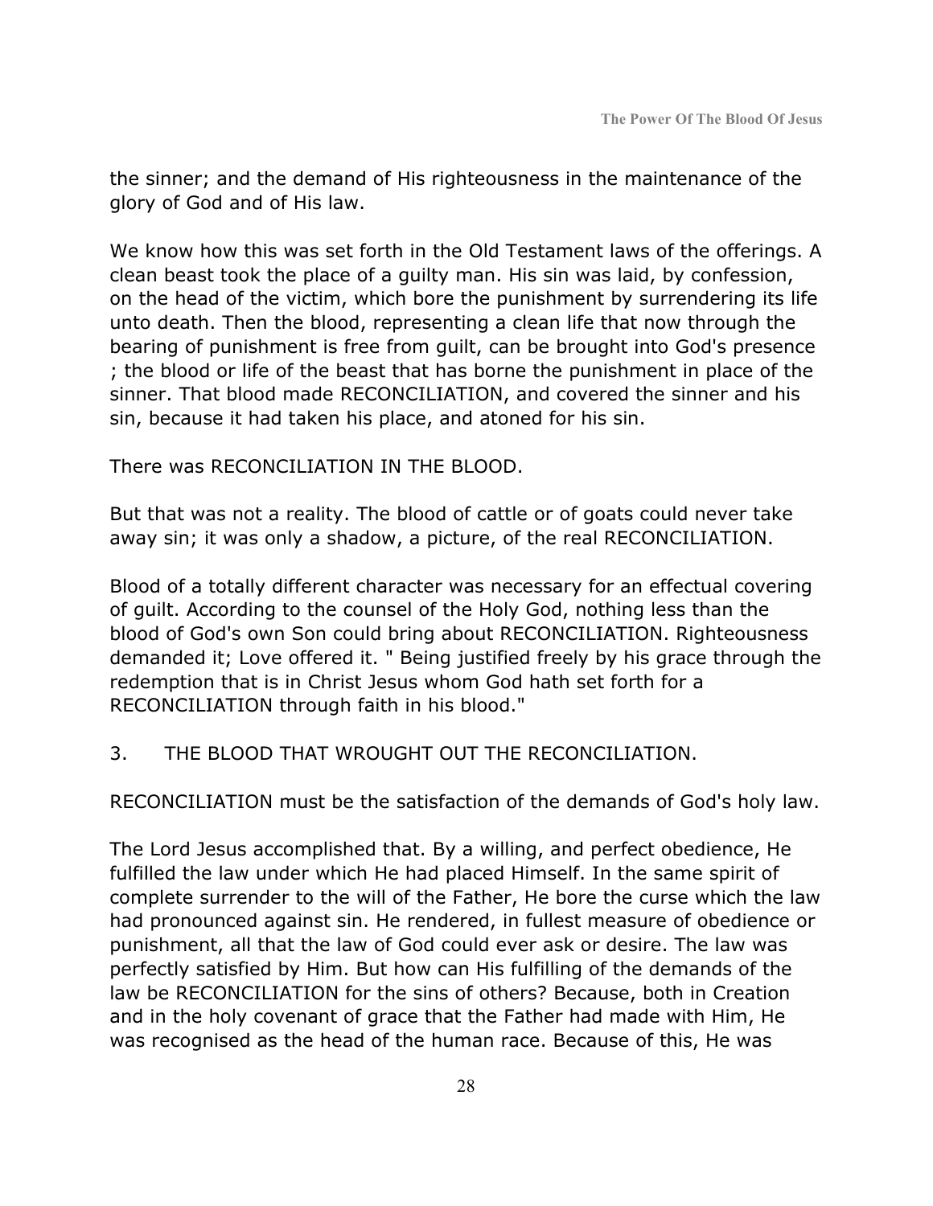the sinner; and the demand of His righteousness in the maintenance of the glory of God and of His law.

We know how this was set forth in the Old Testament laws of the offerings. A clean beast took the place of a guilty man. His sin was laid, by confession, on the head of the victim, which bore the punishment by surrendering its life unto death. Then the blood, representing a clean life that now through the bearing of punishment is free from guilt, can be brought into God's presence ; the blood or life of the beast that has borne the punishment in place of the sinner. That blood made RECONCILIATION, and covered the sinner and his sin, because it had taken his place, and atoned for his sin.

There was RECONCILIATION IN THE BLOOD.

But that was not a reality. The blood of cattle or of goats could never take away sin; it was only a shadow, a picture, of the real RECONCILIATION.

Blood of a totally different character was necessary for an effectual covering of guilt. According to the counsel of the Holy God, nothing less than the blood of God's own Son could bring about RECONCILIATION. Righteousness demanded it; Love offered it. " Being justified freely by his grace through the redemption that is in Christ Jesus whom God hath set forth for a RECONCILIATION through faith in his blood."

## 3. THE BLOOD THAT WROUGHT OUT THE RECONCILIATION.

RECONCILIATION must be the satisfaction of the demands of God's holy law.

The Lord Jesus accomplished that. By a willing, and perfect obedience, He fulfilled the law under which He had placed Himself. In the same spirit of complete surrender to the will of the Father, He bore the curse which the law had pronounced against sin. He rendered, in fullest measure of obedience or punishment, all that the law of God could ever ask or desire. The law was perfectly satisfied by Him. But how can His fulfilling of the demands of the law be RECONCILIATION for the sins of others? Because, both in Creation and in the holy covenant of grace that the Father had made with Him, He was recognised as the head of the human race. Because of this, He was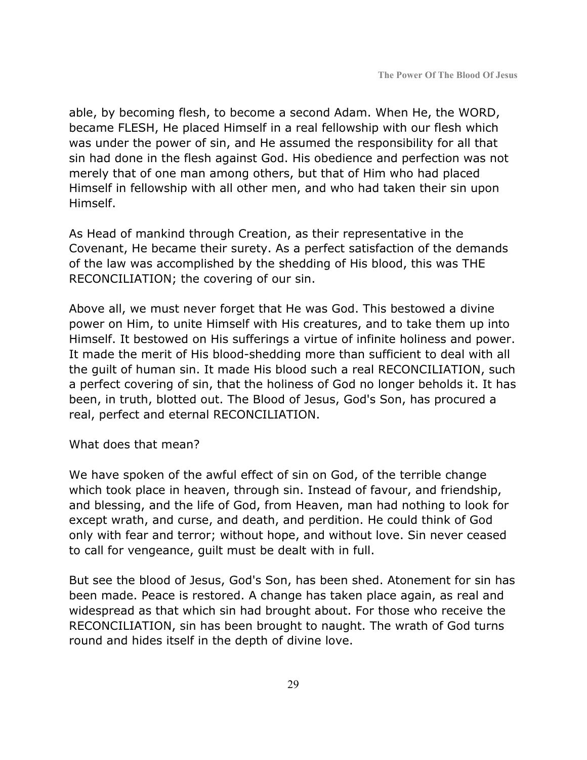able, by becoming flesh, to become a second Adam. When He, the WORD, became FLESH, He placed Himself in a real fellowship with our flesh which was under the power of sin, and He assumed the responsibility for all that sin had done in the flesh against God. His obedience and perfection was not merely that of one man among others, but that of Him who had placed Himself in fellowship with all other men, and who had taken their sin upon Himself.

As Head of mankind through Creation, as their representative in the Covenant, He became their surety. As a perfect satisfaction of the demands of the law was accomplished by the shedding of His blood, this was THE RECONCILIATION; the covering of our sin.

Above all, we must never forget that He was God. This bestowed a divine power on Him, to unite Himself with His creatures, and to take them up into Himself. It bestowed on His sufferings a virtue of infinite holiness and power. It made the merit of His blood-shedding more than sufficient to deal with all the guilt of human sin. It made His blood such a real RECONCILIATION, such a perfect covering of sin, that the holiness of God no longer beholds it. It has been, in truth, blotted out. The Blood of Jesus, God's Son, has procured a real, perfect and eternal RECONCILIATION.

What does that mean?

We have spoken of the awful effect of sin on God, of the terrible change which took place in heaven, through sin. Instead of favour, and friendship, and blessing, and the life of God, from Heaven, man had nothing to look for except wrath, and curse, and death, and perdition. He could think of God only with fear and terror; without hope, and without love. Sin never ceased to call for vengeance, guilt must be dealt with in full.

But see the blood of Jesus, God's Son, has been shed. Atonement for sin has been made. Peace is restored. A change has taken place again, as real and widespread as that which sin had brought about. For those who receive the RECONCILIATION, sin has been brought to naught. The wrath of God turns round and hides itself in the depth of divine love.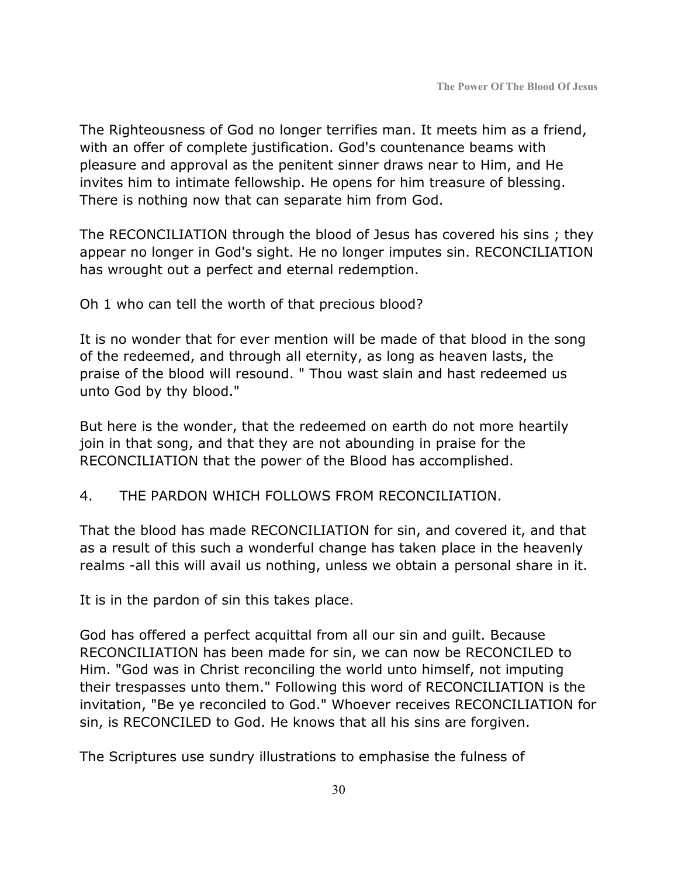The Righteousness of God no longer terrifies man. It meets him as a friend, with an offer of complete justification. God's countenance beams with pleasure and approval as the penitent sinner draws near to Him, and He invites him to intimate fellowship. He opens for him treasure of blessing. There is nothing now that can separate him from God.

The RECONCILIATION through the blood of Jesus has covered his sins ; they appear no longer in God's sight. He no longer imputes sin. RECONCILIATION has wrought out a perfect and eternal redemption.

Oh 1 who can tell the worth of that precious blood?

It is no wonder that for ever mention will be made of that blood in the song of the redeemed, and through all eternity, as long as heaven lasts, the praise of the blood will resound. " Thou wast slain and hast redeemed us unto God by thy blood."

But here is the wonder, that the redeemed on earth do not more heartily join in that song, and that they are not abounding in praise for the RECONCILIATION that the power of the Blood has accomplished.

## 4. THE PARDON WHICH FOLLOWS FROM RECONCILIATION.

That the blood has made RECONCILIATION for sin, and covered it, and that as a result of this such a wonderful change has taken place in the heavenly realms -all this will avail us nothing, unless we obtain a personal share in it.

It is in the pardon of sin this takes place.

God has offered a perfect acquittal from all our sin and guilt. Because RECONCILIATION has been made for sin, we can now be RECONCILED to Him. "God was in Christ reconciling the world unto himself, not imputing their trespasses unto them." Following this word of RECONCILIATION is the invitation, "Be ye reconciled to God." Whoever receives RECONCILIATION for sin, is RECONCILED to God. He knows that all his sins are forgiven.

The Scriptures use sundry illustrations to emphasise the fulness of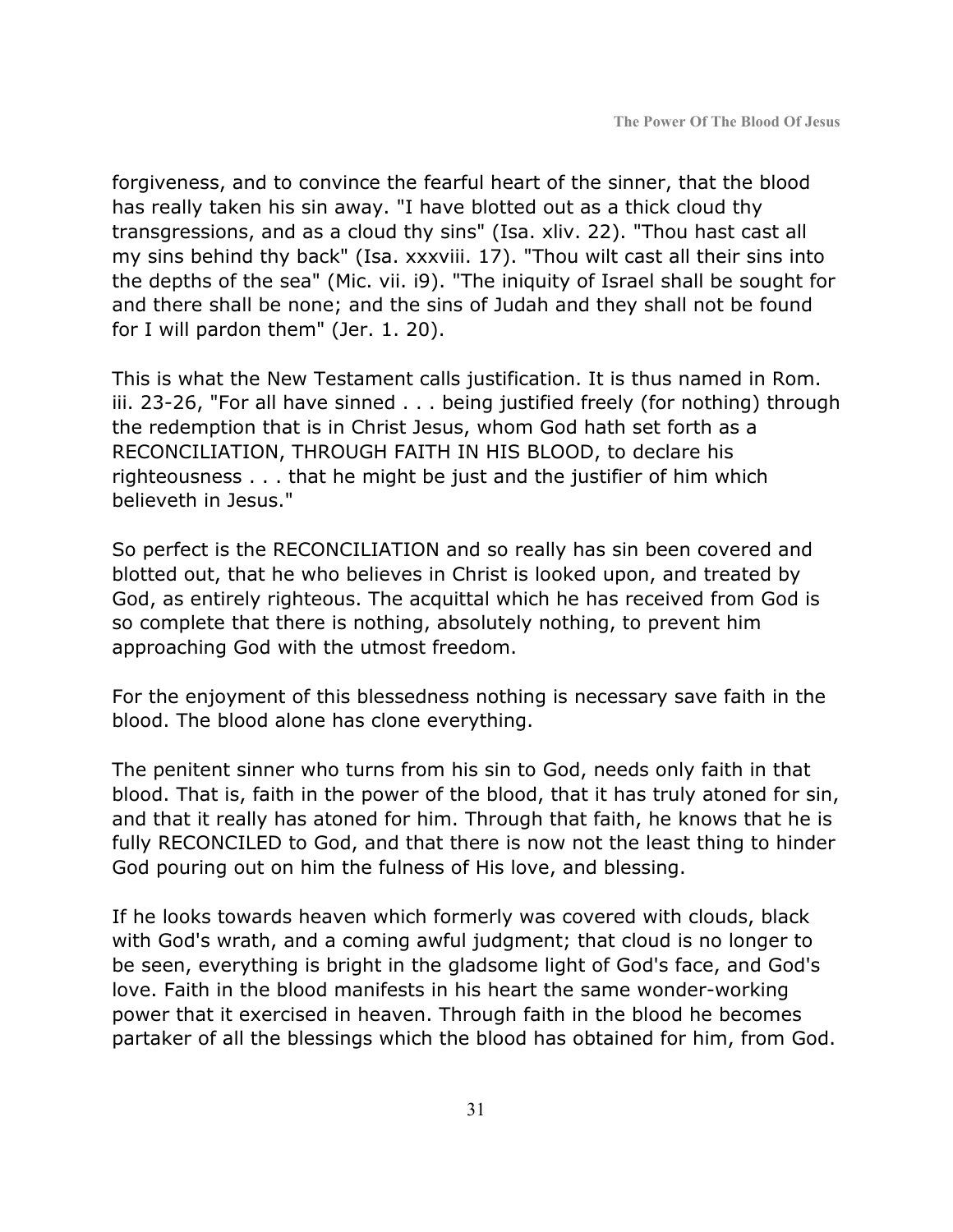forgiveness, and to convince the fearful heart of the sinner, that the blood has really taken his sin away. "I have blotted out as a thick cloud thy transgressions, and as a cloud thy sins" (Isa. xliv. 22). "Thou hast cast all my sins behind thy back" (Isa. xxxviii. 17). "Thou wilt cast all their sins into the depths of the sea" (Mic. vii. i9). "The iniquity of Israel shall be sought for and there shall be none; and the sins of Judah and they shall not be found for I will pardon them" (Jer. 1. 20).

This is what the New Testament calls justification. It is thus named in Rom. iii. 23-26, "For all have sinned . . . being justified freely (for nothing) through the redemption that is in Christ Jesus, whom God hath set forth as a RECONCILIATION, THROUGH FAITH IN HIS BLOOD, to declare his righteousness . . . that he might be just and the justifier of him which believeth in Jesus."

So perfect is the RECONCILIATION and so really has sin been covered and blotted out, that he who believes in Christ is looked upon, and treated by God, as entirely righteous. The acquittal which he has received from God is so complete that there is nothing, absolutely nothing, to prevent him approaching God with the utmost freedom.

For the enjoyment of this blessedness nothing is necessary save faith in the blood. The blood alone has clone everything.

The penitent sinner who turns from his sin to God, needs only faith in that blood. That is, faith in the power of the blood, that it has truly atoned for sin, and that it really has atoned for him. Through that faith, he knows that he is fully RECONCILED to God, and that there is now not the least thing to hinder God pouring out on him the fulness of His love, and blessing.

If he looks towards heaven which formerly was covered with clouds, black with God's wrath, and a coming awful judgment; that cloud is no longer to be seen, everything is bright in the gladsome light of God's face, and God's love. Faith in the blood manifests in his heart the same wonder-working power that it exercised in heaven. Through faith in the blood he becomes partaker of all the blessings which the blood has obtained for him, from God.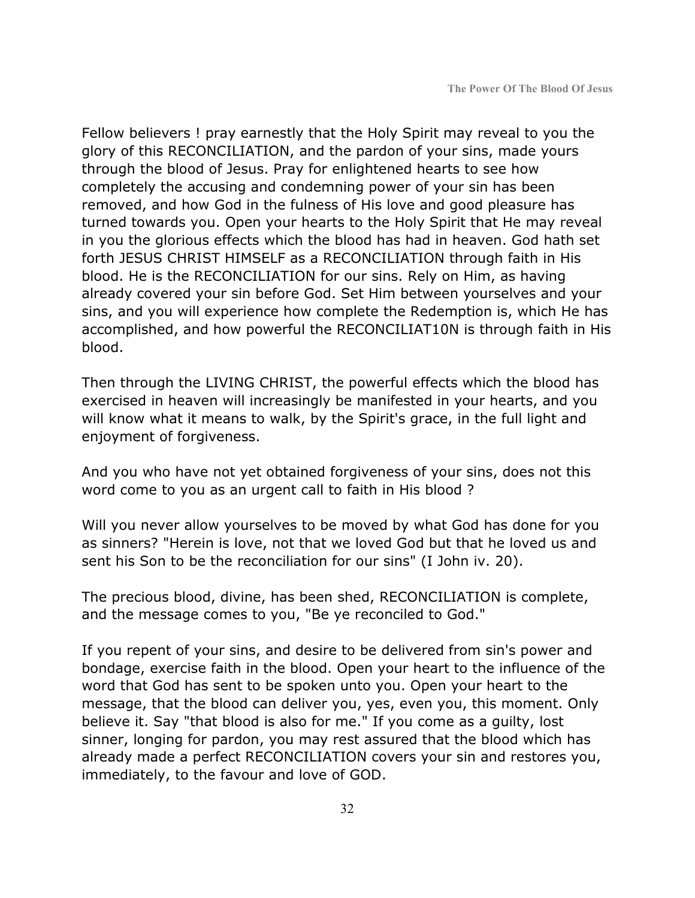Fellow believers ! pray earnestly that the Holy Spirit may reveal to you the glory of this RECONCILIATION, and the pardon of your sins, made yours through the blood of Jesus. Pray for enlightened hearts to see how completely the accusing and condemning power of your sin has been removed, and how God in the fulness of His love and good pleasure has turned towards you. Open your hearts to the Holy Spirit that He may reveal in you the glorious effects which the blood has had in heaven. God hath set forth JESUS CHRIST HIMSELF as a RECONCILIATION through faith in His blood. He is the RECONCILIATION for our sins. Rely on Him, as having already covered your sin before God. Set Him between yourselves and your sins, and you will experience how complete the Redemption is, which He has accomplished, and how powerful the RECONCILIAT10N is through faith in His blood.

Then through the LIVING CHRIST, the powerful effects which the blood has exercised in heaven will increasingly be manifested in your hearts, and you will know what it means to walk, by the Spirit's grace, in the full light and enjoyment of forgiveness.

And you who have not yet obtained forgiveness of your sins, does not this word come to you as an urgent call to faith in His blood ?

Will you never allow yourselves to be moved by what God has done for you as sinners? "Herein is love, not that we loved God but that he loved us and sent his Son to be the reconciliation for our sins" (I John iv. 20).

The precious blood, divine, has been shed, RECONCILIATION is complete, and the message comes to you, "Be ye reconciled to God."

If you repent of your sins, and desire to be delivered from sin's power and bondage, exercise faith in the blood. Open your heart to the influence of the word that God has sent to be spoken unto you. Open your heart to the message, that the blood can deliver you, yes, even you, this moment. Only believe it. Say "that blood is also for me." If you come as a guilty, lost sinner, longing for pardon, you may rest assured that the blood which has already made a perfect RECONCILIATION covers your sin and restores you, immediately, to the favour and love of GOD.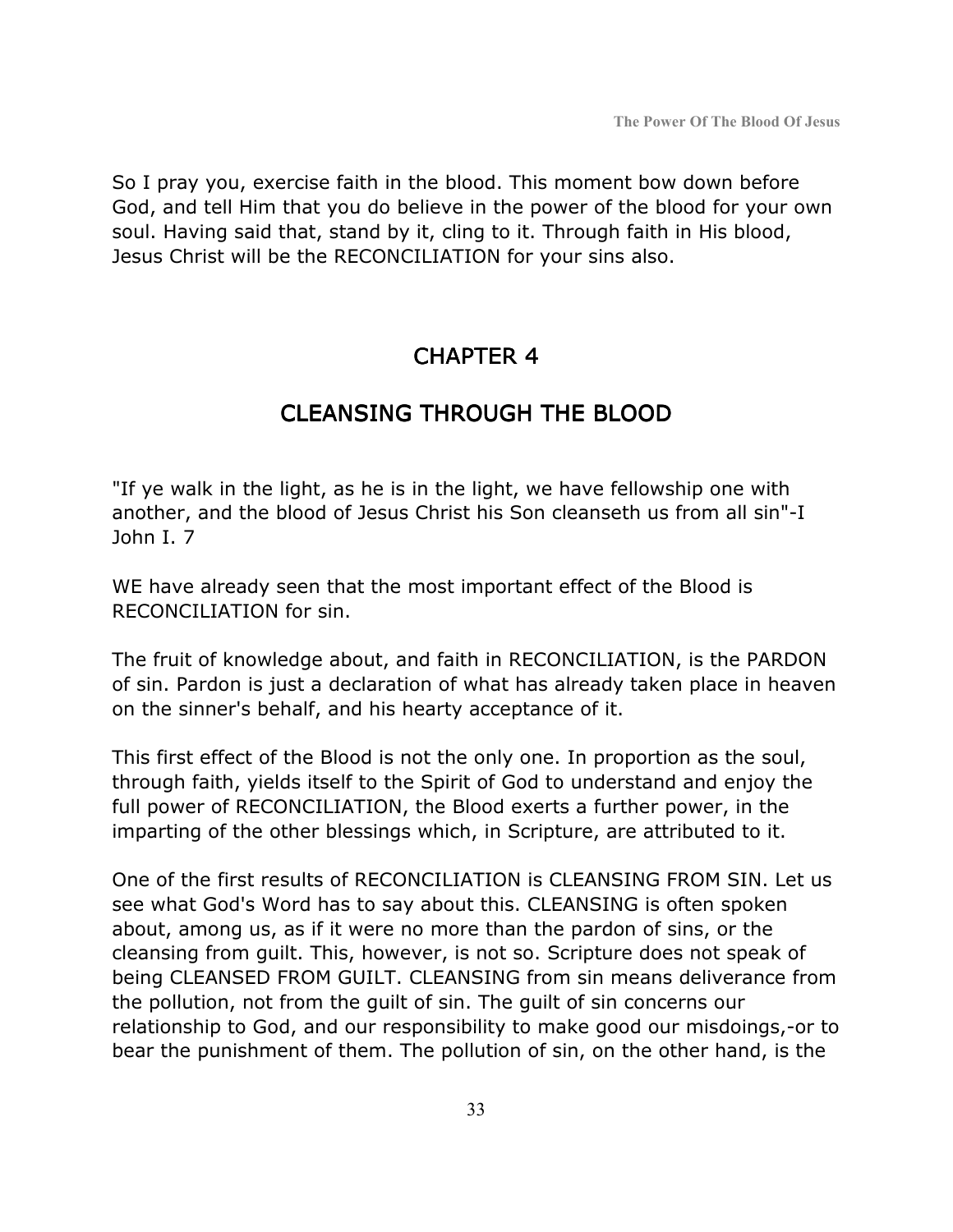So I pray you, exercise faith in the blood. This moment bow down before God, and tell Him that you do believe in the power of the blood for your own soul. Having said that, stand by it, cling to it. Through faith in His blood, Jesus Christ will be the RECONCILIATION for your sins also.

## CHAPTER 4

## CLEANSING THROUGH THE BLOOD

"If ye walk in the light, as he is in the light, we have fellowship one with another, and the blood of Jesus Christ his Son cleanseth us from all sin"-I John I. 7

WE have already seen that the most important effect of the Blood is RECONCILIATION for sin.

The fruit of knowledge about, and faith in RECONCILIATION, is the PARDON of sin. Pardon is just a declaration of what has already taken place in heaven on the sinner's behalf, and his hearty acceptance of it.

This first effect of the Blood is not the only one. In proportion as the soul, through faith, yields itself to the Spirit of God to understand and enjoy the full power of RECONCILIATION, the Blood exerts a further power, in the imparting of the other blessings which, in Scripture, are attributed to it.

One of the first results of RECONCILIATION is CLEANSING FROM SIN. Let us see what God's Word has to say about this. CLEANSING is often spoken about, among us, as if it were no more than the pardon of sins, or the cleansing from guilt. This, however, is not so. Scripture does not speak of being CLEANSED FROM GUILT. CLEANSING from sin means deliverance from the pollution, not from the guilt of sin. The guilt of sin concerns our relationship to God, and our responsibility to make good our misdoings,-or to bear the punishment of them. The pollution of sin, on the other hand, is the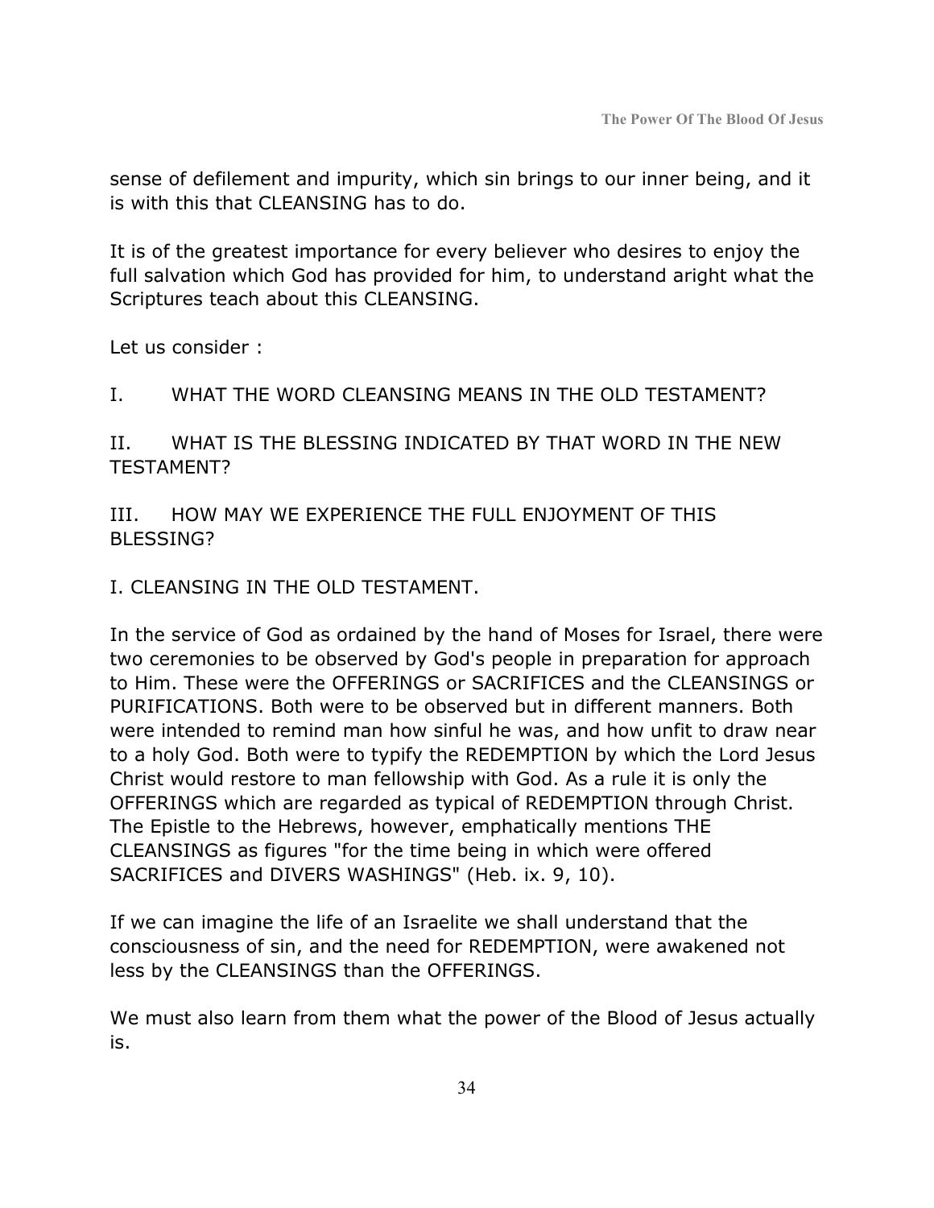sense of defilement and impurity, which sin brings to our inner being, and it is with this that CLEANSING has to do.

It is of the greatest importance for every believer who desires to enjoy the full salvation which God has provided for him, to understand aright what the Scriptures teach about this CLEANSING.

Let us consider :

I. WHAT THE WORD CLEANSING MEANS IN THE OLD TESTAMENT?

II. WHAT IS THE BLESSING INDICATED BY THAT WORD IN THE NEW TESTAMENT?

III. HOW MAY WE EXPERIENCE THE FULL ENJOYMENT OF THIS BLESSING?

## I. CLEANSING IN THE OLD TESTAMENT.

In the service of God as ordained by the hand of Moses for Israel, there were two ceremonies to be observed by God's people in preparation for approach to Him. These were the OFFERINGS or SACRIFICES and the CLEANSINGS or PURIFICATIONS. Both were to be observed but in different manners. Both were intended to remind man how sinful he was, and how unfit to draw near to a holy God. Both were to typify the REDEMPTION by which the Lord Jesus Christ would restore to man fellowship with God. As a rule it is only the OFFERINGS which are regarded as typical of REDEMPTION through Christ. The Epistle to the Hebrews, however, emphatically mentions THE CLEANSINGS as figures "for the time being in which were offered SACRIFICES and DIVERS WASHINGS" (Heb. ix. 9, 10).

If we can imagine the life of an Israelite we shall understand that the consciousness of sin, and the need for REDEMPTION, were awakened not less by the CLEANSINGS than the OFFERINGS.

We must also learn from them what the power of the Blood of Jesus actually is.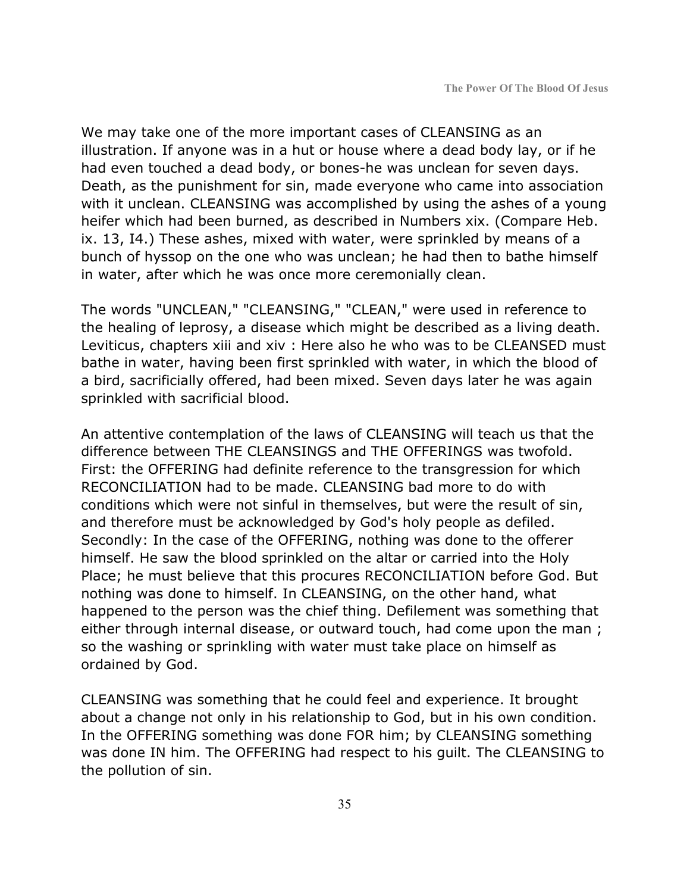We may take one of the more important cases of CLEANSING as an illustration. If anyone was in a hut or house where a dead body lay, or if he had even touched a dead body, or bones-he was unclean for seven days. Death, as the punishment for sin, made everyone who came into association with it unclean. CLEANSING was accomplished by using the ashes of a young heifer which had been burned, as described in Numbers xix. (Compare Heb. ix. 13, I4.) These ashes, mixed with water, were sprinkled by means of a bunch of hyssop on the one who was unclean; he had then to bathe himself in water, after which he was once more ceremonially clean.

The words "UNCLEAN," "CLEANSING," "CLEAN," were used in reference to the healing of leprosy, a disease which might be described as a living death. Leviticus, chapters xiii and xiv : Here also he who was to be CLEANSED must bathe in water, having been first sprinkled with water, in which the blood of a bird, sacrificially offered, had been mixed. Seven days later he was again sprinkled with sacrificial blood.

An attentive contemplation of the laws of CLEANSING will teach us that the difference between THE CLEANSINGS and THE OFFERINGS was twofold. First: the OFFERING had definite reference to the transgression for which RECONCILIATION had to be made. CLEANSING bad more to do with conditions which were not sinful in themselves, but were the result of sin, and therefore must be acknowledged by God's holy people as defiled. Secondly: In the case of the OFFERING, nothing was done to the offerer himself. He saw the blood sprinkled on the altar or carried into the Holy Place; he must believe that this procures RECONCILIATION before God. But nothing was done to himself. In CLEANSING, on the other hand, what happened to the person was the chief thing. Defilement was something that either through internal disease, or outward touch, had come upon the man ; so the washing or sprinkling with water must take place on himself as ordained by God.

CLEANSING was something that he could feel and experience. It brought about a change not only in his relationship to God, but in his own condition. In the OFFERING something was done FOR him; by CLEANSING something was done IN him. The OFFERING had respect to his guilt. The CLEANSING to the pollution of sin.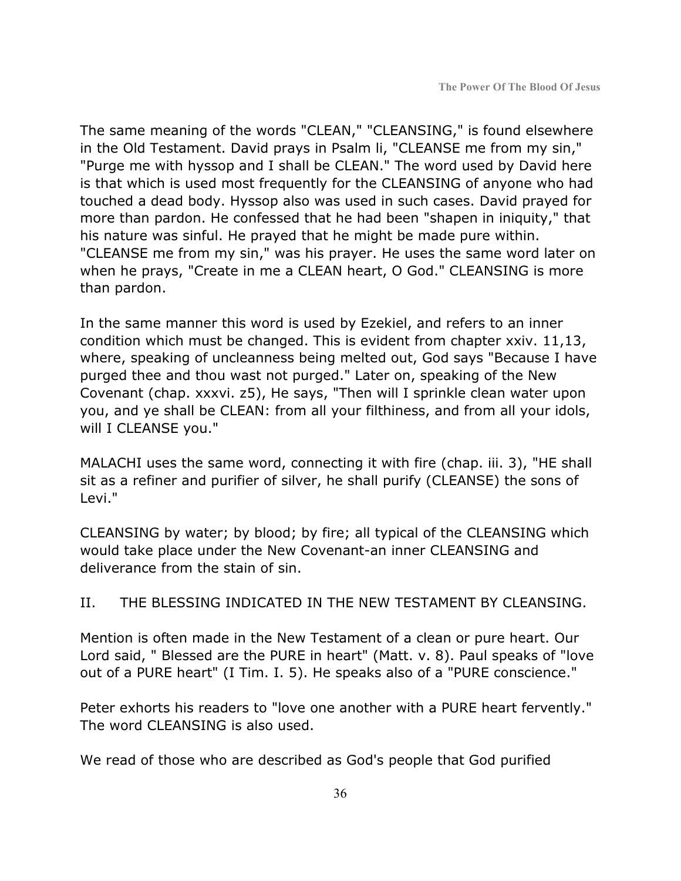The same meaning of the words "CLEAN," "CLEANSING," is found elsewhere in the Old Testament. David prays in Psalm li, "CLEANSE me from my sin," "Purge me with hyssop and I shall be CLEAN." The word used by David here is that which is used most frequently for the CLEANSING of anyone who had touched a dead body. Hyssop also was used in such cases. David prayed for more than pardon. He confessed that he had been "shapen in iniquity," that his nature was sinful. He prayed that he might be made pure within. "CLEANSE me from my sin," was his prayer. He uses the same word later on when he prays, "Create in me a CLEAN heart, O God." CLEANSING is more than pardon.

In the same manner this word is used by Ezekiel, and refers to an inner condition which must be changed. This is evident from chapter xxiv. 11,13, where, speaking of uncleanness being melted out, God says "Because I have purged thee and thou wast not purged." Later on, speaking of the New Covenant (chap. xxxvi. z5), He says, "Then will I sprinkle clean water upon you, and ye shall be CLEAN: from all your filthiness, and from all your idols, will I CLEANSE you."

MALACHI uses the same word, connecting it with fire (chap. iii. 3), "HE shall sit as a refiner and purifier of silver, he shall purify (CLEANSE) the sons of Levi."

CLEANSING by water; by blood; by fire; all typical of the CLEANSING which would take place under the New Covenant-an inner CLEANSING and deliverance from the stain of sin.

## II. THE BLESSING INDICATED IN THE NEW TESTAMENT BY CLEANSING.

Mention is often made in the New Testament of a clean or pure heart. Our Lord said, " Blessed are the PURE in heart" (Matt. v. 8). Paul speaks of "love out of a PURE heart" (I Tim. I. 5). He speaks also of a "PURE conscience."

Peter exhorts his readers to "love one another with a PURE heart fervently." The word CLEANSING is also used.

We read of those who are described as God's people that God purified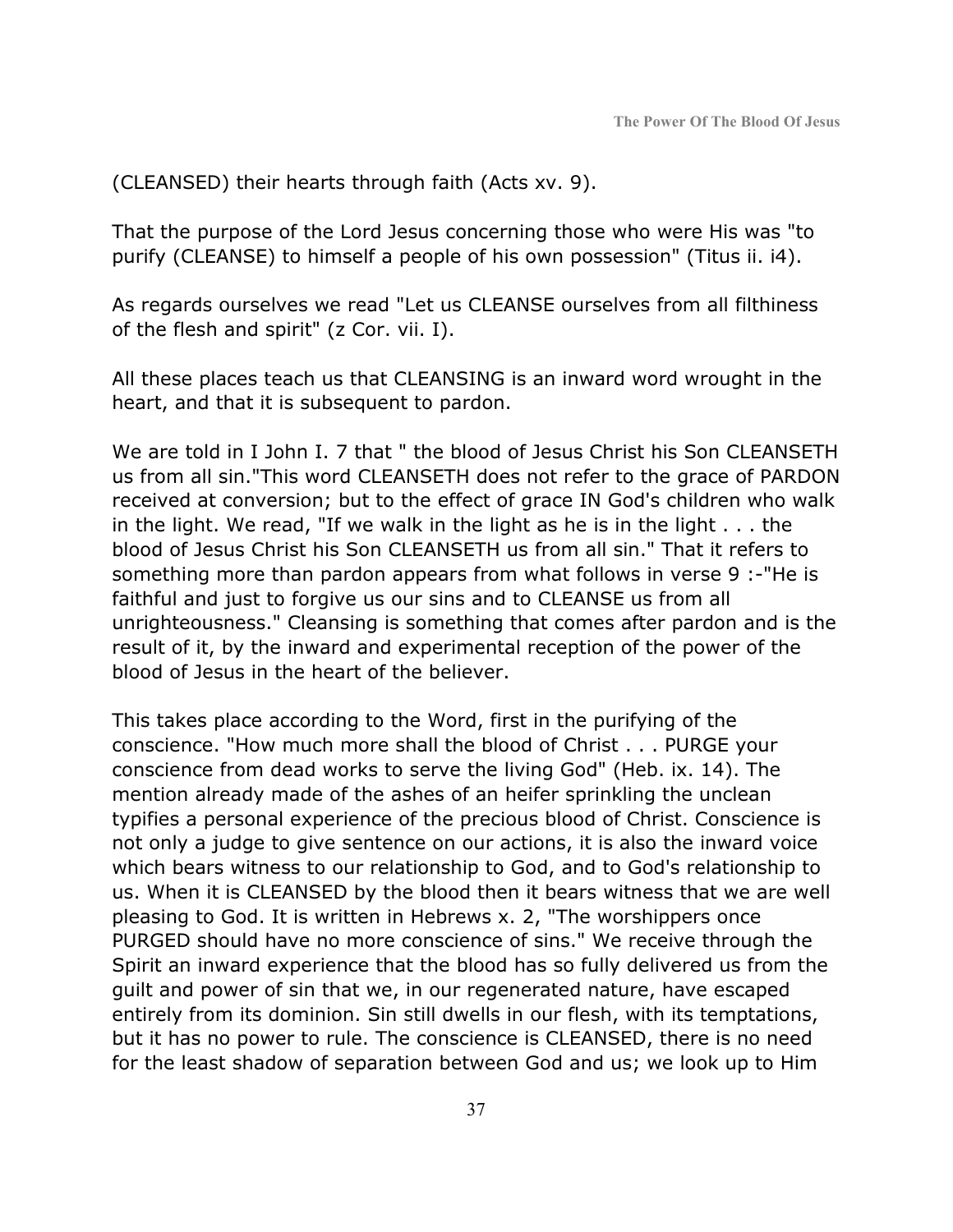(CLEANSED) their hearts through faith (Acts xv. 9).

That the purpose of the Lord Jesus concerning those who were His was "to purify (CLEANSE) to himself a people of his own possession" (Titus ii. i4).

As regards ourselves we read "Let us CLEANSE ourselves from all filthiness of the flesh and spirit" (z Cor. vii. I).

All these places teach us that CLEANSING is an inward word wrought in the heart, and that it is subsequent to pardon.

We are told in I John I. 7 that " the blood of Jesus Christ his Son CLEANSETH us from all sin."This word CLEANSETH does not refer to the grace of PARDON received at conversion; but to the effect of grace IN God's children who walk in the light. We read, "If we walk in the light as he is in the light . . . the blood of Jesus Christ his Son CLEANSETH us from all sin." That it refers to something more than pardon appears from what follows in verse 9 :-"He is faithful and just to forgive us our sins and to CLEANSE us from all unrighteousness." Cleansing is something that comes after pardon and is the result of it, by the inward and experimental reception of the power of the blood of Jesus in the heart of the believer.

This takes place according to the Word, first in the purifying of the conscience. "How much more shall the blood of Christ . . . PURGE your conscience from dead works to serve the living God" (Heb. ix. 14). The mention already made of the ashes of an heifer sprinkling the unclean typifies a personal experience of the precious blood of Christ. Conscience is not only a judge to give sentence on our actions, it is also the inward voice which bears witness to our relationship to God, and to God's relationship to us. When it is CLEANSED by the blood then it bears witness that we are well pleasing to God. It is written in Hebrews x. 2, "The worshippers once PURGED should have no more conscience of sins." We receive through the Spirit an inward experience that the blood has so fully delivered us from the guilt and power of sin that we, in our regenerated nature, have escaped entirely from its dominion. Sin still dwells in our flesh, with its temptations, but it has no power to rule. The conscience is CLEANSED, there is no need for the least shadow of separation between God and us; we look up to Him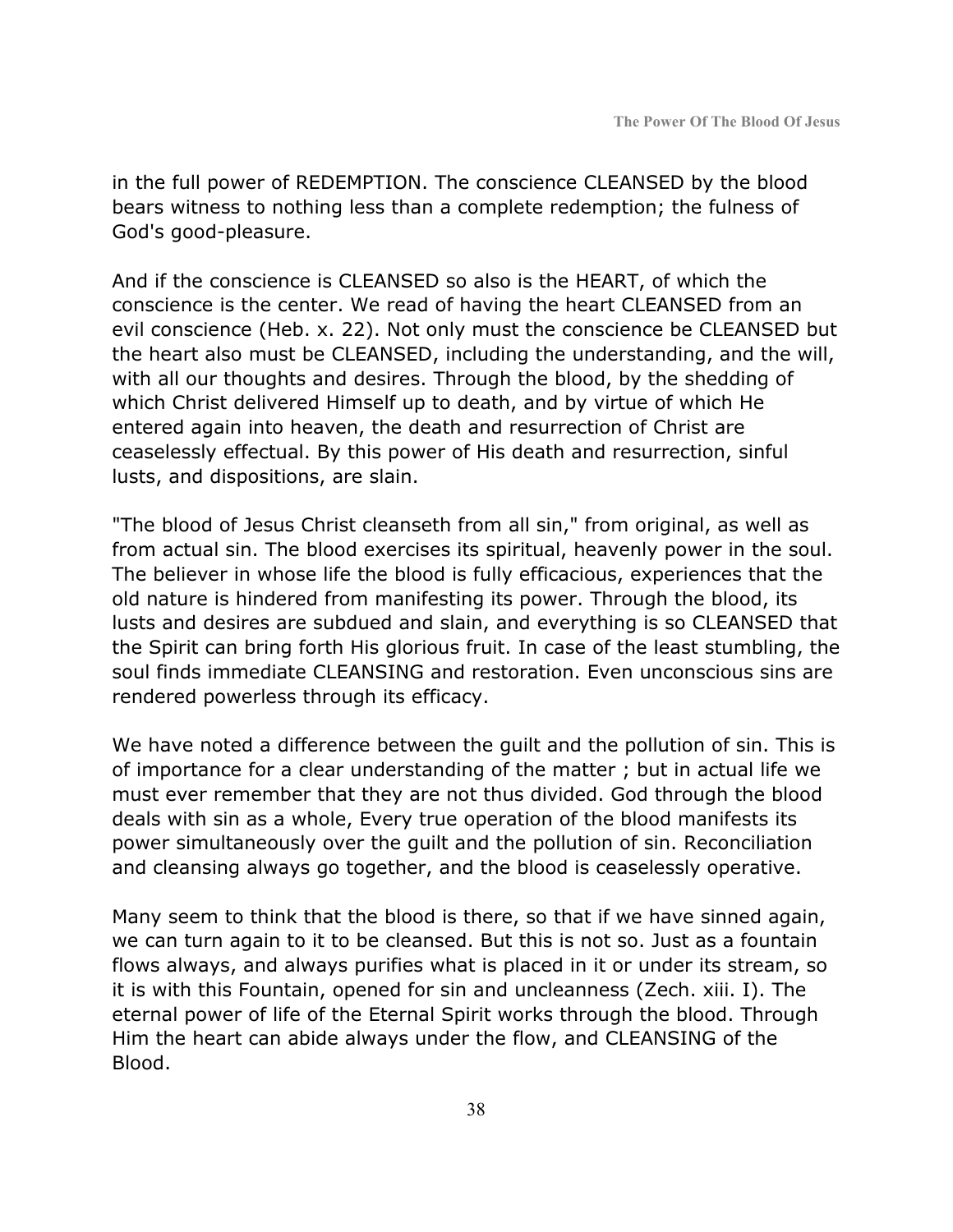in the full power of REDEMPTION. The conscience CLEANSED by the blood bears witness to nothing less than a complete redemption; the fulness of God's good-pleasure.

And if the conscience is CLEANSED so also is the HEART, of which the conscience is the center. We read of having the heart CLEANSED from an evil conscience (Heb. x. 22). Not only must the conscience be CLEANSED but the heart also must be CLEANSED, including the understanding, and the will, with all our thoughts and desires. Through the blood, by the shedding of which Christ delivered Himself up to death, and by virtue of which He entered again into heaven, the death and resurrection of Christ are ceaselessly effectual. By this power of His death and resurrection, sinful lusts, and dispositions, are slain.

"The blood of Jesus Christ cleanseth from all sin," from original, as well as from actual sin. The blood exercises its spiritual, heavenly power in the soul. The believer in whose life the blood is fully efficacious, experiences that the old nature is hindered from manifesting its power. Through the blood, its lusts and desires are subdued and slain, and everything is so CLEANSED that the Spirit can bring forth His glorious fruit. In case of the least stumbling, the soul finds immediate CLEANSING and restoration. Even unconscious sins are rendered powerless through its efficacy.

We have noted a difference between the guilt and the pollution of sin. This is of importance for a clear understanding of the matter ; but in actual life we must ever remember that they are not thus divided. God through the blood deals with sin as a whole, Every true operation of the blood manifests its power simultaneously over the guilt and the pollution of sin. Reconciliation and cleansing always go together, and the blood is ceaselessly operative.

Many seem to think that the blood is there, so that if we have sinned again, we can turn again to it to be cleansed. But this is not so. Just as a fountain flows always, and always purifies what is placed in it or under its stream, so it is with this Fountain, opened for sin and uncleanness (Zech. xiii. I). The eternal power of life of the Eternal Spirit works through the blood. Through Him the heart can abide always under the flow, and CLEANSING of the Blood.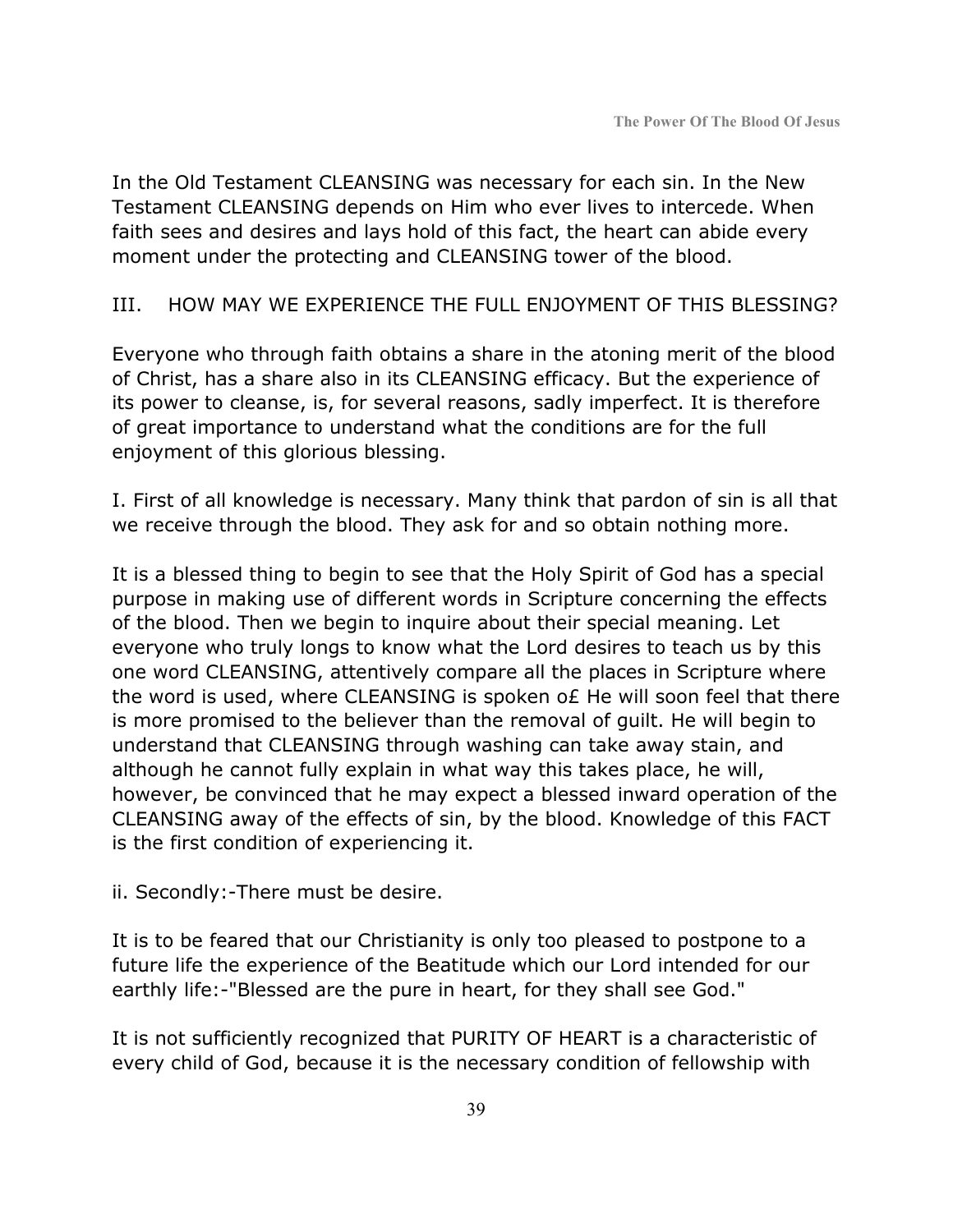In the Old Testament CLEANSING was necessary for each sin. In the New Testament CLEANSING depends on Him who ever lives to intercede. When faith sees and desires and lays hold of this fact, the heart can abide every moment under the protecting and CLEANSING tower of the blood.

III. HOW MAY WE EXPERIENCE THE FULL ENJOYMENT OF THIS BLESSING?

Everyone who through faith obtains a share in the atoning merit of the blood of Christ, has a share also in its CLEANSING efficacy. But the experience of its power to cleanse, is, for several reasons, sadly imperfect. It is therefore of great importance to understand what the conditions are for the full enjoyment of this glorious blessing.

I. First of all knowledge is necessary. Many think that pardon of sin is all that we receive through the blood. They ask for and so obtain nothing more.

It is a blessed thing to begin to see that the Holy Spirit of God has a special purpose in making use of different words in Scripture concerning the effects of the blood. Then we begin to inquire about their special meaning. Let everyone who truly longs to know what the Lord desires to teach us by this one word CLEANSING, attentively compare all the places in Scripture where the word is used, where CLEANSING is spoken o£ He will soon feel that there is more promised to the believer than the removal of guilt. He will begin to understand that CLEANSING through washing can take away stain, and although he cannot fully explain in what way this takes place, he will, however, be convinced that he may expect a blessed inward operation of the CLEANSING away of the effects of sin, by the blood. Knowledge of this FACT is the first condition of experiencing it.

ii. Secondly:-There must be desire.

It is to be feared that our Christianity is only too pleased to postpone to a future life the experience of the Beatitude which our Lord intended for our earthly life:-"Blessed are the pure in heart, for they shall see God."

It is not sufficiently recognized that PURITY OF HEART is a characteristic of every child of God, because it is the necessary condition of fellowship with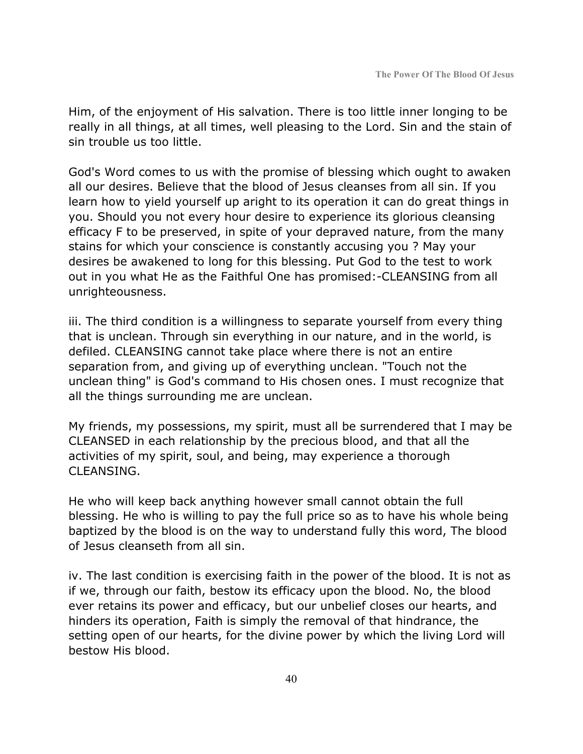Him, of the enjoyment of His salvation. There is too little inner longing to be really in all things, at all times, well pleasing to the Lord. Sin and the stain of sin trouble us too little.

God's Word comes to us with the promise of blessing which ought to awaken all our desires. Believe that the blood of Jesus cleanses from all sin. If you learn how to yield yourself up aright to its operation it can do great things in you. Should you not every hour desire to experience its glorious cleansing efficacy F to be preserved, in spite of your depraved nature, from the many stains for which your conscience is constantly accusing you ? May your desires be awakened to long for this blessing. Put God to the test to work out in you what He as the Faithful One has promised:-CLEANSING from all unrighteousness.

iii. The third condition is a willingness to separate yourself from every thing that is unclean. Through sin everything in our nature, and in the world, is defiled. CLEANSING cannot take place where there is not an entire separation from, and giving up of everything unclean. "Touch not the unclean thing" is God's command to His chosen ones. I must recognize that all the things surrounding me are unclean.

My friends, my possessions, my spirit, must all be surrendered that I may be CLEANSED in each relationship by the precious blood, and that all the activities of my spirit, soul, and being, may experience a thorough CLEANSING.

He who will keep back anything however small cannot obtain the full blessing. He who is willing to pay the full price so as to have his whole being baptized by the blood is on the way to understand fully this word, The blood of Jesus cleanseth from all sin.

iv. The last condition is exercising faith in the power of the blood. It is not as if we, through our faith, bestow its efficacy upon the blood. No, the blood ever retains its power and efficacy, but our unbelief closes our hearts, and hinders its operation, Faith is simply the removal of that hindrance, the setting open of our hearts, for the divine power by which the living Lord will bestow His blood.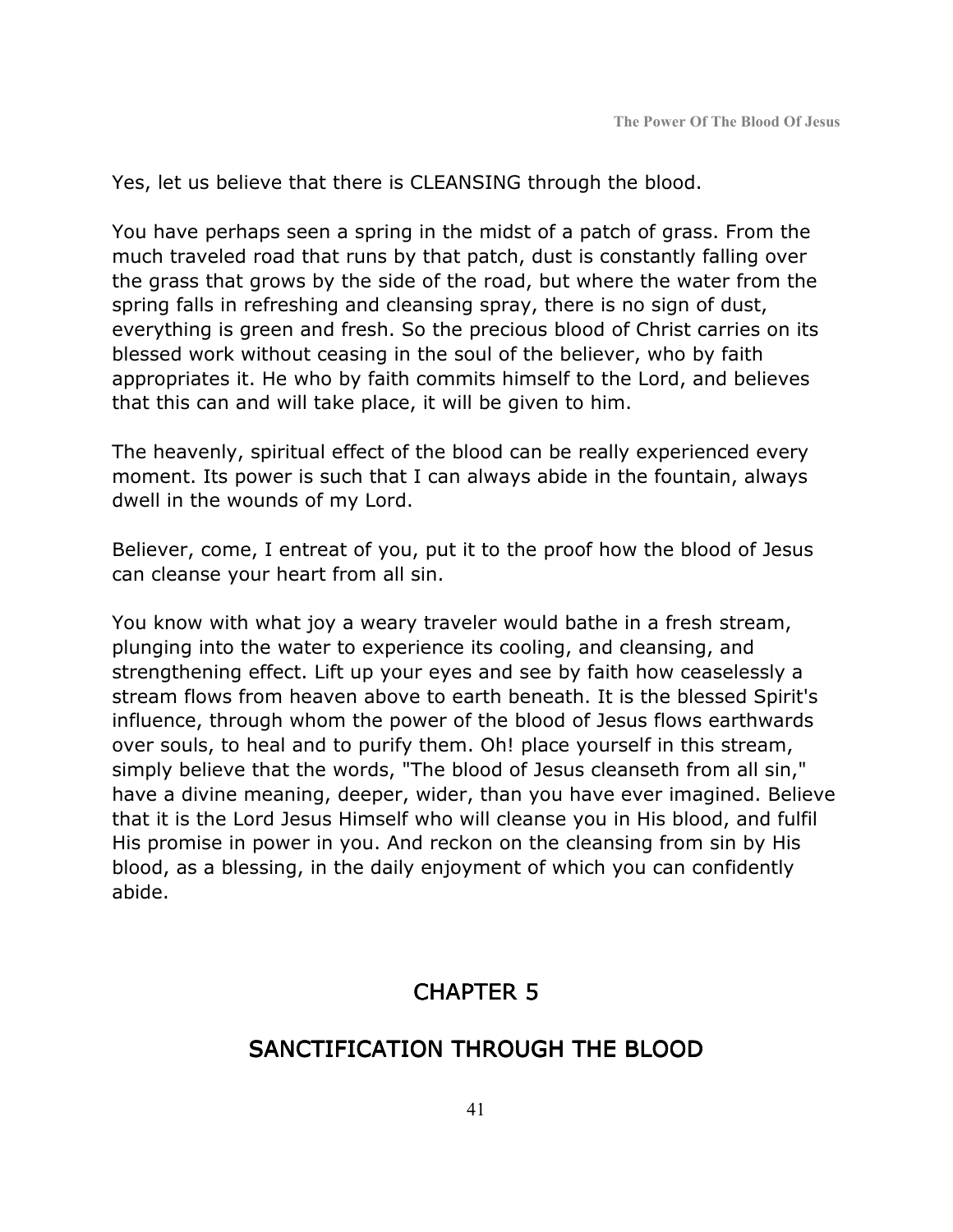Yes, let us believe that there is CLEANSING through the blood.

You have perhaps seen a spring in the midst of a patch of grass. From the much traveled road that runs by that patch, dust is constantly falling over the grass that grows by the side of the road, but where the water from the spring falls in refreshing and cleansing spray, there is no sign of dust, everything is green and fresh. So the precious blood of Christ carries on its blessed work without ceasing in the soul of the believer, who by faith appropriates it. He who by faith commits himself to the Lord, and believes that this can and will take place, it will be given to him.

The heavenly, spiritual effect of the blood can be really experienced every moment. Its power is such that I can always abide in the fountain, always dwell in the wounds of my Lord.

Believer, come, I entreat of you, put it to the proof how the blood of Jesus can cleanse your heart from all sin.

You know with what joy a weary traveler would bathe in a fresh stream, plunging into the water to experience its cooling, and cleansing, and strengthening effect. Lift up your eyes and see by faith how ceaselessly a stream flows from heaven above to earth beneath. It is the blessed Spirit's influence, through whom the power of the blood of Jesus flows earthwards over souls, to heal and to purify them. Oh! place yourself in this stream, simply believe that the words, "The blood of Jesus cleanseth from all sin," have a divine meaning, deeper, wider, than you have ever imagined. Believe that it is the Lord Jesus Himself who will cleanse you in His blood, and fulfil His promise in power in you. And reckon on the cleansing from sin by His blood, as a blessing, in the daily enjoyment of which you can confidently abide.

## CHAPTER 5

## SANCTIFICATION THROUGH THE BLOOD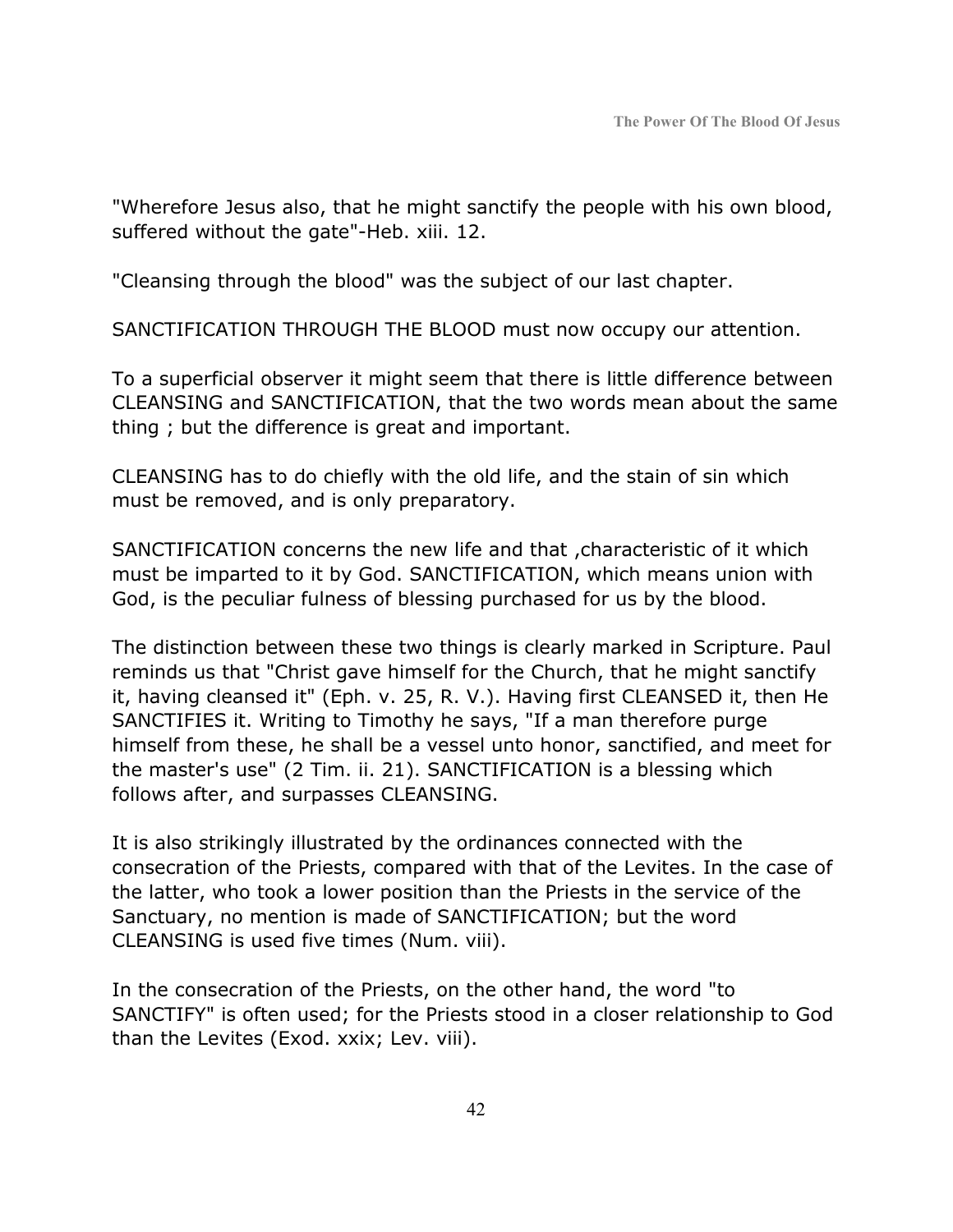"Wherefore Jesus also, that he might sanctify the people with his own blood, suffered without the gate"-Heb. xiii. 12.

"Cleansing through the blood" was the subject of our last chapter.

SANCTIFICATION THROUGH THE BLOOD must now occupy our attention.

To a superficial observer it might seem that there is little difference between CLEANSING and SANCTIFICATION, that the two words mean about the same thing ; but the difference is great and important.

CLEANSING has to do chiefly with the old life, and the stain of sin which must be removed, and is only preparatory.

SANCTIFICATION concerns the new life and that ,characteristic of it which must be imparted to it by God. SANCTIFICATION, which means union with God, is the peculiar fulness of blessing purchased for us by the blood.

The distinction between these two things is clearly marked in Scripture. Paul reminds us that "Christ gave himself for the Church, that he might sanctify it, having cleansed it" (Eph. v. 25, R. V.). Having first CLEANSED it, then He SANCTIFIES it. Writing to Timothy he says, "If a man therefore purge himself from these, he shall be a vessel unto honor, sanctified, and meet for the master's use" (2 Tim. ii. 21). SANCTIFICATION is a blessing which follows after, and surpasses CLEANSING.

It is also strikingly illustrated by the ordinances connected with the consecration of the Priests, compared with that of the Levites. In the case of the latter, who took a lower position than the Priests in the service of the Sanctuary, no mention is made of SANCTIFICATION; but the word CLEANSING is used five times (Num. viii).

In the consecration of the Priests, on the other hand, the word "to SANCTIFY" is often used; for the Priests stood in a closer relationship to God than the Levites (Exod. xxix; Lev. viii).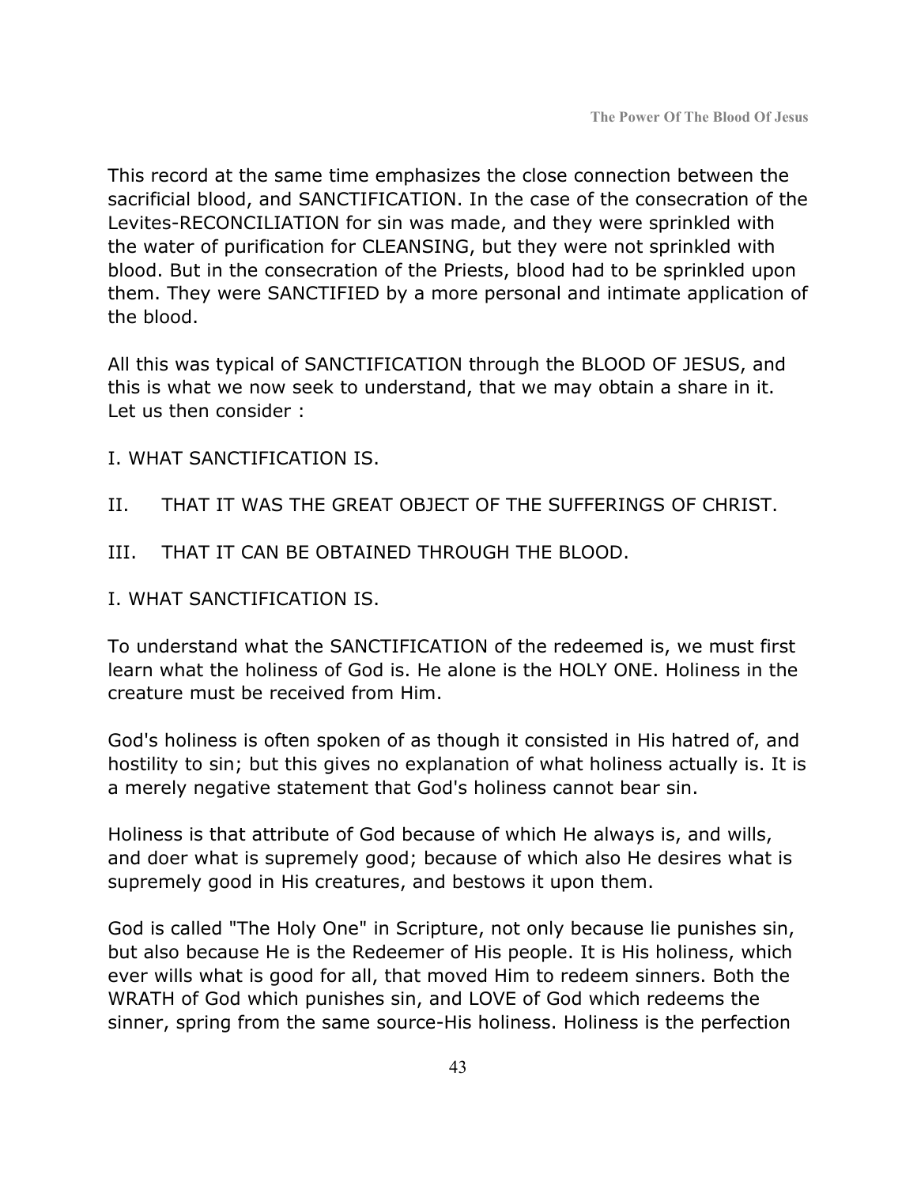This record at the same time emphasizes the close connection between the sacrificial blood, and SANCTIFICATION. In the case of the consecration of the Levites-RECONCILIATION for sin was made, and they were sprinkled with the water of purification for CLEANSING, but they were not sprinkled with blood. But in the consecration of the Priests, blood had to be sprinkled upon them. They were SANCTIFIED by a more personal and intimate application of the blood.

All this was typical of SANCTIFICATION through the BLOOD OF JESUS, and this is what we now seek to understand, that we may obtain a share in it. Let us then consider :

I. WHAT SANCTIFICATION IS.

II. THAT IT WAS THE GREAT OBJECT OF THE SUFFERINGS OF CHRIST.

III. THAT IT CAN BE OBTAINED THROUGH THE BLOOD.

## I. WHAT SANCTIFICATION IS.

To understand what the SANCTIFICATION of the redeemed is, we must first learn what the holiness of God is. He alone is the HOLY ONE. Holiness in the creature must be received from Him.

God's holiness is often spoken of as though it consisted in His hatred of, and hostility to sin; but this gives no explanation of what holiness actually is. It is a merely negative statement that God's holiness cannot bear sin.

Holiness is that attribute of God because of which He always is, and wills, and doer what is supremely good; because of which also He desires what is supremely good in His creatures, and bestows it upon them.

God is called "The Holy One" in Scripture, not only because lie punishes sin, but also because He is the Redeemer of His people. It is His holiness, which ever wills what is good for all, that moved Him to redeem sinners. Both the WRATH of God which punishes sin, and LOVE of God which redeems the sinner, spring from the same source-His holiness. Holiness is the perfection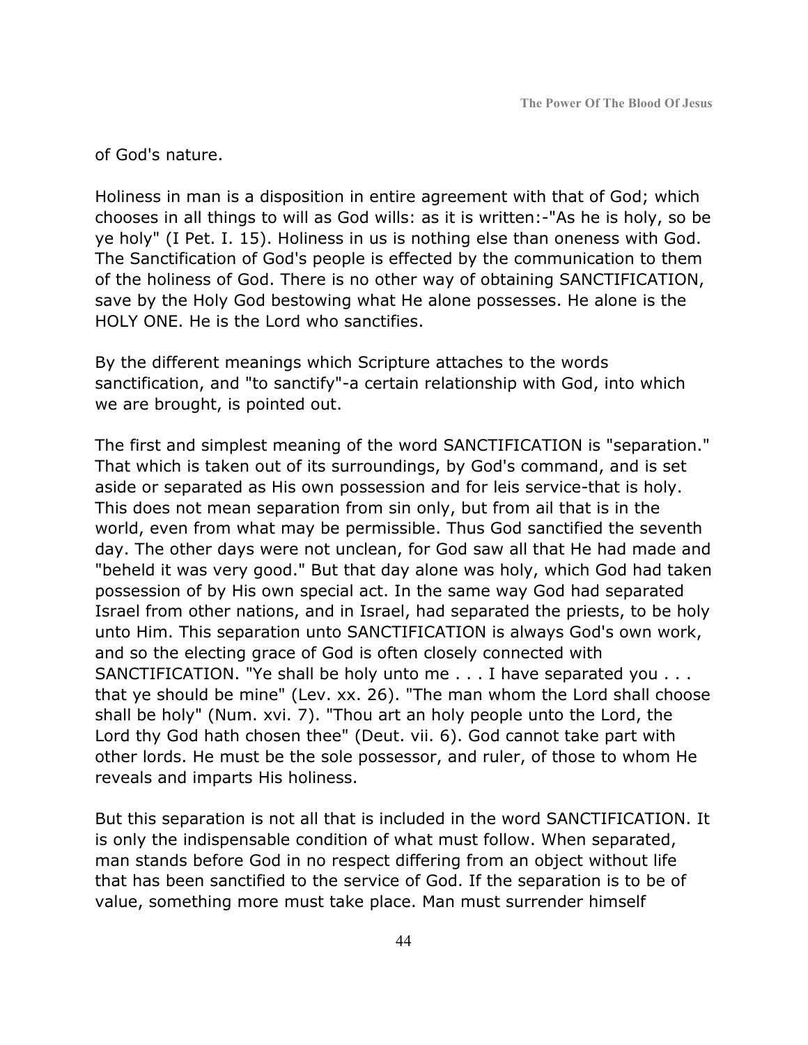of God's nature.

Holiness in man is a disposition in entire agreement with that of God; which chooses in all things to will as God wills: as it is written:-"As he is holy, so be ye holy" (I Pet. I. 15). Holiness in us is nothing else than oneness with God. The Sanctification of God's people is effected by the communication to them of the holiness of God. There is no other way of obtaining SANCTIFICATION, save by the Holy God bestowing what He alone possesses. He alone is the HOLY ONE. He is the Lord who sanctifies.

By the different meanings which Scripture attaches to the words sanctification, and "to sanctify"-a certain relationship with God, into which we are brought, is pointed out.

The first and simplest meaning of the word SANCTIFICATION is "separation." That which is taken out of its surroundings, by God's command, and is set aside or separated as His own possession and for leis service-that is holy. This does not mean separation from sin only, but from ail that is in the world, even from what may be permissible. Thus God sanctified the seventh day. The other days were not unclean, for God saw all that He had made and "beheld it was very good." But that day alone was holy, which God had taken possession of by His own special act. In the same way God had separated Israel from other nations, and in Israel, had separated the priests, to be holy unto Him. This separation unto SANCTIFICATION is always God's own work, and so the electing grace of God is often closely connected with SANCTIFICATION. "Ye shall be holy unto me . . . I have separated you . . . that ye should be mine" (Lev. xx. 26). "The man whom the Lord shall choose shall be holy" (Num. xvi. 7). "Thou art an holy people unto the Lord, the Lord thy God hath chosen thee" (Deut. vii. 6). God cannot take part with other lords. He must be the sole possessor, and ruler, of those to whom He reveals and imparts His holiness.

But this separation is not all that is included in the word SANCTIFICATION. It is only the indispensable condition of what must follow. When separated, man stands before God in no respect differing from an object without life that has been sanctified to the service of God. If the separation is to be of value, something more must take place. Man must surrender himself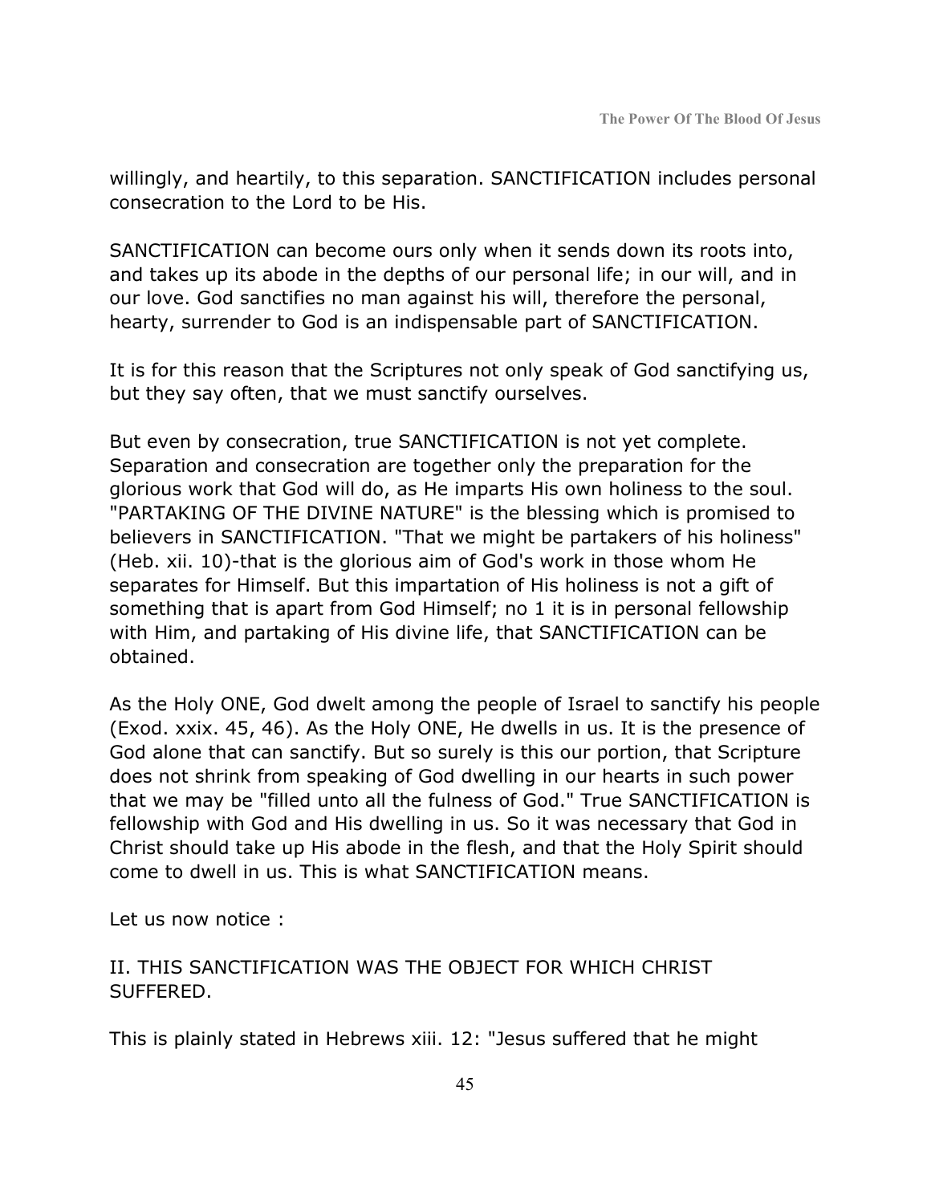willingly, and heartily, to this separation. SANCTIFICATION includes personal consecration to the Lord to be His.

SANCTIFICATION can become ours only when it sends down its roots into, and takes up its abode in the depths of our personal life; in our will, and in our love. God sanctifies no man against his will, therefore the personal, hearty, surrender to God is an indispensable part of SANCTIFICATION.

It is for this reason that the Scriptures not only speak of God sanctifying us, but they say often, that we must sanctify ourselves.

But even by consecration, true SANCTIFICATION is not yet complete. Separation and consecration are together only the preparation for the glorious work that God will do, as He imparts His own holiness to the soul. "PARTAKING OF THE DIVINE NATURE" is the blessing which is promised to believers in SANCTIFICATION. "That we might be partakers of his holiness" (Heb. xii. 10)-that is the glorious aim of God's work in those whom He separates for Himself. But this impartation of His holiness is not a gift of something that is apart from God Himself; no 1 it is in personal fellowship with Him, and partaking of His divine life, that SANCTIFICATION can be obtained.

As the Holy ONE, God dwelt among the people of Israel to sanctify his people (Exod. xxix. 45, 46). As the Holy ONE, He dwells in us. It is the presence of God alone that can sanctify. But so surely is this our portion, that Scripture does not shrink from speaking of God dwelling in our hearts in such power that we may be "filled unto all the fulness of God." True SANCTIFICATION is fellowship with God and His dwelling in us. So it was necessary that God in Christ should take up His abode in the flesh, and that the Holy Spirit should come to dwell in us. This is what SANCTIFICATION means.

Let us now notice :

## II. THIS SANCTIFICATION WAS THE OBJECT FOR WHICH CHRIST SUFFERED.

This is plainly stated in Hebrews xiii. 12: "Jesus suffered that he might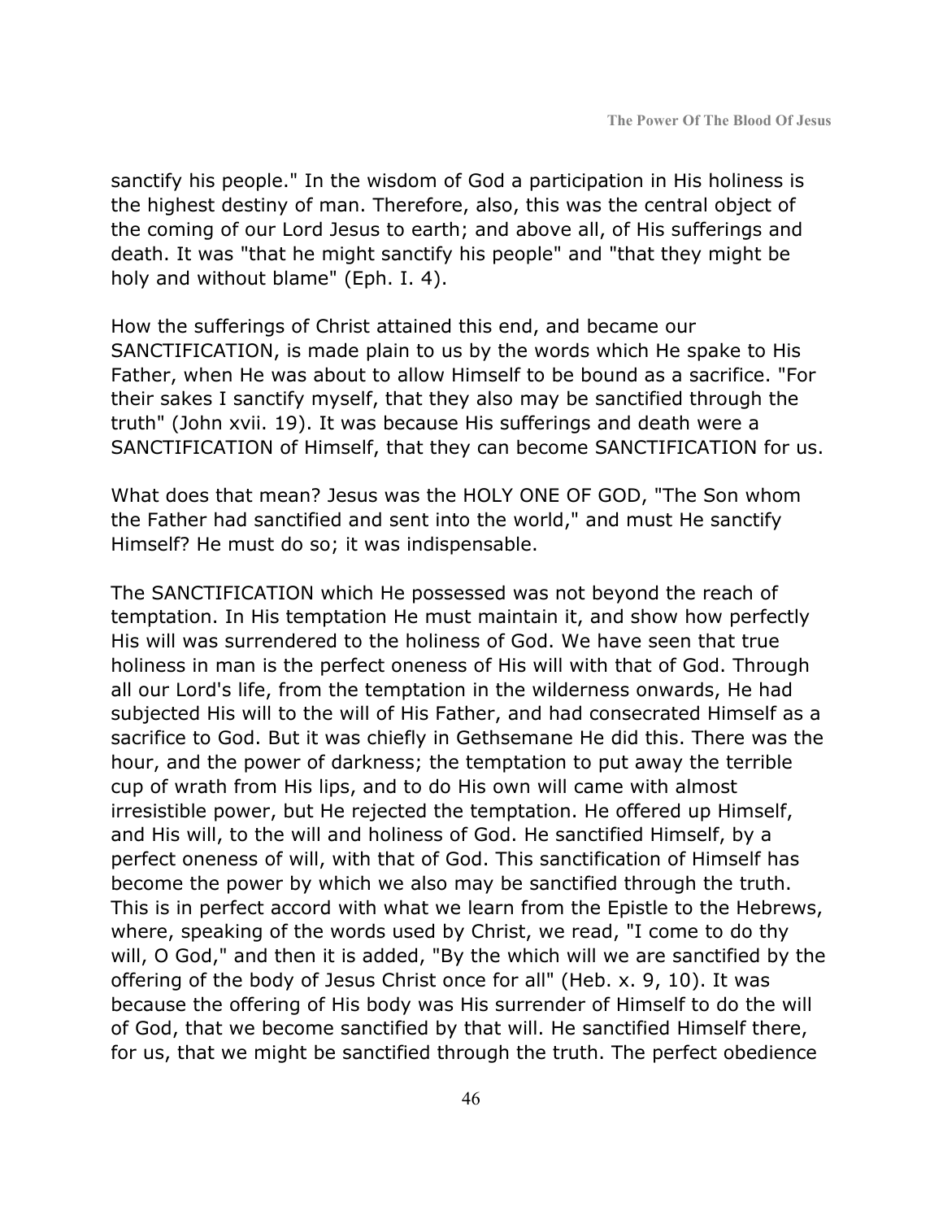sanctify his people." In the wisdom of God a participation in His holiness is the highest destiny of man. Therefore, also, this was the central object of the coming of our Lord Jesus to earth; and above all, of His sufferings and death. It was "that he might sanctify his people" and "that they might be holy and without blame" (Eph. I. 4).

How the sufferings of Christ attained this end, and became our SANCTIFICATION, is made plain to us by the words which He spake to His Father, when He was about to allow Himself to be bound as a sacrifice. "For their sakes I sanctify myself, that they also may be sanctified through the truth" (John xvii. 19). It was because His sufferings and death were a SANCTIFICATION of Himself, that they can become SANCTIFICATION for us.

What does that mean? Jesus was the HOLY ONE OF GOD, "The Son whom the Father had sanctified and sent into the world," and must He sanctify Himself? He must do so; it was indispensable.

The SANCTIFICATION which He possessed was not beyond the reach of temptation. In His temptation He must maintain it, and show how perfectly His will was surrendered to the holiness of God. We have seen that true holiness in man is the perfect oneness of His will with that of God. Through all our Lord's life, from the temptation in the wilderness onwards, He had subjected His will to the will of His Father, and had consecrated Himself as a sacrifice to God. But it was chiefly in Gethsemane He did this. There was the hour, and the power of darkness; the temptation to put away the terrible cup of wrath from His lips, and to do His own will came with almost irresistible power, but He rejected the temptation. He offered up Himself, and His will, to the will and holiness of God. He sanctified Himself, by a perfect oneness of will, with that of God. This sanctification of Himself has become the power by which we also may be sanctified through the truth. This is in perfect accord with what we learn from the Epistle to the Hebrews, where, speaking of the words used by Christ, we read, "I come to do thy will, O God," and then it is added, "By the which will we are sanctified by the offering of the body of Jesus Christ once for all" (Heb. x. 9, 10). It was because the offering of His body was His surrender of Himself to do the will of God, that we become sanctified by that will. He sanctified Himself there, for us, that we might be sanctified through the truth. The perfect obedience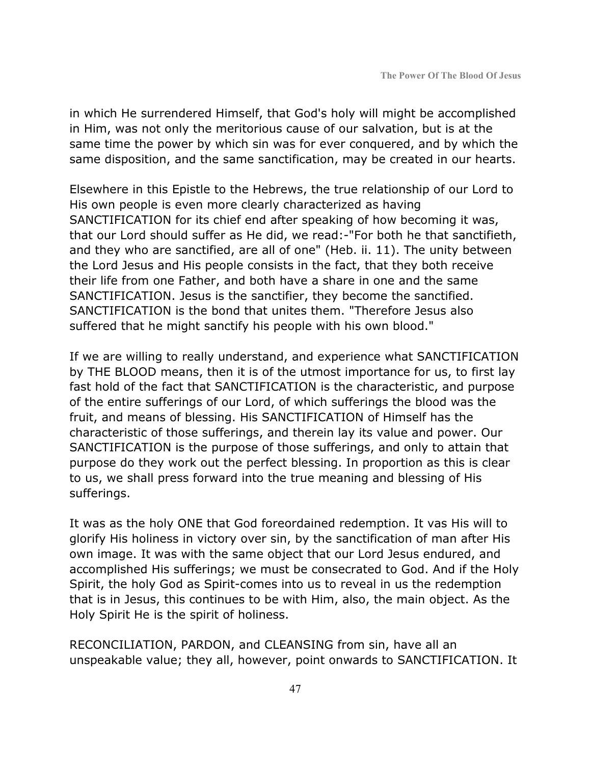in which He surrendered Himself, that God's holy will might be accomplished in Him, was not only the meritorious cause of our salvation, but is at the same time the power by which sin was for ever conquered, and by which the same disposition, and the same sanctification, may be created in our hearts.

Elsewhere in this Epistle to the Hebrews, the true relationship of our Lord to His own people is even more clearly characterized as having SANCTIFICATION for its chief end after speaking of how becoming it was, that our Lord should suffer as He did, we read:-"For both he that sanctifieth, and they who are sanctified, are all of one" (Heb. ii. 11). The unity between the Lord Jesus and His people consists in the fact, that they both receive their life from one Father, and both have a share in one and the same SANCTIFICATION. Jesus is the sanctifier, they become the sanctified. SANCTIFICATION is the bond that unites them. "Therefore Jesus also suffered that he might sanctify his people with his own blood."

If we are willing to really understand, and experience what SANCTIFICATION by THE BLOOD means, then it is of the utmost importance for us, to first lay fast hold of the fact that SANCTIFICATION is the characteristic, and purpose of the entire sufferings of our Lord, of which sufferings the blood was the fruit, and means of blessing. His SANCTIFICATION of Himself has the characteristic of those sufferings, and therein lay its value and power. Our SANCTIFICATION is the purpose of those sufferings, and only to attain that purpose do they work out the perfect blessing. In proportion as this is clear to us, we shall press forward into the true meaning and blessing of His sufferings.

It was as the holy ONE that God foreordained redemption. It vas His will to glorify His holiness in victory over sin, by the sanctification of man after His own image. It was with the same object that our Lord Jesus endured, and accomplished His sufferings; we must be consecrated to God. And if the Holy Spirit, the holy God as Spirit-comes into us to reveal in us the redemption that is in Jesus, this continues to be with Him, also, the main object. As the Holy Spirit He is the spirit of holiness.

RECONCILIATION, PARDON, and CLEANSING from sin, have all an unspeakable value; they all, however, point onwards to SANCTIFICATION. It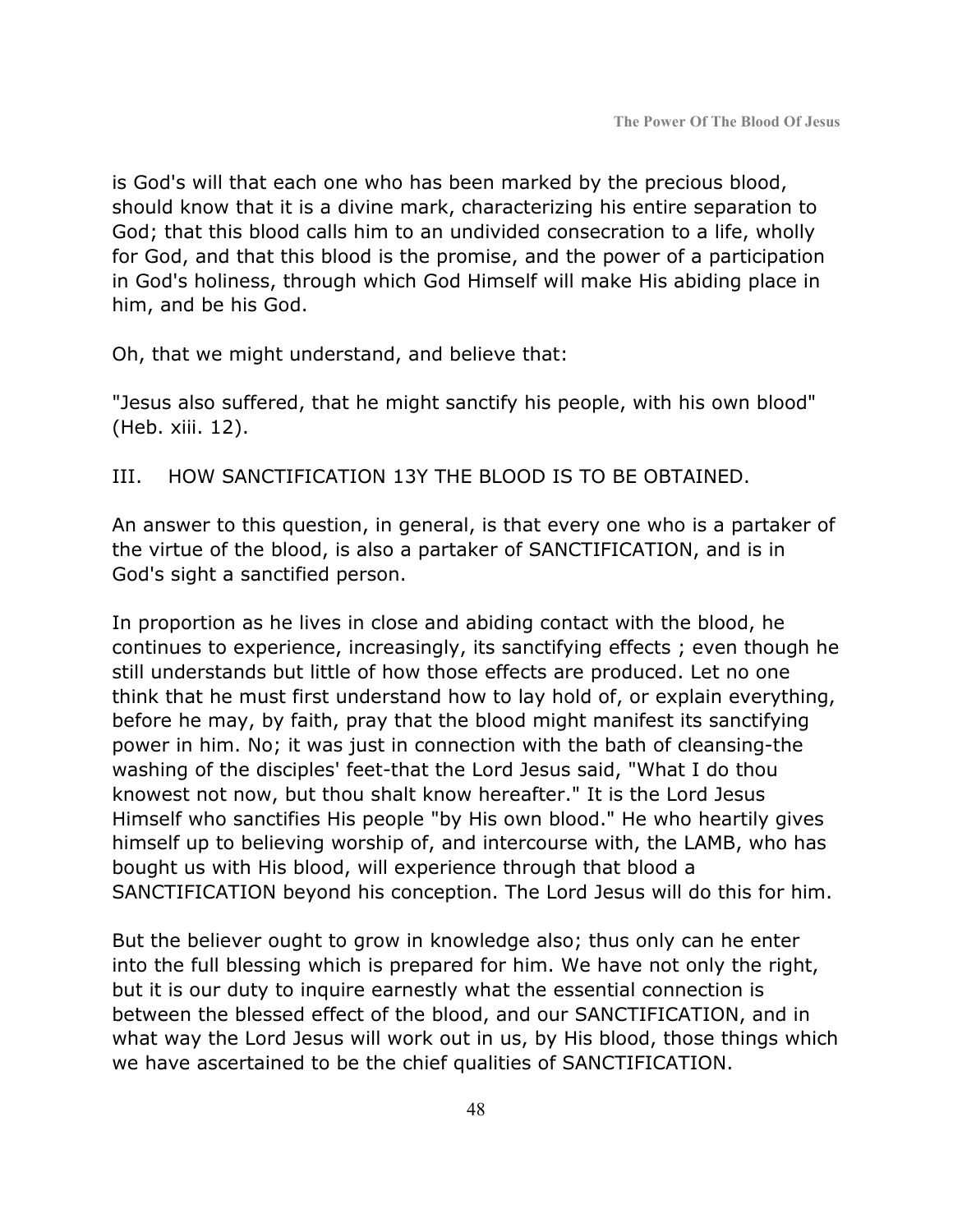is God's will that each one who has been marked by the precious blood, should know that it is a divine mark, characterizing his entire separation to God; that this blood calls him to an undivided consecration to a life, wholly for God, and that this blood is the promise, and the power of a participation in God's holiness, through which God Himself will make His abiding place in him, and be his God.

Oh, that we might understand, and believe that:

"Jesus also suffered, that he might sanctify his people, with his own blood" (Heb. xiii. 12).

III. HOW SANCTIFICATION 13Y THE BLOOD IS TO BE OBTAINED.

An answer to this question, in general, is that every one who is a partaker of the virtue of the blood, is also a partaker of SANCTIFICATION, and is in God's sight a sanctified person.

In proportion as he lives in close and abiding contact with the blood, he continues to experience, increasingly, its sanctifying effects ; even though he still understands but little of how those effects are produced. Let no one think that he must first understand how to lay hold of, or explain everything, before he may, by faith, pray that the blood might manifest its sanctifying power in him. No; it was just in connection with the bath of cleansing-the washing of the disciples' feet-that the Lord Jesus said, "What I do thou knowest not now, but thou shalt know hereafter." It is the Lord Jesus Himself who sanctifies His people "by His own blood." He who heartily gives himself up to believing worship of, and intercourse with, the LAMB, who has bought us with His blood, will experience through that blood a SANCTIFICATION beyond his conception. The Lord Jesus will do this for him.

But the believer ought to grow in knowledge also; thus only can he enter into the full blessing which is prepared for him. We have not only the right, but it is our duty to inquire earnestly what the essential connection is between the blessed effect of the blood, and our SANCTIFICATION, and in what way the Lord Jesus will work out in us, by His blood, those things which we have ascertained to be the chief qualities of SANCTIFICATION.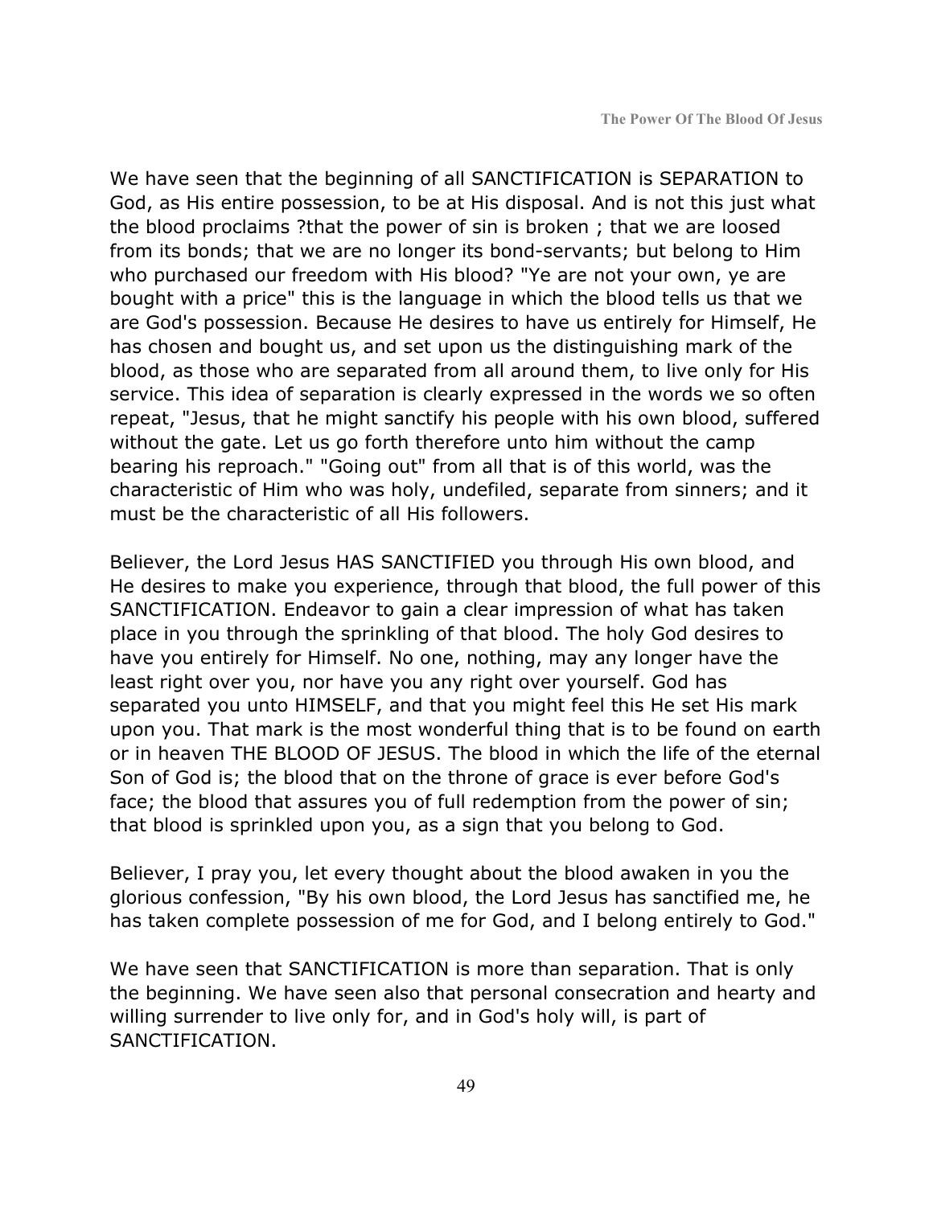We have seen that the beginning of all SANCTIFICATION is SEPARATION to God, as His entire possession, to be at His disposal. And is not this just what the blood proclaims ?that the power of sin is broken ; that we are loosed from its bonds; that we are no longer its bond-servants; but belong to Him who purchased our freedom with His blood? "Ye are not your own, ye are bought with a price" this is the language in which the blood tells us that we are God's possession. Because He desires to have us entirely for Himself, He has chosen and bought us, and set upon us the distinguishing mark of the blood, as those who are separated from all around them, to live only for His service. This idea of separation is clearly expressed in the words we so often repeat, "Jesus, that he might sanctify his people with his own blood, suffered without the gate. Let us go forth therefore unto him without the camp bearing his reproach." "Going out" from all that is of this world, was the characteristic of Him who was holy, undefiled, separate from sinners; and it must be the characteristic of all His followers.

Believer, the Lord Jesus HAS SANCTIFIED you through His own blood, and He desires to make you experience, through that blood, the full power of this SANCTIFICATION. Endeavor to gain a clear impression of what has taken place in you through the sprinkling of that blood. The holy God desires to have you entirely for Himself. No one, nothing, may any longer have the least right over you, nor have you any right over yourself. God has separated you unto HIMSELF, and that you might feel this He set His mark upon you. That mark is the most wonderful thing that is to be found on earth or in heaven THE BLOOD OF JESUS. The blood in which the life of the eternal Son of God is; the blood that on the throne of grace is ever before God's face; the blood that assures you of full redemption from the power of sin; that blood is sprinkled upon you, as a sign that you belong to God.

Believer, I pray you, let every thought about the blood awaken in you the glorious confession, "By his own blood, the Lord Jesus has sanctified me, he has taken complete possession of me for God, and I belong entirely to God."

We have seen that SANCTIFICATION is more than separation. That is only the beginning. We have seen also that personal consecration and hearty and willing surrender to live only for, and in God's holy will, is part of SANCTIFICATION.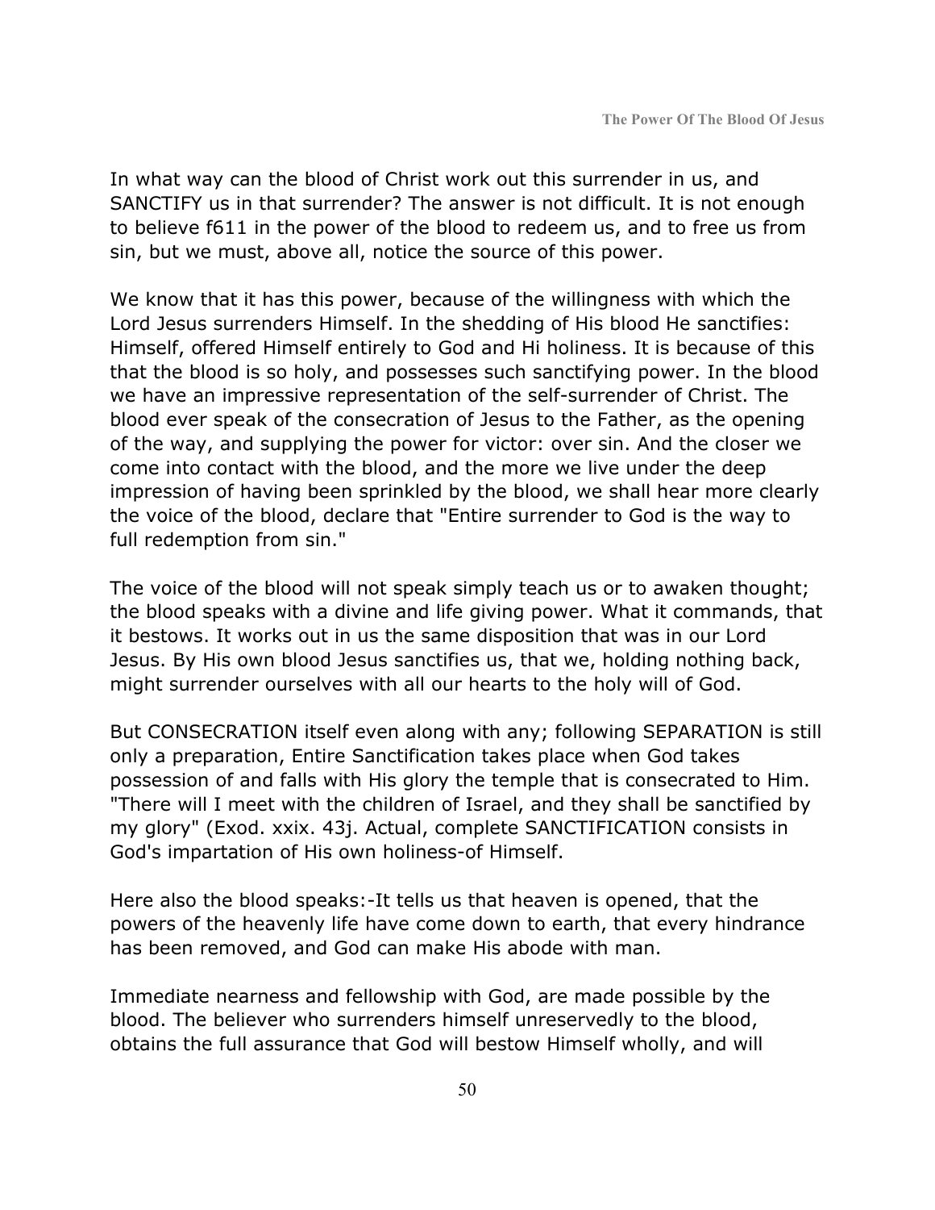In what way can the blood of Christ work out this surrender in us, and SANCTIFY us in that surrender? The answer is not difficult. It is not enough to believe f611 in the power of the blood to redeem us, and to free us from sin, but we must, above all, notice the source of this power.

We know that it has this power, because of the willingness with which the Lord Jesus surrenders Himself. In the shedding of His blood He sanctifies: Himself, offered Himself entirely to God and Hi holiness. It is because of this that the blood is so holy, and possesses such sanctifying power. In the blood we have an impressive representation of the self-surrender of Christ. The blood ever speak of the consecration of Jesus to the Father, as the opening of the way, and supplying the power for victor: over sin. And the closer we come into contact with the blood, and the more we live under the deep impression of having been sprinkled by the blood, we shall hear more clearly the voice of the blood, declare that "Entire surrender to God is the way to full redemption from sin."

The voice of the blood will not speak simply teach us or to awaken thought; the blood speaks with a divine and life giving power. What it commands, that it bestows. It works out in us the same disposition that was in our Lord Jesus. By His own blood Jesus sanctifies us, that we, holding nothing back, might surrender ourselves with all our hearts to the holy will of God.

But CONSECRATION itself even along with any; following SEPARATION is still only a preparation, Entire Sanctification takes place when God takes possession of and falls with His glory the temple that is consecrated to Him. "There will I meet with the children of Israel, and they shall be sanctified by my glory" (Exod. xxix. 43j. Actual, complete SANCTIFICATION consists in God's impartation of His own holiness-of Himself.

Here also the blood speaks:-It tells us that heaven is opened, that the powers of the heavenly life have come down to earth, that every hindrance has been removed, and God can make His abode with man.

Immediate nearness and fellowship with God, are made possible by the blood. The believer who surrenders himself unreservedly to the blood, obtains the full assurance that God will bestow Himself wholly, and will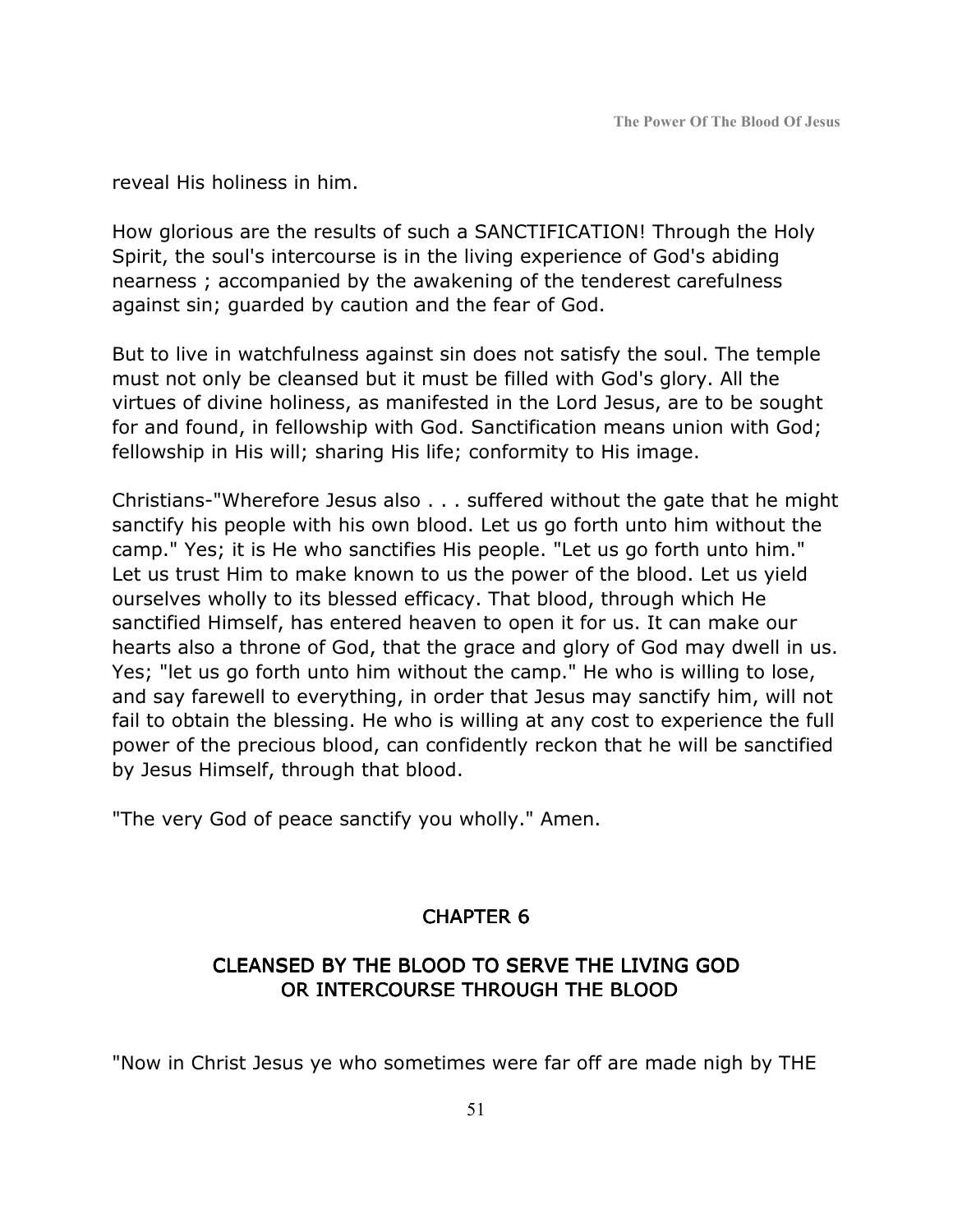reveal His holiness in him.

How glorious are the results of such a SANCTIFICATION! Through the Holy Spirit, the soul's intercourse is in the living experience of God's abiding nearness ; accompanied by the awakening of the tenderest carefulness against sin; guarded by caution and the fear of God.

But to live in watchfulness against sin does not satisfy the soul. The temple must not only be cleansed but it must be filled with God's glory. All the virtues of divine holiness, as manifested in the Lord Jesus, are to be sought for and found, in fellowship with God. Sanctification means union with God; fellowship in His will; sharing His life; conformity to His image.

Christians-"Wherefore Jesus also . . . suffered without the gate that he might sanctify his people with his own blood. Let us go forth unto him without the camp." Yes; it is He who sanctifies His people. "Let us go forth unto him." Let us trust Him to make known to us the power of the blood. Let us yield ourselves wholly to its blessed efficacy. That blood, through which He sanctified Himself, has entered heaven to open it for us. It can make our hearts also a throne of God, that the grace and glory of God may dwell in us. Yes; "let us go forth unto him without the camp." He who is willing to lose, and say farewell to everything, in order that Jesus may sanctify him, will not fail to obtain the blessing. He who is willing at any cost to experience the full power of the precious blood, can confidently reckon that he will be sanctified by Jesus Himself, through that blood.

"The very God of peace sanctify you wholly." Amen.

## CHAPTER 6

## CLEANSED BY THE BLOOD TO SERVE THE LIVING GOD OR INTERCOURSE THROUGH THE BLOOD

"Now in Christ Jesus ye who sometimes were far off are made nigh by THE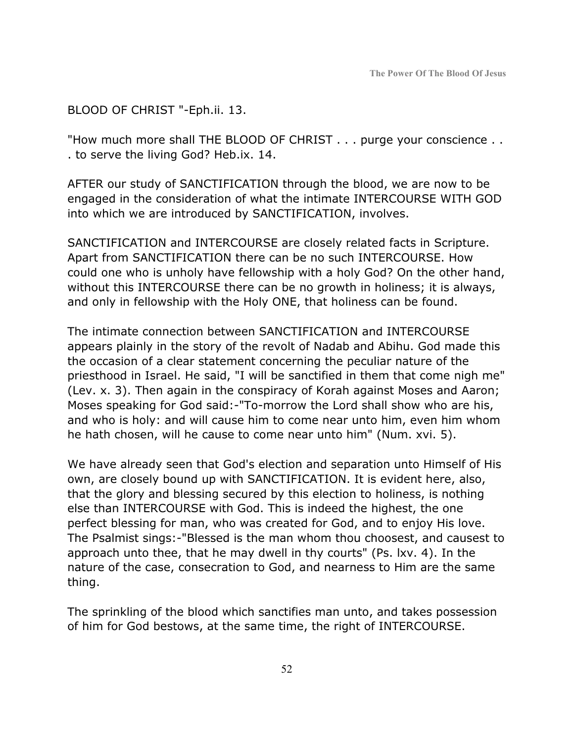BLOOD OF CHRIST "-Eph.ii. 13.

"How much more shall THE BLOOD OF CHRIST . . . purge your conscience . . . to serve the living God? Heb.ix. 14.

AFTER our study of SANCTIFICATION through the blood, we are now to be engaged in the consideration of what the intimate INTERCOURSE WITH GOD into which we are introduced by SANCTIFICATION, involves.

SANCTIFICATION and INTERCOURSE are closely related facts in Scripture. Apart from SANCTIFICATION there can be no such INTERCOURSE. How could one who is unholy have fellowship with a holy God? On the other hand, without this INTERCOURSE there can be no growth in holiness; it is always, and only in fellowship with the Holy ONE, that holiness can be found.

The intimate connection between SANCTIFICATION and INTERCOURSE appears plainly in the story of the revolt of Nadab and Abihu. God made this the occasion of a clear statement concerning the peculiar nature of the priesthood in Israel. He said, "I will be sanctified in them that come nigh me" (Lev. x. 3). Then again in the conspiracy of Korah against Moses and Aaron; Moses speaking for God said:-"To-morrow the Lord shall show who are his, and who is holy: and will cause him to come near unto him, even him whom he hath chosen, will he cause to come near unto him" (Num. xvi. 5).

We have already seen that God's election and separation unto Himself of His own, are closely bound up with SANCTIFICATION. It is evident here, also, that the glory and blessing secured by this election to holiness, is nothing else than INTERCOURSE with God. This is indeed the highest, the one perfect blessing for man, who was created for God, and to enjoy His love. The Psalmist sings:-"Blessed is the man whom thou choosest, and causest to approach unto thee, that he may dwell in thy courts" (Ps. lxv. 4). In the nature of the case, consecration to God, and nearness to Him are the same thing.

The sprinkling of the blood which sanctifies man unto, and takes possession of him for God bestows, at the same time, the right of INTERCOURSE.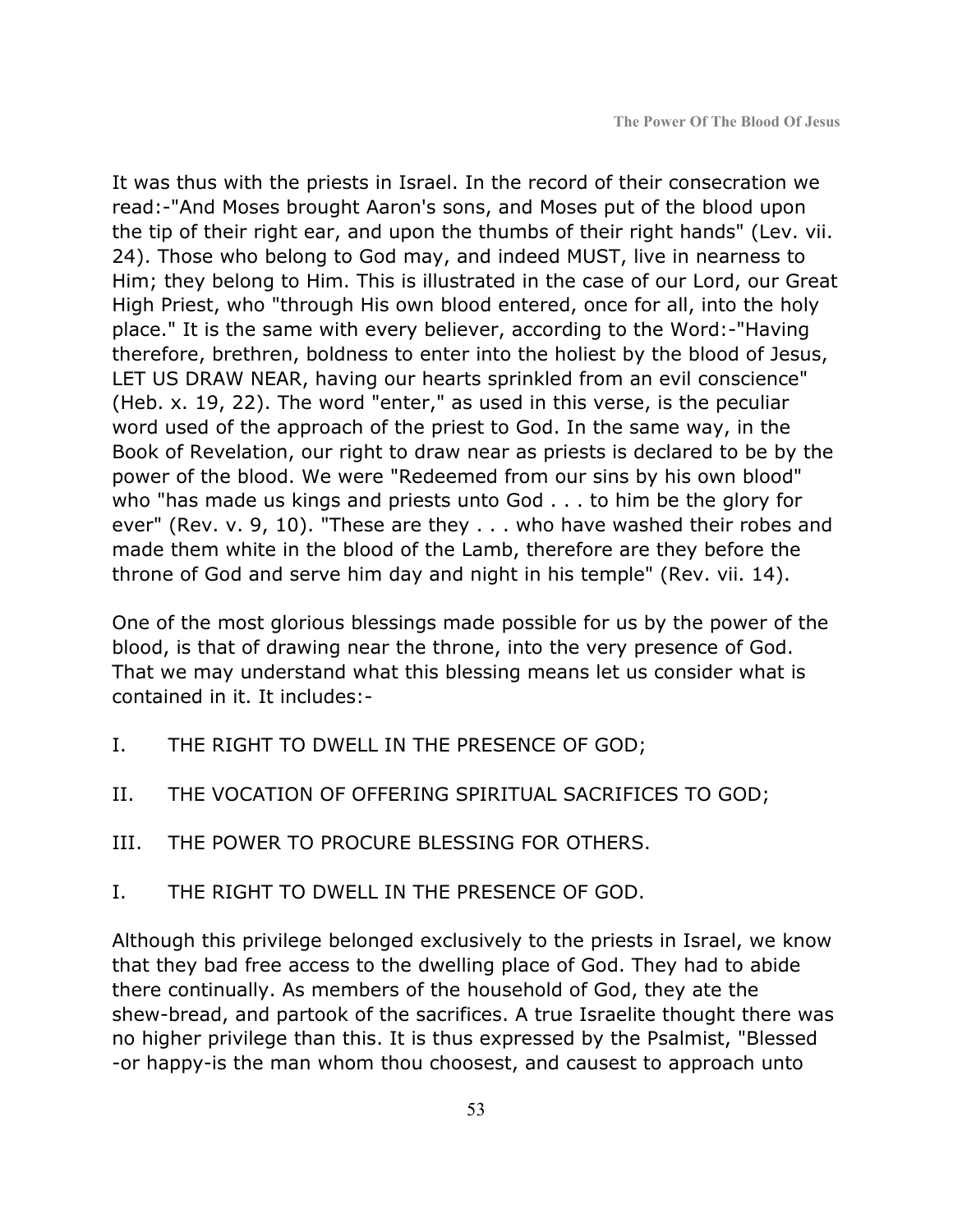It was thus with the priests in Israel. In the record of their consecration we read:-"And Moses brought Aaron's sons, and Moses put of the blood upon the tip of their right ear, and upon the thumbs of their right hands" (Lev. vii. 24). Those who belong to God may, and indeed MUST, live in nearness to Him; they belong to Him. This is illustrated in the case of our Lord, our Great High Priest, who "through His own blood entered, once for all, into the holy place." It is the same with every believer, according to the Word:-"Having therefore, brethren, boldness to enter into the holiest by the blood of Jesus, LET US DRAW NEAR, having our hearts sprinkled from an evil conscience" (Heb. x. 19, 22). The word "enter," as used in this verse, is the peculiar word used of the approach of the priest to God. In the same way, in the Book of Revelation, our right to draw near as priests is declared to be by the power of the blood. We were "Redeemed from our sins by his own blood" who "has made us kings and priests unto God . . . to him be the glory for ever" (Rev. v. 9, 10). "These are they . . . who have washed their robes and made them white in the blood of the Lamb, therefore are they before the throne of God and serve him day and night in his temple" (Rev. vii. 14).

One of the most glorious blessings made possible for us by the power of the blood, is that of drawing near the throne, into the very presence of God. That we may understand what this blessing means let us consider what is contained in it. It includes:-

I. THE RIGHT TO DWELL IN THE PRESENCE OF GOD;

II. THE VOCATION OF OFFERING SPIRITUAL SACRIFICES TO GOD;

III. THE POWER TO PROCURE BLESSING FOR OTHERS.

## I. THE RIGHT TO DWELL IN THE PRESENCE OF GOD.

Although this privilege belonged exclusively to the priests in Israel, we know that they bad free access to the dwelling place of God. They had to abide there continually. As members of the household of God, they ate the shew-bread, and partook of the sacrifices. A true Israelite thought there was no higher privilege than this. It is thus expressed by the Psalmist, "Blessed -or happy-is the man whom thou choosest, and causest to approach unto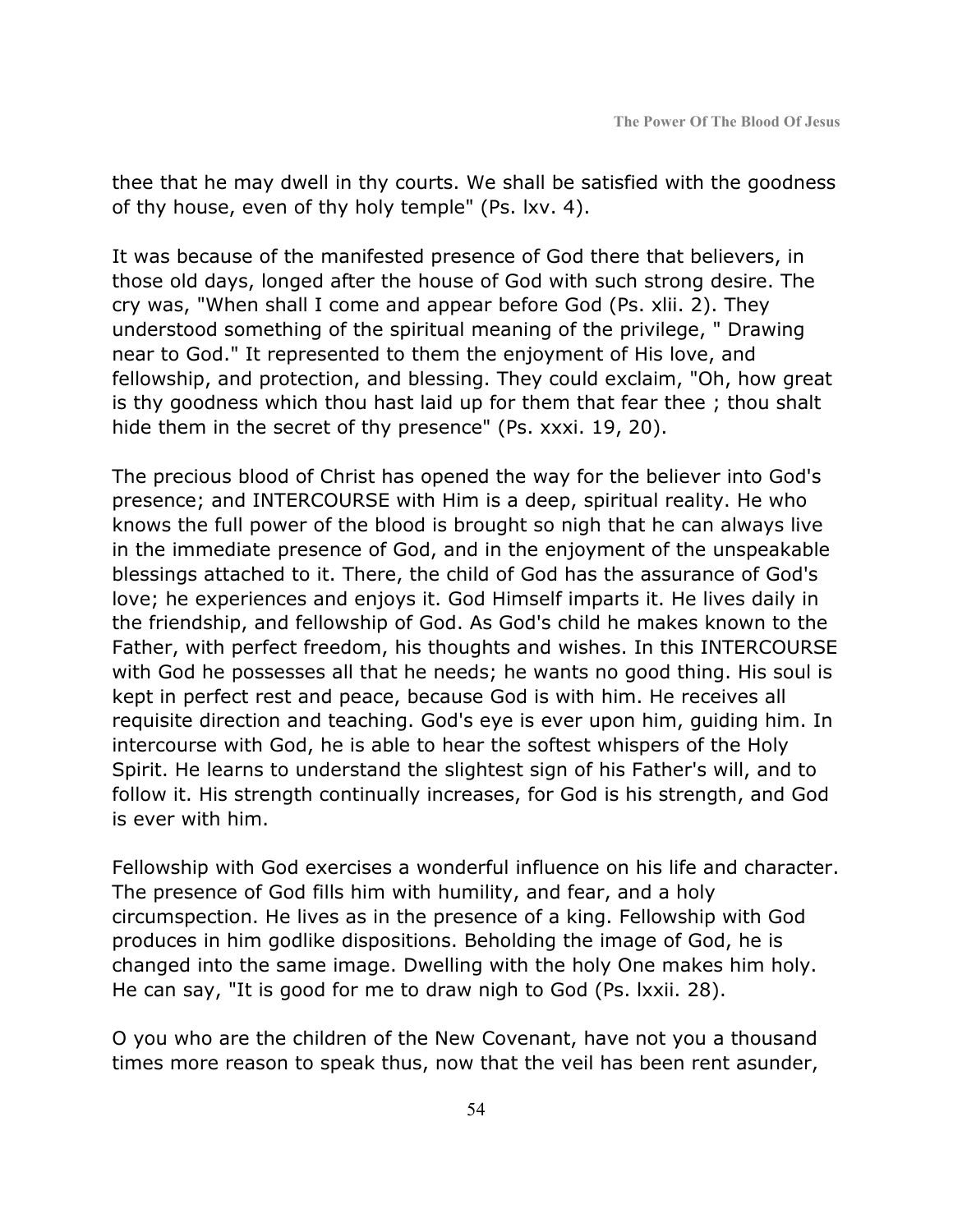thee that he may dwell in thy courts. We shall be satisfied with the goodness of thy house, even of thy holy temple" (Ps. lxv. 4).

It was because of the manifested presence of God there that believers, in those old days, longed after the house of God with such strong desire. The cry was, "When shall I come and appear before God (Ps. xlii. 2). They understood something of the spiritual meaning of the privilege, " Drawing near to God." It represented to them the enjoyment of His love, and fellowship, and protection, and blessing. They could exclaim, "Oh, how great is thy goodness which thou hast laid up for them that fear thee ; thou shalt hide them in the secret of thy presence" (Ps. xxxi. 19, 20).

The precious blood of Christ has opened the way for the believer into God's presence; and INTERCOURSE with Him is a deep, spiritual reality. He who knows the full power of the blood is brought so nigh that he can always live in the immediate presence of God, and in the enjoyment of the unspeakable blessings attached to it. There, the child of God has the assurance of God's love; he experiences and enjoys it. God Himself imparts it. He lives daily in the friendship, and fellowship of God. As God's child he makes known to the Father, with perfect freedom, his thoughts and wishes. In this INTERCOURSE with God he possesses all that he needs; he wants no good thing. His soul is kept in perfect rest and peace, because God is with him. He receives all requisite direction and teaching. God's eye is ever upon him, guiding him. In intercourse with God, he is able to hear the softest whispers of the Holy Spirit. He learns to understand the slightest sign of his Father's will, and to follow it. His strength continually increases, for God is his strength, and God is ever with him.

Fellowship with God exercises a wonderful influence on his life and character. The presence of God fills him with humility, and fear, and a holy circumspection. He lives as in the presence of a king. Fellowship with God produces in him godlike dispositions. Beholding the image of God, he is changed into the same image. Dwelling with the holy One makes him holy. He can say, "It is good for me to draw nigh to God (Ps. lxxii. 28).

O you who are the children of the New Covenant, have not you a thousand times more reason to speak thus, now that the veil has been rent asunder,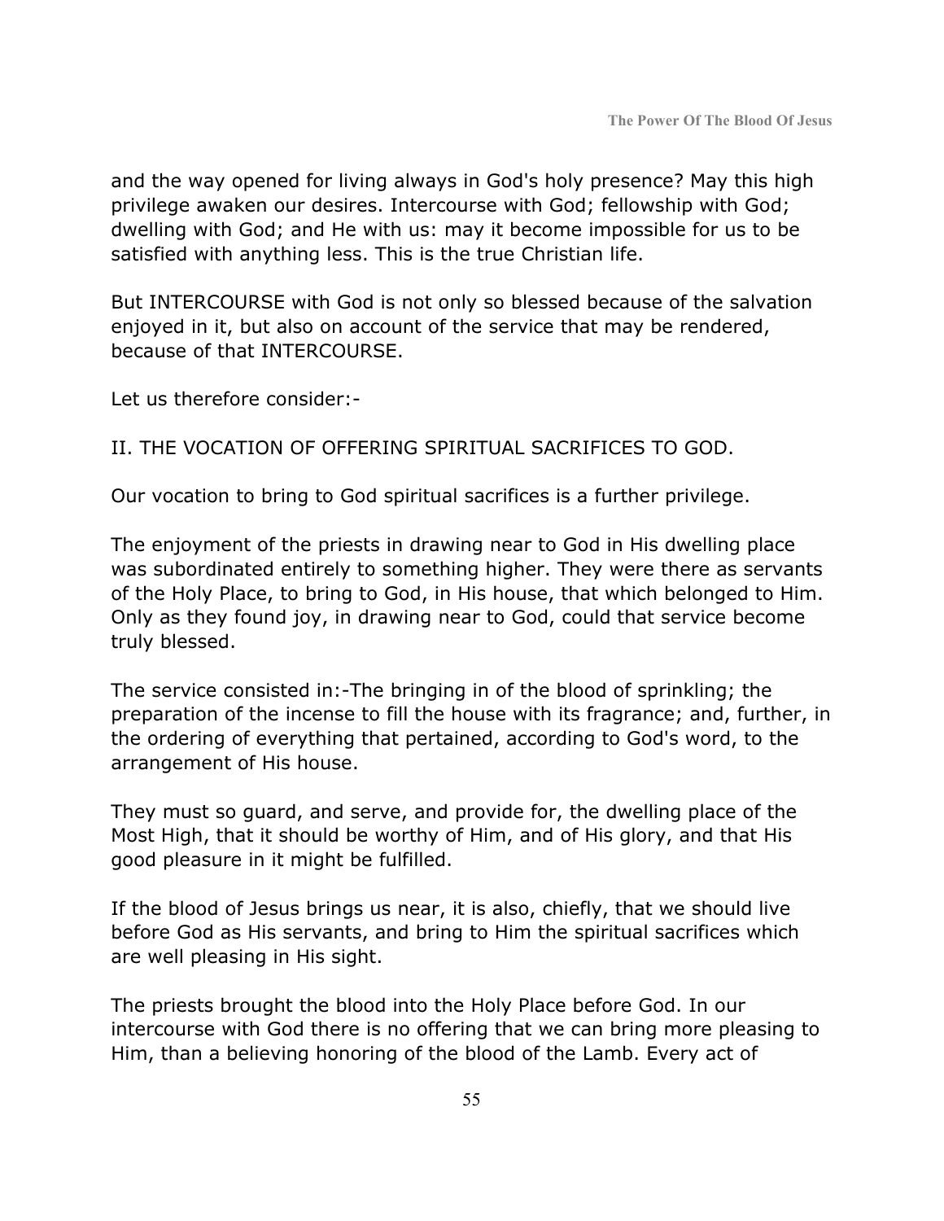and the way opened for living always in God's holy presence? May this high privilege awaken our desires. Intercourse with God; fellowship with God; dwelling with God; and He with us: may it become impossible for us to be satisfied with anything less. This is the true Christian life.

But INTERCOURSE with God is not only so blessed because of the salvation enjoyed in it, but also on account of the service that may be rendered, because of that INTERCOURSE.

Let us therefore consider:-

## II. THE VOCATION OF OFFERING SPIRITUAL SACRIFICES TO GOD.

Our vocation to bring to God spiritual sacrifices is a further privilege.

The enjoyment of the priests in drawing near to God in His dwelling place was subordinated entirely to something higher. They were there as servants of the Holy Place, to bring to God, in His house, that which belonged to Him. Only as they found joy, in drawing near to God, could that service become truly blessed.

The service consisted in:-The bringing in of the blood of sprinkling; the preparation of the incense to fill the house with its fragrance; and, further, in the ordering of everything that pertained, according to God's word, to the arrangement of His house.

They must so guard, and serve, and provide for, the dwelling place of the Most High, that it should be worthy of Him, and of His glory, and that His good pleasure in it might be fulfilled.

If the blood of Jesus brings us near, it is also, chiefly, that we should live before God as His servants, and bring to Him the spiritual sacrifices which are well pleasing in His sight.

The priests brought the blood into the Holy Place before God. In our intercourse with God there is no offering that we can bring more pleasing to Him, than a believing honoring of the blood of the Lamb. Every act of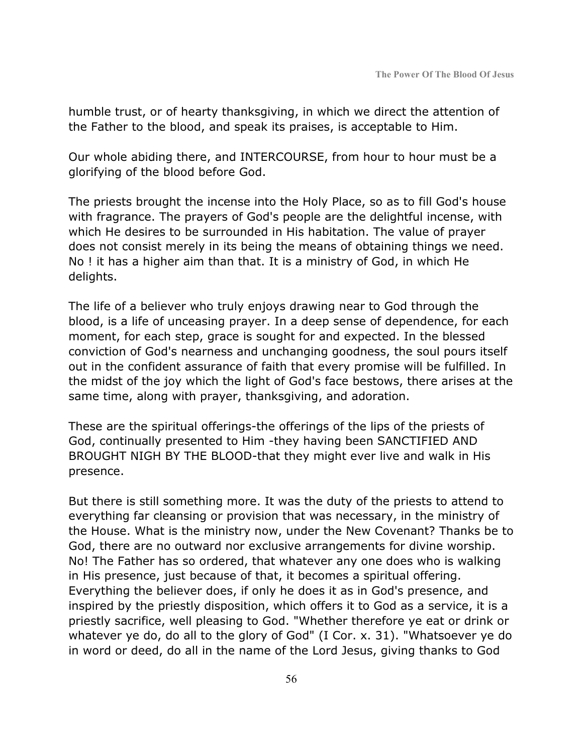humble trust, or of hearty thanksgiving, in which we direct the attention of the Father to the blood, and speak its praises, is acceptable to Him.

Our whole abiding there, and INTERCOURSE, from hour to hour must be a glorifying of the blood before God.

The priests brought the incense into the Holy Place, so as to fill God's house with fragrance. The prayers of God's people are the delightful incense, with which He desires to be surrounded in His habitation. The value of prayer does not consist merely in its being the means of obtaining things we need. No ! it has a higher aim than that. It is a ministry of God, in which He delights.

The life of a believer who truly enjoys drawing near to God through the blood, is a life of unceasing prayer. In a deep sense of dependence, for each moment, for each step, grace is sought for and expected. In the blessed conviction of God's nearness and unchanging goodness, the soul pours itself out in the confident assurance of faith that every promise will be fulfilled. In the midst of the joy which the light of God's face bestows, there arises at the same time, along with prayer, thanksgiving, and adoration.

These are the spiritual offerings-the offerings of the lips of the priests of God, continually presented to Him -they having been SANCTIFIED AND BROUGHT NIGH BY THE BLOOD-that they might ever live and walk in His presence.

But there is still something more. It was the duty of the priests to attend to everything far cleansing or provision that was necessary, in the ministry of the House. What is the ministry now, under the New Covenant? Thanks be to God, there are no outward nor exclusive arrangements for divine worship. No! The Father has so ordered, that whatever any one does who is walking in His presence, just because of that, it becomes a spiritual offering. Everything the believer does, if only he does it as in God's presence, and inspired by the priestly disposition, which offers it to God as a service, it is a priestly sacrifice, well pleasing to God. "Whether therefore ye eat or drink or whatever ye do, do all to the glory of God" (I Cor. x. 31). "Whatsoever ye do in word or deed, do all in the name of the Lord Jesus, giving thanks to God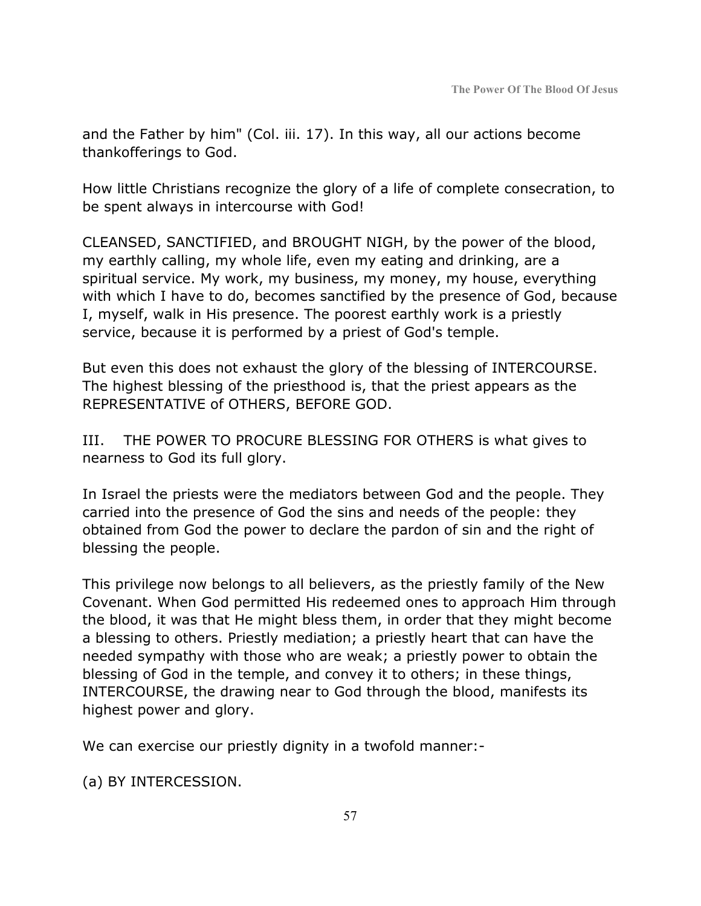and the Father by him" (Col. iii. 17). In this way, all our actions become thankofferings to God.

How little Christians recognize the glory of a life of complete consecration, to be spent always in intercourse with God!

CLEANSED, SANCTIFIED, and BROUGHT NIGH, by the power of the blood, my earthly calling, my whole life, even my eating and drinking, are a spiritual service. My work, my business, my money, my house, everything with which I have to do, becomes sanctified by the presence of God, because I, myself, walk in His presence. The poorest earthly work is a priestly service, because it is performed by a priest of God's temple.

But even this does not exhaust the glory of the blessing of INTERCOURSE. The highest blessing of the priesthood is, that the priest appears as the REPRESENTATIVE of OTHERS, BEFORE GOD.

III. THE POWER TO PROCURE BLESSING FOR OTHERS is what gives to nearness to God its full glory.

In Israel the priests were the mediators between God and the people. They carried into the presence of God the sins and needs of the people: they obtained from God the power to declare the pardon of sin and the right of blessing the people.

This privilege now belongs to all believers, as the priestly family of the New Covenant. When God permitted His redeemed ones to approach Him through the blood, it was that He might bless them, in order that they might become a blessing to others. Priestly mediation; a priestly heart that can have the needed sympathy with those who are weak; a priestly power to obtain the blessing of God in the temple, and convey it to others; in these things, INTERCOURSE, the drawing near to God through the blood, manifests its highest power and glory.

We can exercise our priestly dignity in a twofold manner:-

(a) BY INTERCESSION.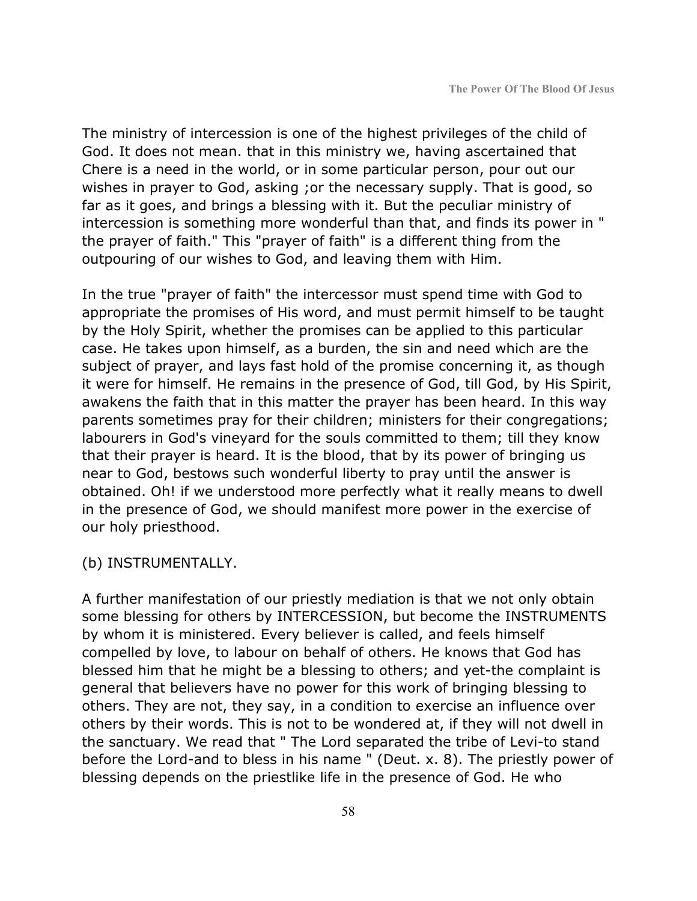The ministry of intercession is one of the highest privileges of the child of God. It does not mean. that in this ministry we, having ascertained that Chere is a need in the world, or in some particular person, pour out our wishes in prayer to God, asking ;or the necessary supply. That is good, so far as it goes, and brings a blessing with it. But the peculiar ministry of intercession is something more wonderful than that, and finds its power in " the prayer of faith." This "prayer of faith" is a different thing from the outpouring of our wishes to God, and leaving them with Him.

In the true "prayer of faith" the intercessor must spend time with God to appropriate the promises of His word, and must permit himself to be taught by the Holy Spirit, whether the promises can be applied to this particular case. He takes upon himself, as a burden, the sin and need which are the subject of prayer, and lays fast hold of the promise concerning it, as though it were for himself. He remains in the presence of God, till God, by His Spirit, awakens the faith that in this matter the prayer has been heard. In this way parents sometimes pray for their children; ministers for their congregations; labourers in God's vineyard for the souls committed to them; till they know that their prayer is heard. It is the blood, that by its power of bringing us near to God, bestows such wonderful liberty to pray until the answer is obtained. Oh! if we understood more perfectly what it really means to dwell in the presence of God, we should manifest more power in the exercise of our holy priesthood.

(b) INSTRUMENTALLY.

A further manifestation of our priestly mediation is that we not only obtain some blessing for others by INTERCESSION, but become the INSTRUMENTS by whom it is ministered. Every believer is called, and feels himself compelled by love, to labour on behalf of others. He knows that God has blessed him that he might be a blessing to others; and yet-the complaint is general that believers have no power for this work of bringing blessing to others. They are not, they say, in a condition to exercise an influence over others by their words. This is not to be wondered at, if they will not dwell in the sanctuary. We read that " The Lord separated the tribe of Levi-to stand before the Lord-and to bless in his name " (Deut. x. 8). The priestly power of blessing depends on the priestlike life in the presence of God. He who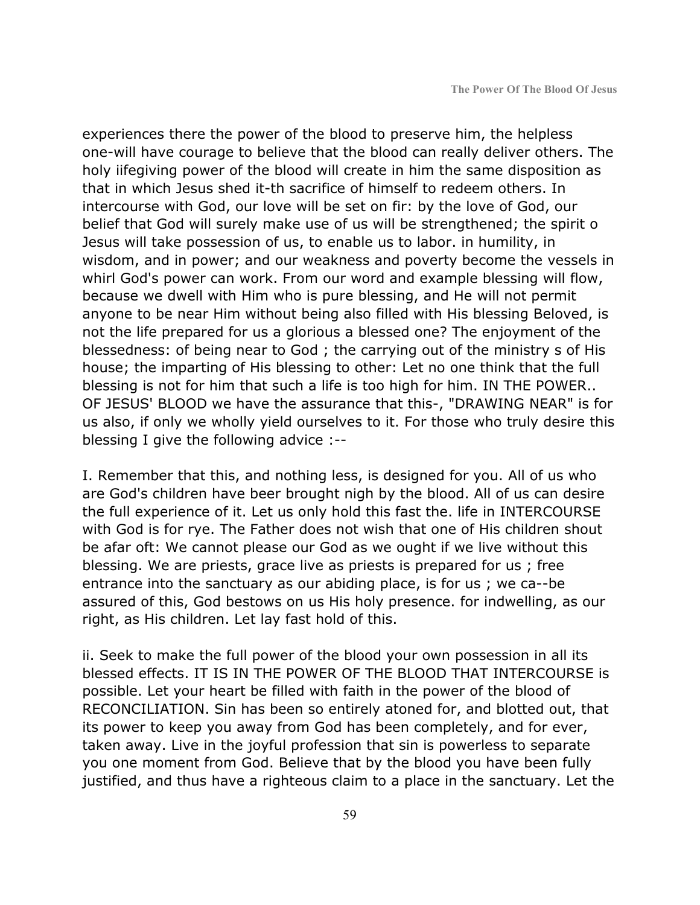experiences there the power of the blood to preserve him, the helpless one-will have courage to believe that the blood can really deliver others. The holy iifegiving power of the blood will create in him the same disposition as that in which Jesus shed it-th sacrifice of himself to redeem others. In intercourse with God, our love will be set on fir: by the love of God, our belief that God will surely make use of us will be strengthened; the spirit o Jesus will take possession of us, to enable us to labor. in humility, in wisdom, and in power; and our weakness and poverty become the vessels in whirl God's power can work. From our word and example blessing will flow, because we dwell with Him who is pure blessing, and He will not permit anyone to be near Him without being also filled with His blessing Beloved, is not the life prepared for us a glorious a blessed one? The enjoyment of the blessedness: of being near to God ; the carrying out of the ministry s of His house; the imparting of His blessing to other: Let no one think that the full blessing is not for him that such a life is too high for him. IN THE POWER.. OF JESUS' BLOOD we have the assurance that this-, "DRAWING NEAR" is for us also, if only we wholly yield ourselves to it. For those who truly desire this blessing I give the following advice :--

I. Remember that this, and nothing less, is designed for you. All of us who are God's children have beer brought nigh by the blood. All of us can desire the full experience of it. Let us only hold this fast the. life in INTERCOURSE with God is for rye. The Father does not wish that one of His children shout be afar oft: We cannot please our God as we ought if we live without this blessing. We are priests, grace live as priests is prepared for us ; free entrance into the sanctuary as our abiding place, is for us ; we ca--be assured of this, God bestows on us His holy presence. for indwelling, as our right, as His children. Let lay fast hold of this.

ii. Seek to make the full power of the blood your own possession in all its blessed effects. IT IS IN THE POWER OF THE BLOOD THAT INTERCOURSE is possible. Let your heart be filled with faith in the power of the blood of RECONCILIATION. Sin has been so entirely atoned for, and blotted out, that its power to keep you away from God has been completely, and for ever, taken away. Live in the joyful profession that sin is powerless to separate you one moment from God. Believe that by the blood you have been fully justified, and thus have a righteous claim to a place in the sanctuary. Let the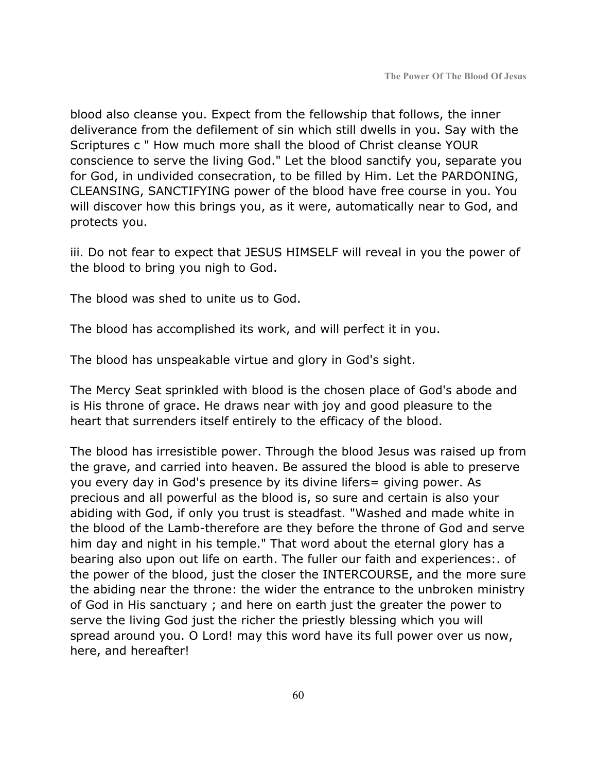blood also cleanse you. Expect from the fellowship that follows, the inner deliverance from the defilement of sin which still dwells in you. Say with the Scriptures c " How much more shall the blood of Christ cleanse YOUR conscience to serve the living God." Let the blood sanctify you, separate you for God, in undivided consecration, to be filled by Him. Let the PARDONING, CLEANSING, SANCTIFYING power of the blood have free course in you. You will discover how this brings you, as it were, automatically near to God, and protects you.

iii. Do not fear to expect that JESUS HIMSELF will reveal in you the power of the blood to bring you nigh to God.

The blood was shed to unite us to God.

The blood has accomplished its work, and will perfect it in you.

The blood has unspeakable virtue and glory in God's sight.

The Mercy Seat sprinkled with blood is the chosen place of God's abode and is His throne of grace. He draws near with joy and good pleasure to the heart that surrenders itself entirely to the efficacy of the blood.

The blood has irresistible power. Through the blood Jesus was raised up from the grave, and carried into heaven. Be assured the blood is able to preserve you every day in God's presence by its divine lifers= giving power. As precious and all powerful as the blood is, so sure and certain is also your abiding with God, if only you trust is steadfast. "Washed and made white in the blood of the Lamb-therefore are they before the throne of God and serve him day and night in his temple." That word about the eternal glory has a bearing also upon out life on earth. The fuller our faith and experiences:. of the power of the blood, just the closer the INTERCOURSE, and the more sure the abiding near the throne: the wider the entrance to the unbroken ministry of God in His sanctuary ; and here on earth just the greater the power to serve the living God just the richer the priestly blessing which you will spread around you. O Lord! may this word have its full power over us now, here, and hereafter!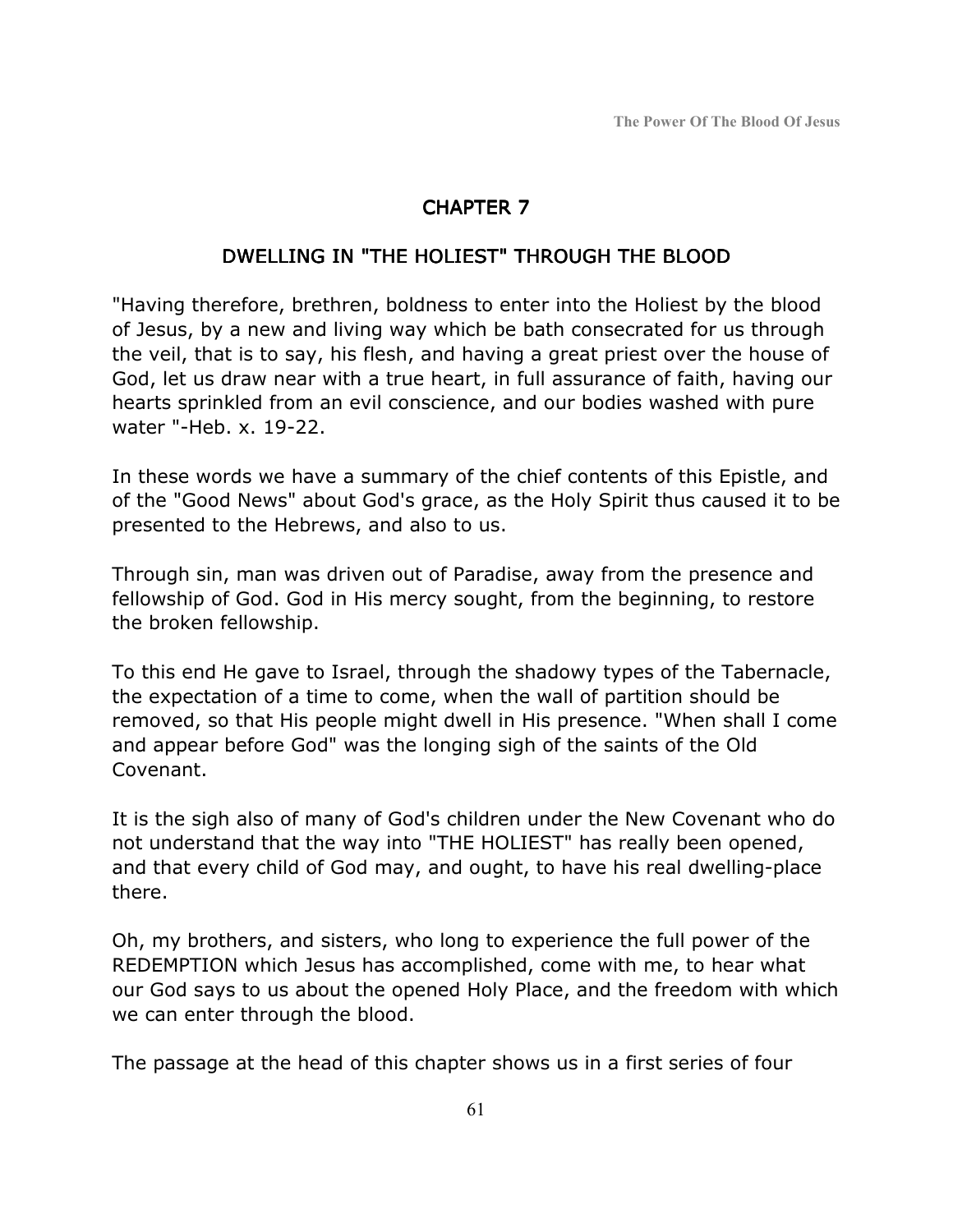## CHAPTER 7

## DWELLING IN "THE HOLIEST" THROUGH THE BLOOD

"Having therefore, brethren, boldness to enter into the Holiest by the blood of Jesus, by a new and living way which be bath consecrated for us through the veil, that is to say, his flesh, and having a great priest over the house of God, let us draw near with a true heart, in full assurance of faith, having our hearts sprinkled from an evil conscience, and our bodies washed with pure water "-Heb. x. 19-22.

In these words we have a summary of the chief contents of this Epistle, and of the "Good News" about God's grace, as the Holy Spirit thus caused it to be presented to the Hebrews, and also to us.

Through sin, man was driven out of Paradise, away from the presence and fellowship of God. God in His mercy sought, from the beginning, to restore the broken fellowship.

To this end He gave to Israel, through the shadowy types of the Tabernacle, the expectation of a time to come, when the wall of partition should be removed, so that His people might dwell in His presence. "When shall I come and appear before God" was the longing sigh of the saints of the Old Covenant.

It is the sigh also of many of God's children under the New Covenant who do not understand that the way into "THE HOLIEST" has really been opened, and that every child of God may, and ought, to have his real dwelling-place there.

Oh, my brothers, and sisters, who long to experience the full power of the REDEMPTION which Jesus has accomplished, come with me, to hear what our God says to us about the opened Holy Place, and the freedom with which we can enter through the blood.

The passage at the head of this chapter shows us in a first series of four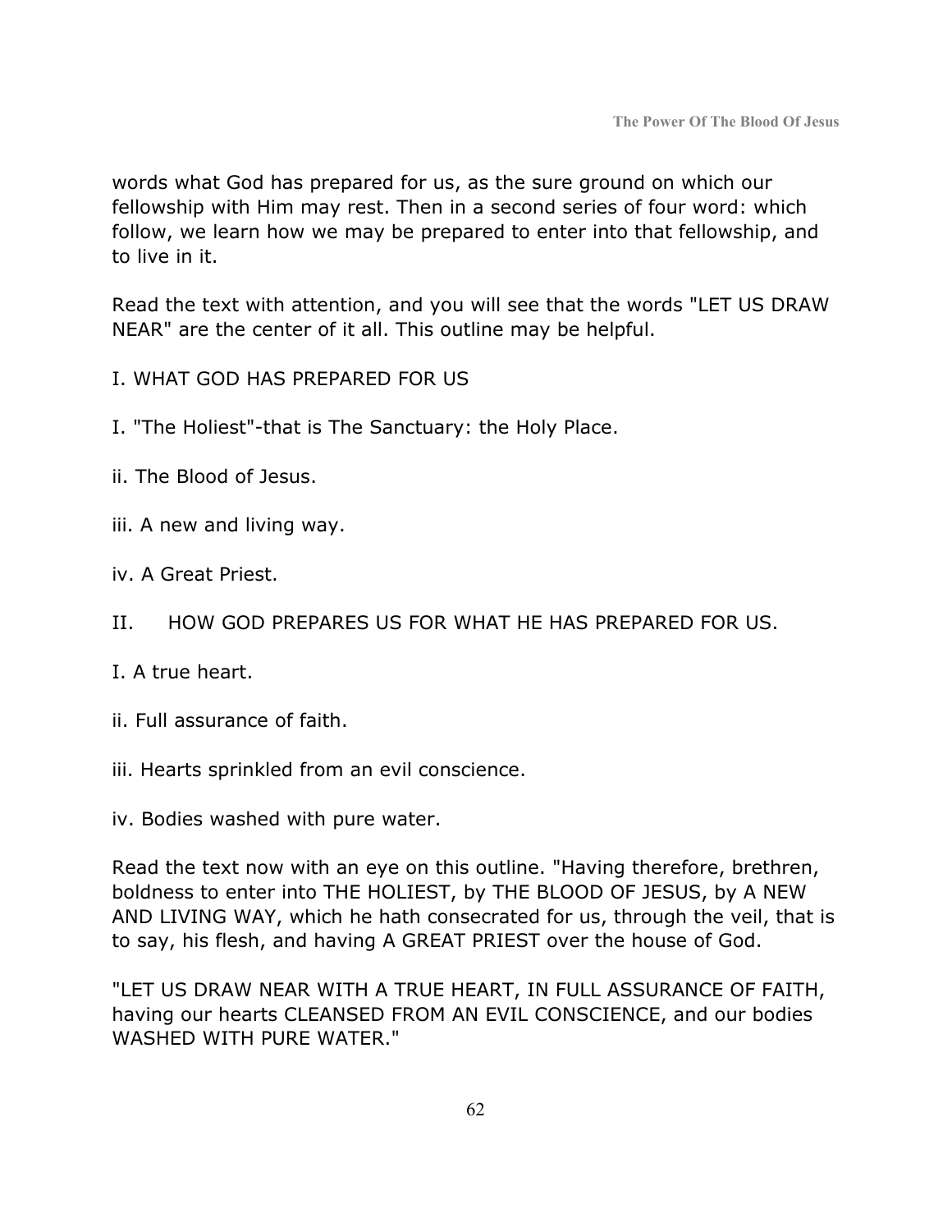words what God has prepared for us, as the sure ground on which our fellowship with Him may rest. Then in a second series of four word: which follow, we learn how we may be prepared to enter into that fellowship, and to live in it.

Read the text with attention, and you will see that the words "LET US DRAW NEAR" are the center of it all. This outline may be helpful.

I. WHAT GOD HAS PREPARED FOR US

I. "The Holiest"-that is The Sanctuary: the Holy Place.

ii. The Blood of Jesus.

iii. A new and living way.

iv. A Great Priest.

II. HOW GOD PREPARES US FOR WHAT HE HAS PREPARED FOR US.

I. A true heart.

ii. Full assurance of faith.

iii. Hearts sprinkled from an evil conscience.

iv. Bodies washed with pure water.

Read the text now with an eye on this outline. "Having therefore, brethren, boldness to enter into THE HOLIEST, by THE BLOOD OF JESUS, by A NEW AND LIVING WAY, which he hath consecrated for us, through the veil, that is to say, his flesh, and having A GREAT PRIEST over the house of God.

"LET US DRAW NEAR WITH A TRUE HEART, IN FULL ASSURANCE OF FAITH, having our hearts CLEANSED FROM AN EVIL CONSCIENCE, and our bodies WASHED WITH PURE WATER."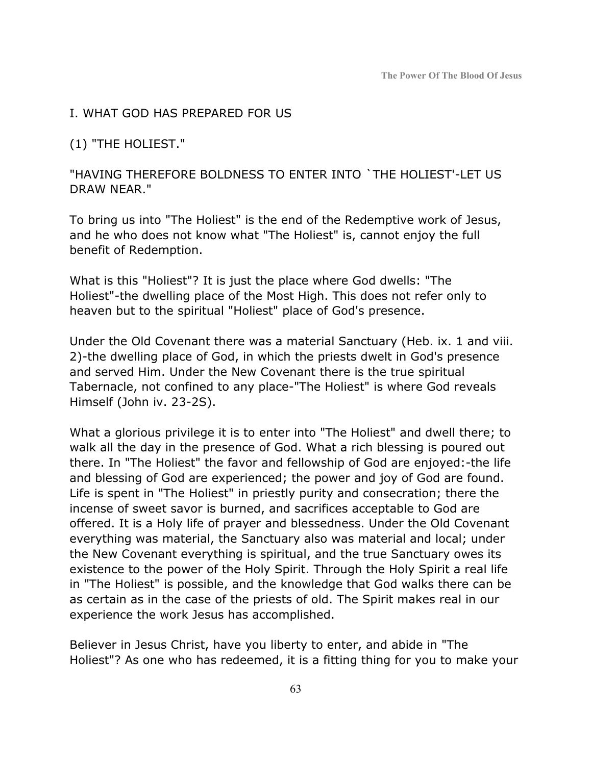## I. WHAT GOD HAS PREPARED FOR US

### (1) "THE HOLIEST."

"HAVING THEREFORE BOLDNESS TO ENTER INTO `THE HOLIEST'-LET US DRAW NEAR."

To bring us into "The Holiest" is the end of the Redemptive work of Jesus, and he who does not know what "The Holiest" is, cannot enjoy the full benefit of Redemption.

What is this "Holiest"? It is just the place where God dwells: "The Holiest"-the dwelling place of the Most High. This does not refer only to heaven but to the spiritual "Holiest" place of God's presence.

Under the Old Covenant there was a material Sanctuary (Heb. ix. 1 and viii. 2)-the dwelling place of God, in which the priests dwelt in God's presence and served Him. Under the New Covenant there is the true spiritual Tabernacle, not confined to any place-"The Holiest" is where God reveals Himself (John iv. 23-2S).

What a glorious privilege it is to enter into "The Holiest" and dwell there; to walk all the day in the presence of God. What a rich blessing is poured out there. In "The Holiest" the favor and fellowship of God are enjoyed:-the life and blessing of God are experienced; the power and joy of God are found. Life is spent in "The Holiest" in priestly purity and consecration; there the incense of sweet savor is burned, and sacrifices acceptable to God are offered. It is a Holy life of prayer and blessedness. Under the Old Covenant everything was material, the Sanctuary also was material and local; under the New Covenant everything is spiritual, and the true Sanctuary owes its existence to the power of the Holy Spirit. Through the Holy Spirit a real life in "The Holiest" is possible, and the knowledge that God walks there can be as certain as in the case of the priests of old. The Spirit makes real in our experience the work Jesus has accomplished.

Believer in Jesus Christ, have you liberty to enter, and abide in "The Holiest"? As one who has redeemed, it is a fitting thing for you to make your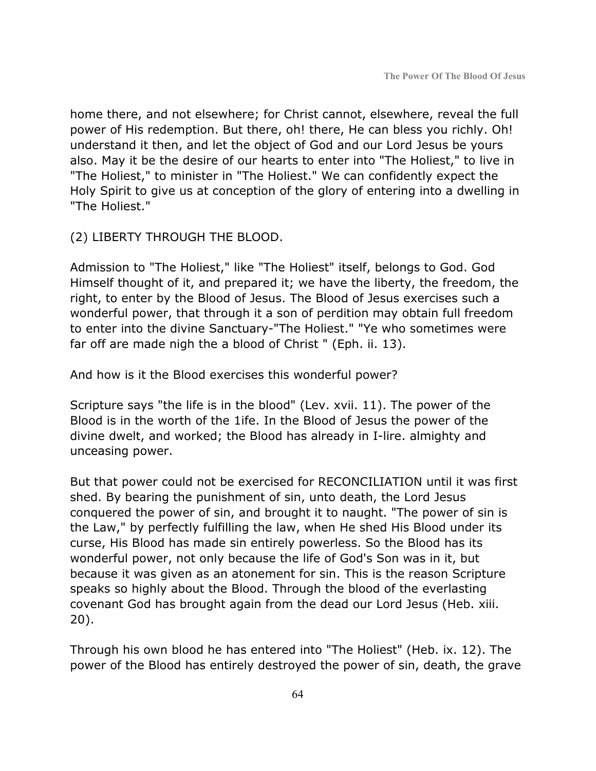home there, and not elsewhere; for Christ cannot, elsewhere, reveal the full power of His redemption. But there, oh! there, He can bless you richly. Oh! understand it then, and let the object of God and our Lord Jesus be yours also. May it be the desire of our hearts to enter into "The Holiest," to live in "The Holiest," to minister in "The Holiest." We can confidently expect the Holy Spirit to give us at conception of the glory of entering into a dwelling in "The Holiest."

(2) LIBERTY THROUGH THE BLOOD.

Admission to "The Holiest," like "The Holiest" itself, belongs to God. God Himself thought of it, and prepared it; we have the liberty, the freedom, the right, to enter by the Blood of Jesus. The Blood of Jesus exercises such a wonderful power, that through it a son of perdition may obtain full freedom to enter into the divine Sanctuary-"The Holiest." "Ye who sometimes were far off are made nigh the a blood of Christ " (Eph. ii. 13).

And how is it the Blood exercises this wonderful power?

Scripture says "the life is in the blood" (Lev. xvii. 11). The power of the Blood is in the worth of the 1ife. In the Blood of Jesus the power of the divine dwelt, and worked; the Blood has already in I-lire. almighty and unceasing power.

But that power could not be exercised for RECONCILIATION until it was first shed. By bearing the punishment of sin, unto death, the Lord Jesus conquered the power of sin, and brought it to naught. "The power of sin is the Law," by perfectly fulfilling the law, when He shed His Blood under its curse, His Blood has made sin entirely powerless. So the Blood has its wonderful power, not only because the life of God's Son was in it, but because it was given as an atonement for sin. This is the reason Scripture speaks so highly about the Blood. Through the blood of the everlasting covenant God has brought again from the dead our Lord Jesus (Heb. xiii. 20).

Through his own blood he has entered into "The Holiest" (Heb. ix. 12). The power of the Blood has entirely destroyed the power of sin, death, the grave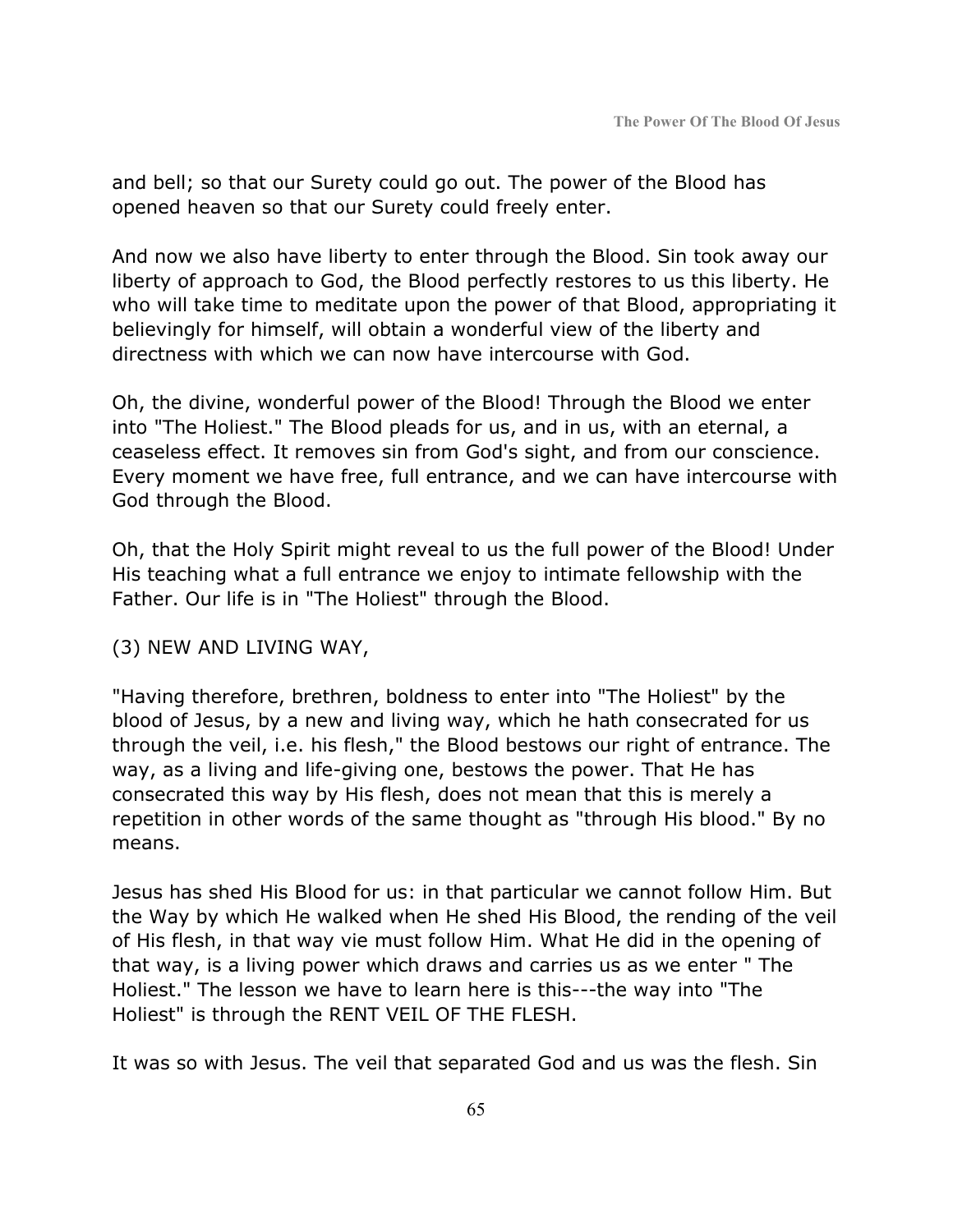and bell; so that our Surety could go out. The power of the Blood has opened heaven so that our Surety could freely enter.

And now we also have liberty to enter through the Blood. Sin took away our liberty of approach to God, the Blood perfectly restores to us this liberty. He who will take time to meditate upon the power of that Blood, appropriating it believingly for himself, will obtain a wonderful view of the liberty and directness with which we can now have intercourse with God.

Oh, the divine, wonderful power of the Blood! Through the Blood we enter into "The Holiest." The Blood pleads for us, and in us, with an eternal, a ceaseless effect. It removes sin from God's sight, and from our conscience. Every moment we have free, full entrance, and we can have intercourse with God through the Blood.

Oh, that the Holy Spirit might reveal to us the full power of the Blood! Under His teaching what a full entrance we enjoy to intimate fellowship with the Father. Our life is in "The Holiest" through the Blood.

(3) NEW AND LIVING WAY,

"Having therefore, brethren, boldness to enter into "The Holiest" by the blood of Jesus, by a new and living way, which he hath consecrated for us through the veil, i.e. his flesh," the Blood bestows our right of entrance. The way, as a living and life-giving one, bestows the power. That He has consecrated this way by His flesh, does not mean that this is merely a repetition in other words of the same thought as "through His blood." By no means.

Jesus has shed His Blood for us: in that particular we cannot follow Him. But the Way by which He walked when He shed His Blood, the rending of the veil of His flesh, in that way vie must follow Him. What He did in the opening of that way, is a living power which draws and carries us as we enter " The Holiest." The lesson we have to learn here is this---the way into "The Holiest" is through the RENT VEIL OF THE FLESH.

It was so with Jesus. The veil that separated God and us was the flesh. Sin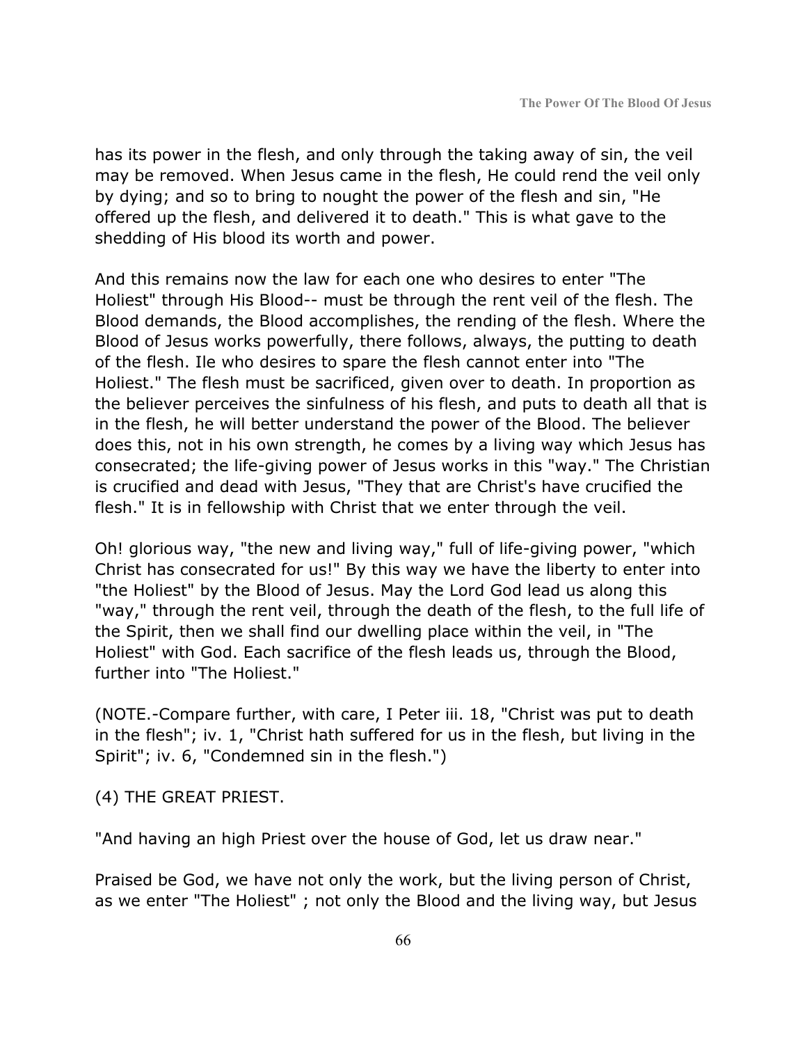has its power in the flesh, and only through the taking away of sin, the veil may be removed. When Jesus came in the flesh, He could rend the veil only by dying; and so to bring to nought the power of the flesh and sin, "He offered up the flesh, and delivered it to death." This is what gave to the shedding of His blood its worth and power.

And this remains now the law for each one who desires to enter "The Holiest" through His Blood-- must be through the rent veil of the flesh. The Blood demands, the Blood accomplishes, the rending of the flesh. Where the Blood of Jesus works powerfully, there follows, always, the putting to death of the flesh. Ile who desires to spare the flesh cannot enter into "The Holiest." The flesh must be sacrificed, given over to death. In proportion as the believer perceives the sinfulness of his flesh, and puts to death all that is in the flesh, he will better understand the power of the Blood. The believer does this, not in his own strength, he comes by a living way which Jesus has consecrated; the life-giving power of Jesus works in this "way." The Christian is crucified and dead with Jesus, "They that are Christ's have crucified the flesh." It is in fellowship with Christ that we enter through the veil.

Oh! glorious way, "the new and living way," full of life-giving power, "which Christ has consecrated for us!" By this way we have the liberty to enter into "the Holiest" by the Blood of Jesus. May the Lord God lead us along this "way," through the rent veil, through the death of the flesh, to the full life of the Spirit, then we shall find our dwelling place within the veil, in "The Holiest" with God. Each sacrifice of the flesh leads us, through the Blood, further into "The Holiest."

(NOTE.-Compare further, with care, I Peter iii. 18, "Christ was put to death in the flesh"; iv. 1, "Christ hath suffered for us in the flesh, but living in the Spirit"; iv. 6, "Condemned sin in the flesh.")

(4) THE GREAT PRIEST.

"And having an high Priest over the house of God, let us draw near."

Praised be God, we have not only the work, but the living person of Christ, as we enter "The Holiest" ; not only the Blood and the living way, but Jesus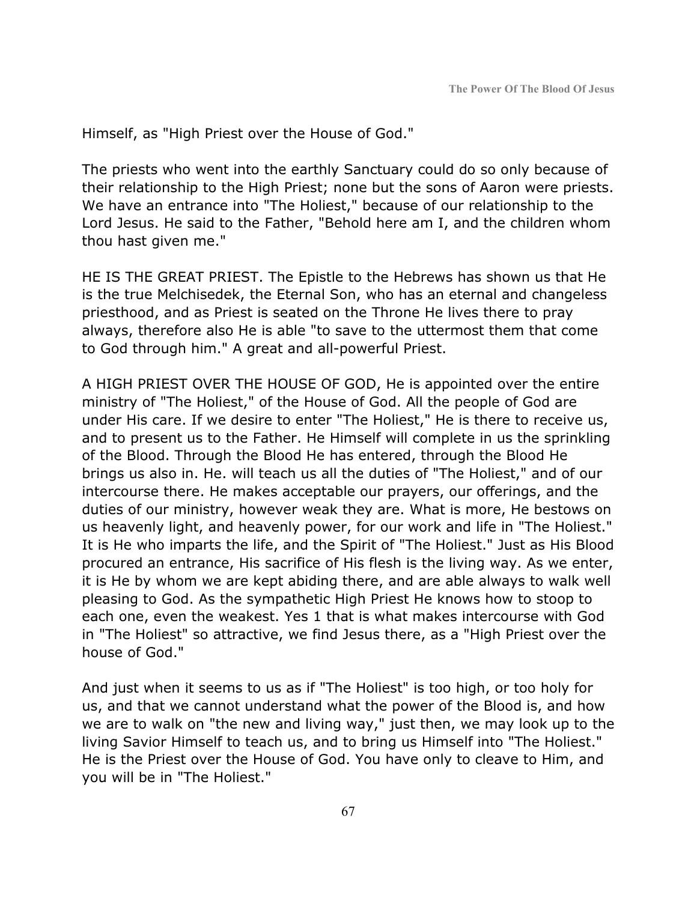Himself, as "High Priest over the House of God."

The priests who went into the earthly Sanctuary could do so only because of their relationship to the High Priest; none but the sons of Aaron were priests. We have an entrance into "The Holiest," because of our relationship to the Lord Jesus. He said to the Father, "Behold here am I, and the children whom thou hast given me."

HE IS THE GREAT PRIEST. The Epistle to the Hebrews has shown us that He is the true Melchisedek, the Eternal Son, who has an eternal and changeless priesthood, and as Priest is seated on the Throne He lives there to pray always, therefore also He is able "to save to the uttermost them that come to God through him." A great and all-powerful Priest.

A HIGH PRIEST OVER THE HOUSE OF GOD, He is appointed over the entire ministry of "The Holiest," of the House of God. All the people of God are under His care. If we desire to enter "The Holiest," He is there to receive us, and to present us to the Father. He Himself will complete in us the sprinkling of the Blood. Through the Blood He has entered, through the Blood He brings us also in. He. will teach us all the duties of "The Holiest," and of our intercourse there. He makes acceptable our prayers, our offerings, and the duties of our ministry, however weak they are. What is more, He bestows on us heavenly light, and heavenly power, for our work and life in "The Holiest." It is He who imparts the life, and the Spirit of "The Holiest." Just as His Blood procured an entrance, His sacrifice of His flesh is the living way. As we enter, it is He by whom we are kept abiding there, and are able always to walk well pleasing to God. As the sympathetic High Priest He knows how to stoop to each one, even the weakest. Yes 1 that is what makes intercourse with God in "The Holiest" so attractive, we find Jesus there, as a "High Priest over the house of God."

And just when it seems to us as if "The Holiest" is too high, or too holy for us, and that we cannot understand what the power of the Blood is, and how we are to walk on "the new and living way," just then, we may look up to the living Savior Himself to teach us, and to bring us Himself into "The Holiest." He is the Priest over the House of God. You have only to cleave to Him, and you will be in "The Holiest."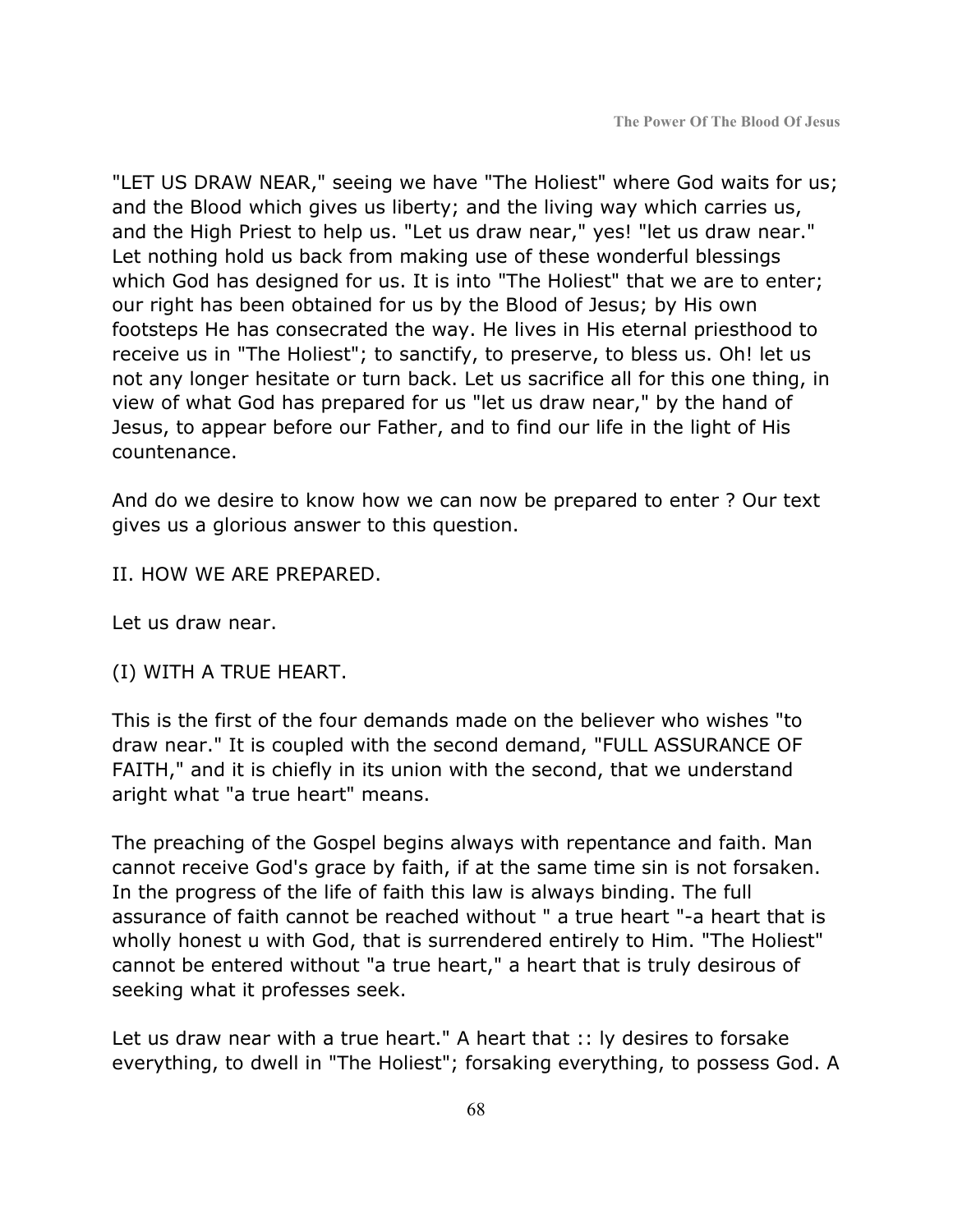"LET US DRAW NEAR," seeing we have "The Holiest" where God waits for us; and the Blood which gives us liberty; and the living way which carries us, and the High Priest to help us. "Let us draw near," yes! "let us draw near." Let nothing hold us back from making use of these wonderful blessings which God has designed for us. It is into "The Holiest" that we are to enter; our right has been obtained for us by the Blood of Jesus; by His own footsteps He has consecrated the way. He lives in His eternal priesthood to receive us in "The Holiest"; to sanctify, to preserve, to bless us. Oh! let us not any longer hesitate or turn back. Let us sacrifice all for this one thing, in view of what God has prepared for us "let us draw near," by the hand of Jesus, to appear before our Father, and to find our life in the light of His countenance.

And do we desire to know how we can now be prepared to enter ? Our text gives us a glorious answer to this question.

II. HOW WE ARE PREPARED.

Let us draw near.

(I) WITH A TRUE HEART.

This is the first of the four demands made on the believer who wishes "to draw near." It is coupled with the second demand, "FULL ASSURANCE OF FAITH," and it is chiefly in its union with the second, that we understand aright what "a true heart" means.

The preaching of the Gospel begins always with repentance and faith. Man cannot receive God's grace by faith, if at the same time sin is not forsaken. In the progress of the life of faith this law is always binding. The full assurance of faith cannot be reached without " a true heart "-a heart that is wholly honest u with God, that is surrendered entirely to Him. "The Holiest" cannot be entered without "a true heart," a heart that is truly desirous of seeking what it professes seek.

Let us draw near with a true heart." A heart that :: ly desires to forsake everything, to dwell in "The Holiest"; forsaking everything, to possess God. A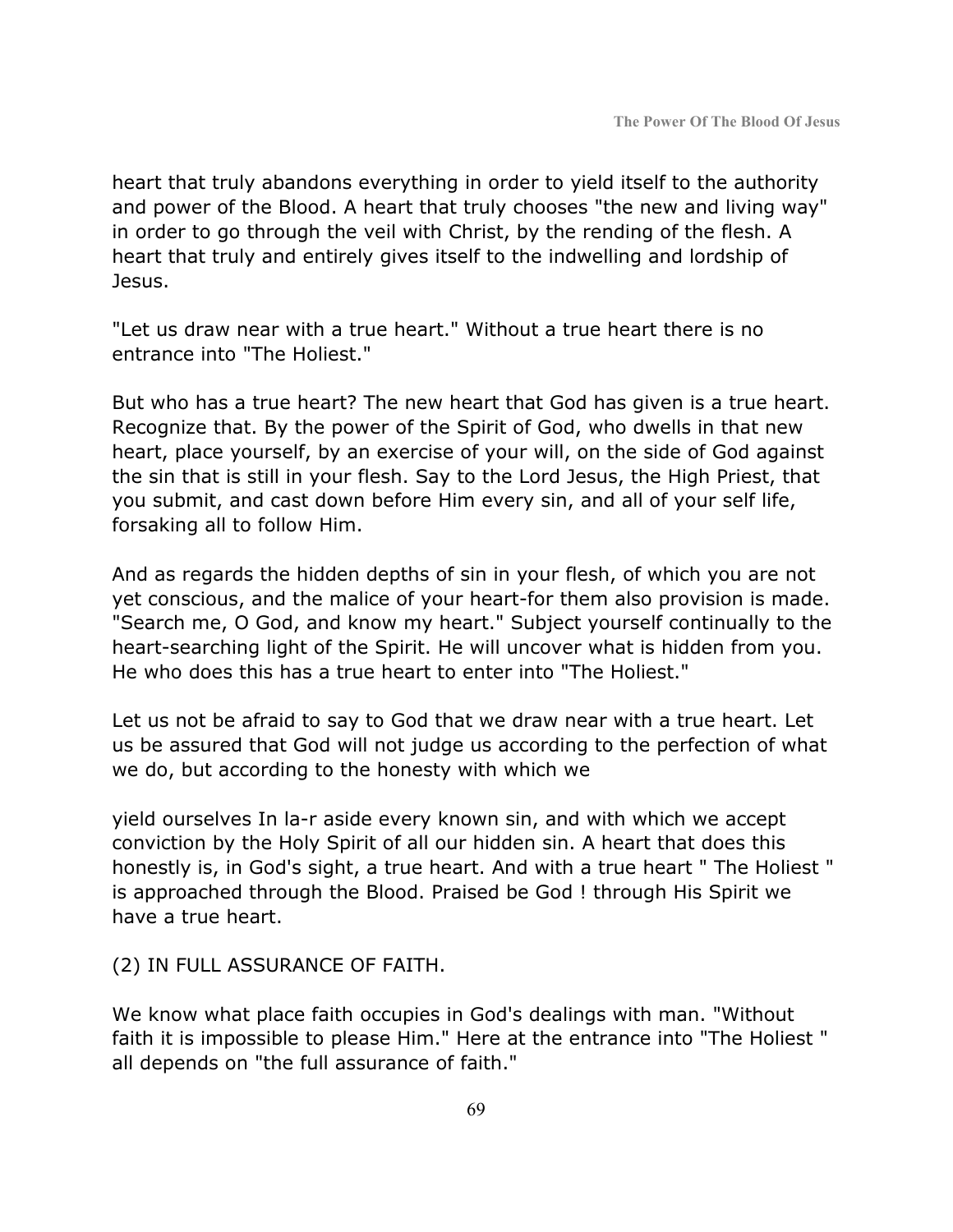heart that truly abandons everything in order to yield itself to the authority and power of the Blood. A heart that truly chooses "the new and living way" in order to go through the veil with Christ, by the rending of the flesh. A heart that truly and entirely gives itself to the indwelling and lordship of Jesus.

"Let us draw near with a true heart." Without a true heart there is no entrance into "The Holiest."

But who has a true heart? The new heart that God has given is a true heart. Recognize that. By the power of the Spirit of God, who dwells in that new heart, place yourself, by an exercise of your will, on the side of God against the sin that is still in your flesh. Say to the Lord Jesus, the High Priest, that you submit, and cast down before Him every sin, and all of your self life, forsaking all to follow Him.

And as regards the hidden depths of sin in your flesh, of which you are not yet conscious, and the malice of your heart-for them also provision is made. "Search me, O God, and know my heart." Subject yourself continually to the heart-searching light of the Spirit. He will uncover what is hidden from you. He who does this has a true heart to enter into "The Holiest."

Let us not be afraid to say to God that we draw near with a true heart. Let us be assured that God will not judge us according to the perfection of what we do, but according to the honesty with which we

yield ourselves In la-r aside every known sin, and with which we accept conviction by the Holy Spirit of all our hidden sin. A heart that does this honestly is, in God's sight, a true heart. And with a true heart " The Holiest " is approached through the Blood. Praised be God ! through His Spirit we have a true heart.

(2) IN FULL ASSURANCE OF FAITH.

We know what place faith occupies in God's dealings with man. "Without faith it is impossible to please Him." Here at the entrance into "The Holiest " all depends on "the full assurance of faith."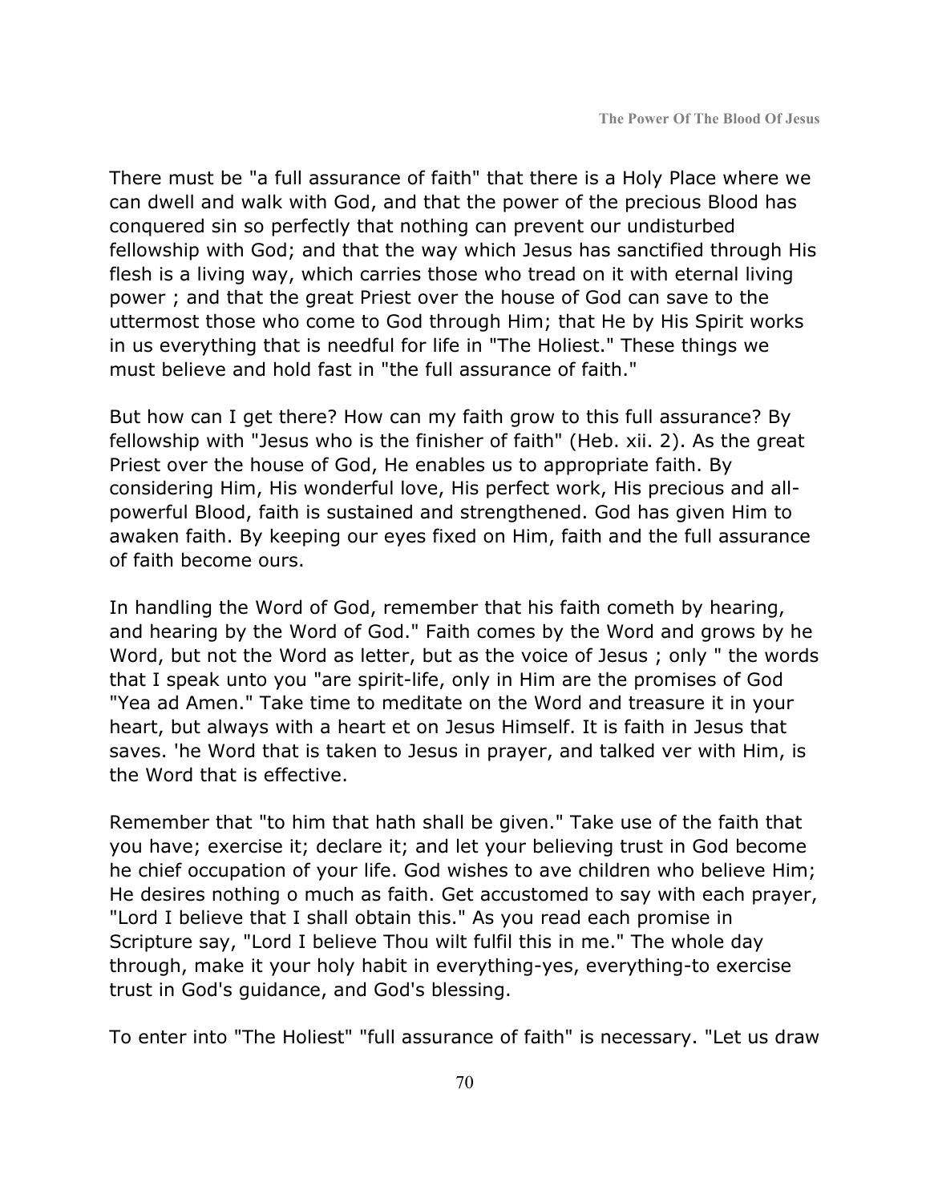There must be "a full assurance of faith" that there is a Holy Place where we can dwell and walk with God, and that the power of the precious Blood has conquered sin so perfectly that nothing can prevent our undisturbed fellowship with God; and that the way which Jesus has sanctified through His flesh is a living way, which carries those who tread on it with eternal living power ; and that the great Priest over the house of God can save to the uttermost those who come to God through Him; that He by His Spirit works in us everything that is needful for life in "The Holiest." These things we must believe and hold fast in "the full assurance of faith."

But how can I get there? How can my faith grow to this full assurance? By fellowship with "Jesus who is the finisher of faith" (Heb. xii. 2). As the great Priest over the house of God, He enables us to appropriate faith. By considering Him, His wonderful love, His perfect work, His precious and all-powerful Blood, faith is sustained and strengthened. God has given Him to awaken faith. By keeping our eyes fixed on Him, faith and the full assurance of faith become ours.

In handling the Word of God, remember that his faith cometh by hearing, and hearing by the Word of God." Faith comes by the Word and grows by he Word, but not the Word as letter, but as the voice of Jesus ; only " the words that I speak unto you "are spirit-life, only in Him are the promises of God "Yea ad Amen." Take time to meditate on the Word and treasure it in your heart, but always with a heart et on Jesus Himself. It is faith in Jesus that saves. 'he Word that is taken to Jesus in prayer, and talked ver with Him, is the Word that is effective.

Remember that "to him that hath shall be given." Take use of the faith that you have; exercise it; declare it; and let your believing trust in God become he chief occupation of your life. God wishes to ave children who believe Him; He desires nothing o much as faith. Get accustomed to say with each prayer, "Lord I believe that I shall obtain this." As you read each promise in Scripture say, "Lord I believe Thou wilt fulfil this in me." The whole day through, make it your holy habit in everything-yes, everything-to exercise trust in God's guidance, and God's blessing.

To enter into "The Holiest" "full assurance of faith" is necessary. "Let us draw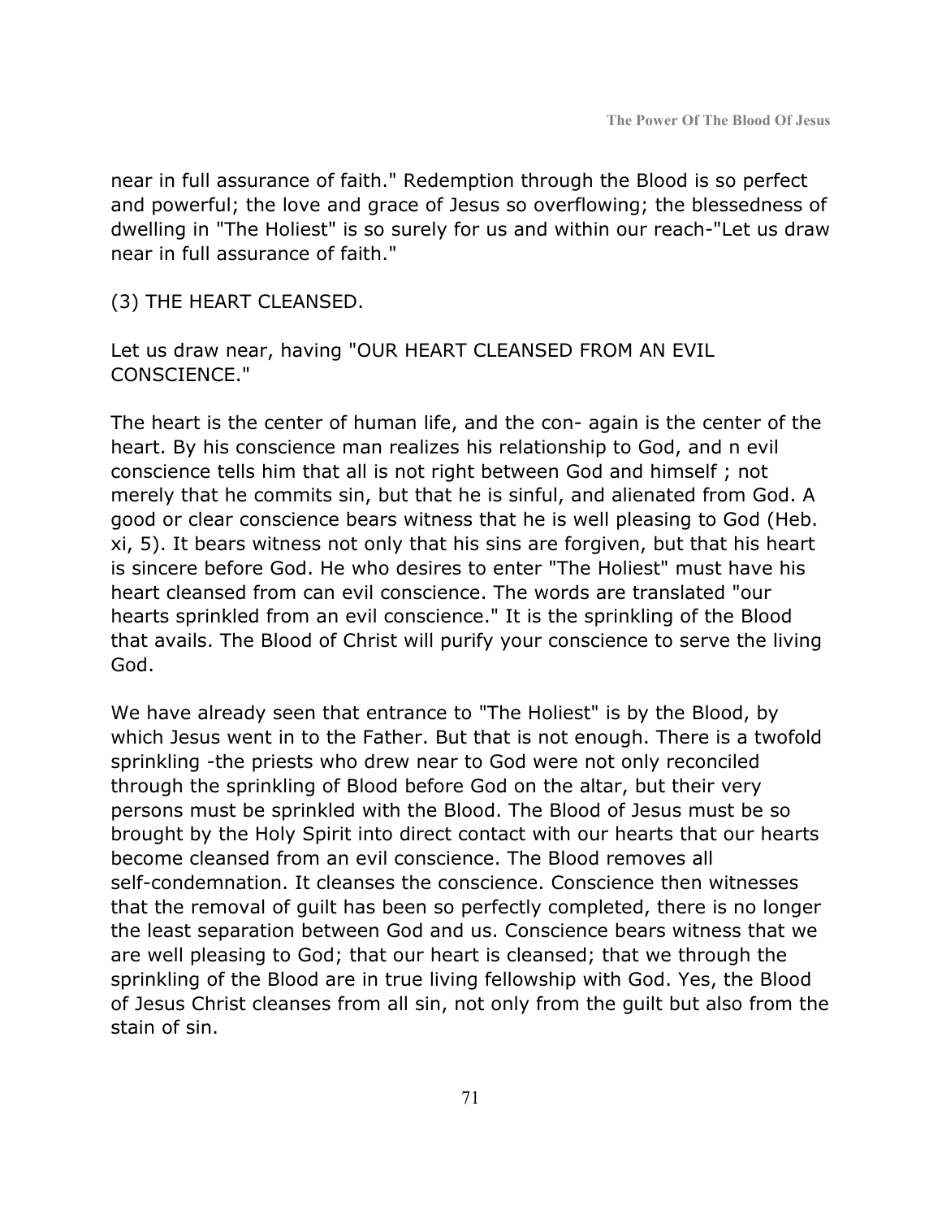near in full assurance of faith." Redemption through the Blood is so perfect and powerful; the love and grace of Jesus so overflowing; the blessedness of dwelling in "The Holiest" is so surely for us and within our reach-"Let us draw near in full assurance of faith."

(3) THE HEART CLEANSED.

Let us draw near, having "OUR HEART CLEANSED FROM AN EVIL CONSCIENCE."

The heart is the center of human life, and the con- again is the center of the heart. By his conscience man realizes his relationship to God, and n evil conscience tells him that all is not right between God and himself ; not merely that he commits sin, but that he is sinful, and alienated from God. A good or clear conscience bears witness that he is well pleasing to God (Heb. xi, 5). It bears witness not only that his sins are forgiven, but that his heart is sincere before God. He who desires to enter "The Holiest" must have his heart cleansed from can evil conscience. The words are translated "our hearts sprinkled from an evil conscience." It is the sprinkling of the Blood that avails. The Blood of Christ will purify your conscience to serve the living God.

We have already seen that entrance to "The Holiest" is by the Blood, by which Jesus went in to the Father. But that is not enough. There is a twofold sprinkling -the priests who drew near to God were not only reconciled through the sprinkling of Blood before God on the altar, but their very persons must be sprinkled with the Blood. The Blood of Jesus must be so brought by the Holy Spirit into direct contact with our hearts that our hearts become cleansed from an evil conscience. The Blood removes all self-condemnation. It cleanses the conscience. Conscience then witnesses that the removal of guilt has been so perfectly completed, there is no longer the least separation between God and us. Conscience bears witness that we are well pleasing to God; that our heart is cleansed; that we through the sprinkling of the Blood are in true living fellowship with God. Yes, the Blood of Jesus Christ cleanses from all sin, not only from the guilt but also from the stain of sin.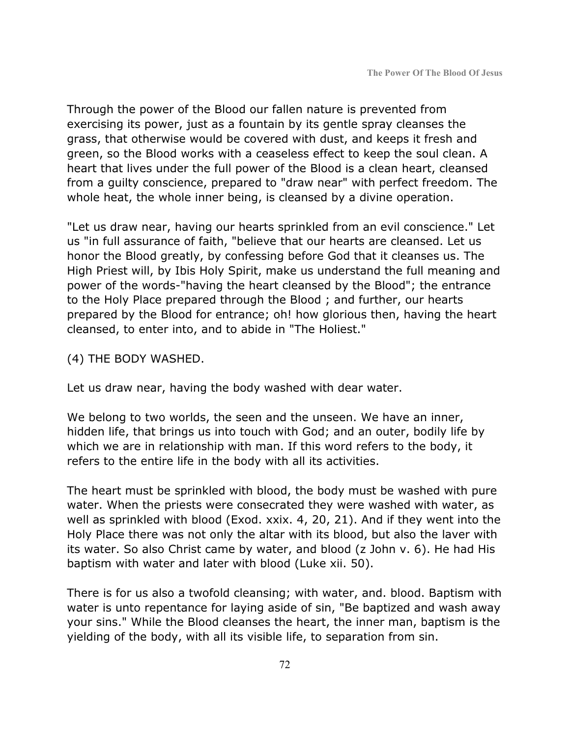Through the power of the Blood our fallen nature is prevented from exercising its power, just as a fountain by its gentle spray cleanses the grass, that otherwise would be covered with dust, and keeps it fresh and green, so the Blood works with a ceaseless effect to keep the soul clean. A heart that lives under the full power of the Blood is a clean heart, cleansed from a guilty conscience, prepared to "draw near" with perfect freedom. The whole heat, the whole inner being, is cleansed by a divine operation.

"Let us draw near, having our hearts sprinkled from an evil conscience." Let us "in full assurance of faith, "believe that our hearts are cleansed. Let us honor the Blood greatly, by confessing before God that it cleanses us. The High Priest will, by Ibis Holy Spirit, make us understand the full meaning and power of the words-"having the heart cleansed by the Blood"; the entrance to the Holy Place prepared through the Blood ; and further, our hearts prepared by the Blood for entrance; oh! how glorious then, having the heart cleansed, to enter into, and to abide in "The Holiest."

(4) THE BODY WASHED.

Let us draw near, having the body washed with dear water.

We belong to two worlds, the seen and the unseen. We have an inner, hidden life, that brings us into touch with God; and an outer, bodily life by which we are in relationship with man. If this word refers to the body, it refers to the entire life in the body with all its activities.

The heart must be sprinkled with blood, the body must be washed with pure water. When the priests were consecrated they were washed with water, as well as sprinkled with blood (Exod. xxix. 4, 20, 21). And if they went into the Holy Place there was not only the altar with its blood, but also the laver with its water. So also Christ came by water, and blood (z John v. 6). He had His baptism with water and later with blood (Luke xii. 50).

There is for us also a twofold cleansing; with water, and. blood. Baptism with water is unto repentance for laying aside of sin, "Be baptized and wash away your sins." While the Blood cleanses the heart, the inner man, baptism is the yielding of the body, with all its visible life, to separation from sin.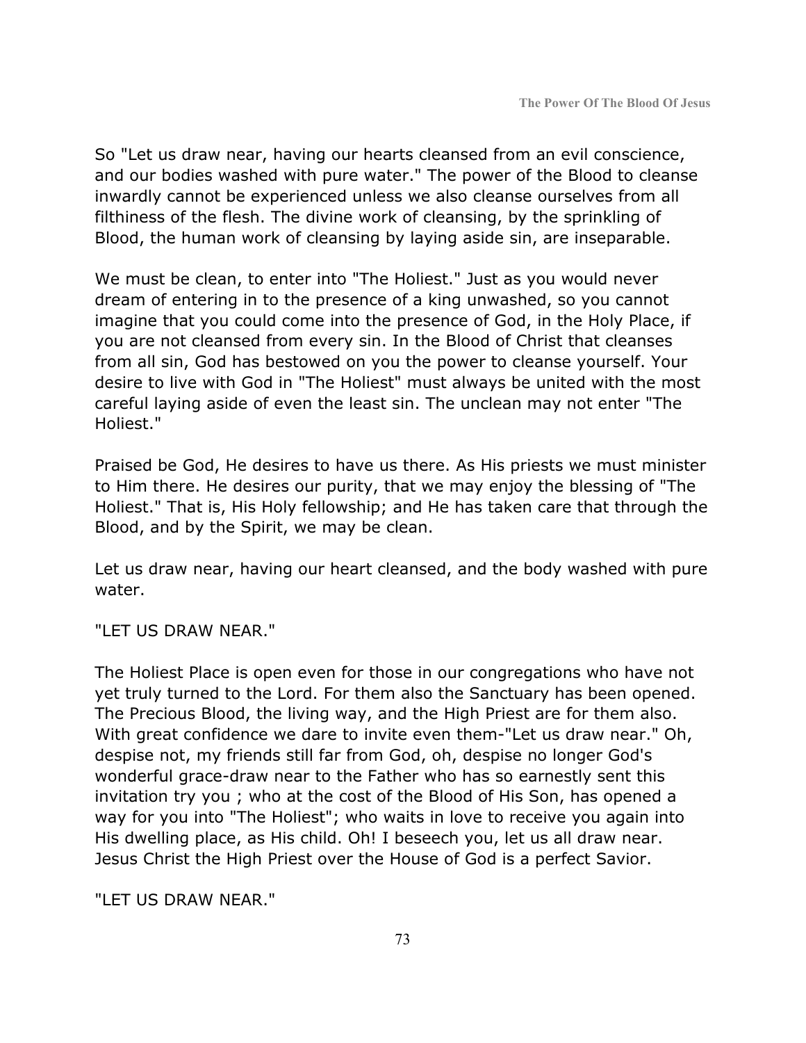So "Let us draw near, having our hearts cleansed from an evil conscience, and our bodies washed with pure water." The power of the Blood to cleanse inwardly cannot be experienced unless we also cleanse ourselves from all filthiness of the flesh. The divine work of cleansing, by the sprinkling of Blood, the human work of cleansing by laying aside sin, are inseparable.

We must be clean, to enter into "The Holiest." Just as you would never dream of entering in to the presence of a king unwashed, so you cannot imagine that you could come into the presence of God, in the Holy Place, if you are not cleansed from every sin. In the Blood of Christ that cleanses from all sin, God has bestowed on you the power to cleanse yourself. Your desire to live with God in "The Holiest" must always be united with the most careful laying aside of even the least sin. The unclean may not enter "The Holiest."

Praised be God, He desires to have us there. As His priests we must minister to Him there. He desires our purity, that we may enjoy the blessing of "The Holiest." That is, His Holy fellowship; and He has taken care that through the Blood, and by the Spirit, we may be clean.

Let us draw near, having our heart cleansed, and the body washed with pure water.

"LET US DRAW NEAR."

The Holiest Place is open even for those in our congregations who have not yet truly turned to the Lord. For them also the Sanctuary has been opened. The Precious Blood, the living way, and the High Priest are for them also. With great confidence we dare to invite even them-"Let us draw near." Oh, despise not, my friends still far from God, oh, despise no longer God's wonderful grace-draw near to the Father who has so earnestly sent this invitation try you ; who at the cost of the Blood of His Son, has opened a way for you into "The Holiest"; who waits in love to receive you again into His dwelling place, as His child. Oh! I beseech you, let us all draw near. Jesus Christ the High Priest over the House of God is a perfect Savior.

"LET US DRAW NEAR."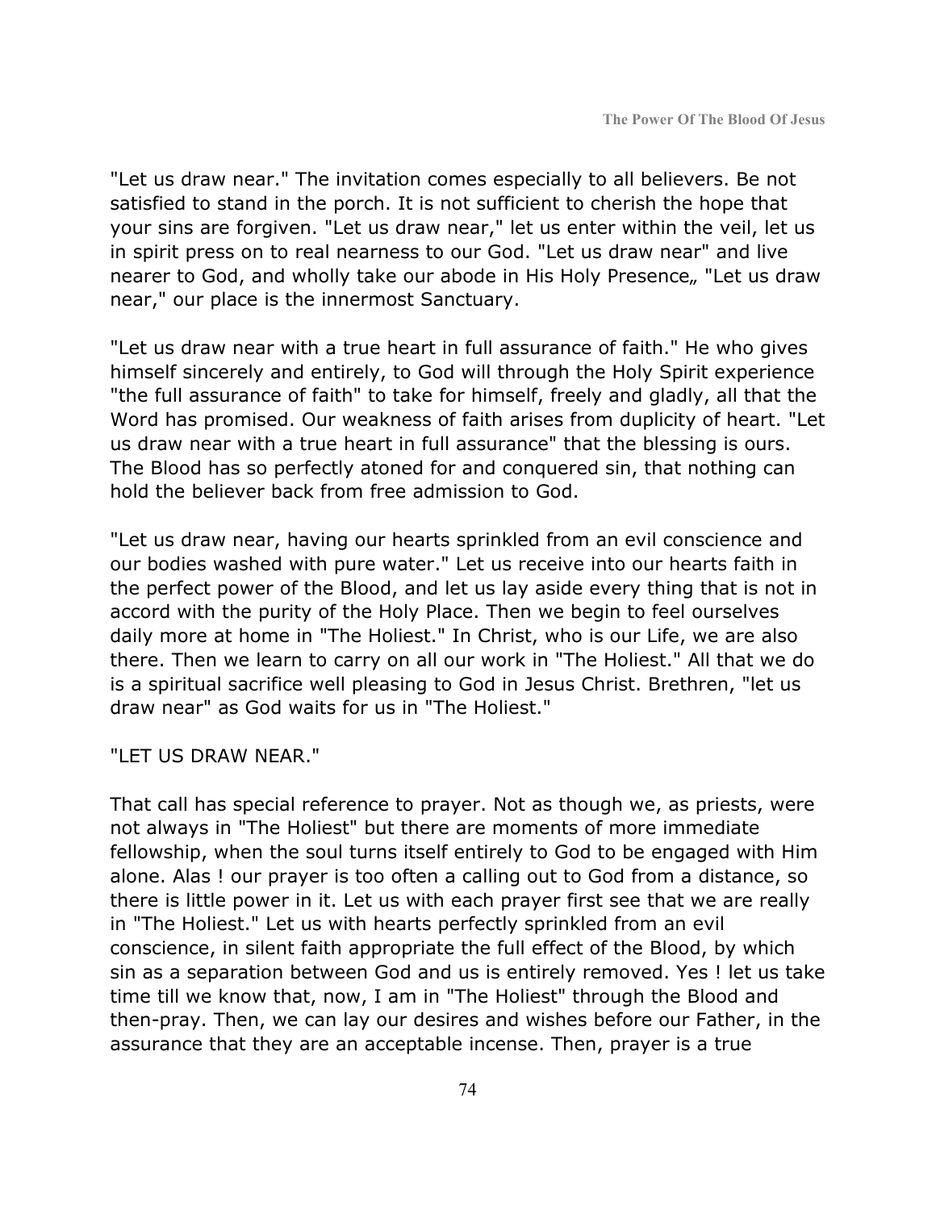"Let us draw near." The invitation comes especially to all believers. Be not satisfied to stand in the porch. It is not sufficient to cherish the hope that your sins are forgiven. "Let us draw near," let us enter within the veil, let us in spirit press on to real nearness to our God. "Let us draw near" and live nearer to God, and wholly take our abode in His Holy Presence„ "Let us draw near," our place is the innermost Sanctuary.

"Let us draw near with a true heart in full assurance of faith." He who gives himself sincerely and entirely, to God will through the Holy Spirit experience "the full assurance of faith" to take for himself, freely and gladly, all that the Word has promised. Our weakness of faith arises from duplicity of heart. "Let us draw near with a true heart in full assurance" that the blessing is ours. The Blood has so perfectly atoned for and conquered sin, that nothing can hold the believer back from free admission to God.

"Let us draw near, having our hearts sprinkled from an evil conscience and our bodies washed with pure water." Let us receive into our hearts faith in the perfect power of the Blood, and let us lay aside every thing that is not in accord with the purity of the Holy Place. Then we begin to feel ourselves daily more at home in "The Holiest." In Christ, who is our Life, we are also there. Then we learn to carry on all our work in "The Holiest." All that we do is a spiritual sacrifice well pleasing to God in Jesus Christ. Brethren, "let us draw near" as God waits for us in "The Holiest."

"LET US DRAW NEAR."

That call has special reference to prayer. Not as though we, as priests, were not always in "The Holiest" but there are moments of more immediate fellowship, when the soul turns itself entirely to God to be engaged with Him alone. Alas ! our prayer is too often a calling out to God from a distance, so there is little power in it. Let us with each prayer first see that we are really in "The Holiest." Let us with hearts perfectly sprinkled from an evil conscience, in silent faith appropriate the full effect of the Blood, by which sin as a separation between God and us is entirely removed. Yes ! let us take time till we know that, now, I am in "The Holiest" through the Blood and then-pray. Then, we can lay our desires and wishes before our Father, in the assurance that they are an acceptable incense. Then, prayer is a true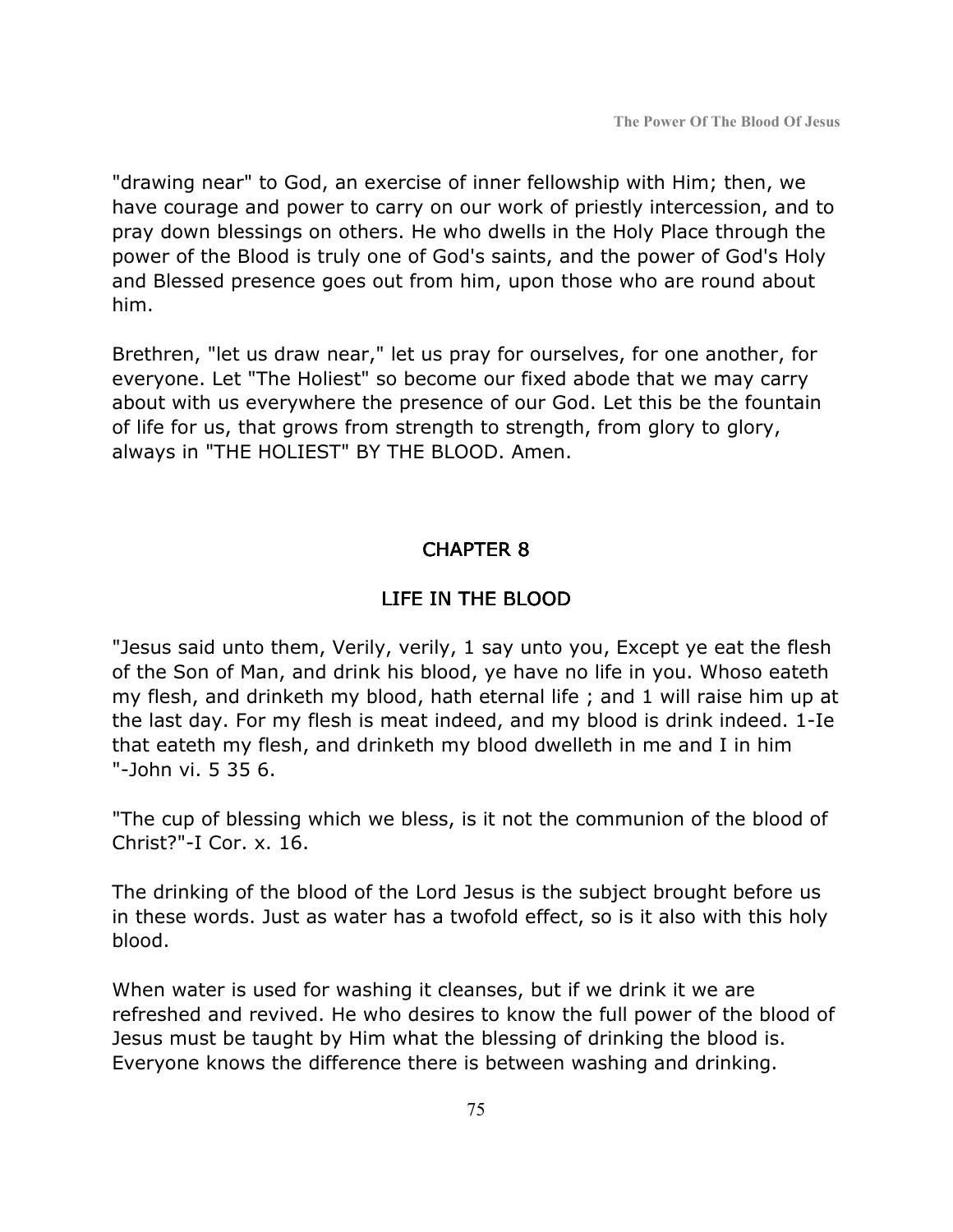"drawing near" to God, an exercise of inner fellowship with Him; then, we have courage and power to carry on our work of priestly intercession, and to pray down blessings on others. He who dwells in the Holy Place through the power of the Blood is truly one of God's saints, and the power of God's Holy and Blessed presence goes out from him, upon those who are round about him.

Brethren, "let us draw near," let us pray for ourselves, for one another, for everyone. Let "The Holiest" so become our fixed abode that we may carry about with us everywhere the presence of our God. Let this be the fountain of life for us, that grows from strength to strength, from glory to glory, always in "THE HOLIEST" BY THE BLOOD. Amen.

## CHAPTER 8

## LIFE IN THE BLOOD

"Jesus said unto them, Verily, verily, 1 say unto you, Except ye eat the flesh of the Son of Man, and drink his blood, ye have no life in you. Whoso eateth my flesh, and drinketh my blood, hath eternal life ; and 1 will raise him up at the last day. For my flesh is meat indeed, and my blood is drink indeed. 1-Ie that eateth my flesh, and drinketh my blood dwelleth in me and I in him "-John vi. 5 35 6.

"The cup of blessing which we bless, is it not the communion of the blood of Christ?"-I Cor. x. 16.

The drinking of the blood of the Lord Jesus is the subject brought before us in these words. Just as water has a twofold effect, so is it also with this holy blood.

When water is used for washing it cleanses, but if we drink it we are refreshed and revived. He who desires to know the full power of the blood of Jesus must be taught by Him what the blessing of drinking the blood is. Everyone knows the difference there is between washing and drinking.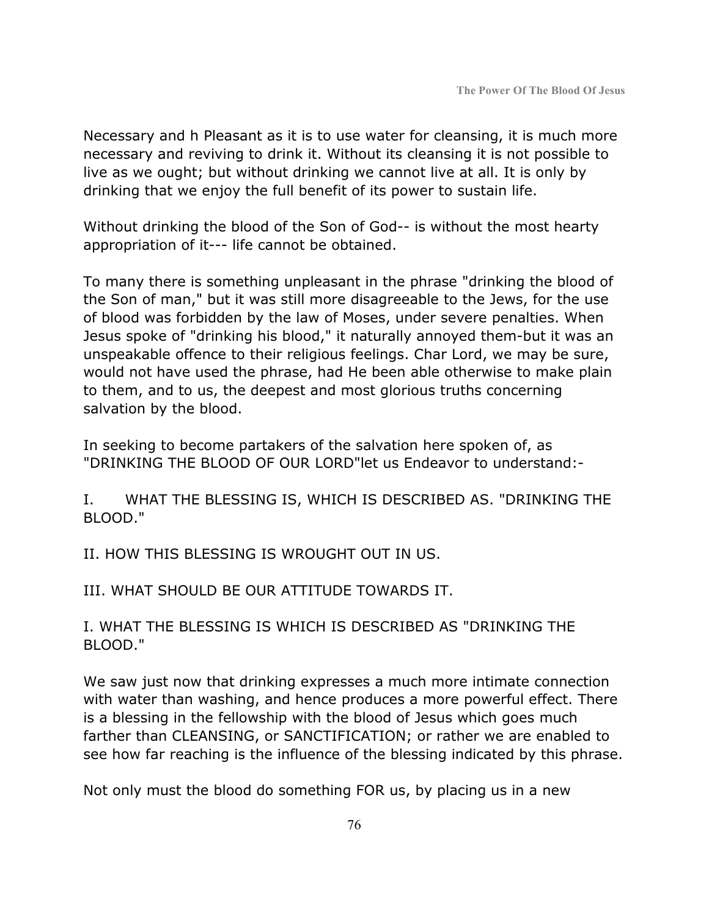Necessary and h Pleasant as it is to use water for cleansing, it is much more necessary and reviving to drink it. Without its cleansing it is not possible to live as we ought; but without drinking we cannot live at all. It is only by drinking that we enjoy the full benefit of its power to sustain life.

Without drinking the blood of the Son of God-- is without the most hearty appropriation of it--- life cannot be obtained.

To many there is something unpleasant in the phrase "drinking the blood of the Son of man," but it was still more disagreeable to the Jews, for the use of blood was forbidden by the law of Moses, under severe penalties. When Jesus spoke of "drinking his blood," it naturally annoyed them-but it was an unspeakable offence to their religious feelings. Char Lord, we may be sure, would not have used the phrase, had He been able otherwise to make plain to them, and to us, the deepest and most glorious truths concerning salvation by the blood.

In seeking to become partakers of the salvation here spoken of, as "DRINKING THE BLOOD OF OUR LORD"let us Endeavor to understand:-

I. WHAT THE BLESSING IS, WHICH IS DESCRIBED AS. "DRINKING THE BLOOD."

II. HOW THIS BLESSING IS WROUGHT OUT IN US.

III. WHAT SHOULD BE OUR ATTITUDE TOWARDS IT.

## I. WHAT THE BLESSING IS WHICH IS DESCRIBED AS "DRINKING THE BLOOD."

We saw just now that drinking expresses a much more intimate connection with water than washing, and hence produces a more powerful effect. There is a blessing in the fellowship with the blood of Jesus which goes much farther than CLEANSING, or SANCTIFICATION; or rather we are enabled to see how far reaching is the influence of the blessing indicated by this phrase.

Not only must the blood do something FOR us, by placing us in a new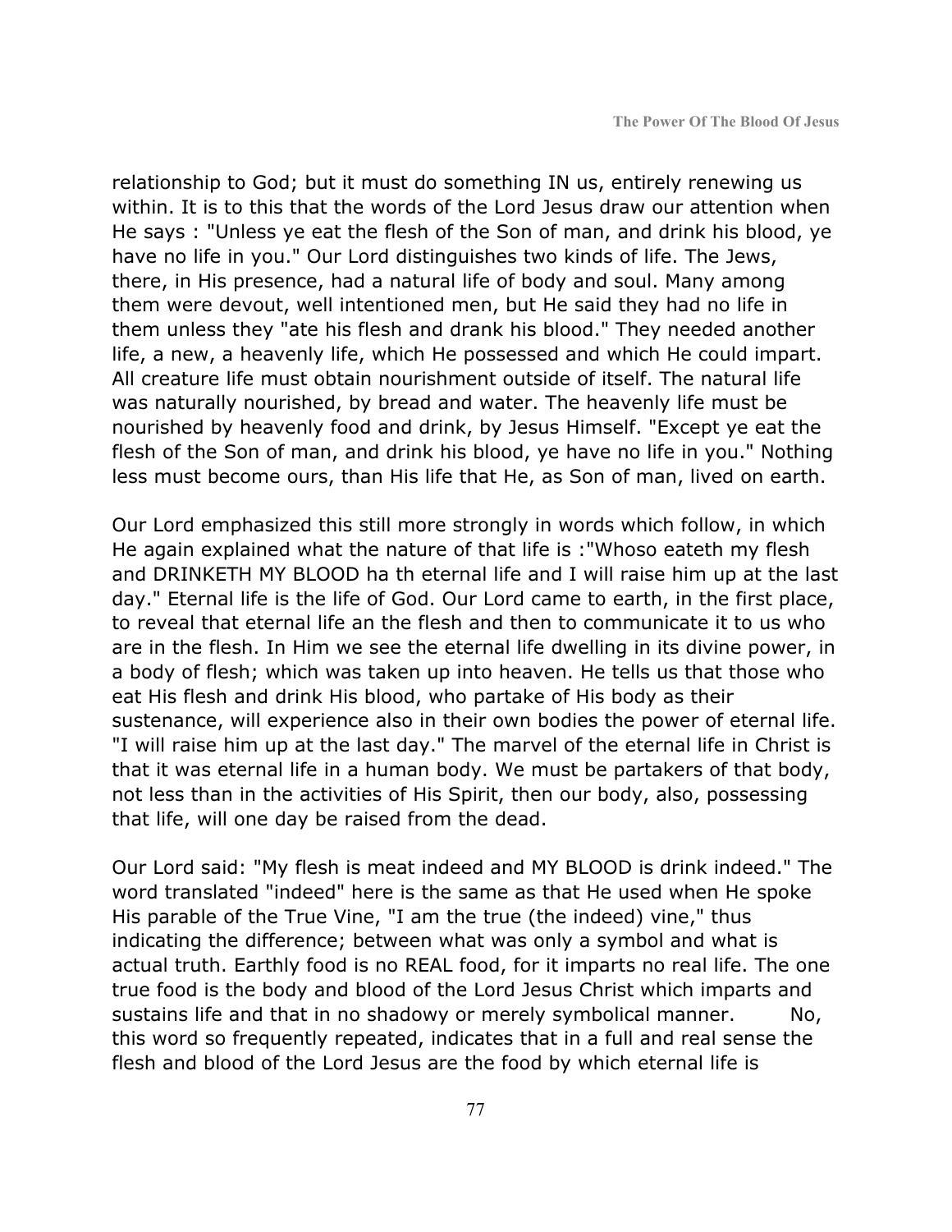relationship to God; but it must do something IN us, entirely renewing us within. It is to this that the words of the Lord Jesus draw our attention when He says : "Unless ye eat the flesh of the Son of man, and drink his blood, ye have no life in you." Our Lord distinguishes two kinds of life. The Jews, there, in His presence, had a natural life of body and soul. Many among them were devout, well intentioned men, but He said they had no life in them unless they "ate his flesh and drank his blood." They needed another life, a new, a heavenly life, which He possessed and which He could impart. All creature life must obtain nourishment outside of itself. The natural life was naturally nourished, by bread and water. The heavenly life must be nourished by heavenly food and drink, by Jesus Himself. "Except ye eat the flesh of the Son of man, and drink his blood, ye have no life in you." Nothing less must become ours, than His life that He, as Son of man, lived on earth.

Our Lord emphasized this still more strongly in words which follow, in which He again explained what the nature of that life is :"Whoso eateth my flesh and DRINKETH MY BLOOD ha th eternal life and I will raise him up at the last day." Eternal life is the life of God. Our Lord came to earth, in the first place, to reveal that eternal life an the flesh and then to communicate it to us who are in the flesh. In Him we see the eternal life dwelling in its divine power, in a body of flesh; which was taken up into heaven. He tells us that those who eat His flesh and drink His blood, who partake of His body as their sustenance, will experience also in their own bodies the power of eternal life. "I will raise him up at the last day." The marvel of the eternal life in Christ is that it was eternal life in a human body. We must be partakers of that body, not less than in the activities of His Spirit, then our body, also, possessing that life, will one day be raised from the dead.

Our Lord said: "My flesh is meat indeed and MY BLOOD is drink indeed." The word translated "indeed" here is the same as that He used when He spoke His parable of the True Vine, "I am the true (the indeed) vine," thus indicating the difference; between what was only a symbol and what is actual truth. Earthly food is no REAL food, for it imparts no real life. The one true food is the body and blood of the Lord Jesus Christ which imparts and sustains life and that in no shadowy or merely symbolical manner. No, this word so frequently repeated, indicates that in a full and real sense the flesh and blood of the Lord Jesus are the food by which eternal life is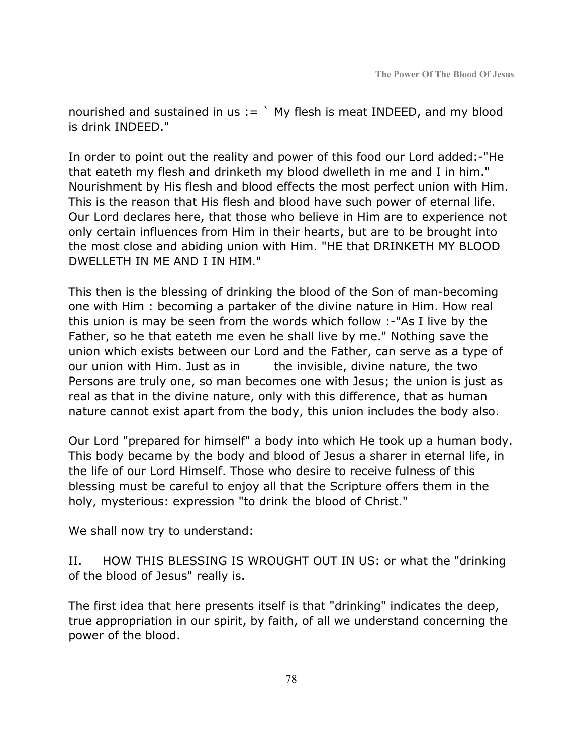nourished and sustained in us := ` My flesh is meat INDEED, and my blood is drink INDEED."

In order to point out the reality and power of this food our Lord added:-"He that eateth my flesh and drinketh my blood dwelleth in me and I in him." Nourishment by His flesh and blood effects the most perfect union with Him. This is the reason that His flesh and blood have such power of eternal life. Our Lord declares here, that those who believe in Him are to experience not only certain influences from Him in their hearts, but are to be brought into the most close and abiding union with Him. "HE that DRINKETH MY BLOOD DWELLETH IN ME AND I IN HIM."

This then is the blessing of drinking the blood of the Son of man-becoming one with Him : becoming a partaker of the divine nature in Him. How real this union is may be seen from the words which follow :-"As I live by the Father, so he that eateth me even he shall live by me." Nothing save the union which exists between our Lord and the Father, can serve as a type of our union with Him. Just as in the invisible, divine nature, the two Persons are truly one, so man becomes one with Jesus; the union is just as real as that in the divine nature, only with this difference, that as human nature cannot exist apart from the body, this union includes the body also.

Our Lord "prepared for himself" a body into which He took up a human body. This body became by the body and blood of Jesus a sharer in eternal life, in the life of our Lord Himself. Those who desire to receive fulness of this blessing must be careful to enjoy all that the Scripture offers them in the holy, mysterious: expression "to drink the blood of Christ."

We shall now try to understand:

II. HOW THIS BLESSING IS WROUGHT OUT IN US: or what the "drinking of the blood of Jesus" really is.

The first idea that here presents itself is that "drinking" indicates the deep, true appropriation in our spirit, by faith, of all we understand concerning the power of the blood.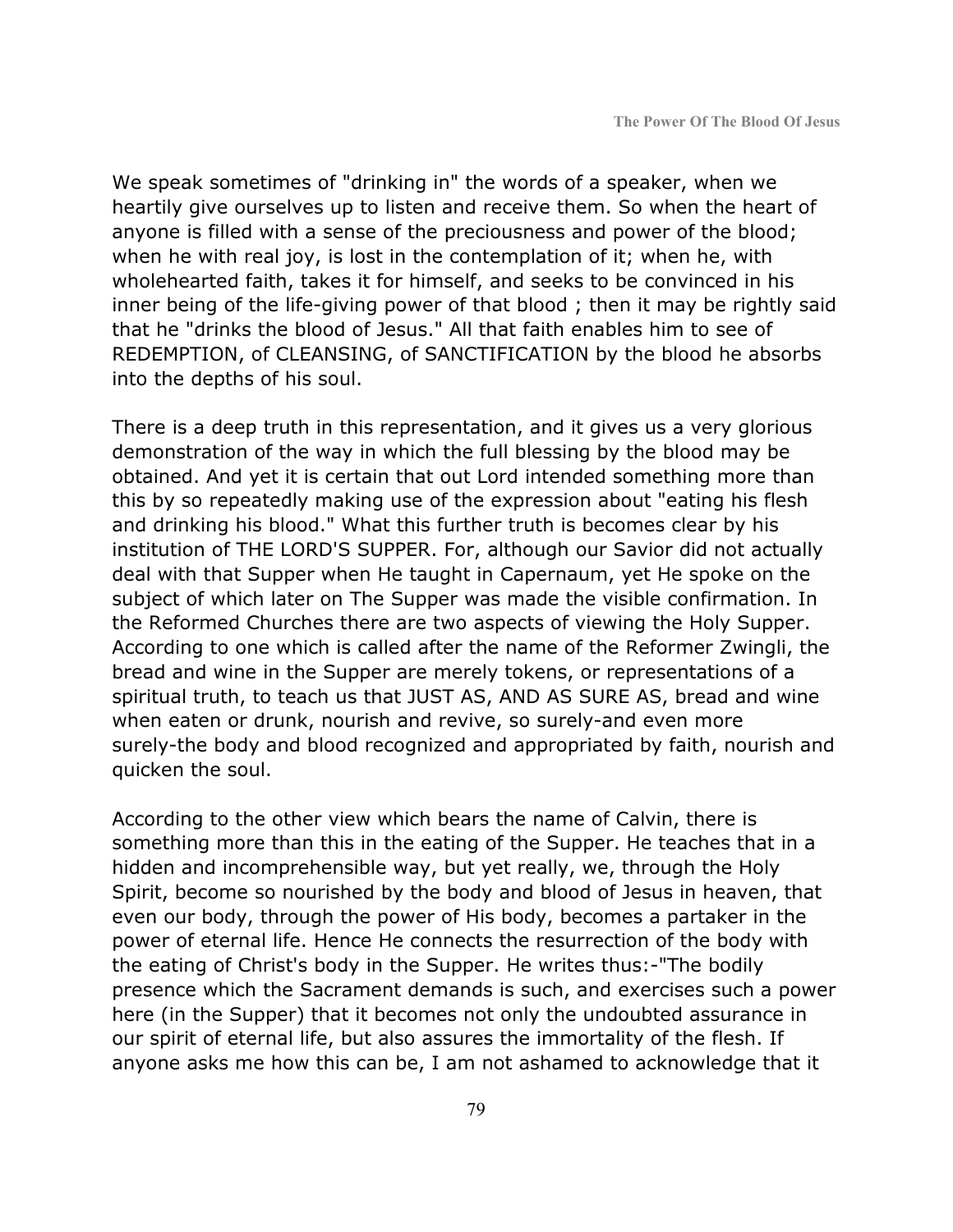We speak sometimes of "drinking in" the words of a speaker, when we heartily give ourselves up to listen and receive them. So when the heart of anyone is filled with a sense of the preciousness and power of the blood; when he with real joy, is lost in the contemplation of it; when he, with wholehearted faith, takes it for himself, and seeks to be convinced in his inner being of the life-giving power of that blood ; then it may be rightly said that he "drinks the blood of Jesus." All that faith enables him to see of REDEMPTION, of CLEANSING, of SANCTIFICATION by the blood he absorbs into the depths of his soul.

There is a deep truth in this representation, and it gives us a very glorious demonstration of the way in which the full blessing by the blood may be obtained. And yet it is certain that out Lord intended something more than this by so repeatedly making use of the expression about "eating his flesh and drinking his blood." What this further truth is becomes clear by his institution of THE LORD'S SUPPER. For, although our Savior did not actually deal with that Supper when He taught in Capernaum, yet He spoke on the subject of which later on The Supper was made the visible confirmation. In the Reformed Churches there are two aspects of viewing the Holy Supper. According to one which is called after the name of the Reformer Zwingli, the bread and wine in the Supper are merely tokens, or representations of a spiritual truth, to teach us that JUST AS, AND AS SURE AS, bread and wine when eaten or drunk, nourish and revive, so surely-and even more surely-the body and blood recognized and appropriated by faith, nourish and quicken the soul.

According to the other view which bears the name of Calvin, there is something more than this in the eating of the Supper. He teaches that in a hidden and incomprehensible way, but yet really, we, through the Holy Spirit, become so nourished by the body and blood of Jesus in heaven, that even our body, through the power of His body, becomes a partaker in the power of eternal life. Hence He connects the resurrection of the body with the eating of Christ's body in the Supper. He writes thus:-"The bodily presence which the Sacrament demands is such, and exercises such a power here (in the Supper) that it becomes not only the undoubted assurance in our spirit of eternal life, but also assures the immortality of the flesh. If anyone asks me how this can be, I am not ashamed to acknowledge that it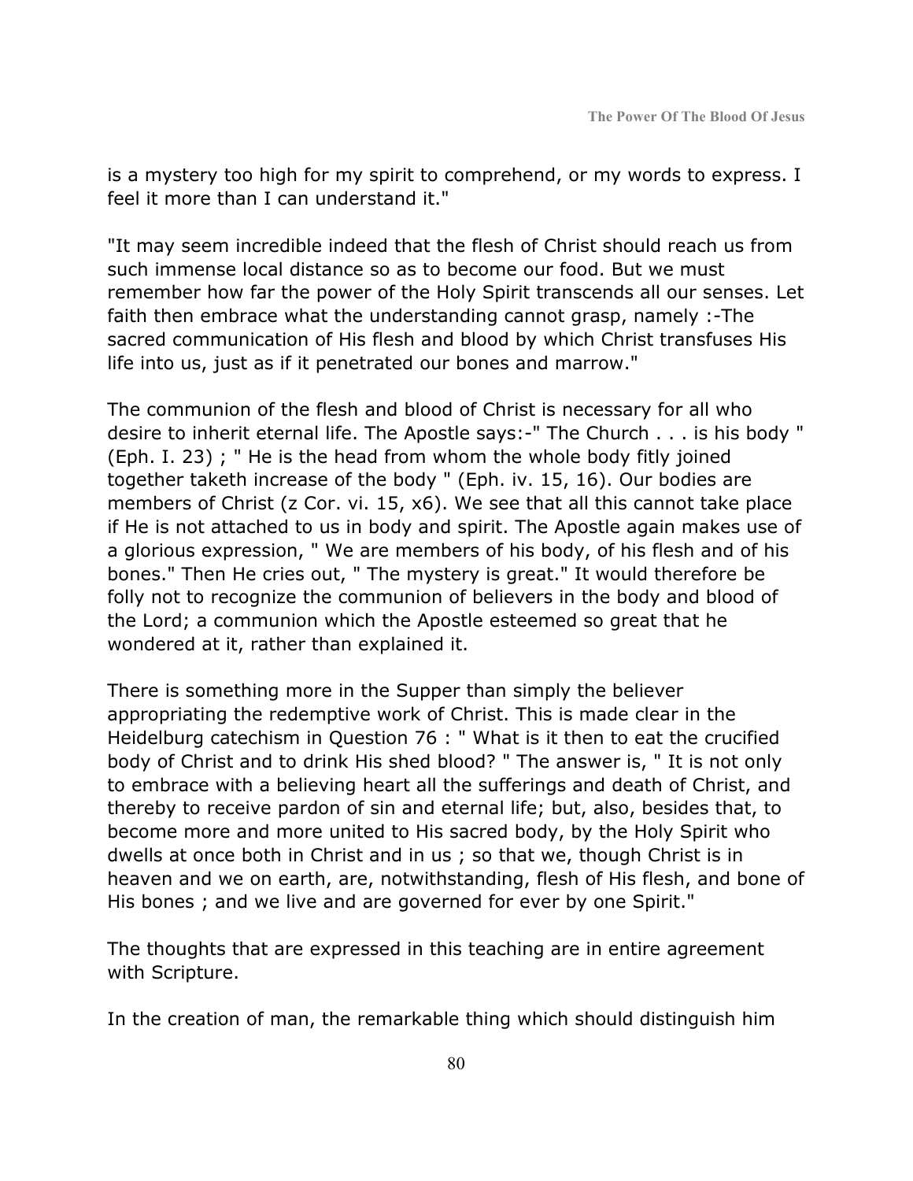is a mystery too high for my spirit to comprehend, or my words to express. I feel it more than I can understand it."

"It may seem incredible indeed that the flesh of Christ should reach us from such immense local distance so as to become our food. But we must remember how far the power of the Holy Spirit transcends all our senses. Let faith then embrace what the understanding cannot grasp, namely :-The sacred communication of His flesh and blood by which Christ transfuses His life into us, just as if it penetrated our bones and marrow."

The communion of the flesh and blood of Christ is necessary for all who desire to inherit eternal life. The Apostle says:-" The Church . . . is his body " (Eph. I. 23) ; " He is the head from whom the whole body fitly joined together taketh increase of the body " (Eph. iv. 15, 16). Our bodies are members of Christ (z Cor. vi. 15, x6). We see that all this cannot take place if He is not attached to us in body and spirit. The Apostle again makes use of a glorious expression, " We are members of his body, of his flesh and of his bones." Then He cries out, " The mystery is great." It would therefore be folly not to recognize the communion of believers in the body and blood of the Lord; a communion which the Apostle esteemed so great that he wondered at it, rather than explained it.

There is something more in the Supper than simply the believer appropriating the redemptive work of Christ. This is made clear in the Heidelburg catechism in Question 76 : " What is it then to eat the crucified body of Christ and to drink His shed blood? " The answer is, " It is not only to embrace with a believing heart all the sufferings and death of Christ, and thereby to receive pardon of sin and eternal life; but, also, besides that, to become more and more united to His sacred body, by the Holy Spirit who dwells at once both in Christ and in us ; so that we, though Christ is in heaven and we on earth, are, notwithstanding, flesh of His flesh, and bone of His bones ; and we live and are governed for ever by one Spirit."

The thoughts that are expressed in this teaching are in entire agreement with Scripture.

In the creation of man, the remarkable thing which should distinguish him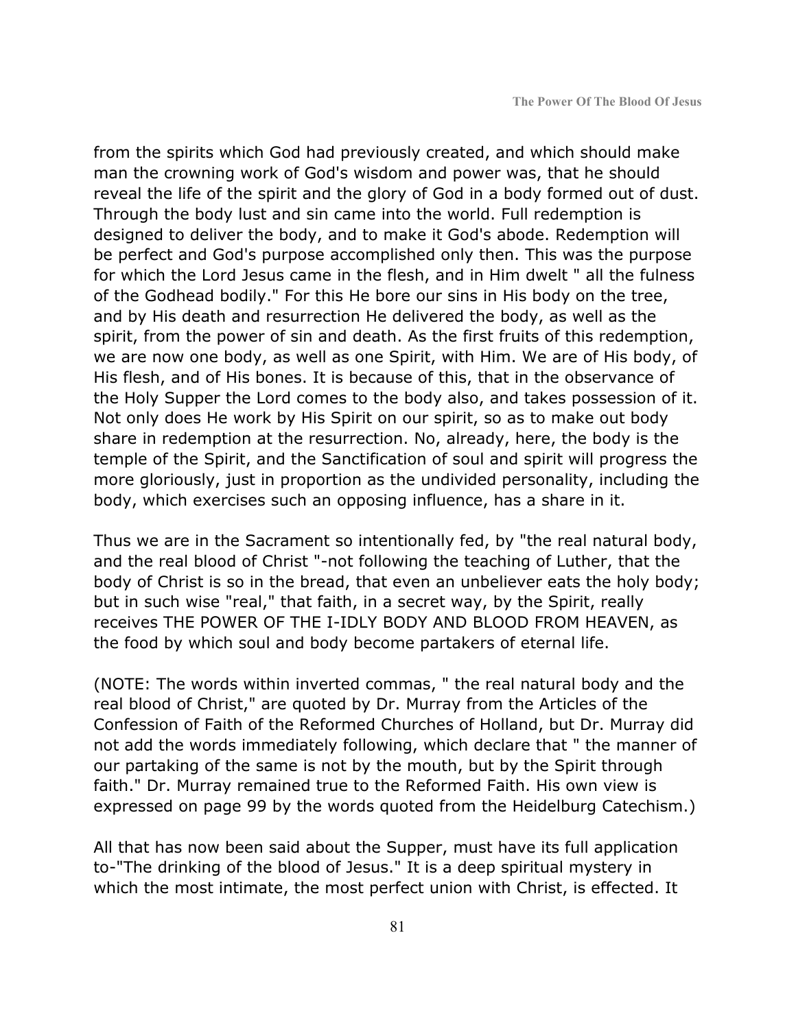from the spirits which God had previously created, and which should make man the crowning work of God's wisdom and power was, that he should reveal the life of the spirit and the glory of God in a body formed out of dust. Through the body lust and sin came into the world. Full redemption is designed to deliver the body, and to make it God's abode. Redemption will be perfect and God's purpose accomplished only then. This was the purpose for which the Lord Jesus came in the flesh, and in Him dwelt " all the fulness of the Godhead bodily." For this He bore our sins in His body on the tree, and by His death and resurrection He delivered the body, as well as the spirit, from the power of sin and death. As the first fruits of this redemption, we are now one body, as well as one Spirit, with Him. We are of His body, of His flesh, and of His bones. It is because of this, that in the observance of the Holy Supper the Lord comes to the body also, and takes possession of it. Not only does He work by His Spirit on our spirit, so as to make out body share in redemption at the resurrection. No, already, here, the body is the temple of the Spirit, and the Sanctification of soul and spirit will progress the more gloriously, just in proportion as the undivided personality, including the body, which exercises such an opposing influence, has a share in it.

Thus we are in the Sacrament so intentionally fed, by "the real natural body, and the real blood of Christ "-not following the teaching of Luther, that the body of Christ is so in the bread, that even an unbeliever eats the holy body; but in such wise "real," that faith, in a secret way, by the Spirit, really receives THE POWER OF THE I-IDLY BODY AND BLOOD FROM HEAVEN, as the food by which soul and body become partakers of eternal life.

(NOTE: The words within inverted commas, " the real natural body and the real blood of Christ," are quoted by Dr. Murray from the Articles of the Confession of Faith of the Reformed Churches of Holland, but Dr. Murray did not add the words immediately following, which declare that " the manner of our partaking of the same is not by the mouth, but by the Spirit through faith." Dr. Murray remained true to the Reformed Faith. His own view is expressed on page 99 by the words quoted from the Heidelburg Catechism.)

All that has now been said about the Supper, must have its full application to-"The drinking of the blood of Jesus." It is a deep spiritual mystery in which the most intimate, the most perfect union with Christ, is effected. It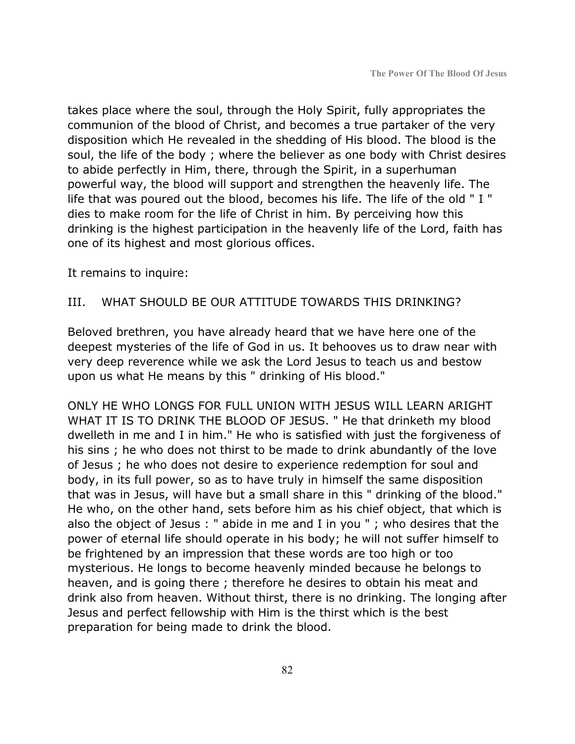takes place where the soul, through the Holy Spirit, fully appropriates the communion of the blood of Christ, and becomes a true partaker of the very disposition which He revealed in the shedding of His blood. The blood is the soul, the life of the body ; where the believer as one body with Christ desires to abide perfectly in Him, there, through the Spirit, in a superhuman powerful way, the blood will support and strengthen the heavenly life. The life that was poured out the blood, becomes his life. The life of the old " I " dies to make room for the life of Christ in him. By perceiving how this drinking is the highest participation in the heavenly life of the Lord, faith has one of its highest and most glorious offices.

It remains to inquire:

III. WHAT SHOULD BE OUR ATTITUDE TOWARDS THIS DRINKING?

Beloved brethren, you have already heard that we have here one of the deepest mysteries of the life of God in us. It behooves us to draw near with very deep reverence while we ask the Lord Jesus to teach us and bestow upon us what He means by this " drinking of His blood."

ONLY HE WHO LONGS FOR FULL UNION WITH JESUS WILL LEARN ARIGHT WHAT IT IS TO DRINK THE BLOOD OF JESUS. " He that drinketh my blood dwelleth in me and I in him." He who is satisfied with just the forgiveness of his sins ; he who does not thirst to be made to drink abundantly of the love of Jesus ; he who does not desire to experience redemption for soul and body, in its full power, so as to have truly in himself the same disposition that was in Jesus, will have but a small share in this " drinking of the blood." He who, on the other hand, sets before him as his chief object, that which is also the object of Jesus : " abide in me and I in you " ; who desires that the power of eternal life should operate in his body; he will not suffer himself to be frightened by an impression that these words are too high or too mysterious. He longs to become heavenly minded because he belongs to heaven, and is going there ; therefore he desires to obtain his meat and drink also from heaven. Without thirst, there is no drinking. The longing after Jesus and perfect fellowship with Him is the thirst which is the best preparation for being made to drink the blood.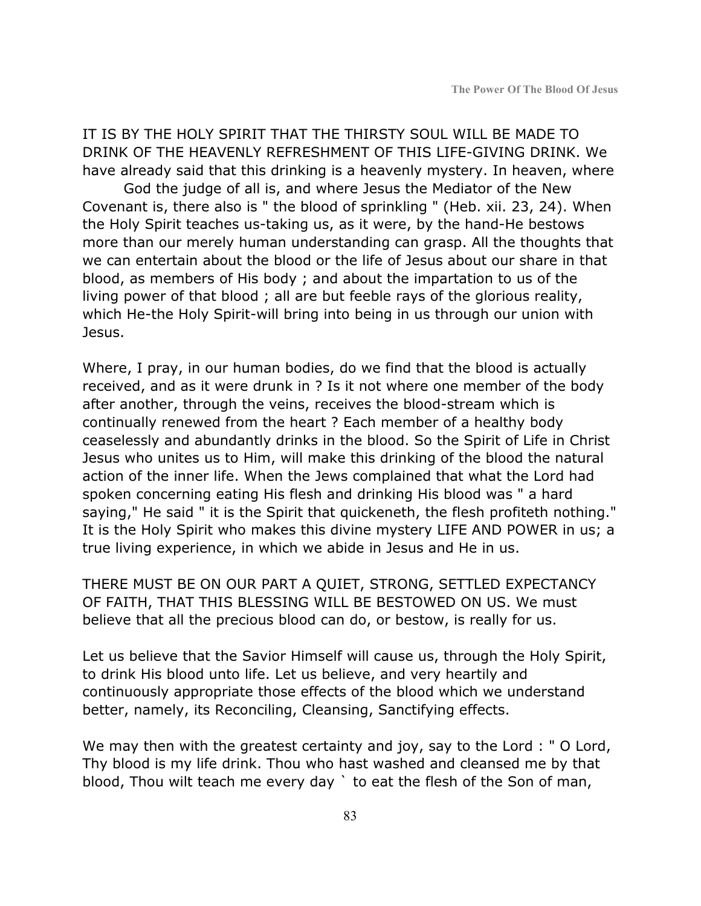IT IS BY THE HOLY SPIRIT THAT THE THIRSTY SOUL WILL BE MADE TO DRINK OF THE HEAVENLY REFRESHMENT OF THIS LIFE-GIVING DRINK. We have already said that this drinking is a heavenly mystery. In heaven, where God the judge of all is, and where Jesus the Mediator of the New Covenant is, there also is " the blood of sprinkling " (Heb. xii. 23, 24). When the Holy Spirit teaches us-taking us, as it were, by the hand-He bestows more than our merely human understanding can grasp. All the thoughts that we can entertain about the blood or the life of Jesus about our share in that blood, as members of His body ; and about the impartation to us of the living power of that blood ; all are but feeble rays of the glorious reality, which He-the Holy Spirit-will bring into being in us through our union with Jesus.

Where, I pray, in our human bodies, do we find that the blood is actually received, and as it were drunk in ? Is it not where one member of the body after another, through the veins, receives the blood-stream which is continually renewed from the heart ? Each member of a healthy body ceaselessly and abundantly drinks in the blood. So the Spirit of Life in Christ Jesus who unites us to Him, will make this drinking of the blood the natural action of the inner life. When the Jews complained that what the Lord had spoken concerning eating His flesh and drinking His blood was " a hard saying," He said " it is the Spirit that quickeneth, the flesh profiteth nothing." It is the Holy Spirit who makes this divine mystery LIFE AND POWER in us; a true living experience, in which we abide in Jesus and He in us.

THERE MUST BE ON OUR PART A QUIET, STRONG, SETTLED EXPECTANCY OF FAITH, THAT THIS BLESSING WILL BE BESTOWED ON US. We must believe that all the precious blood can do, or bestow, is really for us.

Let us believe that the Savior Himself will cause us, through the Holy Spirit, to drink His blood unto life. Let us believe, and very heartily and continuously appropriate those effects of the blood which we understand better, namely, its Reconciling, Cleansing, Sanctifying effects.

We may then with the greatest certainty and joy, say to the Lord : " O Lord, Thy blood is my life drink. Thou who hast washed and cleansed me by that blood, Thou wilt teach me every day ` to eat the flesh of the Son of man,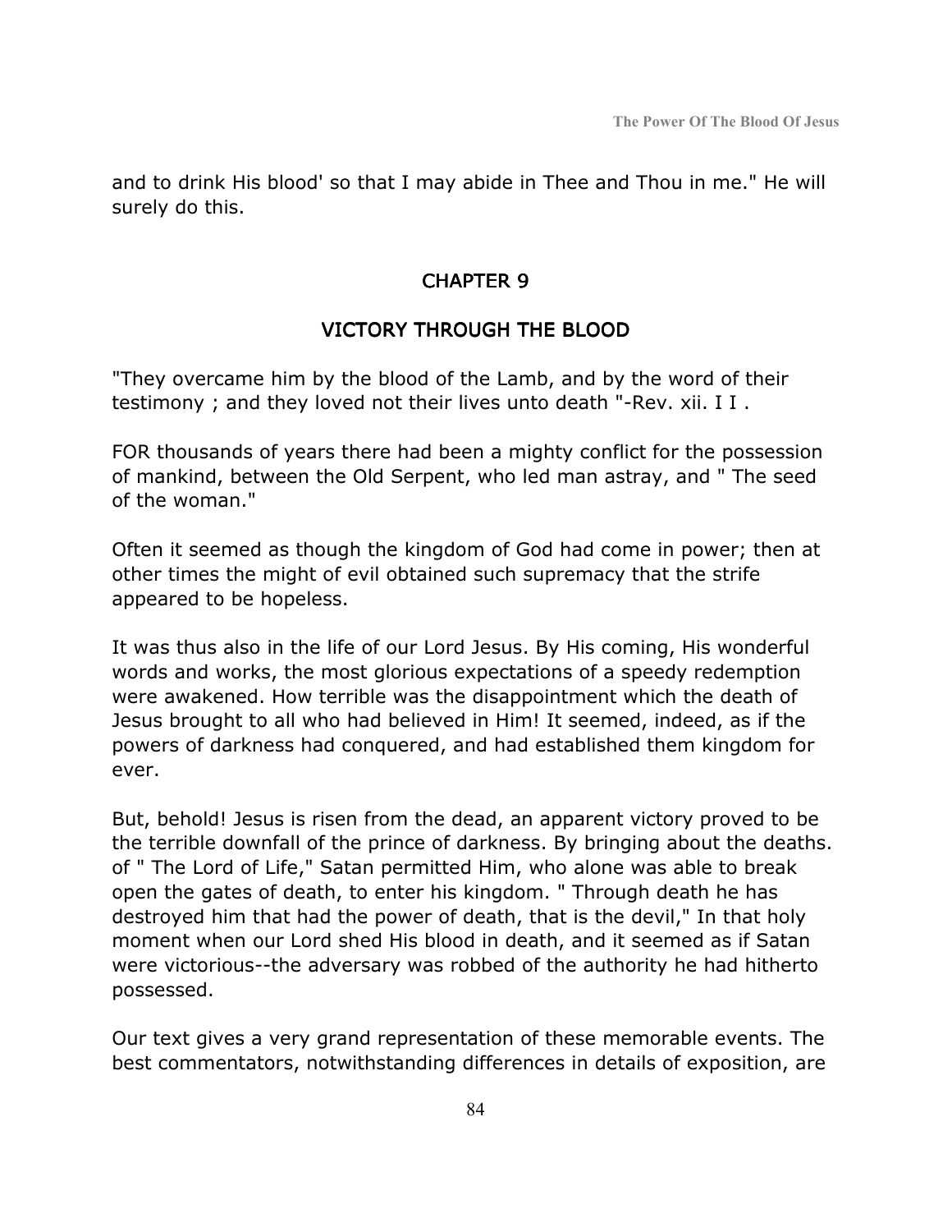and to drink His blood' so that I may abide in Thee and Thou in me." He will surely do this.

## CHAPTER 9

## VICTORY THROUGH THE BLOOD

"They overcame him by the blood of the Lamb, and by the word of their testimony ; and they loved not their lives unto death "-Rev. xii. I I .

FOR thousands of years there had been a mighty conflict for the possession of mankind, between the Old Serpent, who led man astray, and " The seed of the woman."

Often it seemed as though the kingdom of God had come in power; then at other times the might of evil obtained such supremacy that the strife appeared to be hopeless.

It was thus also in the life of our Lord Jesus. By His coming, His wonderful words and works, the most glorious expectations of a speedy redemption were awakened. How terrible was the disappointment which the death of Jesus brought to all who had believed in Him! It seemed, indeed, as if the powers of darkness had conquered, and had established them kingdom for ever.

But, behold! Jesus is risen from the dead, an apparent victory proved to be the terrible downfall of the prince of darkness. By bringing about the deaths. of " The Lord of Life," Satan permitted Him, who alone was able to break open the gates of death, to enter his kingdom. " Through death he has destroyed him that had the power of death, that is the devil," In that holy moment when our Lord shed His blood in death, and it seemed as if Satan were victorious--the adversary was robbed of the authority he had hitherto possessed.

Our text gives a very grand representation of these memorable events. The best commentators, notwithstanding differences in details of exposition, are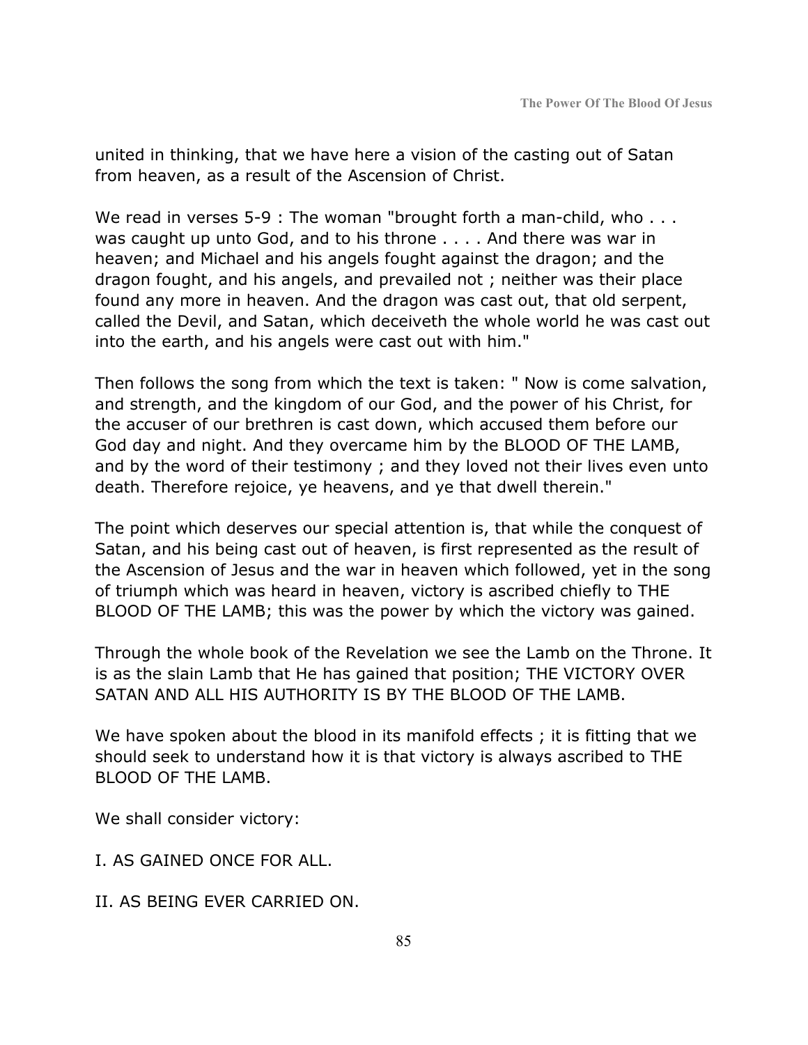united in thinking, that we have here a vision of the casting out of Satan from heaven, as a result of the Ascension of Christ.

We read in verses 5-9 : The woman "brought forth a man-child, who . . . was caught up unto God, and to his throne . . . . And there was war in heaven; and Michael and his angels fought against the dragon; and the dragon fought, and his angels, and prevailed not ; neither was their place found any more in heaven. And the dragon was cast out, that old serpent, called the Devil, and Satan, which deceiveth the whole world he was cast out into the earth, and his angels were cast out with him."

Then follows the song from which the text is taken: " Now is come salvation, and strength, and the kingdom of our God, and the power of his Christ, for the accuser of our brethren is cast down, which accused them before our God day and night. And they overcame him by the BLOOD OF THE LAMB, and by the word of their testimony ; and they loved not their lives even unto death. Therefore rejoice, ye heavens, and ye that dwell therein."

The point which deserves our special attention is, that while the conquest of Satan, and his being cast out of heaven, is first represented as the result of the Ascension of Jesus and the war in heaven which followed, yet in the song of triumph which was heard in heaven, victory is ascribed chiefly to THE BLOOD OF THE LAMB; this was the power by which the victory was gained.

Through the whole book of the Revelation we see the Lamb on the Throne. It is as the slain Lamb that He has gained that position; THE VICTORY OVER SATAN AND ALL HIS AUTHORITY IS BY THE BLOOD OF THE LAMB.

We have spoken about the blood in its manifold effects ; it is fitting that we should seek to understand how it is that victory is always ascribed to THE BLOOD OF THE LAMB.

We shall consider victory:

I. AS GAINED ONCE FOR ALL.

II. AS BEING EVER CARRIED ON.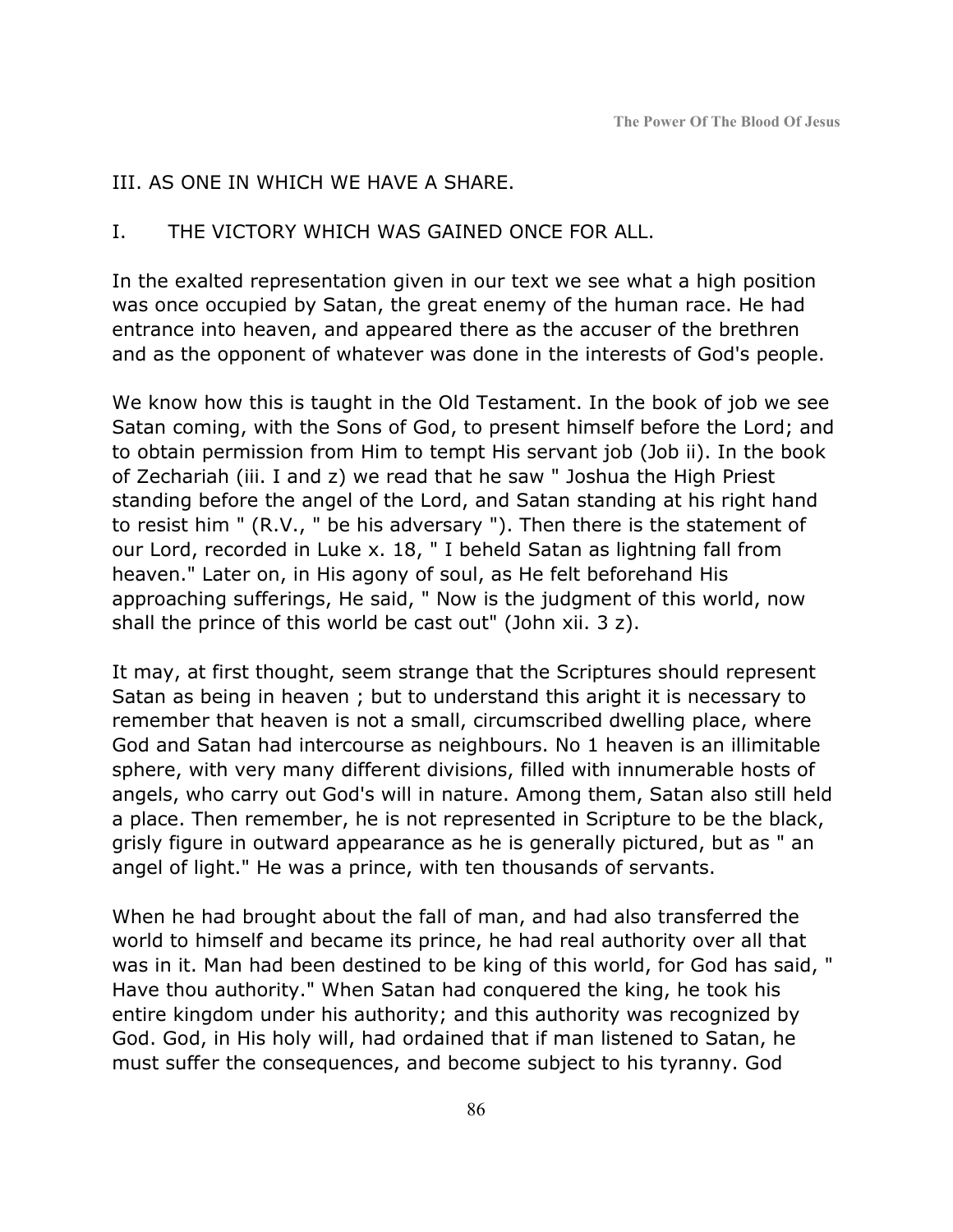III. AS ONE IN WHICH WE HAVE A SHARE.

I. THE VICTORY WHICH WAS GAINED ONCE FOR ALL.

In the exalted representation given in our text we see what a high position was once occupied by Satan, the great enemy of the human race. He had entrance into heaven, and appeared there as the accuser of the brethren and as the opponent of whatever was done in the interests of God's people.

We know how this is taught in the Old Testament. In the book of job we see Satan coming, with the Sons of God, to present himself before the Lord; and to obtain permission from Him to tempt His servant job (Job ii). In the book of Zechariah (iii. I and z) we read that he saw " Joshua the High Priest standing before the angel of the Lord, and Satan standing at his right hand to resist him " (R.V., " be his adversary "). Then there is the statement of our Lord, recorded in Luke x. 18, " I beheld Satan as lightning fall from heaven." Later on, in His agony of soul, as He felt beforehand His approaching sufferings, He said, " Now is the judgment of this world, now shall the prince of this world be cast out" (John xii. 3 z).

It may, at first thought, seem strange that the Scriptures should represent Satan as being in heaven ; but to understand this aright it is necessary to remember that heaven is not a small, circumscribed dwelling place, where God and Satan had intercourse as neighbours. No 1 heaven is an illimitable sphere, with very many different divisions, filled with innumerable hosts of angels, who carry out God's will in nature. Among them, Satan also still held a place. Then remember, he is not represented in Scripture to be the black, grisly figure in outward appearance as he is generally pictured, but as " an angel of light." He was a prince, with ten thousands of servants.

When he had brought about the fall of man, and had also transferred the world to himself and became its prince, he had real authority over all that was in it. Man had been destined to be king of this world, for God has said, " Have thou authority." When Satan had conquered the king, he took his entire kingdom under his authority; and this authority was recognized by God. God, in His holy will, had ordained that if man listened to Satan, he must suffer the consequences, and become subject to his tyranny. God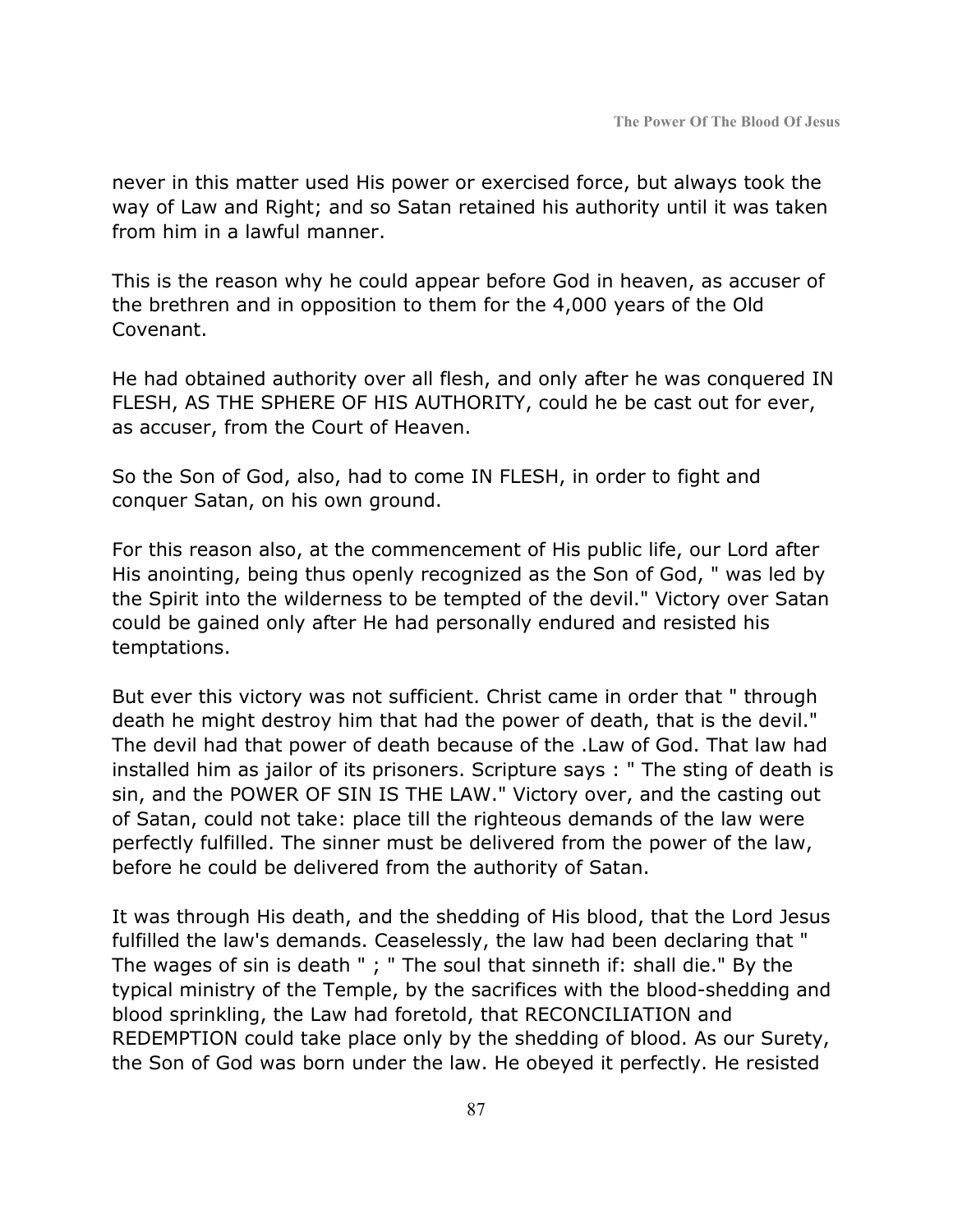never in this matter used His power or exercised force, but always took the way of Law and Right; and so Satan retained his authority until it was taken from him in a lawful manner.

This is the reason why he could appear before God in heaven, as accuser of the brethren and in opposition to them for the 4,000 years of the Old Covenant.

He had obtained authority over all flesh, and only after he was conquered IN FLESH, AS THE SPHERE OF HIS AUTHORITY, could he be cast out for ever, as accuser, from the Court of Heaven.

So the Son of God, also, had to come IN FLESH, in order to fight and conquer Satan, on his own ground.

For this reason also, at the commencement of His public life, our Lord after His anointing, being thus openly recognized as the Son of God, " was led by the Spirit into the wilderness to be tempted of the devil." Victory over Satan could be gained only after He had personally endured and resisted his temptations.

But ever this victory was not sufficient. Christ came in order that " through death he might destroy him that had the power of death, that is the devil." The devil had that power of death because of the .Law of God. That law had installed him as jailor of its prisoners. Scripture says : " The sting of death is sin, and the POWER OF SIN IS THE LAW." Victory over, and the casting out of Satan, could not take: place till the righteous demands of the law were perfectly fulfilled. The sinner must be delivered from the power of the law, before he could be delivered from the authority of Satan.

It was through His death, and the shedding of His blood, that the Lord Jesus fulfilled the law's demands. Ceaselessly, the law had been declaring that " The wages of sin is death " ; " The soul that sinneth if: shall die." By the typical ministry of the Temple, by the sacrifices with the blood-shedding and blood sprinkling, the Law had foretold, that RECONCILIATION and REDEMPTION could take place only by the shedding of blood. As our Surety, the Son of God was born under the law. He obeyed it perfectly. He resisted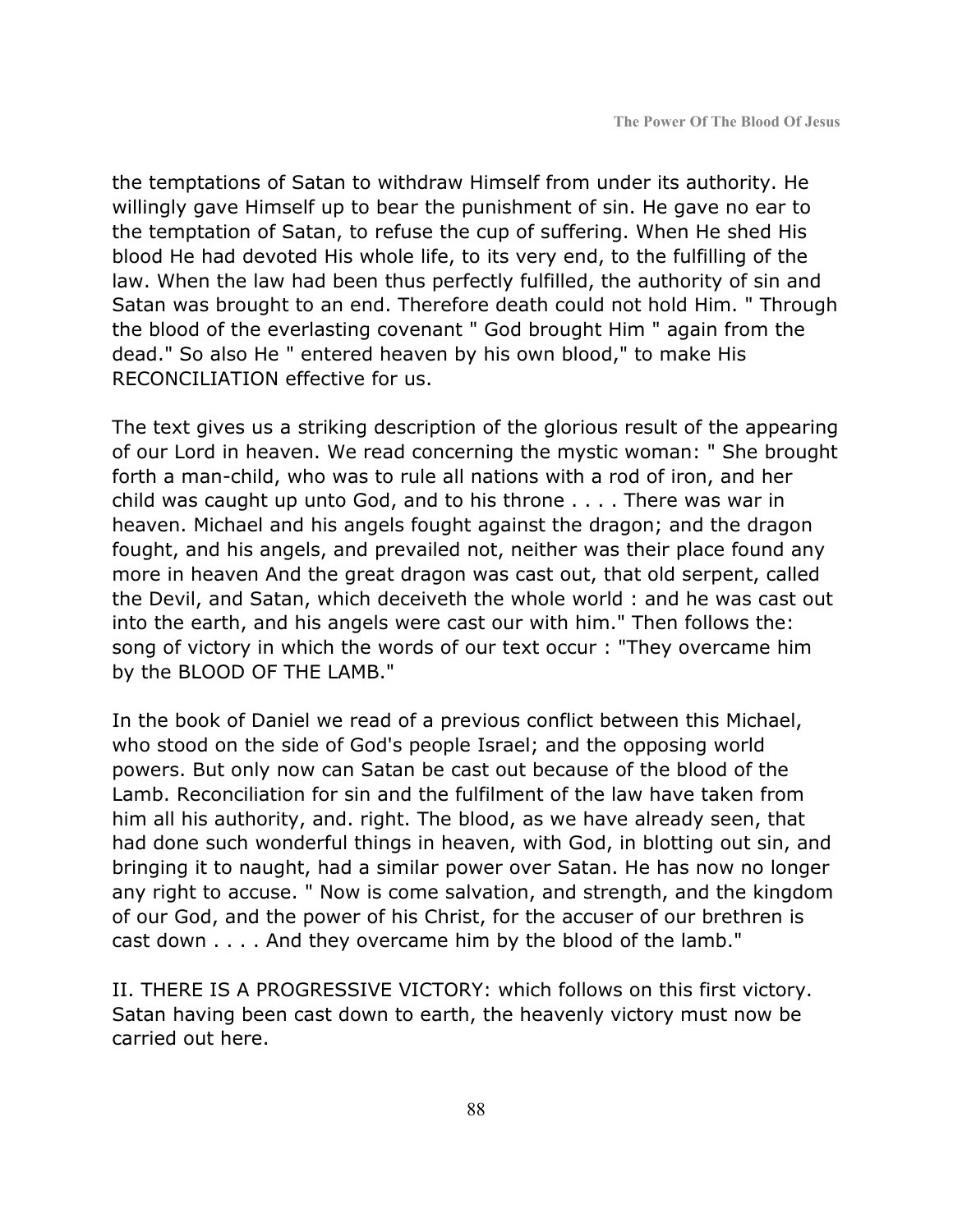the temptations of Satan to withdraw Himself from under its authority. He willingly gave Himself up to bear the punishment of sin. He gave no ear to the temptation of Satan, to refuse the cup of suffering. When He shed His blood He had devoted His whole life, to its very end, to the fulfilling of the law. When the law had been thus perfectly fulfilled, the authority of sin and Satan was brought to an end. Therefore death could not hold Him. " Through the blood of the everlasting covenant " God brought Him " again from the dead." So also He " entered heaven by his own blood," to make His RECONCILIATION effective for us.

The text gives us a striking description of the glorious result of the appearing of our Lord in heaven. We read concerning the mystic woman: " She brought forth a man-child, who was to rule all nations with a rod of iron, and her child was caught up unto God, and to his throne . . . . There was war in heaven. Michael and his angels fought against the dragon; and the dragon fought, and his angels, and prevailed not, neither was their place found any more in heaven And the great dragon was cast out, that old serpent, called the Devil, and Satan, which deceiveth the whole world : and he was cast out into the earth, and his angels were cast our with him." Then follows the: song of victory in which the words of our text occur : "They overcame him by the BLOOD OF THE LAMB."

In the book of Daniel we read of a previous conflict between this Michael, who stood on the side of God's people Israel; and the opposing world powers. But only now can Satan be cast out because of the blood of the Lamb. Reconciliation for sin and the fulfilment of the law have taken from him all his authority, and. right. The blood, as we have already seen, that had done such wonderful things in heaven, with God, in blotting out sin, and bringing it to naught, had a similar power over Satan. He has now no longer any right to accuse. " Now is come salvation, and strength, and the kingdom of our God, and the power of his Christ, for the accuser of our brethren is cast down . . . . And they overcame him by the blood of the lamb."

II. THERE IS A PROGRESSIVE VICTORY: which follows on this first victory. Satan having been cast down to earth, the heavenly victory must now be carried out here.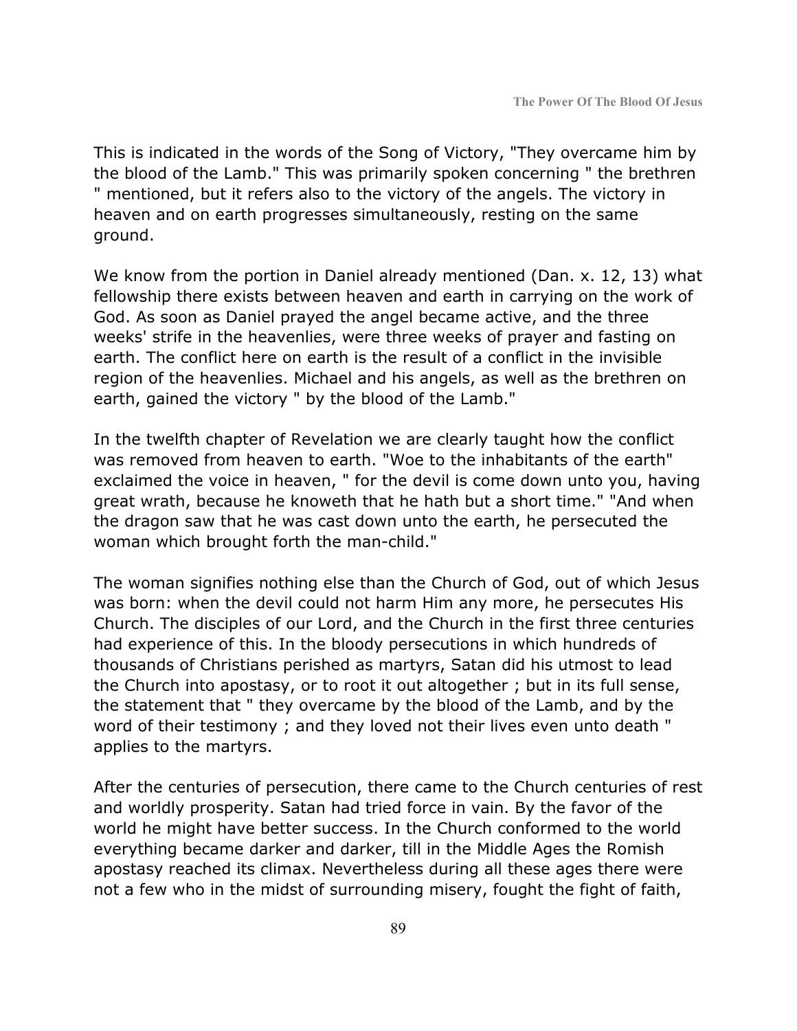This is indicated in the words of the Song of Victory, "They overcame him by the blood of the Lamb." This was primarily spoken concerning " the brethren " mentioned, but it refers also to the victory of the angels. The victory in heaven and on earth progresses simultaneously, resting on the same ground.

We know from the portion in Daniel already mentioned (Dan. x. 12, 13) what fellowship there exists between heaven and earth in carrying on the work of God. As soon as Daniel prayed the angel became active, and the three weeks' strife in the heavenlies, were three weeks of prayer and fasting on earth. The conflict here on earth is the result of a conflict in the invisible region of the heavenlies. Michael and his angels, as well as the brethren on earth, gained the victory " by the blood of the Lamb."

In the twelfth chapter of Revelation we are clearly taught how the conflict was removed from heaven to earth. "Woe to the inhabitants of the earth" exclaimed the voice in heaven, " for the devil is come down unto you, having great wrath, because he knoweth that he hath but a short time." "And when the dragon saw that he was cast down unto the earth, he persecuted the woman which brought forth the man-child."

The woman signifies nothing else than the Church of God, out of which Jesus was born: when the devil could not harm Him any more, he persecutes His Church. The disciples of our Lord, and the Church in the first three centuries had experience of this. In the bloody persecutions in which hundreds of thousands of Christians perished as martyrs, Satan did his utmost to lead the Church into apostasy, or to root it out altogether ; but in its full sense, the statement that " they overcame by the blood of the Lamb, and by the word of their testimony ; and they loved not their lives even unto death " applies to the martyrs.

After the centuries of persecution, there came to the Church centuries of rest and worldly prosperity. Satan had tried force in vain. By the favor of the world he might have better success. In the Church conformed to the world everything became darker and darker, till in the Middle Ages the Romish apostasy reached its climax. Nevertheless during all these ages there were not a few who in the midst of surrounding misery, fought the fight of faith,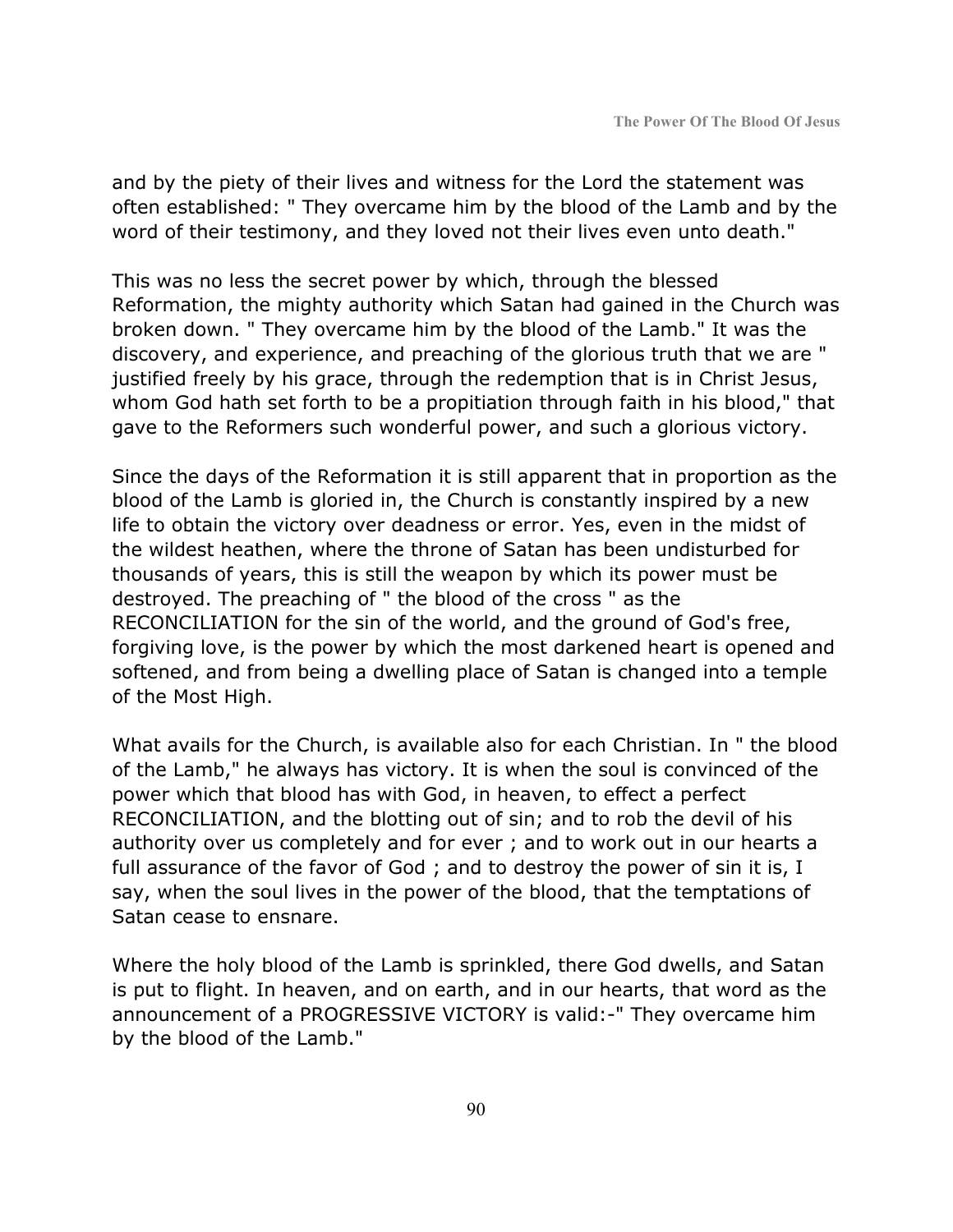and by the piety of their lives and witness for the Lord the statement was often established: " They overcame him by the blood of the Lamb and by the word of their testimony, and they loved not their lives even unto death."

This was no less the secret power by which, through the blessed Reformation, the mighty authority which Satan had gained in the Church was broken down. " They overcame him by the blood of the Lamb." It was the discovery, and experience, and preaching of the glorious truth that we are " justified freely by his grace, through the redemption that is in Christ Jesus, whom God hath set forth to be a propitiation through faith in his blood," that gave to the Reformers such wonderful power, and such a glorious victory.

Since the days of the Reformation it is still apparent that in proportion as the blood of the Lamb is gloried in, the Church is constantly inspired by a new life to obtain the victory over deadness or error. Yes, even in the midst of the wildest heathen, where the throne of Satan has been undisturbed for thousands of years, this is still the weapon by which its power must be destroyed. The preaching of " the blood of the cross " as the RECONCILIATION for the sin of the world, and the ground of God's free, forgiving love, is the power by which the most darkened heart is opened and softened, and from being a dwelling place of Satan is changed into a temple of the Most High.

What avails for the Church, is available also for each Christian. In " the blood of the Lamb," he always has victory. It is when the soul is convinced of the power which that blood has with God, in heaven, to effect a perfect RECONCILIATION, and the blotting out of sin; and to rob the devil of his authority over us completely and for ever ; and to work out in our hearts a full assurance of the favor of God ; and to destroy the power of sin it is, I say, when the soul lives in the power of the blood, that the temptations of Satan cease to ensnare.

Where the holy blood of the Lamb is sprinkled, there God dwells, and Satan is put to flight. In heaven, and on earth, and in our hearts, that word as the announcement of a PROGRESSIVE VICTORY is valid:-" They overcame him by the blood of the Lamb."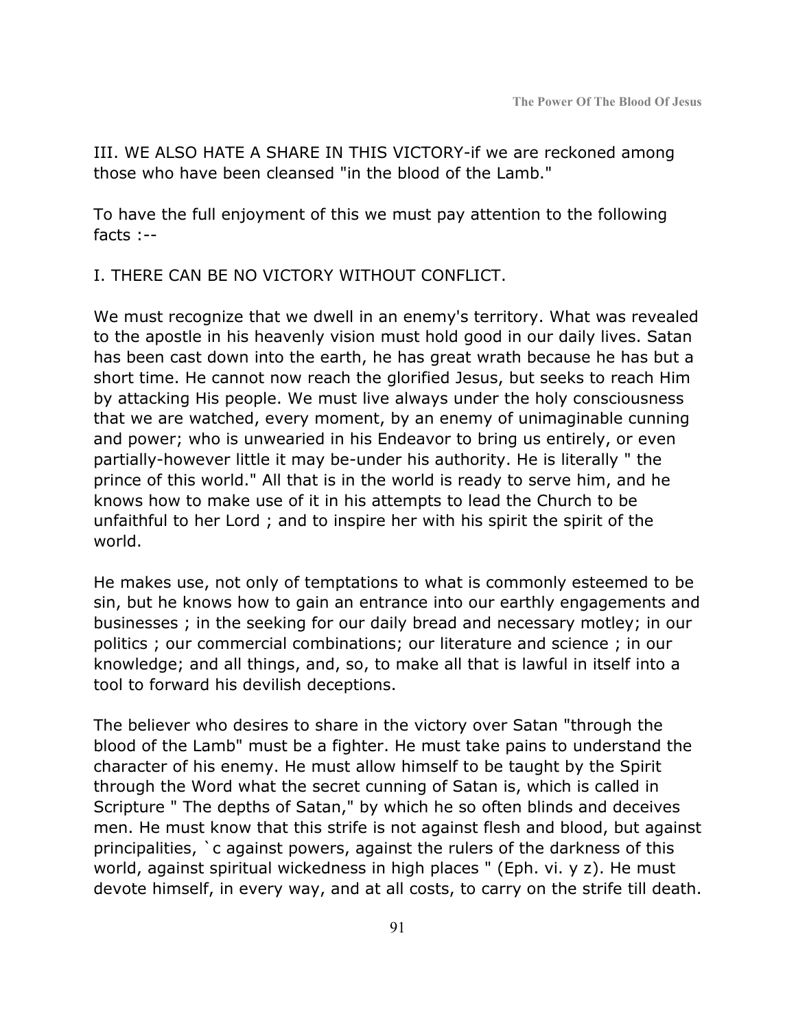III. WE ALSO HATE A SHARE IN THIS VICTORY-if we are reckoned among those who have been cleansed "in the blood of the Lamb."

To have the full enjoyment of this we must pay attention to the following facts :--

I. THERE CAN BE NO VICTORY WITHOUT CONFLICT.

We must recognize that we dwell in an enemy's territory. What was revealed to the apostle in his heavenly vision must hold good in our daily lives. Satan has been cast down into the earth, he has great wrath because he has but a short time. He cannot now reach the glorified Jesus, but seeks to reach Him by attacking His people. We must live always under the holy consciousness that we are watched, every moment, by an enemy of unimaginable cunning and power; who is unwearied in his Endeavor to bring us entirely, or even partially-however little it may be-under his authority. He is literally " the prince of this world." All that is in the world is ready to serve him, and he knows how to make use of it in his attempts to lead the Church to be unfaithful to her Lord ; and to inspire her with his spirit the spirit of the world.

He makes use, not only of temptations to what is commonly esteemed to be sin, but he knows how to gain an entrance into our earthly engagements and businesses ; in the seeking for our daily bread and necessary motley; in our politics ; our commercial combinations; our literature and science ; in our knowledge; and all things, and, so, to make all that is lawful in itself into a tool to forward his devilish deceptions.

The believer who desires to share in the victory over Satan "through the blood of the Lamb" must be a fighter. He must take pains to understand the character of his enemy. He must allow himself to be taught by the Spirit through the Word what the secret cunning of Satan is, which is called in Scripture " The depths of Satan," by which he so often blinds and deceives men. He must know that this strife is not against flesh and blood, but against principalities, `c against powers, against the rulers of the darkness of this world, against spiritual wickedness in high places " (Eph. vi. y z). He must devote himself, in every way, and at all costs, to carry on the strife till death.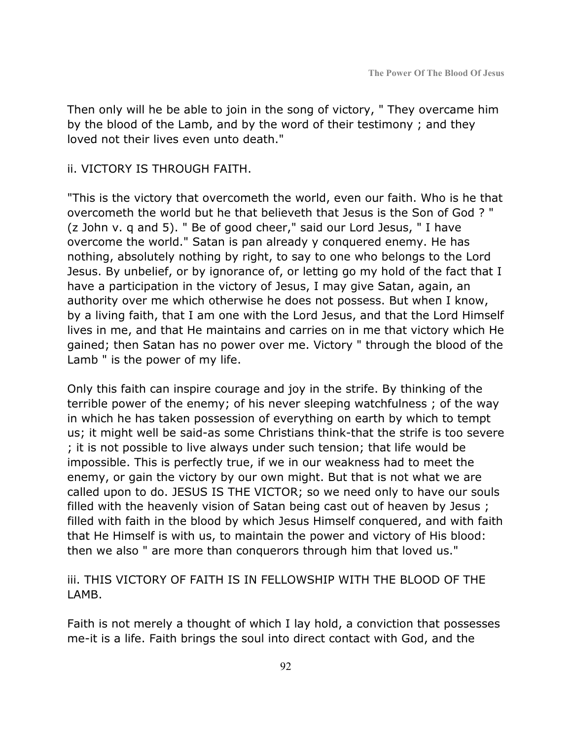Then only will he be able to join in the song of victory, " They overcame him by the blood of the Lamb, and by the word of their testimony ; and they loved not their lives even unto death."

ii. VICTORY IS THROUGH FAITH.

"This is the victory that overcometh the world, even our faith. Who is he that overcometh the world but he that believeth that Jesus is the Son of God ? " (z John v. q and 5). " Be of good cheer," said our Lord Jesus, " I have overcome the world." Satan is pan already y conquered enemy. He has nothing, absolutely nothing by right, to say to one who belongs to the Lord Jesus. By unbelief, or by ignorance of, or letting go my hold of the fact that I have a participation in the victory of Jesus, I may give Satan, again, an authority over me which otherwise he does not possess. But when I know, by a living faith, that I am one with the Lord Jesus, and that the Lord Himself lives in me, and that He maintains and carries on in me that victory which He gained; then Satan has no power over me. Victory " through the blood of the Lamb " is the power of my life.

Only this faith can inspire courage and joy in the strife. By thinking of the terrible power of the enemy; of his never sleeping watchfulness ; of the way in which he has taken possession of everything on earth by which to tempt us; it might well be said-as some Christians think-that the strife is too severe ; it is not possible to live always under such tension; that life would be impossible. This is perfectly true, if we in our weakness had to meet the enemy, or gain the victory by our own might. But that is not what we are called upon to do. JESUS IS THE VICTOR; so we need only to have our souls filled with the heavenly vision of Satan being cast out of heaven by Jesus ; filled with faith in the blood by which Jesus Himself conquered, and with faith that He Himself is with us, to maintain the power and victory of His blood: then we also " are more than conquerors through him that loved us."

iii. THIS VICTORY OF FAITH IS IN FELLOWSHIP WITH THE BLOOD OF THE LAMB.

Faith is not merely a thought of which I lay hold, a conviction that possesses me-it is a life. Faith brings the soul into direct contact with God, and the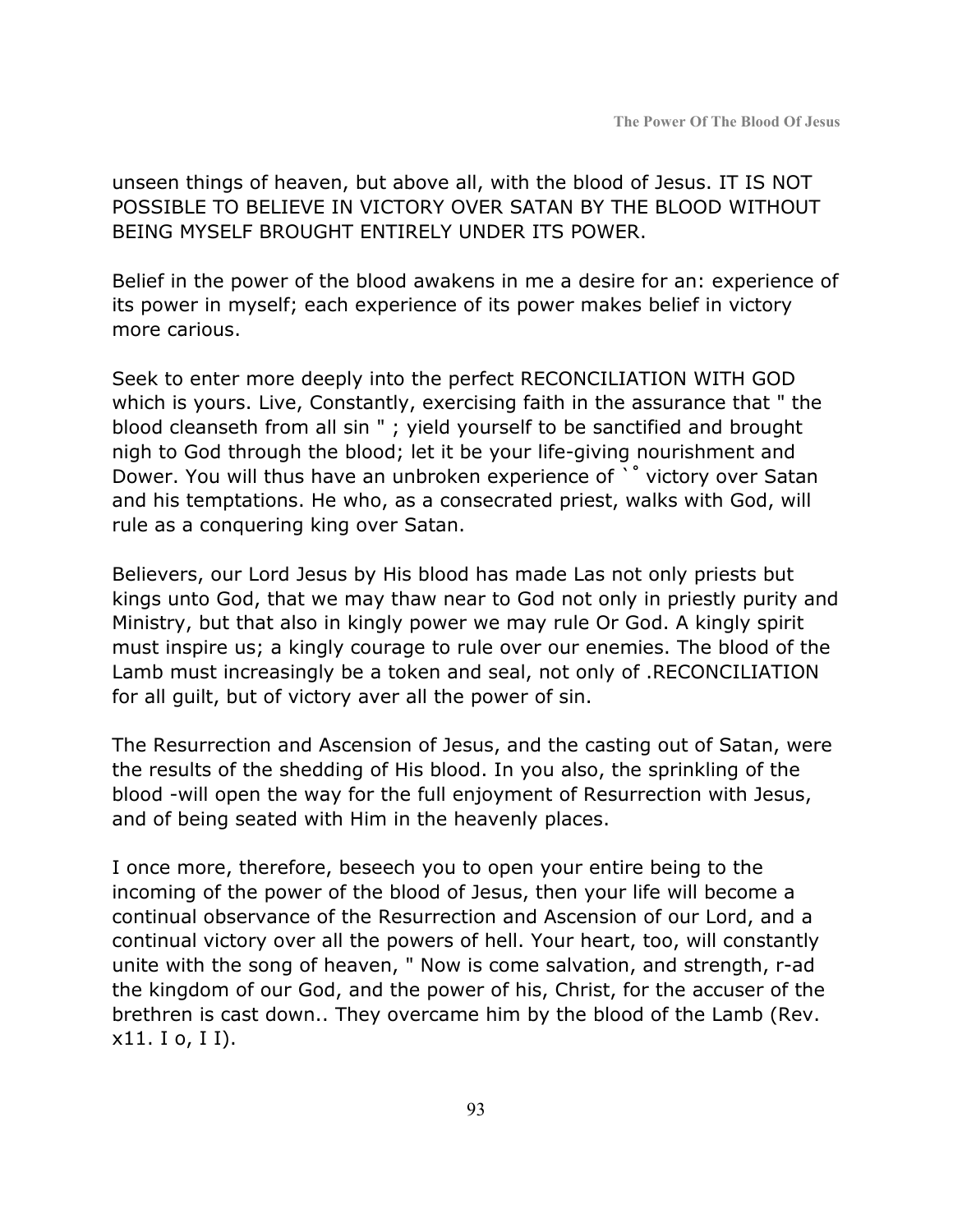unseen things of heaven, but above all, with the blood of Jesus. IT IS NOT POSSIBLE TO BELIEVE IN VICTORY OVER SATAN BY THE BLOOD WITHOUT BEING MYSELF BROUGHT ENTIRELY UNDER ITS POWER.

Belief in the power of the blood awakens in me a desire for an: experience of its power in myself; each experience of its power makes belief in victory more carious.

Seek to enter more deeply into the perfect RECONCILIATION WITH GOD which is yours. Live, Constantly, exercising faith in the assurance that " the blood cleanseth from all sin " ; yield yourself to be sanctified and brought nigh to God through the blood; let it be your life-giving nourishment and Dower. You will thus have an unbroken experience of `˚ victory over Satan and his temptations. He who, as a consecrated priest, walks with God, will rule as a conquering king over Satan.

Believers, our Lord Jesus by His blood has made Las not only priests but kings unto God, that we may thaw near to God not only in priestly purity and Ministry, but that also in kingly power we may rule Or God. A kingly spirit must inspire us; a kingly courage to rule over our enemies. The blood of the Lamb must increasingly be a token and seal, not only of .RECONCILIATION for all guilt, but of victory aver all the power of sin.

The Resurrection and Ascension of Jesus, and the casting out of Satan, were the results of the shedding of His blood. In you also, the sprinkling of the blood -will open the way for the full enjoyment of Resurrection with Jesus, and of being seated with Him in the heavenly places.

I once more, therefore, beseech you to open your entire being to the incoming of the power of the blood of Jesus, then your life will become a continual observance of the Resurrection and Ascension of our Lord, and a continual victory over all the powers of hell. Your heart, too, will constantly unite with the song of heaven, " Now is come salvation, and strength, r-ad the kingdom of our God, and the power of his, Christ, for the accuser of the brethren is cast down.. They overcame him by the blood of the Lamb (Rev. x11. I o, I I).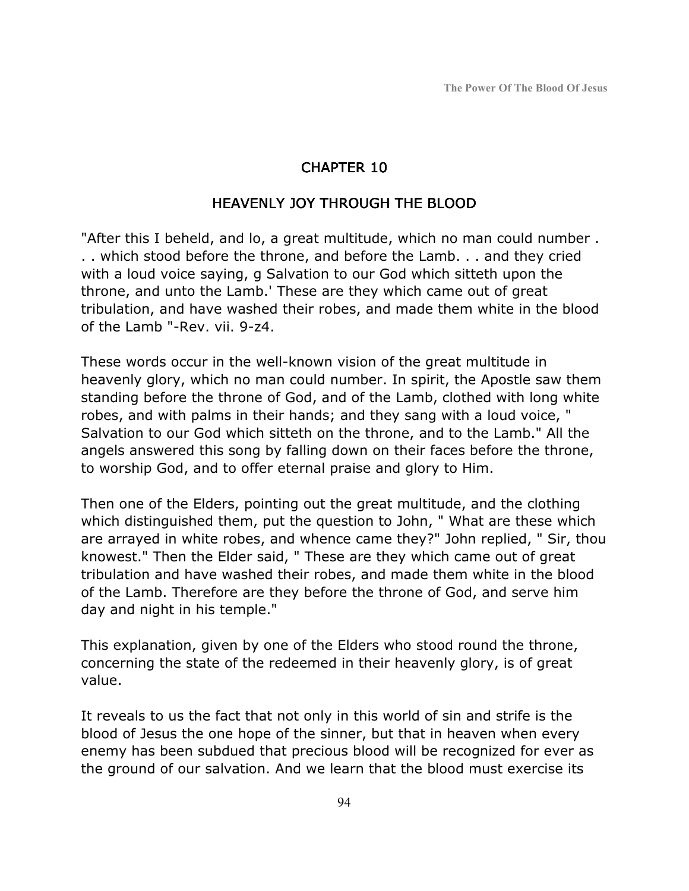# CHAPTER 10

## HEAVENLY JOY THROUGH THE BLOOD

"After this I beheld, and lo, a great multitude, which no man could number . . . which stood before the throne, and before the Lamb. . . and they cried with a loud voice saying, g Salvation to our God which sitteth upon the throne, and unto the Lamb.' These are they which came out of great tribulation, and have washed their robes, and made them white in the blood of the Lamb "-Rev. vii. 9-z4.

These words occur in the well-known vision of the great multitude in heavenly glory, which no man could number. In spirit, the Apostle saw them standing before the throne of God, and of the Lamb, clothed with long white robes, and with palms in their hands; and they sang with a loud voice, " Salvation to our God which sitteth on the throne, and to the Lamb." All the angels answered this song by falling down on their faces before the throne, to worship God, and to offer eternal praise and glory to Him.

Then one of the Elders, pointing out the great multitude, and the clothing which distinguished them, put the question to John, " What are these which are arrayed in white robes, and whence came they?" John replied, " Sir, thou knowest." Then the Elder said, " These are they which came out of great tribulation and have washed their robes, and made them white in the blood of the Lamb. Therefore are they before the throne of God, and serve him day and night in his temple."

This explanation, given by one of the Elders who stood round the throne, concerning the state of the redeemed in their heavenly glory, is of great value.

It reveals to us the fact that not only in this world of sin and strife is the blood of Jesus the one hope of the sinner, but that in heaven when every enemy has been subdued that precious blood will be recognized for ever as the ground of our salvation. And we learn that the blood must exercise its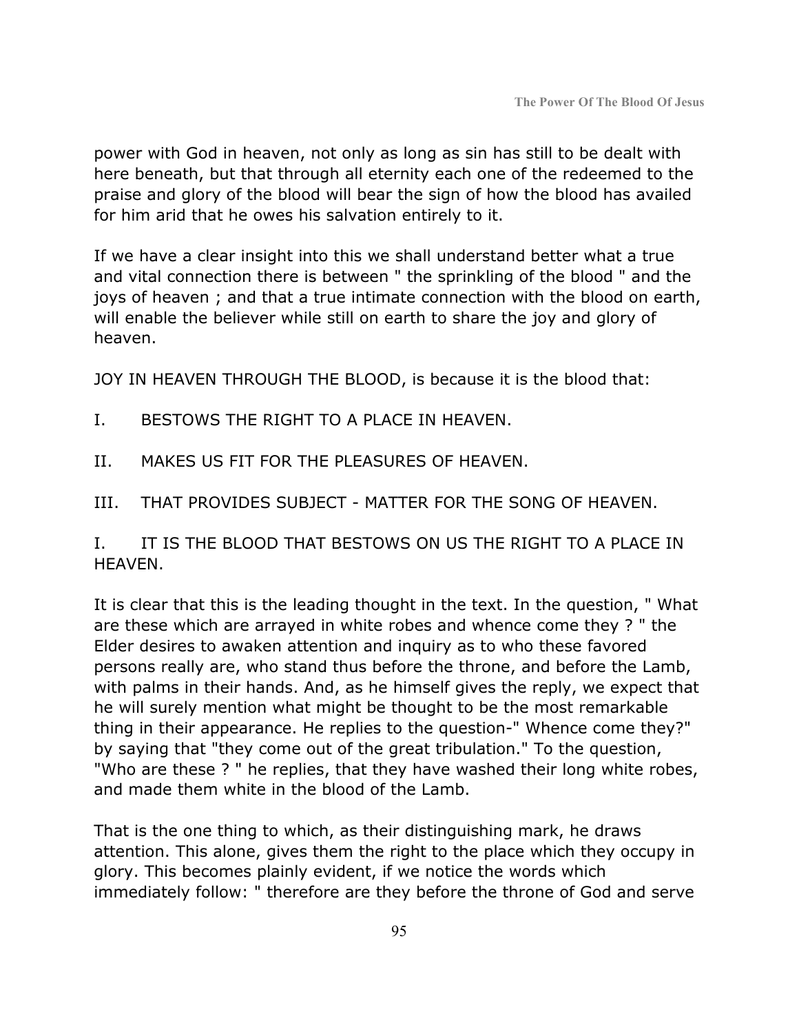power with God in heaven, not only as long as sin has still to be dealt with here beneath, but that through all eternity each one of the redeemed to the praise and glory of the blood will bear the sign of how the blood has availed for him arid that he owes his salvation entirely to it.

If we have a clear insight into this we shall understand better what a true and vital connection there is between " the sprinkling of the blood " and the joys of heaven ; and that a true intimate connection with the blood on earth, will enable the believer while still on earth to share the joy and glory of heaven.

JOY IN HEAVEN THROUGH THE BLOOD, is because it is the blood that:

I. BESTOWS THE RIGHT TO A PLACE IN HEAVEN.

II. MAKES US FIT FOR THE PLEASURES OF HEAVEN.

III. THAT PROVIDES SUBJECT - MATTER FOR THE SONG OF HEAVEN.

## I. IT IS THE BLOOD THAT BESTOWS ON US THE RIGHT TO A PLACE IN HEAVEN.

It is clear that this is the leading thought in the text. In the question, " What are these which are arrayed in white robes and whence come they ? " the Elder desires to awaken attention and inquiry as to who these favored persons really are, who stand thus before the throne, and before the Lamb, with palms in their hands. And, as he himself gives the reply, we expect that he will surely mention what might be thought to be the most remarkable thing in their appearance. He replies to the question-" Whence come they?" by saying that "they come out of the great tribulation." To the question, "Who are these ? " he replies, that they have washed their long white robes, and made them white in the blood of the Lamb.

That is the one thing to which, as their distinguishing mark, he draws attention. This alone, gives them the right to the place which they occupy in glory. This becomes plainly evident, if we notice the words which immediately follow: " therefore are they before the throne of God and serve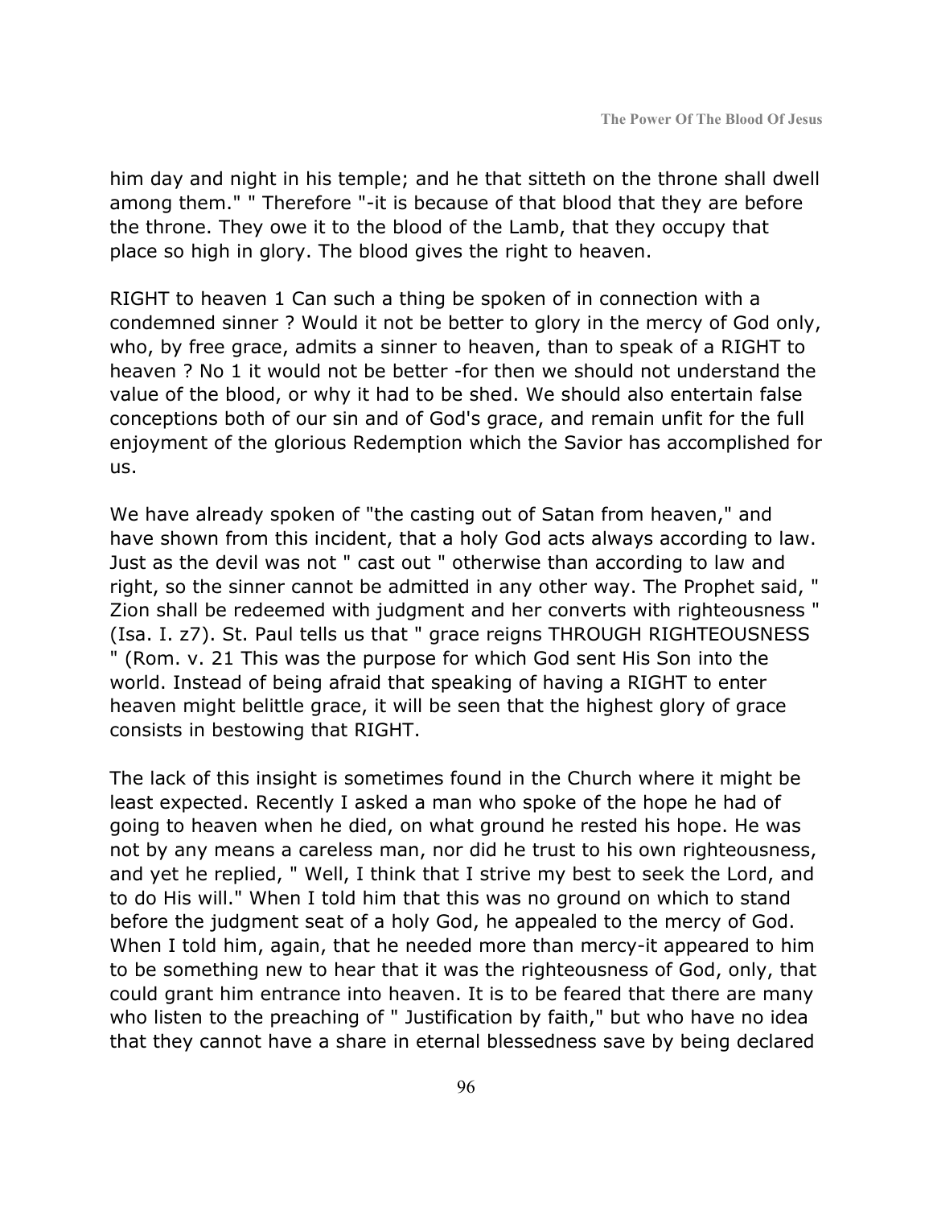him day and night in his temple; and he that sitteth on the throne shall dwell among them." " Therefore "-it is because of that blood that they are before the throne. They owe it to the blood of the Lamb, that they occupy that place so high in glory. The blood gives the right to heaven.

RIGHT to heaven 1 Can such a thing be spoken of in connection with a condemned sinner ? Would it not be better to glory in the mercy of God only, who, by free grace, admits a sinner to heaven, than to speak of a RIGHT to heaven ? No 1 it would not be better -for then we should not understand the value of the blood, or why it had to be shed. We should also entertain false conceptions both of our sin and of God's grace, and remain unfit for the full enjoyment of the glorious Redemption which the Savior has accomplished for us.

We have already spoken of "the casting out of Satan from heaven," and have shown from this incident, that a holy God acts always according to law. Just as the devil was not " cast out " otherwise than according to law and right, so the sinner cannot be admitted in any other way. The Prophet said, " Zion shall be redeemed with judgment and her converts with righteousness " (Isa. I. z7). St. Paul tells us that " grace reigns THROUGH RIGHTEOUSNESS " (Rom. v. 21 This was the purpose for which God sent His Son into the world. Instead of being afraid that speaking of having a RIGHT to enter heaven might belittle grace, it will be seen that the highest glory of grace consists in bestowing that RIGHT.

The lack of this insight is sometimes found in the Church where it might be least expected. Recently I asked a man who spoke of the hope he had of going to heaven when he died, on what ground he rested his hope. He was not by any means a careless man, nor did he trust to his own righteousness, and yet he replied, " Well, I think that I strive my best to seek the Lord, and to do His will." When I told him that this was no ground on which to stand before the judgment seat of a holy God, he appealed to the mercy of God. When I told him, again, that he needed more than mercy-it appeared to him to be something new to hear that it was the righteousness of God, only, that could grant him entrance into heaven. It is to be feared that there are many who listen to the preaching of " Justification by faith," but who have no idea that they cannot have a share in eternal blessedness save by being declared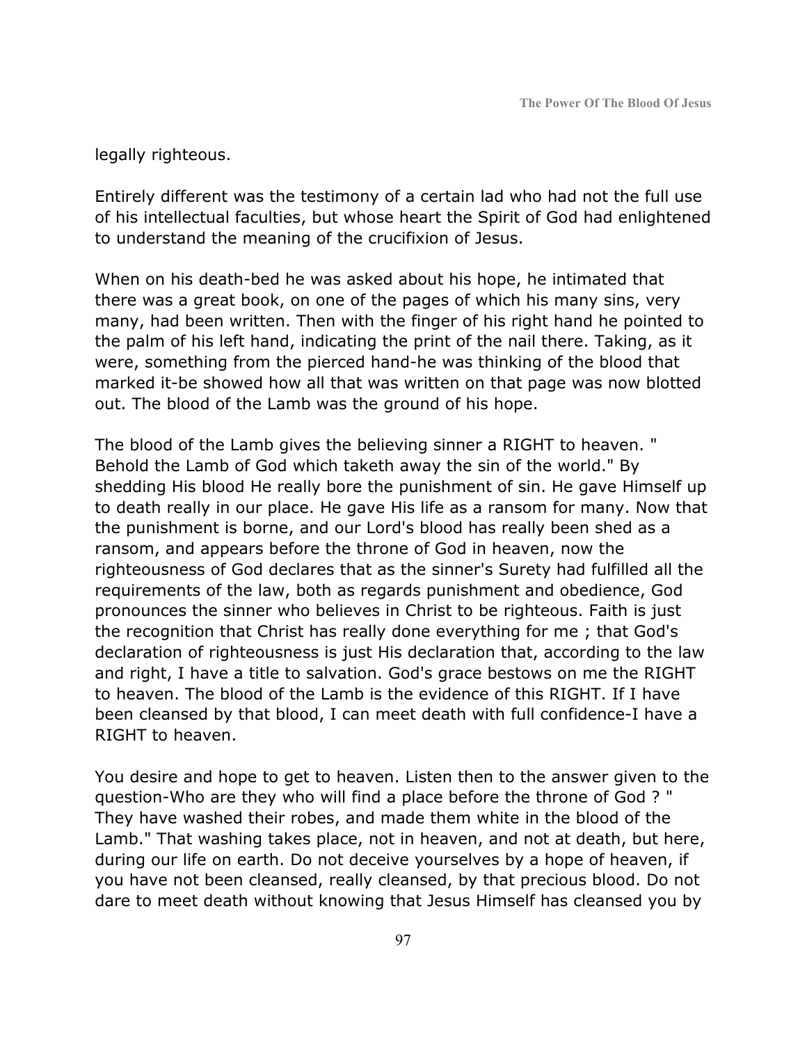legally righteous.

Entirely different was the testimony of a certain lad who had not the full use of his intellectual faculties, but whose heart the Spirit of God had enlightened to understand the meaning of the crucifixion of Jesus.

When on his death-bed he was asked about his hope, he intimated that there was a great book, on one of the pages of which his many sins, very many, had been written. Then with the finger of his right hand he pointed to the palm of his left hand, indicating the print of the nail there. Taking, as it were, something from the pierced hand-he was thinking of the blood that marked it-be showed how all that was written on that page was now blotted out. The blood of the Lamb was the ground of his hope.

The blood of the Lamb gives the believing sinner a RIGHT to heaven. " Behold the Lamb of God which taketh away the sin of the world." By shedding His blood He really bore the punishment of sin. He gave Himself up to death really in our place. He gave His life as a ransom for many. Now that the punishment is borne, and our Lord's blood has really been shed as a ransom, and appears before the throne of God in heaven, now the righteousness of God declares that as the sinner's Surety had fulfilled all the requirements of the law, both as regards punishment and obedience, God pronounces the sinner who believes in Christ to be righteous. Faith is just the recognition that Christ has really done everything for me ; that God's declaration of righteousness is just His declaration that, according to the law and right, I have a title to salvation. God's grace bestows on me the RIGHT to heaven. The blood of the Lamb is the evidence of this RIGHT. If I have been cleansed by that blood, I can meet death with full confidence-I have a RIGHT to heaven.

You desire and hope to get to heaven. Listen then to the answer given to the question-Who are they who will find a place before the throne of God ? " They have washed their robes, and made them white in the blood of the Lamb." That washing takes place, not in heaven, and not at death, but here, during our life on earth. Do not deceive yourselves by a hope of heaven, if you have not been cleansed, really cleansed, by that precious blood. Do not dare to meet death without knowing that Jesus Himself has cleansed you by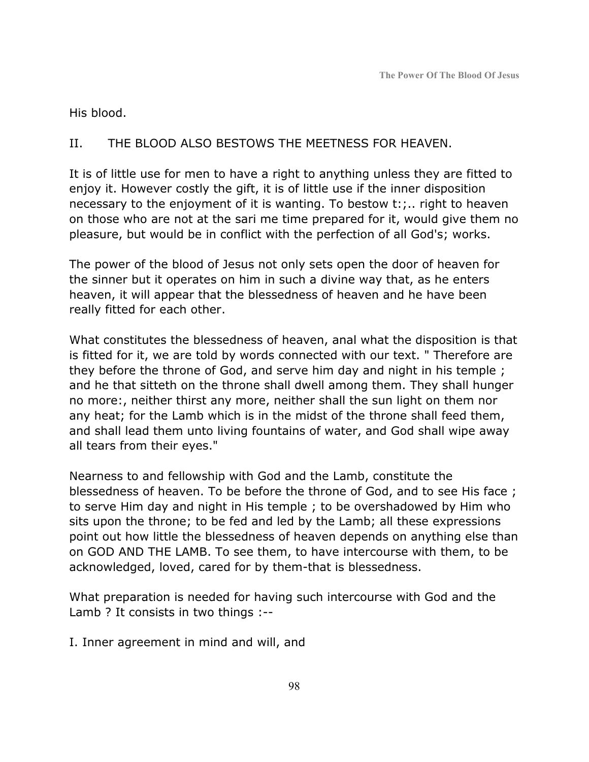His blood.

II. THE BLOOD ALSO BESTOWS THE MEETNESS FOR HEAVEN.

It is of little use for men to have a right to anything unless they are fitted to enjoy it. However costly the gift, it is of little use if the inner disposition necessary to the enjoyment of it is wanting. To bestow t:;.. right to heaven on those who are not at the sari me time prepared for it, would give them no pleasure, but would be in conflict with the perfection of all God's; works.

The power of the blood of Jesus not only sets open the door of heaven for the sinner but it operates on him in such a divine way that, as he enters heaven, it will appear that the blessedness of heaven and he have been really fitted for each other.

What constitutes the blessedness of heaven, anal what the disposition is that is fitted for it, we are told by words connected with our text. " Therefore are they before the throne of God, and serve him day and night in his temple ; and he that sitteth on the throne shall dwell among them. They shall hunger no more:, neither thirst any more, neither shall the sun light on them nor any heat; for the Lamb which is in the midst of the throne shall feed them, and shall lead them unto living fountains of water, and God shall wipe away all tears from their eyes."

Nearness to and fellowship with God and the Lamb, constitute the blessedness of heaven. To be before the throne of God, and to see His face ; to serve Him day and night in His temple ; to be overshadowed by Him who sits upon the throne; to be fed and led by the Lamb; all these expressions point out how little the blessedness of heaven depends on anything else than on GOD AND THE LAMB. To see them, to have intercourse with them, to be acknowledged, loved, cared for by them-that is blessedness.

What preparation is needed for having such intercourse with God and the Lamb ? It consists in two things :--

I. Inner agreement in mind and will, and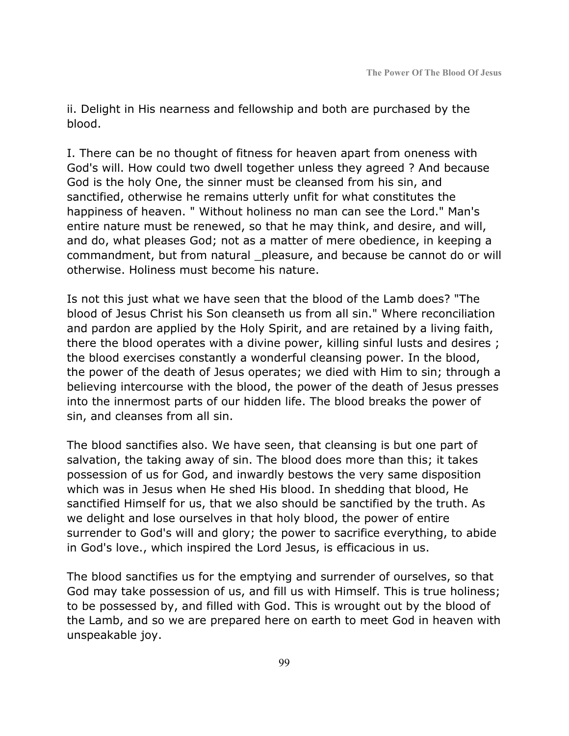ii. Delight in His nearness and fellowship and both are purchased by the blood.

I. There can be no thought of fitness for heaven apart from oneness with God's will. How could two dwell together unless they agreed ? And because God is the holy One, the sinner must be cleansed from his sin, and sanctified, otherwise he remains utterly unfit for what constitutes the happiness of heaven. " Without holiness no man can see the Lord." Man's entire nature must be renewed, so that he may think, and desire, and will, and do, what pleases God; not as a matter of mere obedience, in keeping a commandment, but from natural _pleasure, and because be cannot do or will otherwise. Holiness must become his nature.

Is not this just what we have seen that the blood of the Lamb does? "The blood of Jesus Christ his Son cleanseth us from all sin." Where reconciliation and pardon are applied by the Holy Spirit, and are retained by a living faith, there the blood operates with a divine power, killing sinful lusts and desires ; the blood exercises constantly a wonderful cleansing power. In the blood, the power of the death of Jesus operates; we died with Him to sin; through a believing intercourse with the blood, the power of the death of Jesus presses into the innermost parts of our hidden life. The blood breaks the power of sin, and cleanses from all sin.

The blood sanctifies also. We have seen, that cleansing is but one part of salvation, the taking away of sin. The blood does more than this; it takes possession of us for God, and inwardly bestows the very same disposition which was in Jesus when He shed His blood. In shedding that blood, He sanctified Himself for us, that we also should be sanctified by the truth. As we delight and lose ourselves in that holy blood, the power of entire surrender to God's will and glory; the power to sacrifice everything, to abide in God's love., which inspired the Lord Jesus, is efficacious in us.

The blood sanctifies us for the emptying and surrender of ourselves, so that God may take possession of us, and fill us with Himself. This is true holiness; to be possessed by, and filled with God. This is wrought out by the blood of the Lamb, and so we are prepared here on earth to meet God in heaven with unspeakable joy.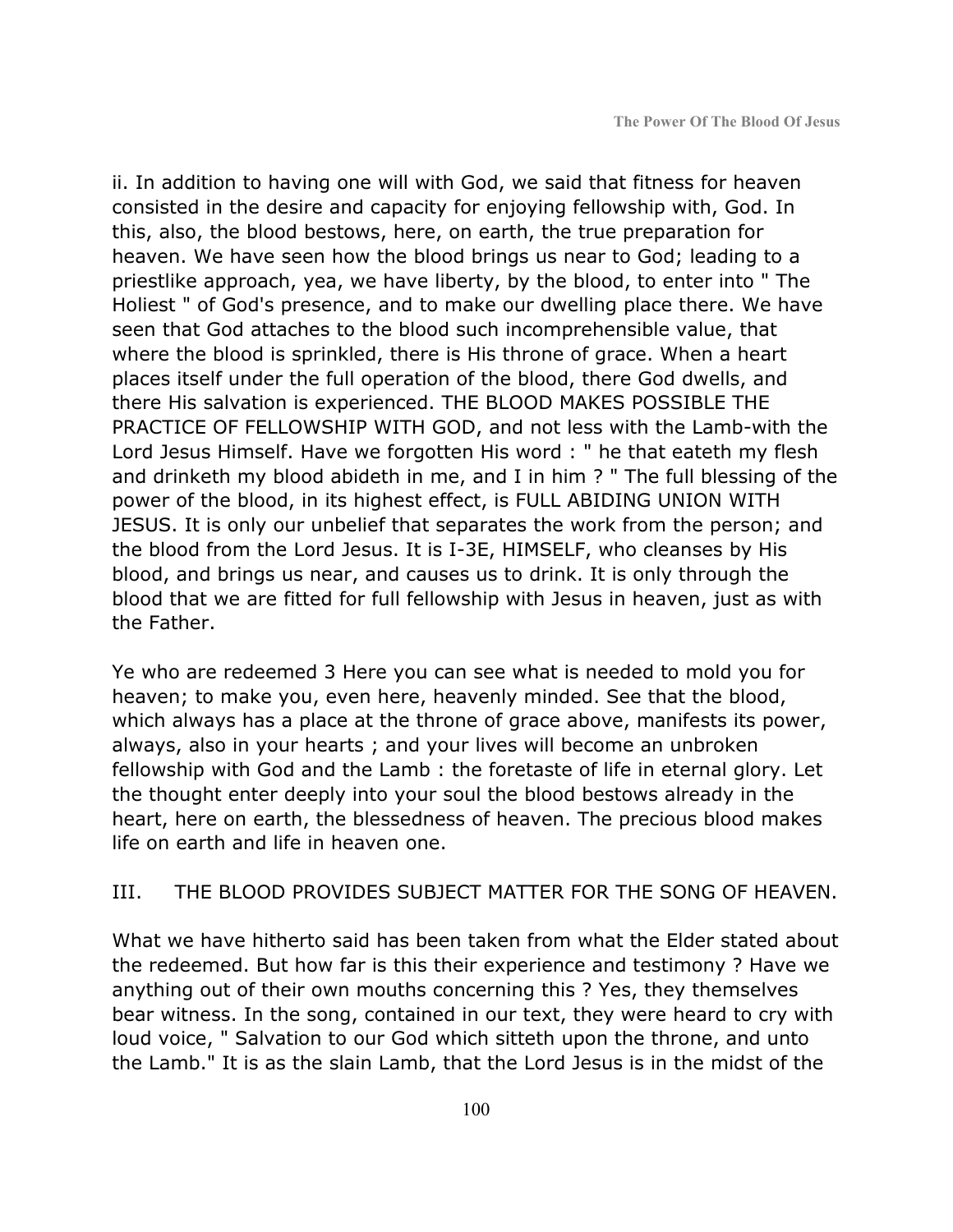ii. In addition to having one will with God, we said that fitness for heaven consisted in the desire and capacity for enjoying fellowship with, God. In this, also, the blood bestows, here, on earth, the true preparation for heaven. We have seen how the blood brings us near to God; leading to a priestlike approach, yea, we have liberty, by the blood, to enter into " The Holiest " of God's presence, and to make our dwelling place there. We have seen that God attaches to the blood such incomprehensible value, that where the blood is sprinkled, there is His throne of grace. When a heart places itself under the full operation of the blood, there God dwells, and there His salvation is experienced. THE BLOOD MAKES POSSIBLE THE PRACTICE OF FELLOWSHIP WITH GOD, and not less with the Lamb-with the Lord Jesus Himself. Have we forgotten His word : " he that eateth my flesh and drinketh my blood abideth in me, and I in him ? " The full blessing of the power of the blood, in its highest effect, is FULL ABIDING UNION WITH JESUS. It is only our unbelief that separates the work from the person; and the blood from the Lord Jesus. It is I-3E, HIMSELF, who cleanses by His blood, and brings us near, and causes us to drink. It is only through the blood that we are fitted for full fellowship with Jesus in heaven, just as with the Father.

Ye who are redeemed 3 Here you can see what is needed to mold you for heaven; to make you, even here, heavenly minded. See that the blood, which always has a place at the throne of grace above, manifests its power, always, also in your hearts ; and your lives will become an unbroken fellowship with God and the Lamb : the foretaste of life in eternal glory. Let the thought enter deeply into your soul the blood bestows already in the heart, here on earth, the blessedness of heaven. The precious blood makes life on earth and life in heaven one.

## III. THE BLOOD PROVIDES SUBJECT MATTER FOR THE SONG OF HEAVEN.

What we have hitherto said has been taken from what the Elder stated about the redeemed. But how far is this their experience and testimony ? Have we anything out of their own mouths concerning this ? Yes, they themselves bear witness. In the song, contained in our text, they were heard to cry with loud voice, " Salvation to our God which sitteth upon the throne, and unto the Lamb." It is as the slain Lamb, that the Lord Jesus is in the midst of the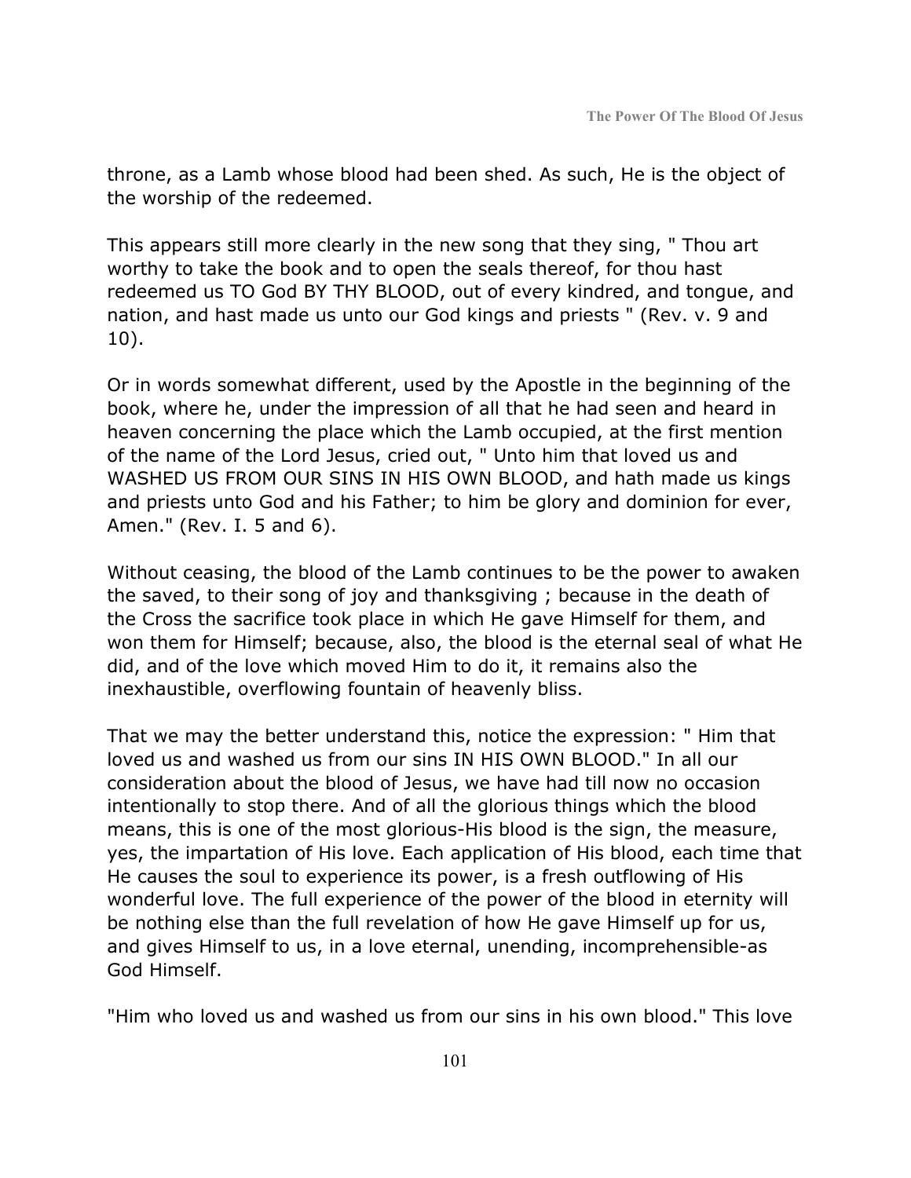throne, as a Lamb whose blood had been shed. As such, He is the object of the worship of the redeemed.

This appears still more clearly in the new song that they sing, " Thou art worthy to take the book and to open the seals thereof, for thou hast redeemed us TO God BY THY BLOOD, out of every kindred, and tongue, and nation, and hast made us unto our God kings and priests " (Rev. v. 9 and 10).

Or in words somewhat different, used by the Apostle in the beginning of the book, where he, under the impression of all that he had seen and heard in heaven concerning the place which the Lamb occupied, at the first mention of the name of the Lord Jesus, cried out, " Unto him that loved us and WASHED US FROM OUR SINS IN HIS OWN BLOOD, and hath made us kings and priests unto God and his Father; to him be glory and dominion for ever, Amen." (Rev. I. 5 and 6).

Without ceasing, the blood of the Lamb continues to be the power to awaken the saved, to their song of joy and thanksgiving ; because in the death of the Cross the sacrifice took place in which He gave Himself for them, and won them for Himself; because, also, the blood is the eternal seal of what He did, and of the love which moved Him to do it, it remains also the inexhaustible, overflowing fountain of heavenly bliss.

That we may the better understand this, notice the expression: " Him that loved us and washed us from our sins IN HIS OWN BLOOD." In all our consideration about the blood of Jesus, we have had till now no occasion intentionally to stop there. And of all the glorious things which the blood means, this is one of the most glorious-His blood is the sign, the measure, yes, the impartation of His love. Each application of His blood, each time that He causes the soul to experience its power, is a fresh outflowing of His wonderful love. The full experience of the power of the blood in eternity will be nothing else than the full revelation of how He gave Himself up for us, and gives Himself to us, in a love eternal, unending, incomprehensible-as God Himself.

"Him who loved us and washed us from our sins in his own blood." This love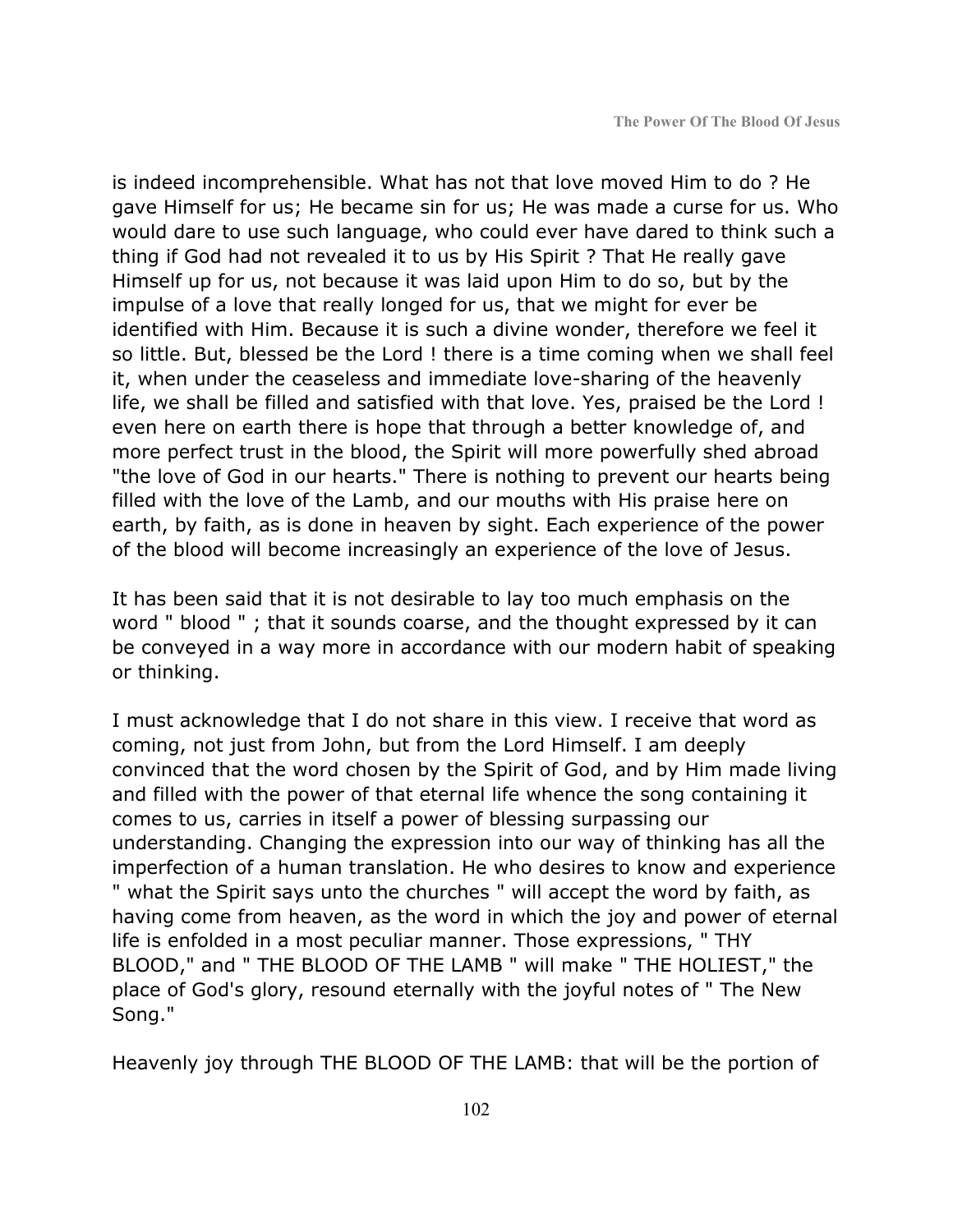is indeed incomprehensible. What has not that love moved Him to do ? He gave Himself for us; He became sin for us; He was made a curse for us. Who would dare to use such language, who could ever have dared to think such a thing if God had not revealed it to us by His Spirit ? That He really gave Himself up for us, not because it was laid upon Him to do so, but by the impulse of a love that really longed for us, that we might for ever be identified with Him. Because it is such a divine wonder, therefore we feel it so little. But, blessed be the Lord ! there is a time coming when we shall feel it, when under the ceaseless and immediate love-sharing of the heavenly life, we shall be filled and satisfied with that love. Yes, praised be the Lord ! even here on earth there is hope that through a better knowledge of, and more perfect trust in the blood, the Spirit will more powerfully shed abroad "the love of God in our hearts." There is nothing to prevent our hearts being filled with the love of the Lamb, and our mouths with His praise here on earth, by faith, as is done in heaven by sight. Each experience of the power of the blood will become increasingly an experience of the love of Jesus.

It has been said that it is not desirable to lay too much emphasis on the word " blood " ; that it sounds coarse, and the thought expressed by it can be conveyed in a way more in accordance with our modern habit of speaking or thinking.

I must acknowledge that I do not share in this view. I receive that word as coming, not just from John, but from the Lord Himself. I am deeply convinced that the word chosen by the Spirit of God, and by Him made living and filled with the power of that eternal life whence the song containing it comes to us, carries in itself a power of blessing surpassing our understanding. Changing the expression into our way of thinking has all the imperfection of a human translation. He who desires to know and experience " what the Spirit says unto the churches " will accept the word by faith, as having come from heaven, as the word in which the joy and power of eternal life is enfolded in a most peculiar manner. Those expressions, " THY BLOOD," and " THE BLOOD OF THE LAMB " will make " THE HOLIEST," the place of God's glory, resound eternally with the joyful notes of " The New Song."

Heavenly joy through THE BLOOD OF THE LAMB: that will be the portion of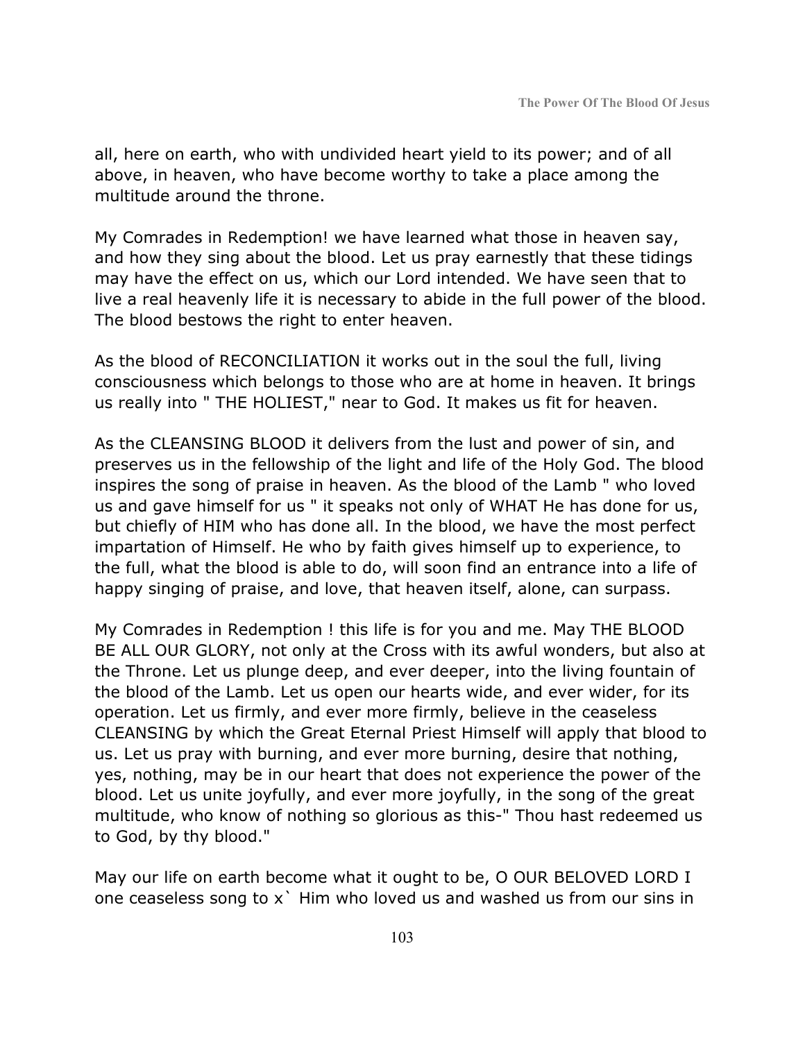all, here on earth, who with undivided heart yield to its power; and of all above, in heaven, who have become worthy to take a place among the multitude around the throne.

My Comrades in Redemption! we have learned what those in heaven say, and how they sing about the blood. Let us pray earnestly that these tidings may have the effect on us, which our Lord intended. We have seen that to live a real heavenly life it is necessary to abide in the full power of the blood. The blood bestows the right to enter heaven.

As the blood of RECONCILIATION it works out in the soul the full, living consciousness which belongs to those who are at home in heaven. It brings us really into " THE HOLIEST," near to God. It makes us fit for heaven.

As the CLEANSING BLOOD it delivers from the lust and power of sin, and preserves us in the fellowship of the light and life of the Holy God. The blood inspires the song of praise in heaven. As the blood of the Lamb " who loved us and gave himself for us " it speaks not only of WHAT He has done for us, but chiefly of HIM who has done all. In the blood, we have the most perfect impartation of Himself. He who by faith gives himself up to experience, to the full, what the blood is able to do, will soon find an entrance into a life of happy singing of praise, and love, that heaven itself, alone, can surpass.

My Comrades in Redemption ! this life is for you and me. May THE BLOOD BE ALL OUR GLORY, not only at the Cross with its awful wonders, but also at the Throne. Let us plunge deep, and ever deeper, into the living fountain of the blood of the Lamb. Let us open our hearts wide, and ever wider, for its operation. Let us firmly, and ever more firmly, believe in the ceaseless CLEANSING by which the Great Eternal Priest Himself will apply that blood to us. Let us pray with burning, and ever more burning, desire that nothing, yes, nothing, may be in our heart that does not experience the power of the blood. Let us unite joyfully, and ever more joyfully, in the song of the great multitude, who know of nothing so glorious as this-" Thou hast redeemed us to God, by thy blood."

May our life on earth become what it ought to be, O OUR BELOVED LORD I one ceaseless song to x` Him who loved us and washed us from our sins in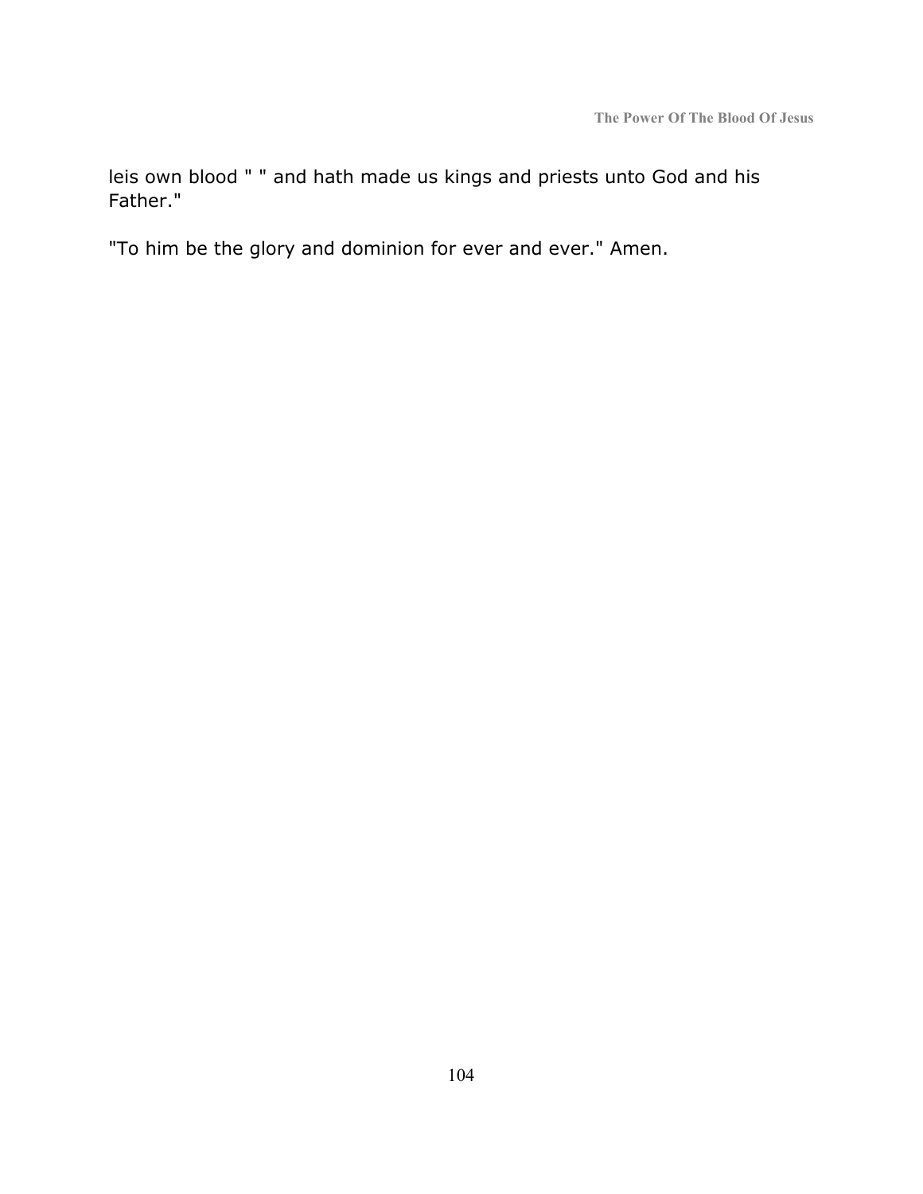leis own blood " " and hath made us kings and priests unto God and his Father."

"To him be the glory and dominion for ever and ever." Amen.